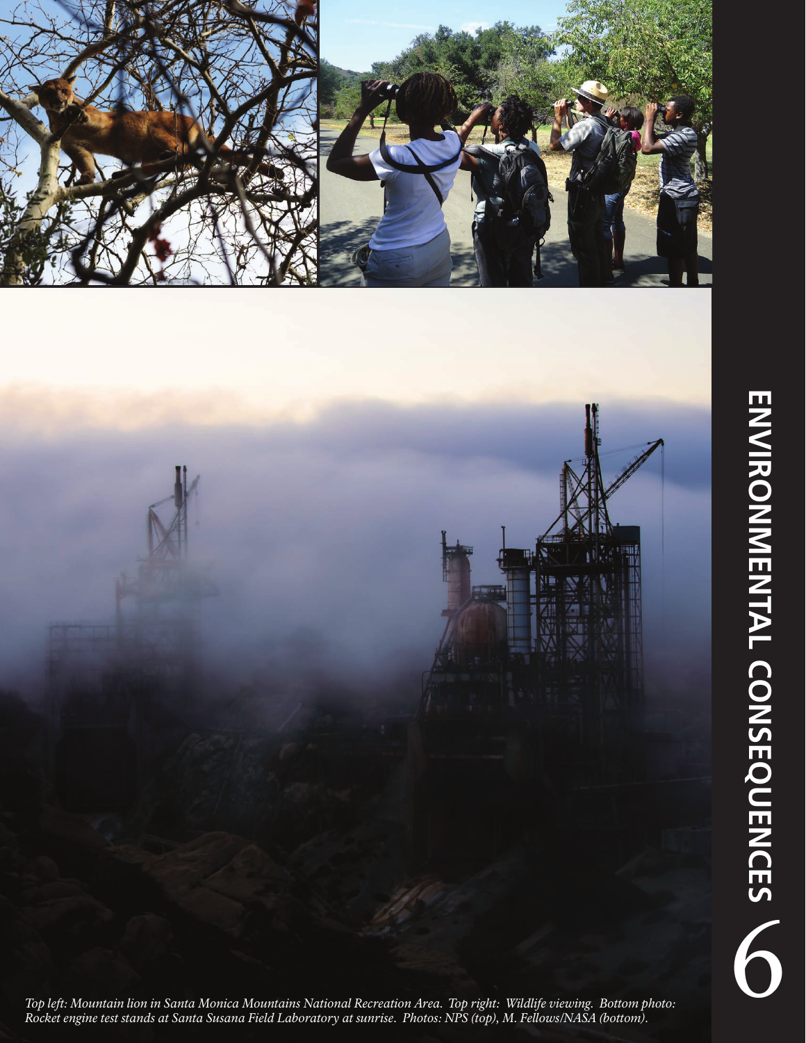# ENVIRONMENTAL CONSEQUENCES 6

*Top left: Mountain lion in Santa Monica Mountains National Recreation Area. Top right: Wildlife viewing. Bottom photo: Rocket engine test stands at Santa Susana Field Laboratory at sunrise. Photos: NPS (top), M. Fellows/NASA (bottom).*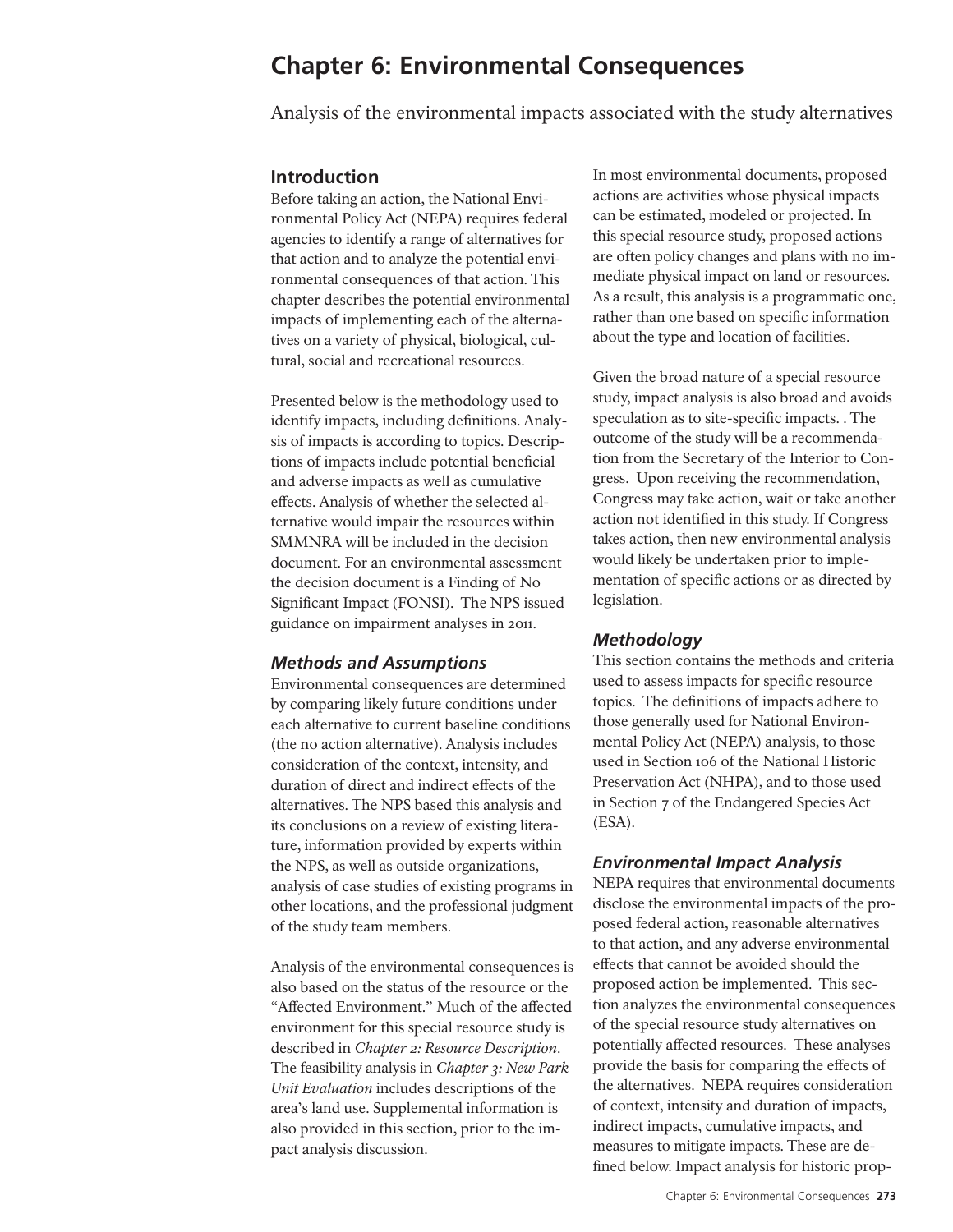# Chapter 6: Environmental Consequences

Analysis of the environmental impacts associated with the study alternatives

## Introduction

Before taking an action, the National Environmental Policy Act (NEPA) requires federal agencies to identify a range of alternatives for that action and to analyze the potential environmental consequences of that action. This chapter describes the potential environmental impacts of implementing each of the alternatives on a variety of physical, biological, cultural, social and recreational resources.

Presented below is the methodology used to identify impacts, including definitions. Analysis of impacts is according to topics. Descriptions of impacts include potential beneficial and adverse impacts as well as cumulative effects. Analysis of whether the selected alternative would impair the resources within SMMNRA will be included in the decision document. For an environmental assessment the decision document is a Finding of No Significant Impact (FONSI). The NPS issued guidance on impairment analyses in 2011.

### *Methods and Assumptions*

Environmental consequences are determined by comparing likely future conditions under each alternative to current baseline conditions (the no action alternative). Analysis includes consideration of the context, intensity, and duration of direct and indirect effects of the alternatives. The NPS based this analysis and its conclusions on a review of existing literature, information provided by experts within the NPS, as well as outside organizations, analysis of case studies of existing programs in other locations, and the professional judgment of the study team members.

Analysis of the environmental consequences is also based on the status of the resource or the "Affected Environment." Much of the affected environment for this special resource study is described in *Chapter 2: Resource Description*. The feasibility analysis in *Chapter 3: New Park Unit Evaluation* includes descriptions of the area's land use. Supplemental information is also provided in this section, prior to the impact analysis discussion.

In most environmental documents, proposed actions are activities whose physical impacts can be estimated, modeled or projected. In this special resource study, proposed actions are often policy changes and plans with no immediate physical impact on land or resources. As a result, this analysis is a programmatic one, rather than one based on specific information about the type and location of facilities.

Given the broad nature of a special resource study, impact analysis is also broad and avoids speculation as to site-specific impacts. . The outcome of the study will be a recommendation from the Secretary of the Interior to Congress. Upon receiving the recommendation, Congress may take action, wait or take another action not identified in this study. If Congress takes action, then new environmental analysis would likely be undertaken prior to implementation of specific actions or as directed by legislation.

### *Methodology*

This section contains the methods and criteria used to assess impacts for specific resource topics. The definitions of impacts adhere to those generally used for National Environmental Policy Act (NEPA) analysis, to those used in Section 106 of the National Historic Preservation Act (NHPA), and to those used in Section 7 of the Endangered Species Act (ESA).

### *Environmental Impact Analysis*

NEPA requires that environmental documents disclose the environmental impacts of the proposed federal action, reasonable alternatives to that action, and any adverse environmental effects that cannot be avoided should the proposed action be implemented. This section analyzes the environmental consequences of the special resource study alternatives on potentially affected resources. These analyses provide the basis for comparing the effects of the alternatives. NEPA requires consideration of context, intensity and duration of impacts, indirect impacts, cumulative impacts, and measures to mitigate impacts. These are defined below. Impact analysis for historic prop-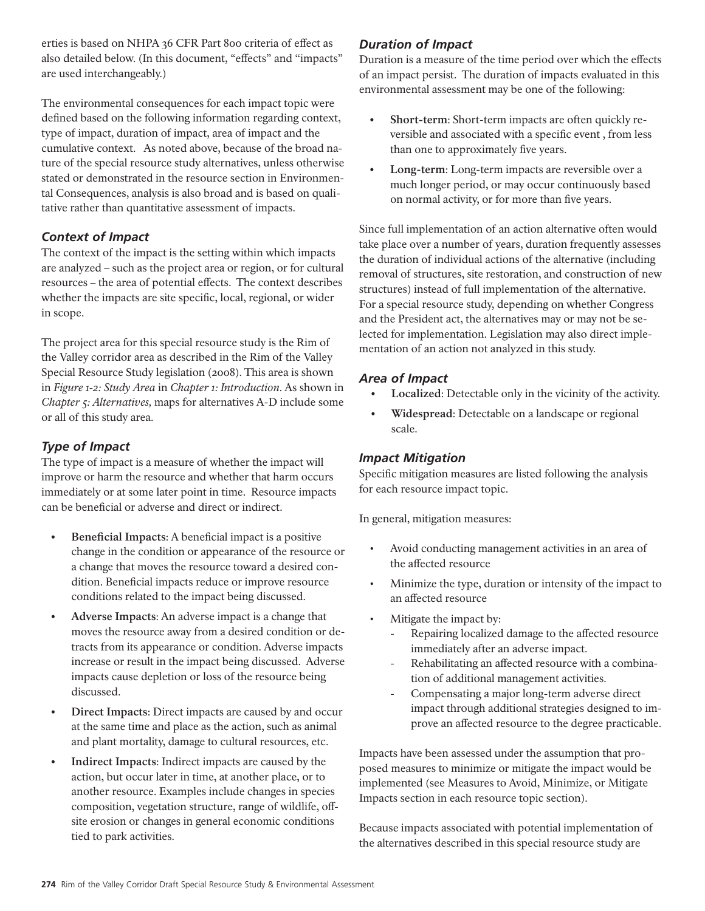erties is based on NHPA 36 CFR Part 800 criteria of effect as also detailed below. (In this document, "effects" and "impacts" are used interchangeably.)

The environmental consequences for each impact topic were defined based on the following information regarding context, type of impact, duration of impact, area of impact and the cumulative context. As noted above, because of the broad nature of the special resource study alternatives, unless otherwise stated or demonstrated in the resource section in Environmental Consequences, analysis is also broad and is based on qualitative rather than quantitative assessment of impacts.

### *Context of Impact*

The context of the impact is the setting within which impacts are analyzed – such as the project area or region, or for cultural resources – the area of potential effects. The context describes whether the impacts are site specific, local, regional, or wider in scope.

The project area for this special resource study is the Rim of the Valley corridor area as described in the Rim of the Valley Special Resource Study legislation (2008). This area is shown in *Figure 1-2: Study Area* in *Chapter 1: Introduction*. As shown in *Chapter 5: Alternatives,* maps for alternatives A-D include some or all of this study area.

### *Type of Impact*

The type of impact is a measure of whether the impact will improve or harm the resource and whether that harm occurs immediately or at some later point in time. Resource impacts can be beneficial or adverse and direct or indirect.

- **Beneficial Impacts**: A beneficial impact is a positive change in the condition or appearance of the resource or a change that moves the resource toward a desired condition. Beneficial impacts reduce or improve resource conditions related to the impact being discussed.
- **Adverse Impacts**: An adverse impact is a change that moves the resource away from a desired condition or detracts from its appearance or condition. Adverse impacts increase or result in the impact being discussed. Adverse impacts cause depletion or loss of the resource being discussed.
- **Direct Impacts**: Direct impacts are caused by and occur at the same time and place as the action, such as animal and plant mortality, damage to cultural resources, etc.
- **Indirect Impacts**: Indirect impacts are caused by the action, but occur later in time, at another place, or to another resource. Examples include changes in species composition, vegetation structure, range of wildlife, off-site erosion or changes in general economic conditions tied to park activities.

### *Duration of Impact*

Duration is a measure of the time period over which the effects of an impact persist. The duration of impacts evaluated in this environmental assessment may be one of the following:

- **Short-term**: Short-term impacts are often quickly reversible and associated with a specific event , from less than one to approximately five years.
- **Long-term**: Long-term impacts are reversible over a much longer period, or may occur continuously based on normal activity, or for more than five years.

Since full implementation of an action alternative often would take place over a number of years, duration frequently assesses the duration of individual actions of the alternative (including removal of structures, site restoration, and construction of new structures) instead of full implementation of the alternative. For a special resource study, depending on whether Congress and the President act, the alternatives may or may not be selected for implementation. Legislation may also direct implementation of an action not analyzed in this study.

### *Area of Impact*

- **Localized**: Detectable only in the vicinity of the activity.
- **Widespread**: Detectable on a landscape or regional scale.

### *Impact Mitigation*

Specific mitigation measures are listed following the analysis for each resource impact topic.

In general, mitigation measures:

- Avoid conducting management activities in an area of the affected resource
- Minimize the type, duration or intensity of the impact to an affected resource
- Mitigate the impact by:
  - Repairing localized damage to the affected resource immediately after an adverse impact.
  - Rehabilitating an affected resource with a combination of additional management activities.
  - Compensating a major long-term adverse direct impact through additional strategies designed to improve an affected resource to the degree practicable.

Impacts have been assessed under the assumption that proposed measures to minimize or mitigate the impact would be implemented (see Measures to Avoid, Minimize, or Mitigate Impacts section in each resource topic section).

Because impacts associated with potential implementation of the alternatives described in this special resource study are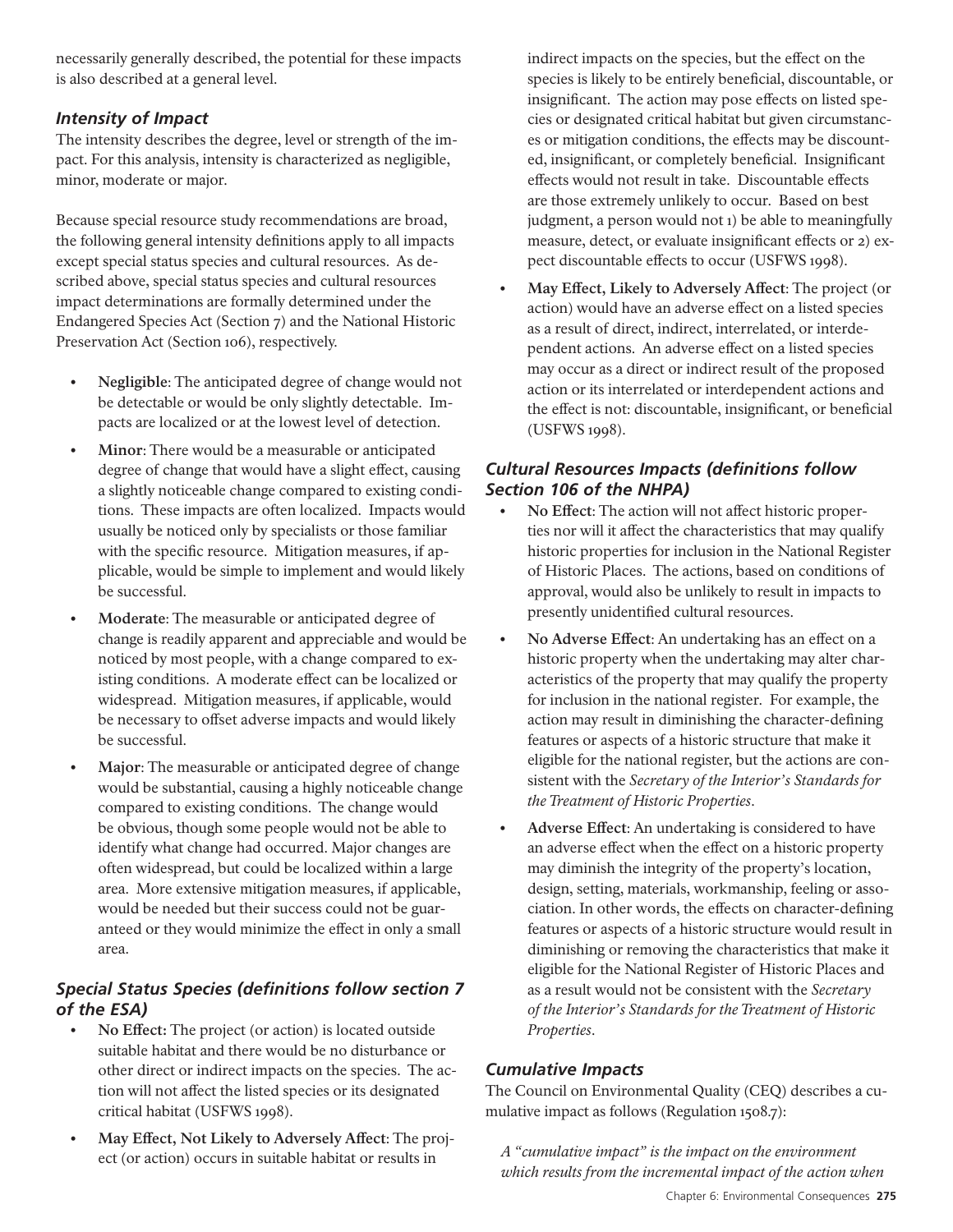necessarily generally described, the potential for these impacts is also described at a general level.

### *Intensity of Impact*

The intensity describes the degree, level or strength of the impact. For this analysis, intensity is characterized as negligible, minor, moderate or major.

Because special resource study recommendations are broad, the following general intensity definitions apply to all impacts except special status species and cultural resources. As described above, special status species and cultural resources impact determinations are formally determined under the Endangered Species Act (Section 7) and the National Historic Preservation Act (Section 106), respectively.

- **Negligible**: The anticipated degree of change would not be detectable or would be only slightly detectable. Impacts are localized or at the lowest level of detection.
- **Minor**: There would be a measurable or anticipated degree of change that would have a slight effect, causing a slightly noticeable change compared to existing conditions. These impacts are often localized. Impacts would usually be noticed only by specialists or those familiar with the specific resource. Mitigation measures, if applicable, would be simple to implement and would likely be successful.
- **Moderate**: The measurable or anticipated degree of change is readily apparent and appreciable and would be noticed by most people, with a change compared to existing conditions. A moderate effect can be localized or widespread. Mitigation measures, if applicable, would be necessary to offset adverse impacts and would likely be successful.
- **Major**: The measurable or anticipated degree of change would be substantial, causing a highly noticeable change compared to existing conditions. The change would be obvious, though some people would not be able to identify what change had occurred. Major changes are often widespread, but could be localized within a large area. More extensive mitigation measures, if applicable, would be needed but their success could not be guaranteed or they would minimize the effect in only a small area.

### *Special Status Species (definitions follow section 7 of the ESA)*

- **No Effect:** The project (or action) is located outside suitable habitat and there would be no disturbance or other direct or indirect impacts on the species. The action will not affect the listed species or its designated critical habitat (USFWS 1998).
- **May Effect, Not Likely to Adversely Affect**: The project (or action) occurs in suitable habitat or results in indirect impacts on the species, but the effect on the species is likely to be entirely beneficial, discountable, or insignificant. The action may pose effects on listed species or designated critical habitat but given circumstances or mitigation conditions, the effects may be discounted, insignificant, or completely beneficial. Insignificant effects would not result in take. Discountable effects are those extremely unlikely to occur. Based on best judgment, a person would not 1) be able to meaningfully measure, detect, or evaluate insignificant effects or 2) expect discountable effects to occur (USFWS 1998).
- **May Effect, Likely to Adversely Affect**: The project (or action) would have an adverse effect on a listed species as a result of direct, indirect, interrelated, or interdependent actions. An adverse effect on a listed species may occur as a direct or indirect result of the proposed action or its interrelated or interdependent actions and the effect is not: discountable, insignificant, or beneficial (USFWS 1998).

### *Cultural Resources Impacts (definitions follow Section 106 of the NHPA)*

- **No Effect**: The action will not affect historic properties nor will it affect the characteristics that may qualify historic properties for inclusion in the National Register of Historic Places. The actions, based on conditions of approval, would also be unlikely to result in impacts to presently unidentified cultural resources.
- **No Adverse Effect**: An undertaking has an effect on a historic property when the undertaking may alter characteristics of the property that may qualify the property for inclusion in the national register. For example, the action may result in diminishing the character-defining features or aspects of a historic structure that make it eligible for the national register, but the actions are consistent with the *Secretary of the Interior's Standards for the Treatment of Historic Properties*.
- **Adverse Effect**: An undertaking is considered to have an adverse effect when the effect on a historic property may diminish the integrity of the property's location, design, setting, materials, workmanship, feeling or association. In other words, the effects on character-defining features or aspects of a historic structure would result in diminishing or removing the characteristics that make it eligible for the National Register of Historic Places and as a result would not be consistent with the *Secretary of the Interior's Standards for the Treatment of Historic Properties*.

### *Cumulative Impacts*

The Council on Environmental Quality (CEQ) describes a cumulative impact as follows (Regulation 1508.7):

*A "cumulative impact" is the impact on the environment which results from the incremental impact of the action when*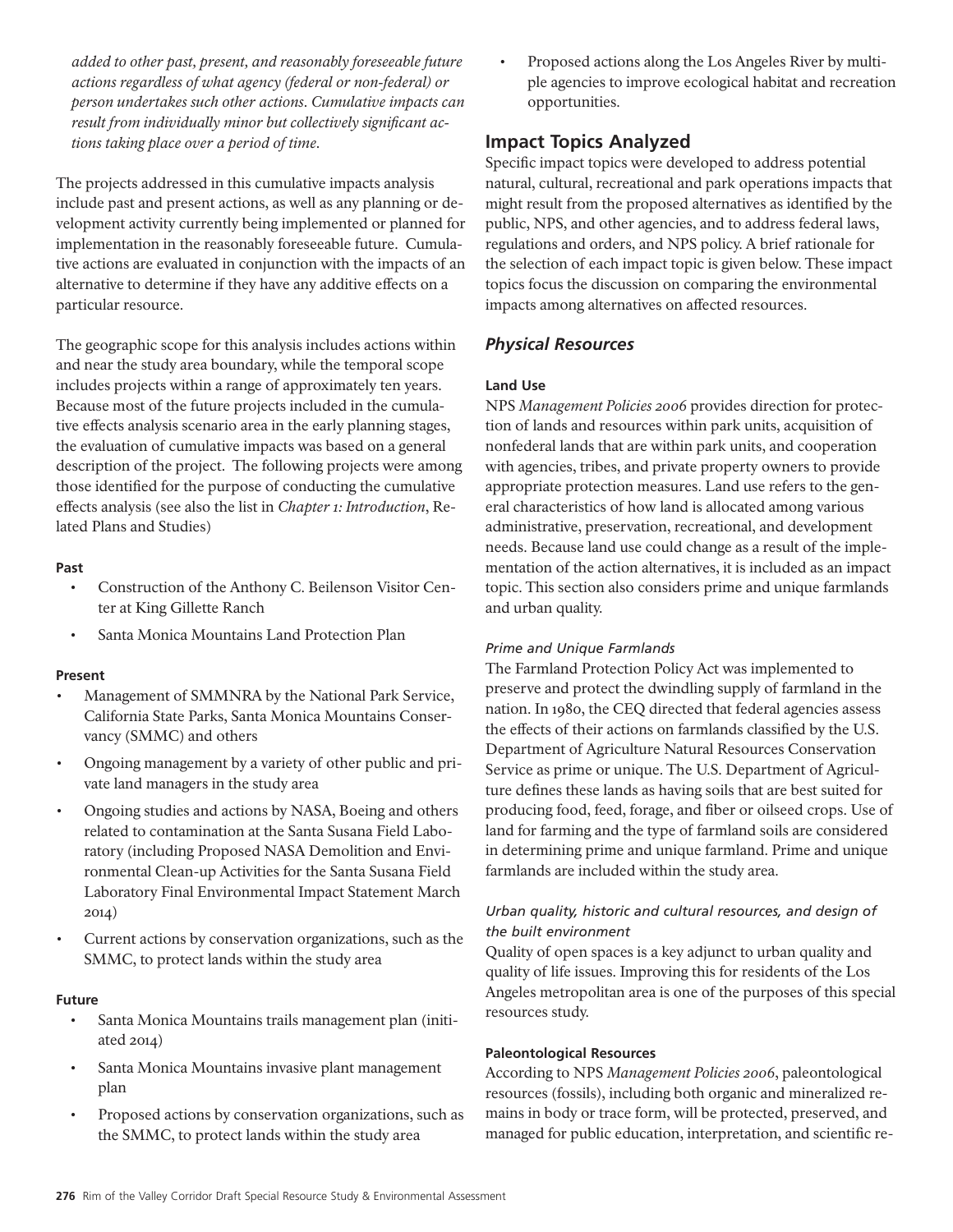*added to other past, present, and reasonably foreseeable future actions regardless of what agency (federal or non-federal) or person undertakes such other actions. Cumulative impacts can result from individually minor but collectively significant actions taking place over a period of time.*

The projects addressed in this cumulative impacts analysis include past and present actions, as well as any planning or development activity currently being implemented or planned for implementation in the reasonably foreseeable future. Cumulative actions are evaluated in conjunction with the impacts of an alternative to determine if they have any additive effects on a particular resource.

The geographic scope for this analysis includes actions within and near the study area boundary, while the temporal scope includes projects within a range of approximately ten years. Because most of the future projects included in the cumulative effects analysis scenario area in the early planning stages, the evaluation of cumulative impacts was based on a general description of the project. The following projects were among those identified for the purpose of conducting the cumulative effects analysis (see also the list in *Chapter 1: Introduction*, Related Plans and Studies)

**Past**

- Construction of the Anthony C. Beilenson Visitor Center at King Gillette Ranch
- Santa Monica Mountains Land Protection Plan

**Present**

- Management of SMMNRA by the National Park Service, California State Parks, Santa Monica Mountains Conservancy (SMMC) and others
- Ongoing management by a variety of other public and private land managers in the study area
- Ongoing studies and actions by NASA, Boeing and others related to contamination at the Santa Susana Field Laboratory (including Proposed NASA Demolition and Environmental Clean-up Activities for the Santa Susana Field Laboratory Final Environmental Impact Statement March 2014)
- Current actions by conservation organizations, such as the SMMC, to protect lands within the study area

**Future**

- Santa Monica Mountains trails management plan (initiated 2014)
- Santa Monica Mountains invasive plant management plan
- Proposed actions by conservation organizations, such as the SMMC, to protect lands within the study area
- Proposed actions along the Los Angeles River by multiple agencies to improve ecological habitat and recreation opportunities.

## Impact Topics Analyzed

Specific impact topics were developed to address potential natural, cultural, recreational and park operations impacts that might result from the proposed alternatives as identified by the public, NPS, and other agencies, and to address federal laws, regulations and orders, and NPS policy. A brief rationale for the selection of each impact topic is given below. These impact topics focus the discussion on comparing the environmental impacts among alternatives on affected resources.

### *Physical Resources*

#### Land Use

NPS *Management Policies 2006* provides direction for protection of lands and resources within park units, acquisition of nonfederal lands that are within park units, and cooperation with agencies, tribes, and private property owners to provide appropriate protection measures. Land use refers to the general characteristics of how land is allocated among various administrative, preservation, recreational, and development needs. Because land use could change as a result of the implementation of the action alternatives, it is included as an impact topic. This section also considers prime and unique farmlands and urban quality.

*Prime and Unique Farmlands*

The Farmland Protection Policy Act was implemented to preserve and protect the dwindling supply of farmland in the nation. In 1980, the CEQ directed that federal agencies assess the effects of their actions on farmlands classified by the U.S. Department of Agriculture Natural Resources Conservation Service as prime or unique. The U.S. Department of Agriculture defines these lands as having soils that are best suited for producing food, feed, forage, and fiber or oilseed crops. Use of land for farming and the type of farmland soils are considered in determining prime and unique farmland. Prime and unique farmlands are included within the study area.

*Urban quality, historic and cultural resources, and design of the built environment*

Quality of open spaces is a key adjunct to urban quality and quality of life issues. Improving this for residents of the Los Angeles metropolitan area is one of the purposes of this special resources study.

#### Paleontological Resources

According to NPS *Management Policies 2006*, paleontological resources (fossils), including both organic and mineralized remains in body or trace form, will be protected, preserved, and managed for public education, interpretation, and scientific re-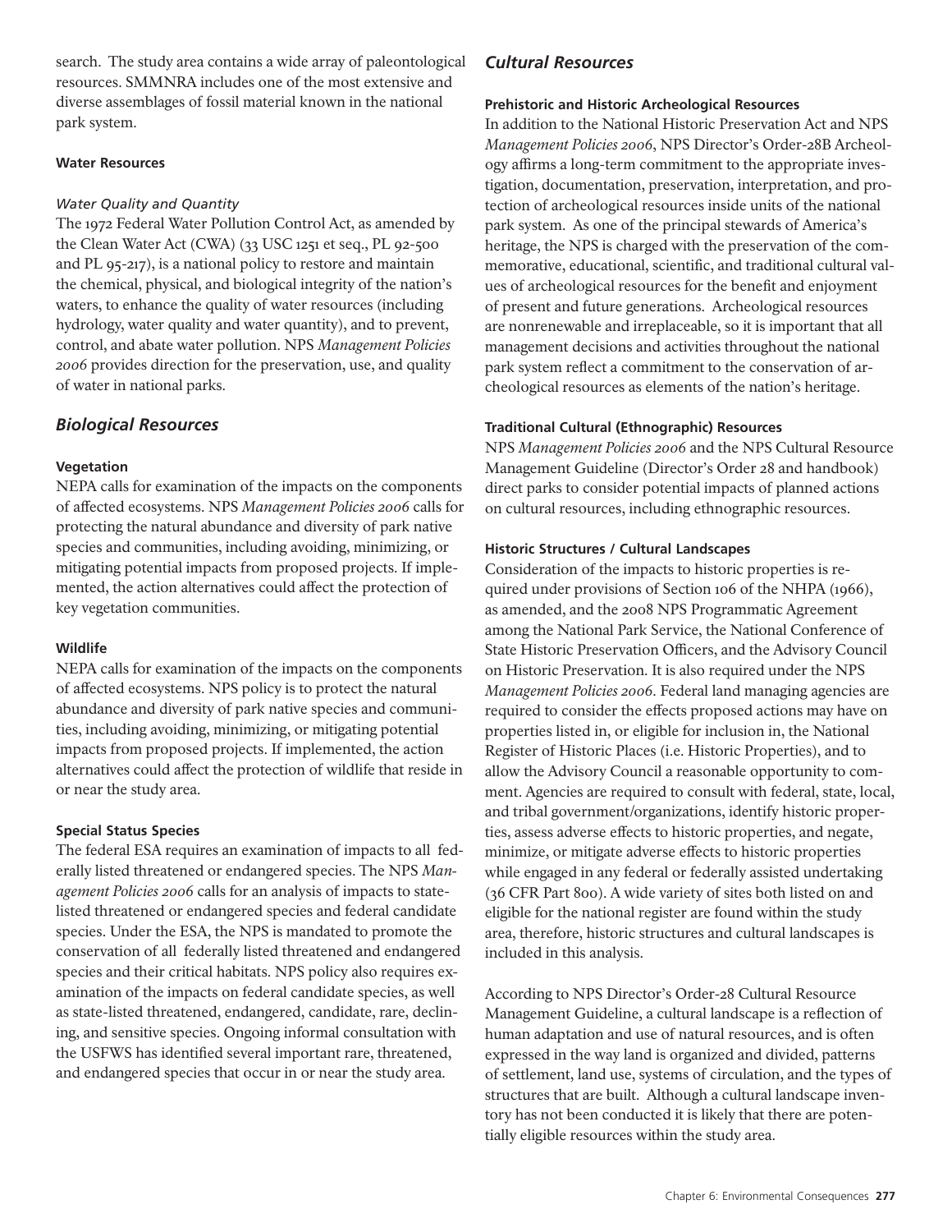search. The study area contains a wide array of paleontological resources. SMMNRA includes one of the most extensive and diverse assemblages of fossil material known in the national park system.

#### Water Resources

*Water Quality and Quantity*

The 1972 Federal Water Pollution Control Act, as amended by the Clean Water Act (CWA) (33 USC 1251 et seq., PL 92-500 and PL 95-217), is a national policy to restore and maintain the chemical, physical, and biological integrity of the nation's waters, to enhance the quality of water resources (including hydrology, water quality and water quantity), and to prevent, control, and abate water pollution. NPS *Management Policies 2006* provides direction for the preservation, use, and quality of water in national parks.

### *Biological Resources*

#### Vegetation

NEPA calls for examination of the impacts on the components of affected ecosystems. NPS *Management Policies 2006* calls for protecting the natural abundance and diversity of park native species and communities, including avoiding, minimizing, or mitigating potential impacts from proposed projects. If implemented, the action alternatives could affect the protection of key vegetation communities.

#### Wildlife

NEPA calls for examination of the impacts on the components of affected ecosystems. NPS policy is to protect the natural abundance and diversity of park native species and communities, including avoiding, minimizing, or mitigating potential impacts from proposed projects. If implemented, the action alternatives could affect the protection of wildlife that reside in or near the study area.

#### Special Status Species

The federal ESA requires an examination of impacts to all federally listed threatened or endangered species. The NPS *Management Policies 2006* calls for an analysis of impacts to state-listed threatened or endangered species and federal candidate species. Under the ESA, the NPS is mandated to promote the conservation of all federally listed threatened and endangered species and their critical habitats. NPS policy also requires examination of the impacts on federal candidate species, as well as state-listed threatened, endangered, candidate, rare, declining, and sensitive species. Ongoing informal consultation with the USFWS has identified several important rare, threatened, and endangered species that occur in or near the study area.

### *Cultural Resources*

#### Prehistoric and Historic Archeological Resources

In addition to the National Historic Preservation Act and NPS *Management Policies 2006*, NPS Director's Order-28B Archeology affirms a long-term commitment to the appropriate investigation, documentation, preservation, interpretation, and protection of archeological resources inside units of the national park system. As one of the principal stewards of America's heritage, the NPS is charged with the preservation of the commemorative, educational, scientific, and traditional cultural values of archeological resources for the benefit and enjoyment of present and future generations. Archeological resources are nonrenewable and irreplaceable, so it is important that all management decisions and activities throughout the national park system reflect a commitment to the conservation of archeological resources as elements of the nation's heritage.

#### Traditional Cultural (Ethnographic) Resources

NPS *Management Policies 2006* and the NPS Cultural Resource Management Guideline (Director's Order 28 and handbook) direct parks to consider potential impacts of planned actions on cultural resources, including ethnographic resources.

#### Historic Structures / Cultural Landscapes

Consideration of the impacts to historic properties is required under provisions of Section 106 of the NHPA (1966), as amended, and the 2008 NPS Programmatic Agreement among the National Park Service, the National Conference of State Historic Preservation Officers, and the Advisory Council on Historic Preservation. It is also required under the NPS *Management Policies 2006*. Federal land managing agencies are required to consider the effects proposed actions may have on properties listed in, or eligible for inclusion in, the National Register of Historic Places (i.e. Historic Properties), and to allow the Advisory Council a reasonable opportunity to comment. Agencies are required to consult with federal, state, local, and tribal government/organizations, identify historic properties, assess adverse effects to historic properties, and negate, minimize, or mitigate adverse effects to historic properties while engaged in any federal or federally assisted undertaking (36 CFR Part 800). A wide variety of sites both listed on and eligible for the national register are found within the study area, therefore, historic structures and cultural landscapes is included in this analysis.

According to NPS Director's Order-28 Cultural Resource Management Guideline, a cultural landscape is a reflection of human adaptation and use of natural resources, and is often expressed in the way land is organized and divided, patterns of settlement, land use, systems of circulation, and the types of structures that are built. Although a cultural landscape inventory has not been conducted it is likely that there are potentially eligible resources within the study area.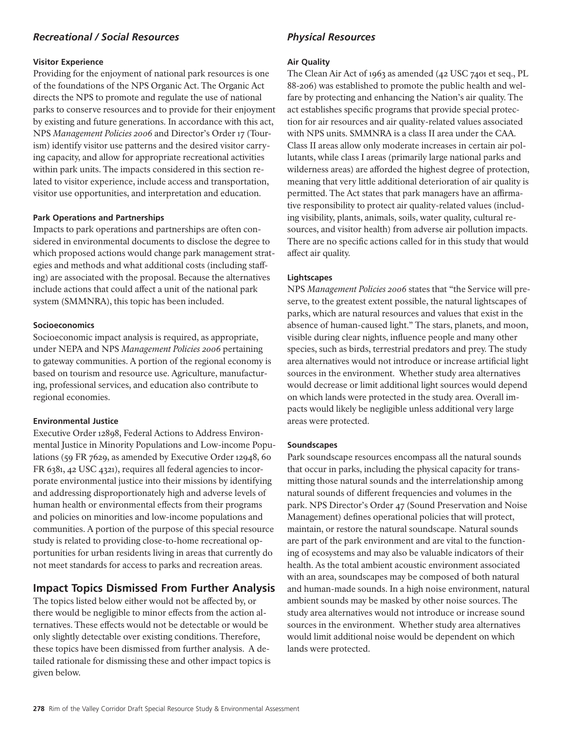### *Recreational / Social Resources*

#### Visitor Experience

Providing for the enjoyment of national park resources is one of the foundations of the NPS Organic Act. The Organic Act directs the NPS to promote and regulate the use of national parks to conserve resources and to provide for their enjoyment by existing and future generations. In accordance with this act, NPS *Management Policies 2006* and Director's Order 17 (Tourism) identify visitor use patterns and the desired visitor carrying capacity, and allow for appropriate recreational activities within park units. The impacts considered in this section related to visitor experience, include access and transportation, visitor use opportunities, and interpretation and education.

#### Park Operations and Partnerships

Impacts to park operations and partnerships are often considered in environmental documents to disclose the degree to which proposed actions would change park management strategies and methods and what additional costs (including staffing) are associated with the proposal. Because the alternatives include actions that could affect a unit of the national park system (SMMNRA), this topic has been included.

#### Socioeconomics

Socioeconomic impact analysis is required, as appropriate, under NEPA and NPS *Management Policies 2006* pertaining to gateway communities. A portion of the regional economy is based on tourism and resource use. Agriculture, manufacturing, professional services, and education also contribute to regional economies.

#### Environmental Justice

Executive Order 12898, Federal Actions to Address Environmental Justice in Minority Populations and Low-income Populations (59 FR 7629, as amended by Executive Order 12948, 60 FR 6381, 42 USC 4321), requires all federal agencies to incorporate environmental justice into their missions by identifying and addressing disproportionately high and adverse levels of human health or environmental effects from their programs and policies on minorities and low-income populations and communities. A portion of the purpose of this special resource study is related to providing close-to-home recreational opportunities for urban residents living in areas that currently do not meet standards for access to parks and recreation areas.

## Impact Topics Dismissed From Further Analysis

The topics listed below either would not be affected by, or there would be negligible to minor effects from the action alternatives. These effects would not be detectable or would be only slightly detectable over existing conditions. Therefore, these topics have been dismissed from further analysis. A detailed rationale for dismissing these and other impact topics is given below.

### *Physical Resources*

#### Air Quality

The Clean Air Act of 1963 as amended (42 USC 7401 et seq., PL 88-206) was established to promote the public health and welfare by protecting and enhancing the Nation's air quality. The act establishes specific programs that provide special protection for air resources and air quality-related values associated with NPS units. SMMNRA is a class II area under the CAA. Class II areas allow only moderate increases in certain air pollutants, while class I areas (primarily large national parks and wilderness areas) are afforded the highest degree of protection, meaning that very little additional deterioration of air quality is permitted. The Act states that park managers have an affirmative responsibility to protect air quality-related values (including visibility, plants, animals, soils, water quality, cultural resources, and visitor health) from adverse air pollution impacts. There are no specific actions called for in this study that would affect air quality.

#### Lightscapes

NPS *Management Policies 2006* states that "the Service will preserve, to the greatest extent possible, the natural lightscapes of parks, which are natural resources and values that exist in the absence of human-caused light." The stars, planets, and moon, visible during clear nights, influence people and many other species, such as birds, terrestrial predators and prey. The study area alternatives would not introduce or increase artificial light sources in the environment. Whether study area alternatives would decrease or limit additional light sources would depend on which lands were protected in the study area. Overall impacts would likely be negligible unless additional very large areas were protected.

#### Soundscapes

Park soundscape resources encompass all the natural sounds that occur in parks, including the physical capacity for transmitting those natural sounds and the interrelationship among natural sounds of different frequencies and volumes in the park. NPS Director's Order 47 (Sound Preservation and Noise Management) defines operational policies that will protect, maintain, or restore the natural soundscape. Natural sounds are part of the park environment and are vital to the functioning of ecosystems and may also be valuable indicators of their health. As the total ambient acoustic environment associated with an area, soundscapes may be composed of both natural and human-made sounds. In a high noise environment, natural ambient sounds may be masked by other noise sources. The study area alternatives would not introduce or increase sound sources in the environment. Whether study area alternatives would limit additional noise would be dependent on which lands were protected.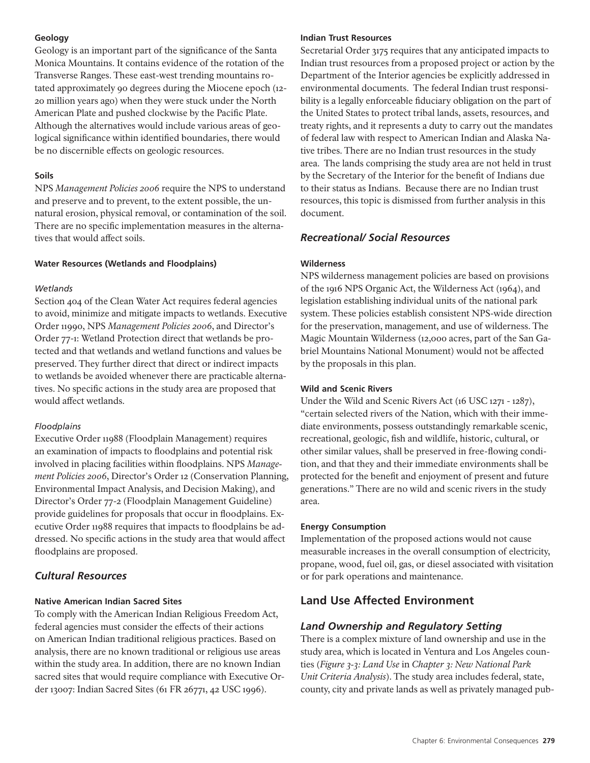#### Geology

Geology is an important part of the significance of the Santa Monica Mountains. It contains evidence of the rotation of the Transverse Ranges. These east-west trending mountains rotated approximately 90 degrees during the Miocene epoch (12-20 million years ago) when they were stuck under the North American Plate and pushed clockwise by the Pacific Plate. Although the alternatives would include various areas of geological significance within identified boundaries, there would be no discernible effects on geologic resources.

#### Soils

NPS *Management Policies 2006* require the NPS to understand and preserve and to prevent, to the extent possible, the unnatural erosion, physical removal, or contamination of the soil. There are no specific implementation measures in the alternatives that would affect soils.

#### Water Resources (Wetlands and Floodplains)

*Wetlands*

Section 404 of the Clean Water Act requires federal agencies to avoid, minimize and mitigate impacts to wetlands. Executive Order 11990, NPS *Management Policies 2006*, and Director's Order 77-1: Wetland Protection direct that wetlands be protected and that wetlands and wetland functions and values be preserved. They further direct that direct or indirect impacts to wetlands be avoided whenever there are practicable alternatives. No specific actions in the study area are proposed that would affect wetlands.

*Floodplains*

Executive Order 11988 (Floodplain Management) requires an examination of impacts to floodplains and potential risk involved in placing facilities within floodplains. NPS *Management Policies 2006*, Director's Order 12 (Conservation Planning, Environmental Impact Analysis, and Decision Making), and Director's Order 77-2 (Floodplain Management Guideline) provide guidelines for proposals that occur in floodplains. Executive Order 11988 requires that impacts to floodplains be addressed. No specific actions in the study area that would affect floodplains are proposed.

### *Cultural Resources*

#### Native American Indian Sacred Sites

To comply with the American Indian Religious Freedom Act, federal agencies must consider the effects of their actions on American Indian traditional religious practices. Based on analysis, there are no known traditional or religious use areas within the study area. In addition, there are no known Indian sacred sites that would require compliance with Executive Order 13007: Indian Sacred Sites (61 FR 26771, 42 USC 1996).

#### Indian Trust Resources

Secretarial Order 3175 requires that any anticipated impacts to Indian trust resources from a proposed project or action by the Department of the Interior agencies be explicitly addressed in environmental documents. The federal Indian trust responsibility is a legally enforceable fiduciary obligation on the part of the United States to protect tribal lands, assets, resources, and treaty rights, and it represents a duty to carry out the mandates of federal law with respect to American Indian and Alaska Native tribes. There are no Indian trust resources in the study area. The lands comprising the study area are not held in trust by the Secretary of the Interior for the benefit of Indians due to their status as Indians. Because there are no Indian trust resources, this topic is dismissed from further analysis in this document.

### *Recreational/ Social Resources*

#### Wilderness

NPS wilderness management policies are based on provisions of the 1916 NPS Organic Act, the Wilderness Act (1964), and legislation establishing individual units of the national park system. These policies establish consistent NPS-wide direction for the preservation, management, and use of wilderness. The Magic Mountain Wilderness (12,000 acres, part of the San Gabriel Mountains National Monument) would not be affected by the proposals in this plan.

#### Wild and Scenic Rivers

Under the Wild and Scenic Rivers Act (16 USC 1271 - 1287), "certain selected rivers of the Nation, which with their immediate environments, possess outstandingly remarkable scenic, recreational, geologic, fish and wildlife, historic, cultural, or other similar values, shall be preserved in free-flowing condition, and that they and their immediate environments shall be protected for the benefit and enjoyment of present and future generations." There are no wild and scenic rivers in the study area.

#### Energy Consumption

Implementation of the proposed actions would not cause measurable increases in the overall consumption of electricity, propane, wood, fuel oil, gas, or diesel associated with visitation or for park operations and maintenance.

## Land Use Affected Environment

### *Land Ownership and Regulatory Setting*

There is a complex mixture of land ownership and use in the study area, which is located in Ventura and Los Angeles counties (*Figure 3-3: Land Use* in *Chapter 3: New National Park Unit Criteria Analysis*). The study area includes federal, state, county, city and private lands as well as privately managed pub-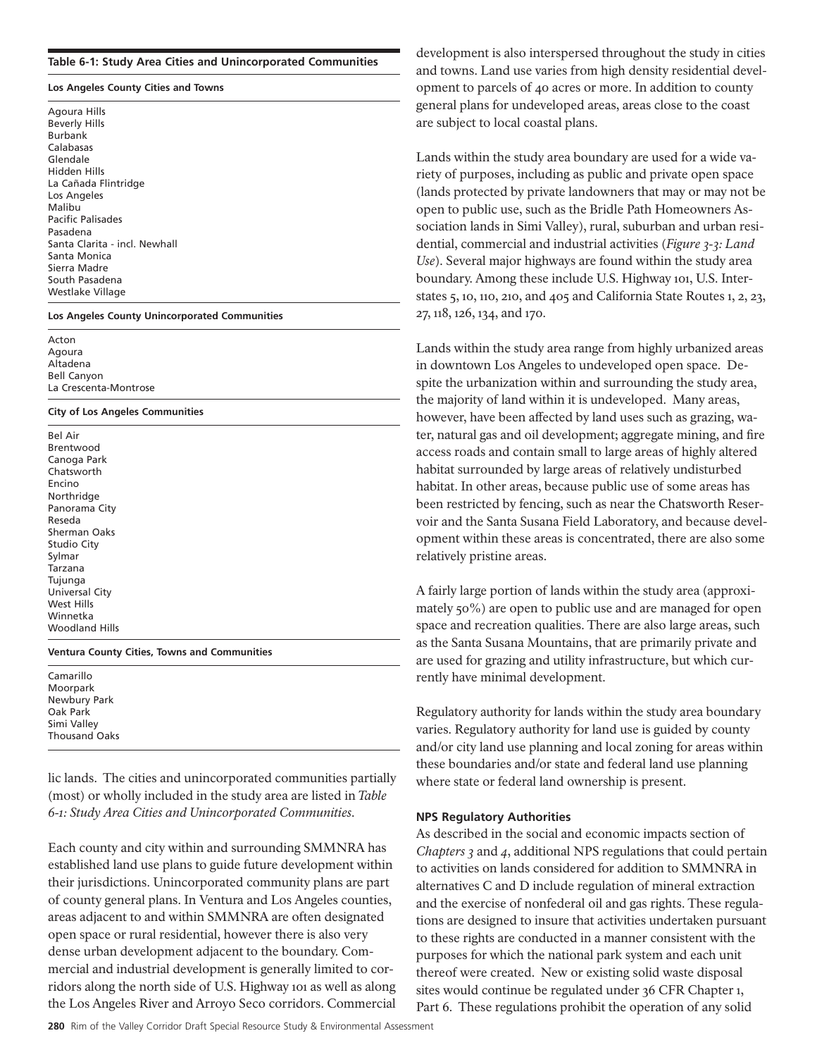**Table 6-1: Study Area Cities and Unincorporated Communities**

| **Los Angeles County Cities and Towns** |
|---|
| Agoura Hills |
| Beverly Hills |
| Burbank |
| Calabasas |
| Glendale |
| Hidden Hills |
| La Cañada Flintridge |
| Los Angeles |
| Malibu |
| Pacific Palisades |
| Pasadena |
| Santa Clarita - incl. Newhall |
| Santa Monica |
| Sierra Madre |
| South Pasadena |
| Westlake Village |
| **Los Angeles County Unincorporated Communities** |
| Acton |
| Agoura |
| Altadena |
| Bell Canyon |
| La Crescenta-Montrose |
| **City of Los Angeles Communities** |
| Bel Air |
| Brentwood |
| Canoga Park |
| Chatsworth |
| Encino |
| Northridge |
| Panorama City |
| Reseda |
| Sherman Oaks |
| Studio City |
| Sylmar |
| Tarzana |
| Tujunga |
| Universal City |
| West Hills |
| Winnetka |
| Woodland Hills |
| **Ventura County Cities, Towns and Communities** |
| Camarillo |
| Moorpark |
| Newbury Park |
| Oak Park |
| Simi Valley |
| Thousand Oaks |

lic lands. The cities and unincorporated communities partially (most) or wholly included in the study area are listed in *Table 6-1: Study Area Cities and Unincorporated Communities*.

Each county and city within and surrounding SMMNRA has established land use plans to guide future development within their jurisdictions. Unincorporated community plans are part of county general plans. In Ventura and Los Angeles counties, areas adjacent to and within SMMNRA are often designated open space or rural residential, however there is also very dense urban development adjacent to the boundary. Commercial and industrial development is generally limited to corridors along the north side of U.S. Highway 101 as well as along the Los Angeles River and Arroyo Seco corridors. Commercial development is also interspersed throughout the study in cities and towns. Land use varies from high density residential development to parcels of 40 acres or more. In addition to county general plans for undeveloped areas, areas close to the coast are subject to local coastal plans.

Lands within the study area boundary are used for a wide variety of purposes, including as public and private open space (lands protected by private landowners that may or may not be open to public use, such as the Bridle Path Homeowners Association lands in Simi Valley), rural, suburban and urban residential, commercial and industrial activities (*Figure 3-3: Land Use*). Several major highways are found within the study area boundary. Among these include U.S. Highway 101, U.S. Interstates 5, 10, 110, 210, and 405 and California State Routes 1, 2, 23, 27, 118, 126, 134, and 170.

Lands within the study area range from highly urbanized areas in downtown Los Angeles to undeveloped open space. Despite the urbanization within and surrounding the study area, the majority of land within it is undeveloped. Many areas, however, have been affected by land uses such as grazing, water, natural gas and oil development; aggregate mining, and fire access roads and contain small to large areas of highly altered habitat surrounded by large areas of relatively undisturbed habitat. In other areas, because public use of some areas has been restricted by fencing, such as near the Chatsworth Reservoir and the Santa Susana Field Laboratory, and because development within these areas is concentrated, there are also some relatively pristine areas.

A fairly large portion of lands within the study area (approximately 50%) are open to public use and are managed for open space and recreation qualities. There are also large areas, such as the Santa Susana Mountains, that are primarily private and are used for grazing and utility infrastructure, but which currently have minimal development.

Regulatory authority for lands within the study area boundary varies. Regulatory authority for land use is guided by county and/or city land use planning and local zoning for areas within these boundaries and/or state and federal land use planning where state or federal land ownership is present.

**NPS Regulatory Authorities**

As described in the social and economic impacts section of *Chapters 3* and *4*, additional NPS regulations that could pertain to activities on lands considered for addition to SMMNRA in alternatives C and D include regulation of mineral extraction and the exercise of nonfederal oil and gas rights. These regulations are designed to insure that activities undertaken pursuant to these rights are conducted in a manner consistent with the purposes for which the national park system and each unit thereof were created. New or existing solid waste disposal sites would continue be regulated under 36 CFR Chapter 1, Part 6. These regulations prohibit the operation of any solid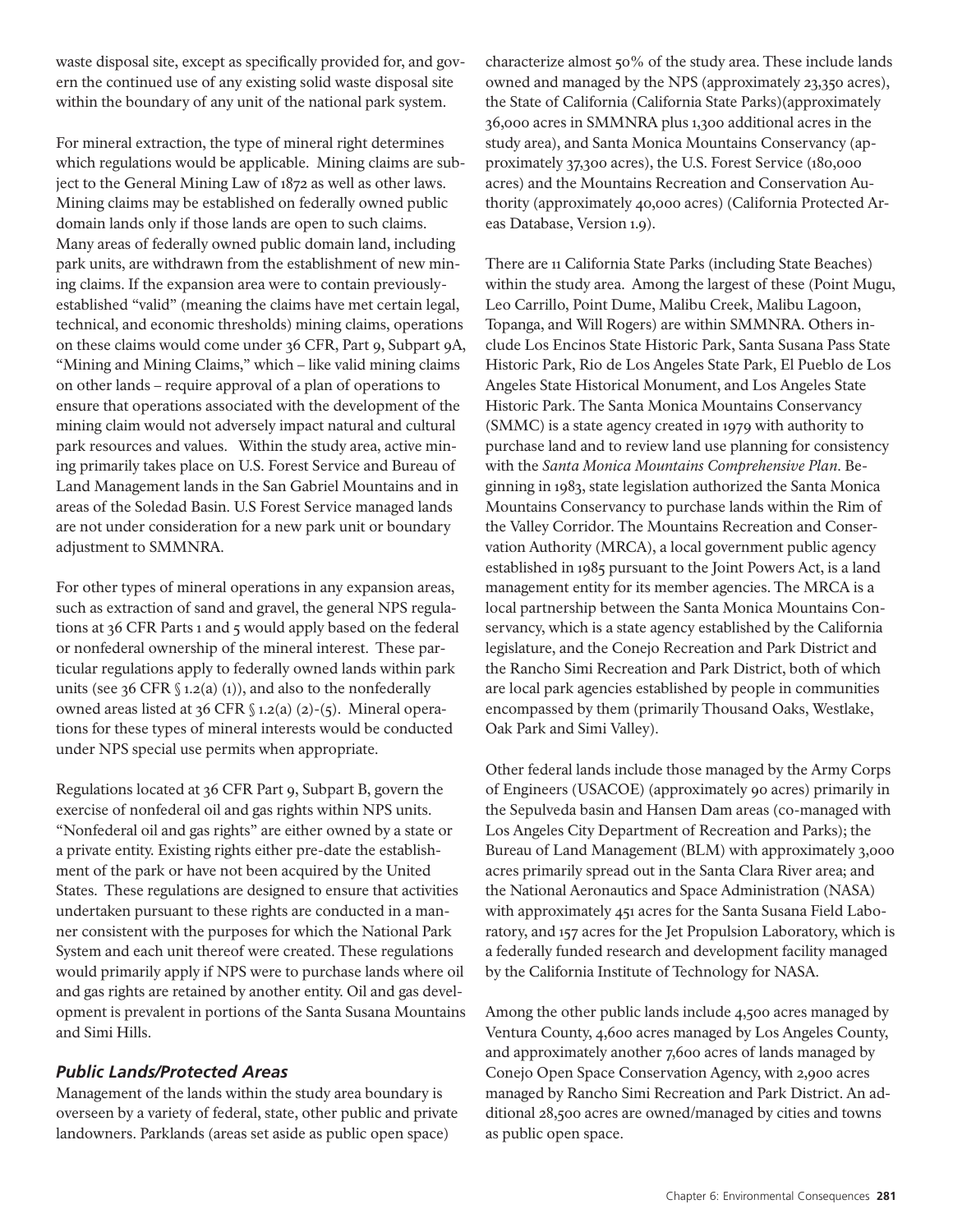waste disposal site, except as specifically provided for, and govern the continued use of any existing solid waste disposal site within the boundary of any unit of the national park system.

For mineral extraction, the type of mineral right determines which regulations would be applicable. Mining claims are subject to the General Mining Law of 1872 as well as other laws. Mining claims may be established on federally owned public domain lands only if those lands are open to such claims. Many areas of federally owned public domain land, including park units, are withdrawn from the establishment of new mining claims. If the expansion area were to contain previously-established "valid" (meaning the claims have met certain legal, technical, and economic thresholds) mining claims, operations on these claims would come under 36 CFR, Part 9, Subpart 9A, "Mining and Mining Claims," which – like valid mining claims on other lands – require approval of a plan of operations to ensure that operations associated with the development of the mining claim would not adversely impact natural and cultural park resources and values. Within the study area, active mining primarily takes place on U.S. Forest Service and Bureau of Land Management lands in the San Gabriel Mountains and in areas of the Soledad Basin. U.S Forest Service managed lands are not under consideration for a new park unit or boundary adjustment to SMMNRA.

For other types of mineral operations in any expansion areas, such as extraction of sand and gravel, the general NPS regulations at 36 CFR Parts 1 and 5 would apply based on the federal or nonfederal ownership of the mineral interest. These particular regulations apply to federally owned lands within park units (see 36 CFR § 1.2(a) (1)), and also to the nonfederally owned areas listed at 36 CFR § 1.2(a) (2)-(5). Mineral operations for these types of mineral interests would be conducted under NPS special use permits when appropriate.

Regulations located at 36 CFR Part 9, Subpart B, govern the exercise of nonfederal oil and gas rights within NPS units. "Nonfederal oil and gas rights" are either owned by a state or a private entity. Existing rights either pre-date the establishment of the park or have not been acquired by the United States. These regulations are designed to ensure that activities undertaken pursuant to these rights are conducted in a manner consistent with the purposes for which the National Park System and each unit thereof were created. These regulations would primarily apply if NPS were to purchase lands where oil and gas rights are retained by another entity. Oil and gas development is prevalent in portions of the Santa Susana Mountains and Simi Hills.

### *Public Lands/Protected Areas*

Management of the lands within the study area boundary is overseen by a variety of federal, state, other public and private landowners. Parklands (areas set aside as public open space) characterize almost 50% of the study area. These include lands owned and managed by the NPS (approximately 23,350 acres), the State of California (California State Parks)(approximately 36,000 acres in SMMNRA plus 1,300 additional acres in the study area), and Santa Monica Mountains Conservancy (approximately 37,300 acres), the U.S. Forest Service (180,000 acres) and the Mountains Recreation and Conservation Authority (approximately 40,000 acres) (California Protected Areas Database, Version 1.9).

There are 11 California State Parks (including State Beaches) within the study area. Among the largest of these (Point Mugu, Leo Carrillo, Point Dume, Malibu Creek, Malibu Lagoon, Topanga, and Will Rogers) are within SMMNRA. Others include Los Encinos State Historic Park, Santa Susana Pass State Historic Park, Rio de Los Angeles State Park, El Pueblo de Los Angeles State Historical Monument, and Los Angeles State Historic Park. The Santa Monica Mountains Conservancy (SMMC) is a state agency created in 1979 with authority to purchase land and to review land use planning for consistency with the *Santa Monica Mountains Comprehensive Plan*. Beginning in 1983, state legislation authorized the Santa Monica Mountains Conservancy to purchase lands within the Rim of the Valley Corridor. The Mountains Recreation and Conservation Authority (MRCA), a local government public agency established in 1985 pursuant to the Joint Powers Act, is a land management entity for its member agencies. The MRCA is a local partnership between the Santa Monica Mountains Conservancy, which is a state agency established by the California legislature, and the Conejo Recreation and Park District and the Rancho Simi Recreation and Park District, both of which are local park agencies established by people in communities encompassed by them (primarily Thousand Oaks, Westlake, Oak Park and Simi Valley).

Other federal lands include those managed by the Army Corps of Engineers (USACOE) (approximately 90 acres) primarily in the Sepulveda basin and Hansen Dam areas (co-managed with Los Angeles City Department of Recreation and Parks); the Bureau of Land Management (BLM) with approximately 3,000 acres primarily spread out in the Santa Clara River area; and the National Aeronautics and Space Administration (NASA) with approximately 451 acres for the Santa Susana Field Laboratory, and 157 acres for the Jet Propulsion Laboratory, which is a federally funded research and development facility managed by the California Institute of Technology for NASA.

Among the other public lands include 4,500 acres managed by Ventura County, 4,600 acres managed by Los Angeles County, and approximately another 7,600 acres of lands managed by Conejo Open Space Conservation Agency, with 2,900 acres managed by Rancho Simi Recreation and Park District. An additional 28,500 acres are owned/managed by cities and towns as public open space.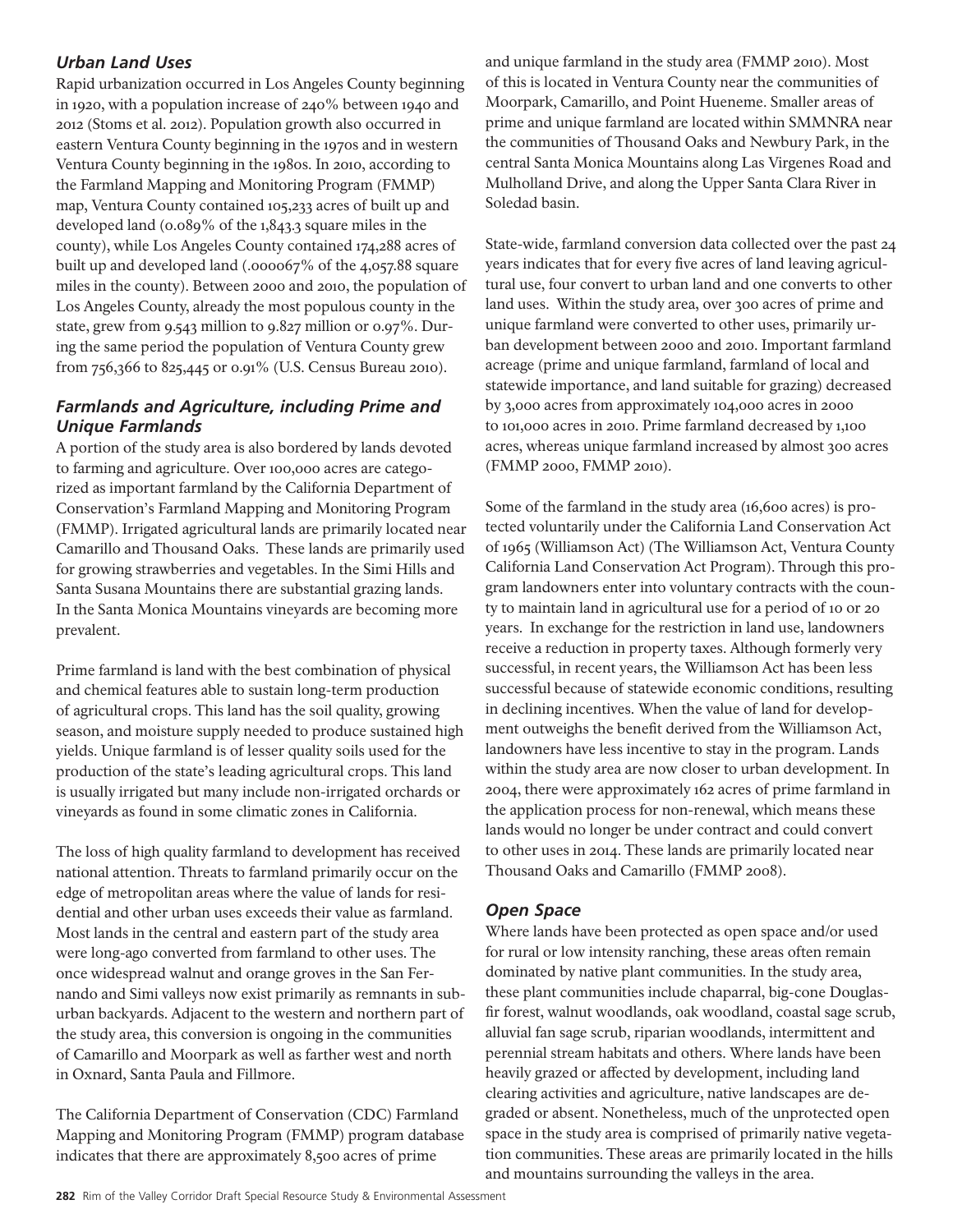### *Urban Land Uses*

Rapid urbanization occurred in Los Angeles County beginning in 1920, with a population increase of 240% between 1940 and 2012 (Stoms et al. 2012). Population growth also occurred in eastern Ventura County beginning in the 1970s and in western Ventura County beginning in the 1980s. In 2010, according to the Farmland Mapping and Monitoring Program (FMMP) map, Ventura County contained 105,233 acres of built up and developed land (0.089% of the 1,843.3 square miles in the county), while Los Angeles County contained 174,288 acres of built up and developed land (.000067% of the 4,057.88 square miles in the county). Between 2000 and 2010, the population of Los Angeles County, already the most populous county in the state, grew from 9.543 million to 9.827 million or 0.97%. During the same period the population of Ventura County grew from 756,366 to 825,445 or 0.91% (U.S. Census Bureau 2010).

### *Farmlands and Agriculture, including Prime and Unique Farmlands*

A portion of the study area is also bordered by lands devoted to farming and agriculture. Over 100,000 acres are categorized as important farmland by the California Department of Conservation's Farmland Mapping and Monitoring Program (FMMP). Irrigated agricultural lands are primarily located near Camarillo and Thousand Oaks. These lands are primarily used for growing strawberries and vegetables. In the Simi Hills and Santa Susana Mountains there are substantial grazing lands. In the Santa Monica Mountains vineyards are becoming more prevalent.

Prime farmland is land with the best combination of physical and chemical features able to sustain long-term production of agricultural crops. This land has the soil quality, growing season, and moisture supply needed to produce sustained high yields. Unique farmland is of lesser quality soils used for the production of the state's leading agricultural crops. This land is usually irrigated but many include non-irrigated orchards or vineyards as found in some climatic zones in California.

The loss of high quality farmland to development has received national attention. Threats to farmland primarily occur on the edge of metropolitan areas where the value of lands for residential and other urban uses exceeds their value as farmland. Most lands in the central and eastern part of the study area were long-ago converted from farmland to other uses. The once widespread walnut and orange groves in the San Fernando and Simi valleys now exist primarily as remnants in suburban backyards. Adjacent to the western and northern part of the study area, this conversion is ongoing in the communities of Camarillo and Moorpark as well as farther west and north in Oxnard, Santa Paula and Fillmore.

The California Department of Conservation (CDC) Farmland Mapping and Monitoring Program (FMMP) program database indicates that there are approximately 8,500 acres of prime and unique farmland in the study area (FMMP 2010). Most of this is located in Ventura County near the communities of Moorpark, Camarillo, and Point Hueneme. Smaller areas of prime and unique farmland are located within SMMNRA near the communities of Thousand Oaks and Newbury Park, in the central Santa Monica Mountains along Las Virgenes Road and Mulholland Drive, and along the Upper Santa Clara River in Soledad basin.

State-wide, farmland conversion data collected over the past 24 years indicates that for every five acres of land leaving agricultural use, four convert to urban land and one converts to other land uses. Within the study area, over 300 acres of prime and unique farmland were converted to other uses, primarily urban development between 2000 and 2010. Important farmland acreage (prime and unique farmland, farmland of local and statewide importance, and land suitable for grazing) decreased by 3,000 acres from approximately 104,000 acres in 2000 to 101,000 acres in 2010. Prime farmland decreased by 1,100 acres, whereas unique farmland increased by almost 300 acres (FMMP 2000, FMMP 2010).

Some of the farmland in the study area (16,600 acres) is protected voluntarily under the California Land Conservation Act of 1965 (Williamson Act) (The Williamson Act, Ventura County California Land Conservation Act Program). Through this program landowners enter into voluntary contracts with the county to maintain land in agricultural use for a period of 10 or 20 years. In exchange for the restriction in land use, landowners receive a reduction in property taxes. Although formerly very successful, in recent years, the Williamson Act has been less successful because of statewide economic conditions, resulting in declining incentives. When the value of land for development outweighs the benefit derived from the Williamson Act, landowners have less incentive to stay in the program. Lands within the study area are now closer to urban development. In 2004, there were approximately 162 acres of prime farmland in the application process for non-renewal, which means these lands would no longer be under contract and could convert to other uses in 2014. These lands are primarily located near Thousand Oaks and Camarillo (FMMP 2008).

### *Open Space*

Where lands have been protected as open space and/or used for rural or low intensity ranching, these areas often remain dominated by native plant communities. In the study area, these plant communities include chaparral, big-cone Douglas-fir forest, walnut woodlands, oak woodland, coastal sage scrub, alluvial fan sage scrub, riparian woodlands, intermittent and perennial stream habitats and others. Where lands have been heavily grazed or affected by development, including land clearing activities and agriculture, native landscapes are degraded or absent. Nonetheless, much of the unprotected open space in the study area is comprised of primarily native vegetation communities. These areas are primarily located in the hills and mountains surrounding the valleys in the area.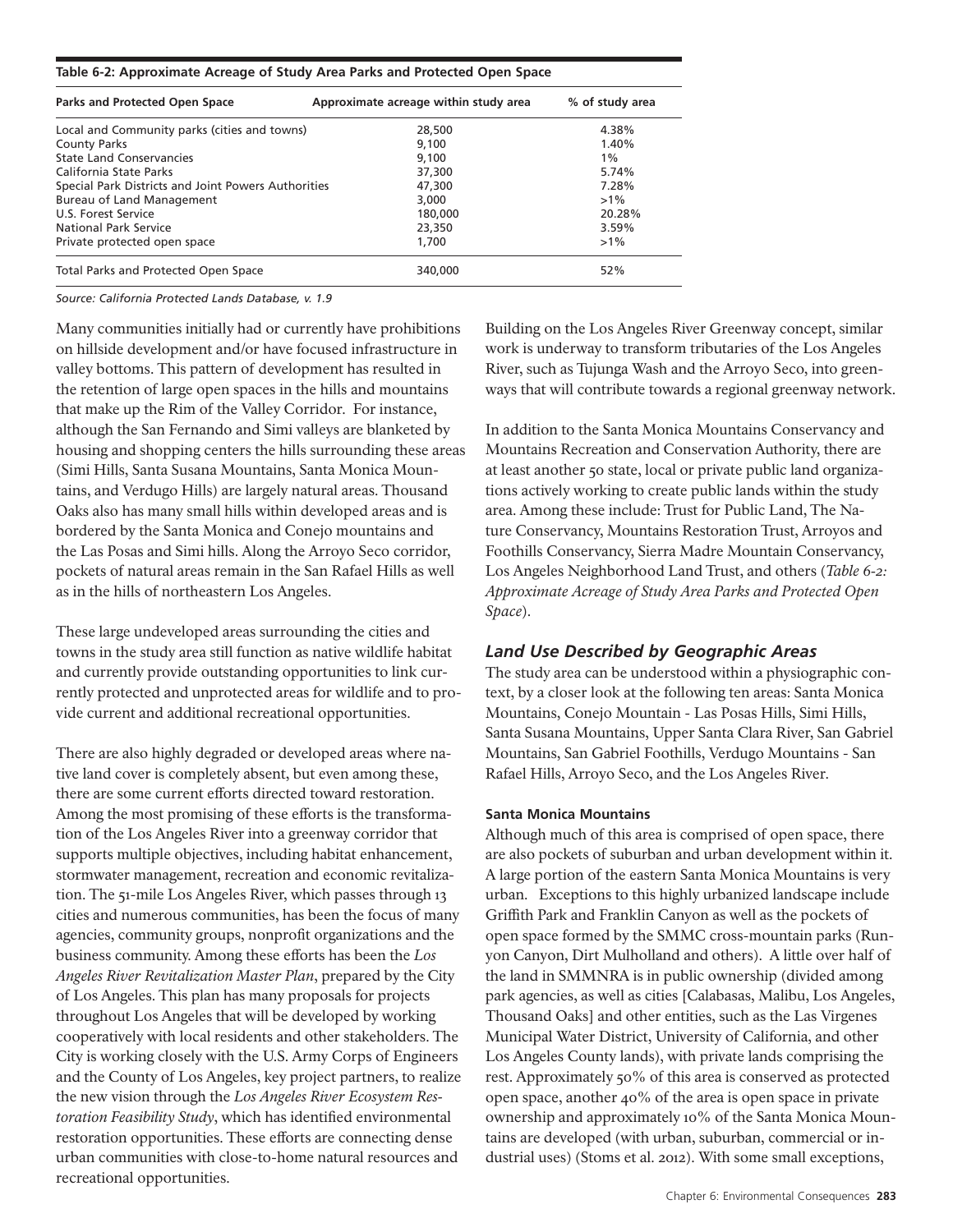**Table 6-2: Approximate Acreage of Study Area Parks and Protected Open Space**

| Parks and Protected Open Space | Approximate acreage within study area | % of study area |
|---|---|---|
| Local and Community parks (cities and towns) | 28,500 | 4.38% |
| County Parks | 9,100 | 1.40% |
| State Land Conservancies | 9,100 | 1% |
| California State Parks | 37,300 | 5.74% |
| Special Park Districts and Joint Powers Authorities | 47,300 | 7.28% |
| Bureau of Land Management | 3,000 | >1% |
| U.S. Forest Service | 180,000 | 20.28% |
| National Park Service | 23,350 | 3.59% |
| Private protected open space | 1,700 | >1% |
| Total Parks and Protected Open Space | 340,000 | 52% |

*Source: California Protected Lands Database, v. 1.9*

Many communities initially had or currently have prohibitions on hillside development and/or have focused infrastructure in valley bottoms. This pattern of development has resulted in the retention of large open spaces in the hills and mountains that make up the Rim of the Valley Corridor. For instance, although the San Fernando and Simi valleys are blanketed by housing and shopping centers the hills surrounding these areas (Simi Hills, Santa Susana Mountains, Santa Monica Mountains, and Verdugo Hills) are largely natural areas. Thousand Oaks also has many small hills within developed areas and is bordered by the Santa Monica and Conejo mountains and the Las Posas and Simi hills. Along the Arroyo Seco corridor, pockets of natural areas remain in the San Rafael Hills as well as in the hills of northeastern Los Angeles.

These large undeveloped areas surrounding the cities and towns in the study area still function as native wildlife habitat and currently provide outstanding opportunities to link currently protected and unprotected areas for wildlife and to provide current and additional recreational opportunities.

There are also highly degraded or developed areas where native land cover is completely absent, but even among these, there are some current efforts directed toward restoration. Among the most promising of these efforts is the transformation of the Los Angeles River into a greenway corridor that supports multiple objectives, including habitat enhancement, stormwater management, recreation and economic revitalization. The 51-mile Los Angeles River, which passes through 13 cities and numerous communities, has been the focus of many agencies, community groups, nonprofit organizations and the business community. Among these efforts has been the *Los Angeles River Revitalization Master Plan*, prepared by the City of Los Angeles. This plan has many proposals for projects throughout Los Angeles that will be developed by working cooperatively with local residents and other stakeholders. The City is working closely with the U.S. Army Corps of Engineers and the County of Los Angeles, key project partners, to realize the new vision through the *Los Angeles River Ecosystem Restoration Feasibility Study*, which has identified environmental restoration opportunities. These efforts are connecting dense urban communities with close-to-home natural resources and recreational opportunities.

Building on the Los Angeles River Greenway concept, similar work is underway to transform tributaries of the Los Angeles River, such as Tujunga Wash and the Arroyo Seco, into greenways that will contribute towards a regional greenway network.

In addition to the Santa Monica Mountains Conservancy and Mountains Recreation and Conservation Authority, there are at least another 50 state, local or private public land organizations actively working to create public lands within the study area. Among these include: Trust for Public Land, The Nature Conservancy, Mountains Restoration Trust, Arroyos and Foothills Conservancy, Sierra Madre Mountain Conservancy, Los Angeles Neighborhood Land Trust, and others (*Table 6-2: Approximate Acreage of Study Area Parks and Protected Open Space*).

### *Land Use Described by Geographic Areas*

The study area can be understood within a physiographic context, by a closer look at the following ten areas: Santa Monica Mountains, Conejo Mountain - Las Posas Hills, Simi Hills, Santa Susana Mountains, Upper Santa Clara River, San Gabriel Mountains, San Gabriel Foothills, Verdugo Mountains - San Rafael Hills, Arroyo Seco, and the Los Angeles River.

#### Santa Monica Mountains

Although much of this area is comprised of open space, there are also pockets of suburban and urban development within it. A large portion of the eastern Santa Monica Mountains is very urban. Exceptions to this highly urbanized landscape include Griffith Park and Franklin Canyon as well as the pockets of open space formed by the SMMC cross-mountain parks (Runyon Canyon, Dirt Mulholland and others). A little over half of the land in SMMNRA is in public ownership (divided among park agencies, as well as cities [Calabasas, Malibu, Los Angeles, Thousand Oaks] and other entities, such as the Las Virgenes Municipal Water District, University of California, and other Los Angeles County lands), with private lands comprising the rest. Approximately 50% of this area is conserved as protected open space, another 40% of the area is open space in private ownership and approximately 10% of the Santa Monica Mountains are developed (with urban, suburban, commercial or industrial uses) (Stoms et al. 2012). With some small exceptions,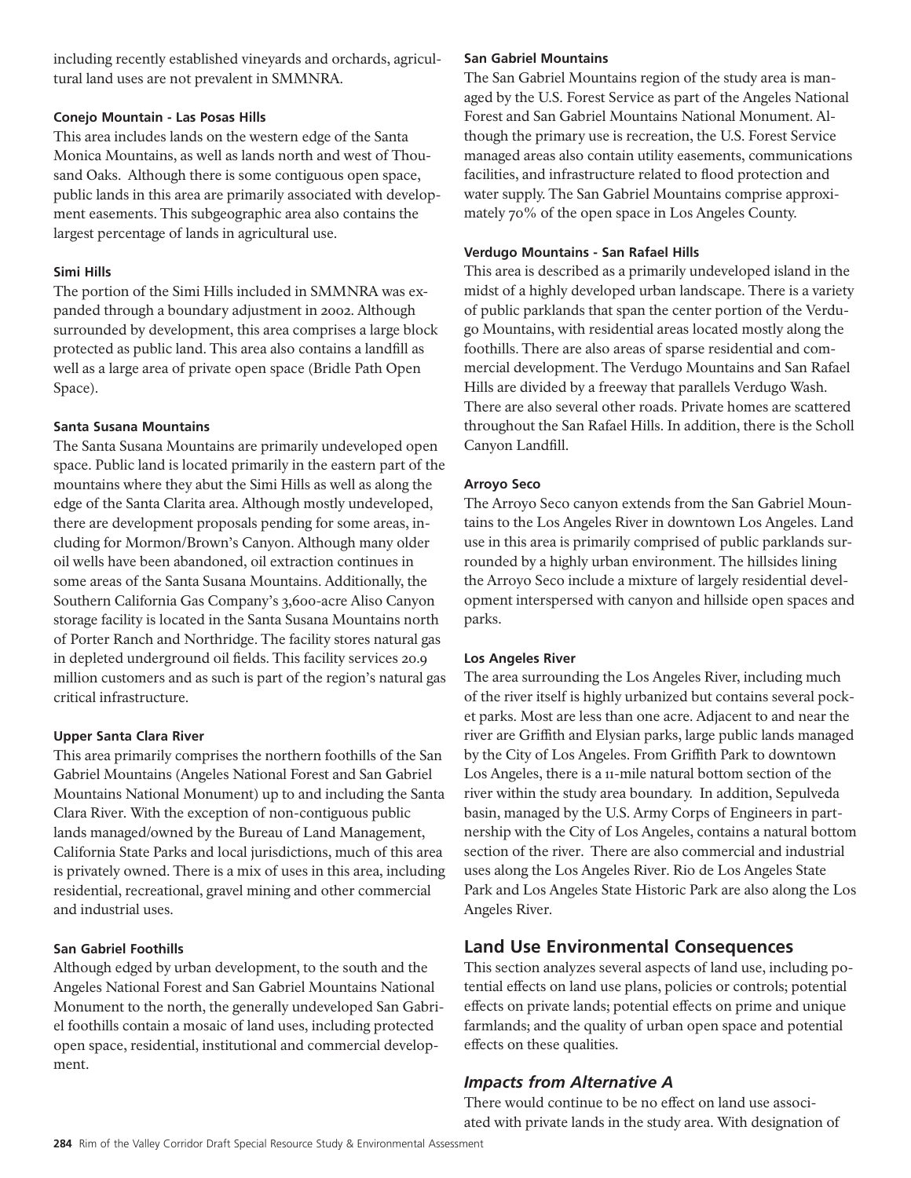including recently established vineyards and orchards, agricultural land uses are not prevalent in SMMNRA.

#### Conejo Mountain - Las Posas Hills

This area includes lands on the western edge of the Santa Monica Mountains, as well as lands north and west of Thousand Oaks. Although there is some contiguous open space, public lands in this area are primarily associated with development easements. This subgeographic area also contains the largest percentage of lands in agricultural use.

#### Simi Hills

The portion of the Simi Hills included in SMMNRA was expanded through a boundary adjustment in 2002. Although surrounded by development, this area comprises a large block protected as public land. This area also contains a landfill as well as a large area of private open space (Bridle Path Open Space).

#### Santa Susana Mountains

The Santa Susana Mountains are primarily undeveloped open space. Public land is located primarily in the eastern part of the mountains where they abut the Simi Hills as well as along the edge of the Santa Clarita area. Although mostly undeveloped, there are development proposals pending for some areas, including for Mormon/Brown's Canyon. Although many older oil wells have been abandoned, oil extraction continues in some areas of the Santa Susana Mountains. Additionally, the Southern California Gas Company's 3,600-acre Aliso Canyon storage facility is located in the Santa Susana Mountains north of Porter Ranch and Northridge. The facility stores natural gas in depleted underground oil fields. This facility services 20.9 million customers and as such is part of the region's natural gas critical infrastructure.

#### Upper Santa Clara River

This area primarily comprises the northern foothills of the San Gabriel Mountains (Angeles National Forest and San Gabriel Mountains National Monument) up to and including the Santa Clara River. With the exception of non-contiguous public lands managed/owned by the Bureau of Land Management, California State Parks and local jurisdictions, much of this area is privately owned. There is a mix of uses in this area, including residential, recreational, gravel mining and other commercial and industrial uses.

#### San Gabriel Foothills

Although edged by urban development, to the south and the Angeles National Forest and San Gabriel Mountains National Monument to the north, the generally undeveloped San Gabriel foothills contain a mosaic of land uses, including protected open space, residential, institutional and commercial development.

#### San Gabriel Mountains

The San Gabriel Mountains region of the study area is managed by the U.S. Forest Service as part of the Angeles National Forest and San Gabriel Mountains National Monument. Although the primary use is recreation, the U.S. Forest Service managed areas also contain utility easements, communications facilities, and infrastructure related to flood protection and water supply. The San Gabriel Mountains comprise approximately 70% of the open space in Los Angeles County.

#### Verdugo Mountains - San Rafael Hills

This area is described as a primarily undeveloped island in the midst of a highly developed urban landscape. There is a variety of public parklands that span the center portion of the Verdugo Mountains, with residential areas located mostly along the foothills. There are also areas of sparse residential and commercial development. The Verdugo Mountains and San Rafael Hills are divided by a freeway that parallels Verdugo Wash. There are also several other roads. Private homes are scattered throughout the San Rafael Hills. In addition, there is the Scholl Canyon Landfill.

#### Arroyo Seco

The Arroyo Seco canyon extends from the San Gabriel Mountains to the Los Angeles River in downtown Los Angeles. Land use in this area is primarily comprised of public parklands surrounded by a highly urban environment. The hillsides lining the Arroyo Seco include a mixture of largely residential development interspersed with canyon and hillside open spaces and parks.

#### Los Angeles River

The area surrounding the Los Angeles River, including much of the river itself is highly urbanized but contains several pocket parks. Most are less than one acre. Adjacent to and near the river are Griffith and Elysian parks, large public lands managed by the City of Los Angeles. From Griffith Park to downtown Los Angeles, there is a 11-mile natural bottom section of the river within the study area boundary. In addition, Sepulveda basin, managed by the U.S. Army Corps of Engineers in partnership with the City of Los Angeles, contains a natural bottom section of the river. There are also commercial and industrial uses along the Los Angeles River. Rio de Los Angeles State Park and Los Angeles State Historic Park are also along the Los Angeles River.

## Land Use Environmental Consequences

This section analyzes several aspects of land use, including potential effects on land use plans, policies or controls; potential effects on private lands; potential effects on prime and unique farmlands; and the quality of urban open space and potential effects on these qualities.

### *Impacts from Alternative A*

There would continue to be no effect on land use associated with private lands in the study area. With designation of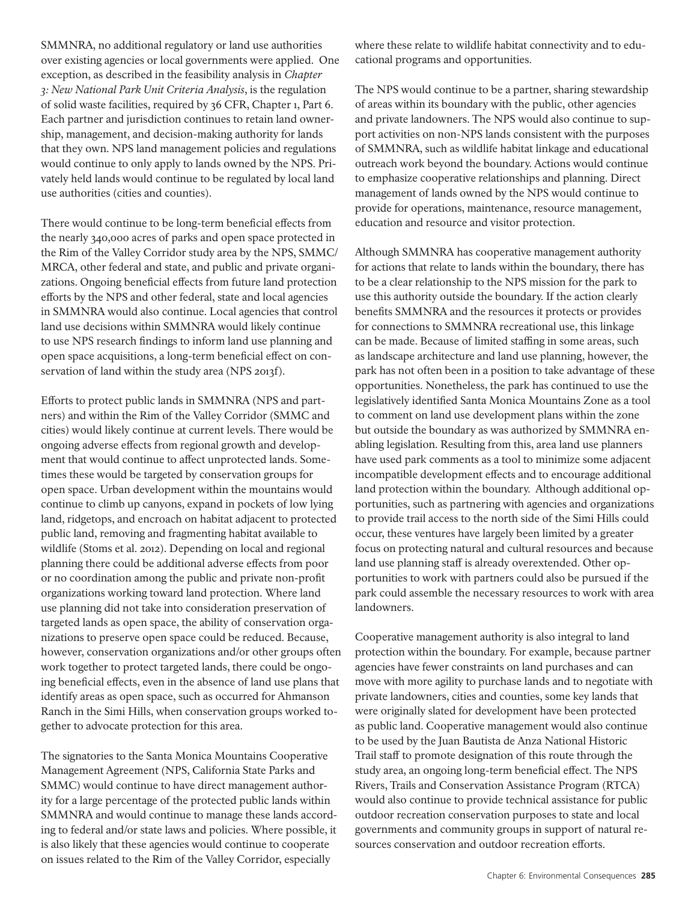SMMNRA, no additional regulatory or land use authorities over existing agencies or local governments were applied. One exception, as described in the feasibility analysis in *Chapter 3: New National Park Unit Criteria Analysis*, is the regulation of solid waste facilities, required by 36 CFR, Chapter 1, Part 6. Each partner and jurisdiction continues to retain land ownership, management, and decision-making authority for lands that they own. NPS land management policies and regulations would continue to only apply to lands owned by the NPS. Privately held lands would continue to be regulated by local land use authorities (cities and counties).

There would continue to be long-term beneficial effects from the nearly 340,000 acres of parks and open space protected in the Rim of the Valley Corridor study area by the NPS, SMMC/MRCA, other federal and state, and public and private organizations. Ongoing beneficial effects from future land protection efforts by the NPS and other federal, state and local agencies in SMMNRA would also continue. Local agencies that control land use decisions within SMMNRA would likely continue to use NPS research findings to inform land use planning and open space acquisitions, a long-term beneficial effect on conservation of land within the study area (NPS 2013f).

Efforts to protect public lands in SMMNRA (NPS and partners) and within the Rim of the Valley Corridor (SMMC and cities) would likely continue at current levels. There would be ongoing adverse effects from regional growth and development that would continue to affect unprotected lands. Sometimes these would be targeted by conservation groups for open space. Urban development within the mountains would continue to climb up canyons, expand in pockets of low lying land, ridgetops, and encroach on habitat adjacent to protected public land, removing and fragmenting habitat available to wildlife (Stoms et al. 2012). Depending on local and regional planning there could be additional adverse effects from poor or no coordination among the public and private non-profit organizations working toward land protection. Where land use planning did not take into consideration preservation of targeted lands as open space, the ability of conservation organizations to preserve open space could be reduced. Because, however, conservation organizations and/or other groups often work together to protect targeted lands, there could be ongoing beneficial effects, even in the absence of land use plans that identify areas as open space, such as occurred for Ahmanson Ranch in the Simi Hills, when conservation groups worked together to advocate protection for this area.

The signatories to the Santa Monica Mountains Cooperative Management Agreement (NPS, California State Parks and SMMC) would continue to have direct management authority for a large percentage of the protected public lands within SMMNRA and would continue to manage these lands according to federal and/or state laws and policies. Where possible, it is also likely that these agencies would continue to cooperate on issues related to the Rim of the Valley Corridor, especially where these relate to wildlife habitat connectivity and to educational programs and opportunities.

The NPS would continue to be a partner, sharing stewardship of areas within its boundary with the public, other agencies and private landowners. The NPS would also continue to support activities on non-NPS lands consistent with the purposes of SMMNRA, such as wildlife habitat linkage and educational outreach work beyond the boundary. Actions would continue to emphasize cooperative relationships and planning. Direct management of lands owned by the NPS would continue to provide for operations, maintenance, resource management, education and resource and visitor protection.

Although SMMNRA has cooperative management authority for actions that relate to lands within the boundary, there has to be a clear relationship to the NPS mission for the park to use this authority outside the boundary. If the action clearly benefits SMMNRA and the resources it protects or provides for connections to SMMNRA recreational use, this linkage can be made. Because of limited staffing in some areas, such as landscape architecture and land use planning, however, the park has not often been in a position to take advantage of these opportunities. Nonetheless, the park has continued to use the legislatively identified Santa Monica Mountains Zone as a tool to comment on land use development plans within the zone but outside the boundary as was authorized by SMMNRA enabling legislation. Resulting from this, area land use planners have used park comments as a tool to minimize some adjacent incompatible development effects and to encourage additional land protection within the boundary. Although additional opportunities, such as partnering with agencies and organizations to provide trail access to the north side of the Simi Hills could occur, these ventures have largely been limited by a greater focus on protecting natural and cultural resources and because land use planning staff is already overextended. Other opportunities to work with partners could also be pursued if the park could assemble the necessary resources to work with area landowners.

Cooperative management authority is also integral to land protection within the boundary. For example, because partner agencies have fewer constraints on land purchases and can move with more agility to purchase lands and to negotiate with private landowners, cities and counties, some key lands that were originally slated for development have been protected as public land. Cooperative management would also continue to be used by the Juan Bautista de Anza National Historic Trail staff to promote designation of this route through the study area, an ongoing long-term beneficial effect. The NPS Rivers, Trails and Conservation Assistance Program (RTCA) would also continue to provide technical assistance for public outdoor recreation conservation purposes to state and local governments and community groups in support of natural resources conservation and outdoor recreation efforts.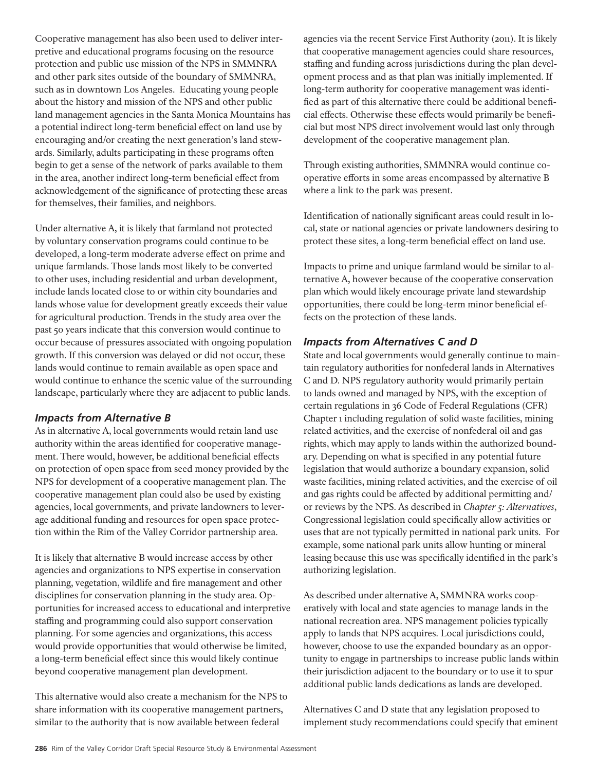Cooperative management has also been used to deliver interpretive and educational programs focusing on the resource protection and public use mission of the NPS in SMMNRA and other park sites outside of the boundary of SMMNRA, such as in downtown Los Angeles. Educating young people about the history and mission of the NPS and other public land management agencies in the Santa Monica Mountains has a potential indirect long-term beneficial effect on land use by encouraging and/or creating the next generation's land stewards. Similarly, adults participating in these programs often begin to get a sense of the network of parks available to them in the area, another indirect long-term beneficial effect from acknowledgement of the significance of protecting these areas for themselves, their families, and neighbors.

Under alternative A, it is likely that farmland not protected by voluntary conservation programs could continue to be developed, a long-term moderate adverse effect on prime and unique farmlands. Those lands most likely to be converted to other uses, including residential and urban development, include lands located close to or within city boundaries and lands whose value for development greatly exceeds their value for agricultural production. Trends in the study area over the past 50 years indicate that this conversion would continue to occur because of pressures associated with ongoing population growth. If this conversion was delayed or did not occur, these lands would continue to remain available as open space and would continue to enhance the scenic value of the surrounding landscape, particularly where they are adjacent to public lands.

### *Impacts from Alternative B*

As in alternative A, local governments would retain land use authority within the areas identified for cooperative management. There would, however, be additional beneficial effects on protection of open space from seed money provided by the NPS for development of a cooperative management plan. The cooperative management plan could also be used by existing agencies, local governments, and private landowners to leverage additional funding and resources for open space protection within the Rim of the Valley Corridor partnership area.

It is likely that alternative B would increase access by other agencies and organizations to NPS expertise in conservation planning, vegetation, wildlife and fire management and other disciplines for conservation planning in the study area. Opportunities for increased access to educational and interpretive staffing and programming could also support conservation planning. For some agencies and organizations, this access would provide opportunities that would otherwise be limited, a long-term beneficial effect since this would likely continue beyond cooperative management plan development.

This alternative would also create a mechanism for the NPS to share information with its cooperative management partners, similar to the authority that is now available between federal agencies via the recent Service First Authority (2011). It is likely that cooperative management agencies could share resources, staffing and funding across jurisdictions during the plan development process and as that plan was initially implemented. If long-term authority for cooperative management was identified as part of this alternative there could be additional beneficial effects. Otherwise these effects would primarily be beneficial but most NPS direct involvement would last only through development of the cooperative management plan.

Through existing authorities, SMMNRA would continue cooperative efforts in some areas encompassed by alternative B where a link to the park was present.

Identification of nationally significant areas could result in local, state or national agencies or private landowners desiring to protect these sites, a long-term beneficial effect on land use.

Impacts to prime and unique farmland would be similar to alternative A, however because of the cooperative conservation plan which would likely encourage private land stewardship opportunities, there could be long-term minor beneficial effects on the protection of these lands.

### *Impacts from Alternatives C and D*

State and local governments would generally continue to maintain regulatory authorities for nonfederal lands in Alternatives C and D. NPS regulatory authority would primarily pertain to lands owned and managed by NPS, with the exception of certain regulations in 36 Code of Federal Regulations (CFR) Chapter 1 including regulation of solid waste facilities, mining related activities, and the exercise of nonfederal oil and gas rights, which may apply to lands within the authorized boundary. Depending on what is specified in any potential future legislation that would authorize a boundary expansion, solid waste facilities, mining related activities, and the exercise of oil and gas rights could be affected by additional permitting and/or reviews by the NPS. As described in *Chapter 5: Alternatives*, Congressional legislation could specifically allow activities or uses that are not typically permitted in national park units. For example, some national park units allow hunting or mineral leasing because this use was specifically identified in the park's authorizing legislation.

As described under alternative A, SMMNRA works cooperatively with local and state agencies to manage lands in the national recreation area. NPS management policies typically apply to lands that NPS acquires. Local jurisdictions could, however, choose to use the expanded boundary as an opportunity to engage in partnerships to increase public lands within their jurisdiction adjacent to the boundary or to use it to spur additional public lands dedications as lands are developed.

Alternatives C and D state that any legislation proposed to implement study recommendations could specify that eminent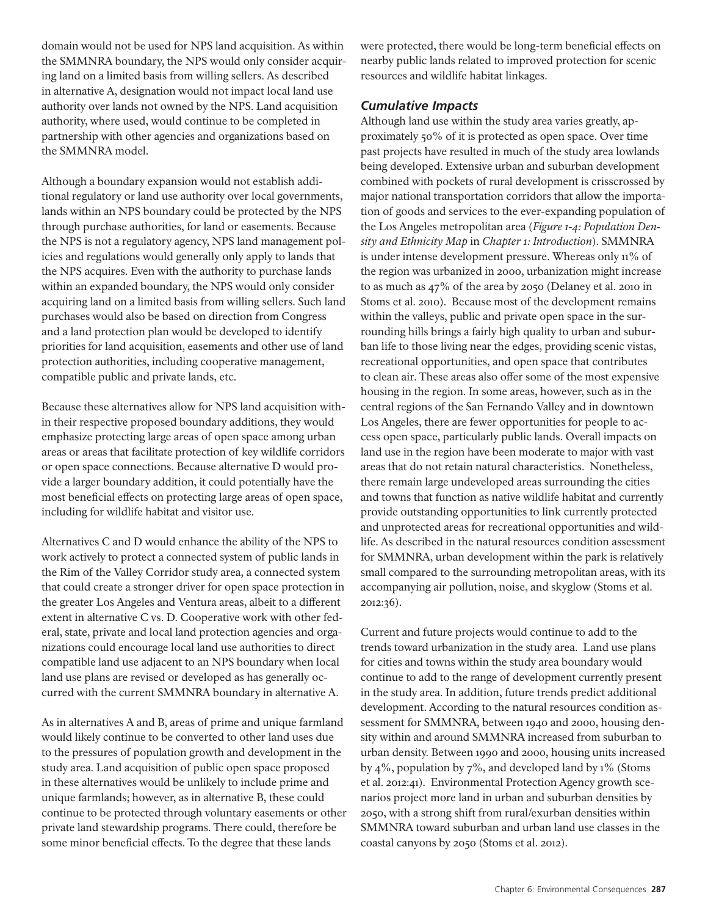domain would not be used for NPS land acquisition. As within the SMMNRA boundary, the NPS would only consider acquiring land on a limited basis from willing sellers. As described in alternative A, designation would not impact local land use authority over lands not owned by the NPS. Land acquisition authority, where used, would continue to be completed in partnership with other agencies and organizations based on the SMMNRA model.

Although a boundary expansion would not establish additional regulatory or land use authority over local governments, lands within an NPS boundary could be protected by the NPS through purchase authorities, for land or easements. Because the NPS is not a regulatory agency, NPS land management policies and regulations would generally only apply to lands that the NPS acquires. Even with the authority to purchase lands within an expanded boundary, the NPS would only consider acquiring land on a limited basis from willing sellers. Such land purchases would also be based on direction from Congress and a land protection plan would be developed to identify priorities for land acquisition, easements and other use of land protection authorities, including cooperative management, compatible public and private lands, etc.

Because these alternatives allow for NPS land acquisition within their respective proposed boundary additions, they would emphasize protecting large areas of open space among urban areas or areas that facilitate protection of key wildlife corridors or open space connections. Because alternative D would provide a larger boundary addition, it could potentially have the most beneficial effects on protecting large areas of open space, including for wildlife habitat and visitor use.

Alternatives C and D would enhance the ability of the NPS to work actively to protect a connected system of public lands in the Rim of the Valley Corridor study area, a connected system that could create a stronger driver for open space protection in the greater Los Angeles and Ventura areas, albeit to a different extent in alternative C vs. D. Cooperative work with other federal, state, private and local land protection agencies and organizations could encourage local land use authorities to direct compatible land use adjacent to an NPS boundary when local land use plans are revised or developed as has generally occurred with the current SMMNRA boundary in alternative A.

As in alternatives A and B, areas of prime and unique farmland would likely continue to be converted to other land uses due to the pressures of population growth and development in the study area. Land acquisition of public open space proposed in these alternatives would be unlikely to include prime and unique farmlands; however, as in alternative B, these could continue to be protected through voluntary easements or other private land stewardship programs. There could, therefore be some minor beneficial effects. To the degree that these lands were protected, there would be long-term beneficial effects on nearby public lands related to improved protection for scenic resources and wildlife habitat linkages.

### *Cumulative Impacts*

Although land use within the study area varies greatly, approximately 50% of it is protected as open space. Over time past projects have resulted in much of the study area lowlands being developed. Extensive urban and suburban development combined with pockets of rural development is crisscrossed by major national transportation corridors that allow the importation of goods and services to the ever-expanding population of the Los Angeles metropolitan area (*Figure 1-4: Population Density and Ethnicity Map* in *Chapter 1: Introduction*). SMMNRA is under intense development pressure. Whereas only 11% of the region was urbanized in 2000, urbanization might increase to as much as 47% of the area by 2050 (Delaney et al. 2010 in Stoms et al. 2010). Because most of the development remains within the valleys, public and private open space in the surrounding hills brings a fairly high quality to urban and suburban life to those living near the edges, providing scenic vistas, recreational opportunities, and open space that contributes to clean air. These areas also offer some of the most expensive housing in the region. In some areas, however, such as in the central regions of the San Fernando Valley and in downtown Los Angeles, there are fewer opportunities for people to access open space, particularly public lands. Overall impacts on land use in the region have been moderate to major with vast areas that do not retain natural characteristics. Nonetheless, there remain large undeveloped areas surrounding the cities and towns that function as native wildlife habitat and currently provide outstanding opportunities to link currently protected and unprotected areas for recreational opportunities and wildlife. As described in the natural resources condition assessment for SMMNRA, urban development within the park is relatively small compared to the surrounding metropolitan areas, with its accompanying air pollution, noise, and skyglow (Stoms et al. 2012:36).

Current and future projects would continue to add to the trends toward urbanization in the study area. Land use plans for cities and towns within the study area boundary would continue to add to the range of development currently present in the study area. In addition, future trends predict additional development. According to the natural resources condition assessment for SMMNRA, between 1940 and 2000, housing density within and around SMMNRA increased from suburban to urban density. Between 1990 and 2000, housing units increased by 4%, population by 7%, and developed land by 1% (Stoms et al. 2012:41). Environmental Protection Agency growth scenarios project more land in urban and suburban densities by 2050, with a strong shift from rural/exurban densities within SMMNRA toward suburban and urban land use classes in the coastal canyons by 2050 (Stoms et al. 2012).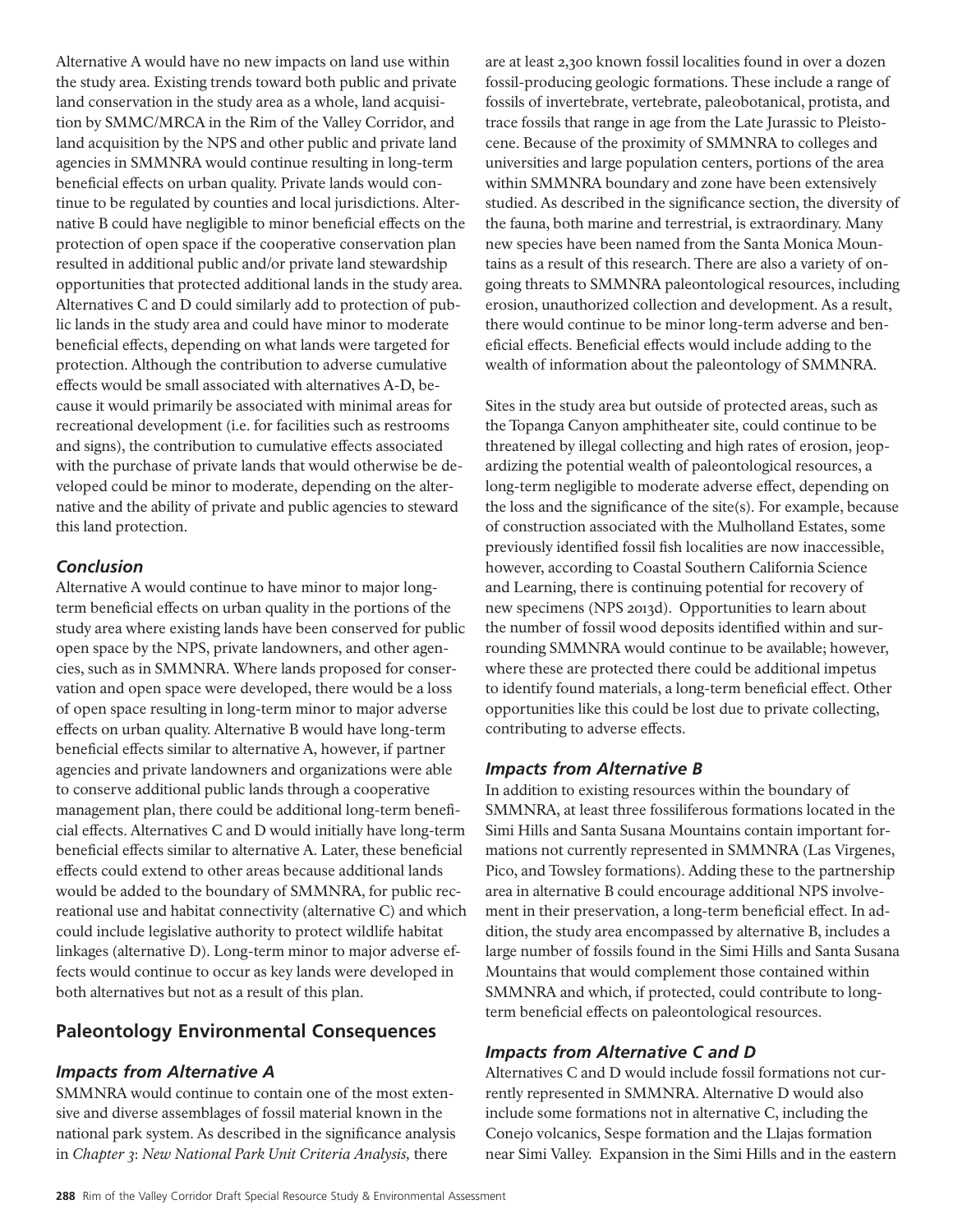Alternative A would have no new impacts on land use within the study area. Existing trends toward both public and private land conservation in the study area as a whole, land acquisition by SMMC/MRCA in the Rim of the Valley Corridor, and land acquisition by the NPS and other public and private land agencies in SMMNRA would continue resulting in long-term beneficial effects on urban quality. Private lands would continue to be regulated by counties and local jurisdictions. Alternative B could have negligible to minor beneficial effects on the protection of open space if the cooperative conservation plan resulted in additional public and/or private land stewardship opportunities that protected additional lands in the study area. Alternatives C and D could similarly add to protection of public lands in the study area and could have minor to moderate beneficial effects, depending on what lands were targeted for protection. Although the contribution to adverse cumulative effects would be small associated with alternatives A-D, because it would primarily be associated with minimal areas for recreational development (i.e. for facilities such as restrooms and signs), the contribution to cumulative effects associated with the purchase of private lands that would otherwise be developed could be minor to moderate, depending on the alternative and the ability of private and public agencies to steward this land protection.

### *Conclusion*

Alternative A would continue to have minor to major long-term beneficial effects on urban quality in the portions of the study area where existing lands have been conserved for public open space by the NPS, private landowners, and other agencies, such as in SMMNRA. Where lands proposed for conservation and open space were developed, there would be a loss of open space resulting in long-term minor to major adverse effects on urban quality. Alternative B would have long-term beneficial effects similar to alternative A, however, if partner agencies and private landowners and organizations were able to conserve additional public lands through a cooperative management plan, there could be additional long-term beneficial effects. Alternatives C and D would initially have long-term beneficial effects similar to alternative A. Later, these beneficial effects could extend to other areas because additional lands would be added to the boundary of SMMNRA, for public recreational use and habitat connectivity (alternative C) and which could include legislative authority to protect wildlife habitat linkages (alternative D). Long-term minor to major adverse effects would continue to occur as key lands were developed in both alternatives but not as a result of this plan.

## Paleontology Environmental Consequences

### *Impacts from Alternative A*

SMMNRA would continue to contain one of the most extensive and diverse assemblages of fossil material known in the national park system. As described in the significance analysis in *Chapter 3: New National Park Unit Criteria Analysis,* there are at least 2,300 known fossil localities found in over a dozen fossil-producing geologic formations. These include a range of fossils of invertebrate, vertebrate, paleobotanical, protista, and trace fossils that range in age from the Late Jurassic to Pleistocene. Because of the proximity of SMMNRA to colleges and universities and large population centers, portions of the area within SMMNRA boundary and zone have been extensively studied. As described in the significance section, the diversity of the fauna, both marine and terrestrial, is extraordinary. Many new species have been named from the Santa Monica Mountains as a result of this research. There are also a variety of ongoing threats to SMMNRA paleontological resources, including erosion, unauthorized collection and development. As a result, there would continue to be minor long-term adverse and beneficial effects. Beneficial effects would include adding to the wealth of information about the paleontology of SMMNRA.

Sites in the study area but outside of protected areas, such as the Topanga Canyon amphitheater site, could continue to be threatened by illegal collecting and high rates of erosion, jeopardizing the potential wealth of paleontological resources, a long-term negligible to moderate adverse effect, depending on the loss and the significance of the site(s). For example, because of construction associated with the Mulholland Estates, some previously identified fossil fish localities are now inaccessible, however, according to Coastal Southern California Science and Learning, there is continuing potential for recovery of new specimens (NPS 2013d). Opportunities to learn about the number of fossil wood deposits identified within and surrounding SMMNRA would continue to be available; however, where these are protected there could be additional impetus to identify found materials, a long-term beneficial effect. Other opportunities like this could be lost due to private collecting, contributing to adverse effects.

### *Impacts from Alternative B*

In addition to existing resources within the boundary of SMMNRA, at least three fossiliferous formations located in the Simi Hills and Santa Susana Mountains contain important formations not currently represented in SMMNRA (Las Virgenes, Pico, and Towsley formations). Adding these to the partnership area in alternative B could encourage additional NPS involvement in their preservation, a long-term beneficial effect. In addition, the study area encompassed by alternative B, includes a large number of fossils found in the Simi Hills and Santa Susana Mountains that would complement those contained within SMMNRA and which, if protected, could contribute to long-term beneficial effects on paleontological resources.

### *Impacts from Alternative C and D*

Alternatives C and D would include fossil formations not currently represented in SMMNRA. Alternative D would also include some formations not in alternative C, including the Conejo volcanics, Sespe formation and the Llajas formation near Simi Valley. Expansion in the Simi Hills and in the eastern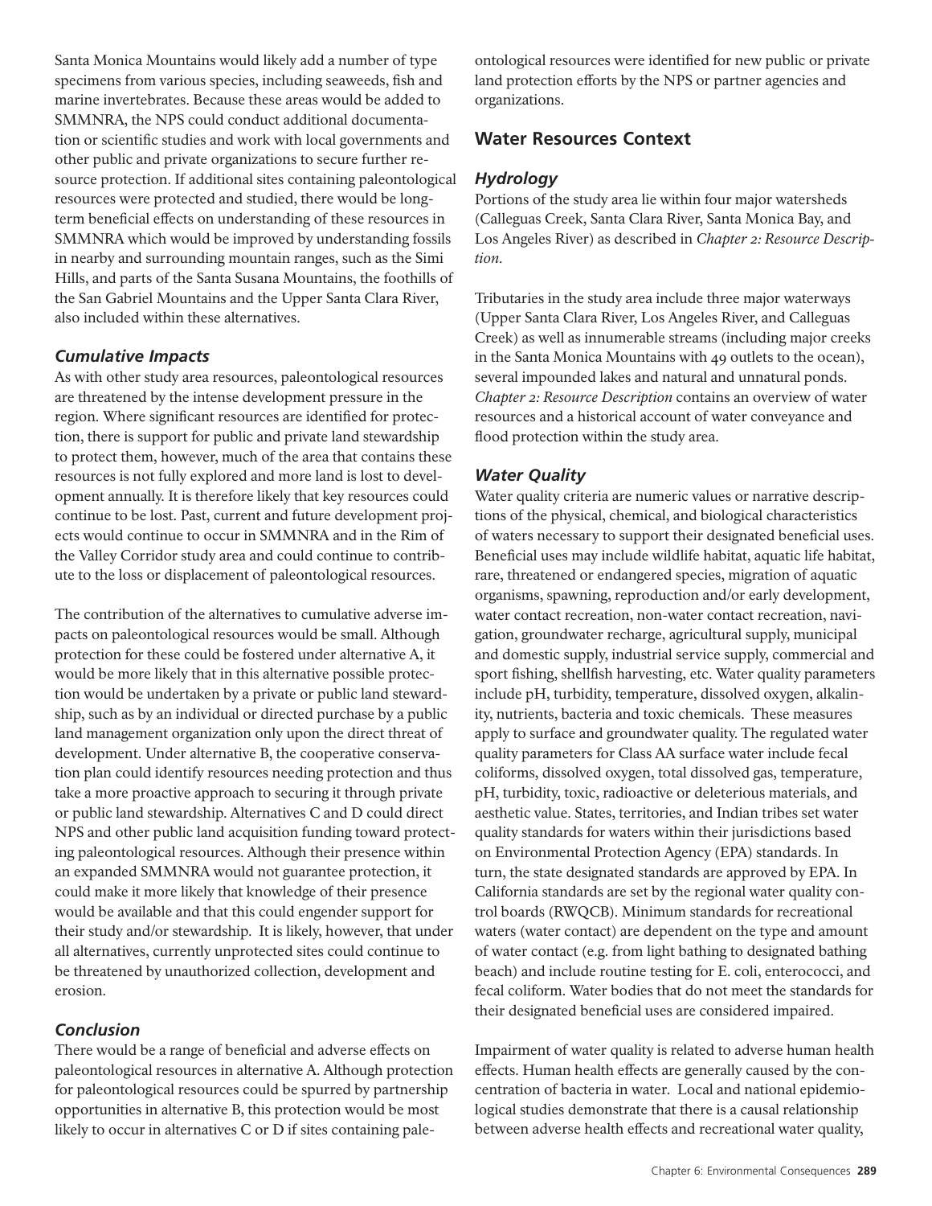Santa Monica Mountains would likely add a number of type specimens from various species, including seaweeds, fish and marine invertebrates. Because these areas would be added to SMMNRA, the NPS could conduct additional documentation or scientific studies and work with local governments and other public and private organizations to secure further resource protection. If additional sites containing paleontological resources were protected and studied, there would be long-term beneficial effects on understanding of these resources in SMMNRA which would be improved by understanding fossils in nearby and surrounding mountain ranges, such as the Simi Hills, and parts of the Santa Susana Mountains, the foothills of the San Gabriel Mountains and the Upper Santa Clara River, also included within these alternatives.

### *Cumulative Impacts*

As with other study area resources, paleontological resources are threatened by the intense development pressure in the region. Where significant resources are identified for protection, there is support for public and private land stewardship to protect them, however, much of the area that contains these resources is not fully explored and more land is lost to development annually. It is therefore likely that key resources could continue to be lost. Past, current and future development projects would continue to occur in SMMNRA and in the Rim of the Valley Corridor study area and could continue to contribute to the loss or displacement of paleontological resources.

The contribution of the alternatives to cumulative adverse impacts on paleontological resources would be small. Although protection for these could be fostered under alternative A, it would be more likely that in this alternative possible protection would be undertaken by a private or public land stewardship, such as by an individual or directed purchase by a public land management organization only upon the direct threat of development. Under alternative B, the cooperative conservation plan could identify resources needing protection and thus take a more proactive approach to securing it through private or public land stewardship. Alternatives C and D could direct NPS and other public land acquisition funding toward protecting paleontological resources. Although their presence within an expanded SMMNRA would not guarantee protection, it could make it more likely that knowledge of their presence would be available and that this could engender support for their study and/or stewardship. It is likely, however, that under all alternatives, currently unprotected sites could continue to be threatened by unauthorized collection, development and erosion.

### *Conclusion*

There would be a range of beneficial and adverse effects on paleontological resources in alternative A. Although protection for paleontological resources could be spurred by partnership opportunities in alternative B, this protection would be most likely to occur in alternatives C or D if sites containing paleontological resources were identified for new public or private land protection efforts by the NPS or partner agencies and organizations.

## Water Resources Context

### *Hydrology*

Portions of the study area lie within four major watersheds (Calleguas Creek, Santa Clara River, Santa Monica Bay, and Los Angeles River) as described in *Chapter 2: Resource Description*.

Tributaries in the study area include three major waterways (Upper Santa Clara River, Los Angeles River, and Calleguas Creek) as well as innumerable streams (including major creeks in the Santa Monica Mountains with 49 outlets to the ocean), several impounded lakes and natural and unnatural ponds. *Chapter 2: Resource Description* contains an overview of water resources and a historical account of water conveyance and flood protection within the study area.

### *Water Quality*

Water quality criteria are numeric values or narrative descriptions of the physical, chemical, and biological characteristics of waters necessary to support their designated beneficial uses. Beneficial uses may include wildlife habitat, aquatic life habitat, rare, threatened or endangered species, migration of aquatic organisms, spawning, reproduction and/or early development, water contact recreation, non-water contact recreation, navigation, groundwater recharge, agricultural supply, municipal and domestic supply, industrial service supply, commercial and sport fishing, shellfish harvesting, etc. Water quality parameters include pH, turbidity, temperature, dissolved oxygen, alkalinity, nutrients, bacteria and toxic chemicals. These measures apply to surface and groundwater quality. The regulated water quality parameters for Class AA surface water include fecal coliforms, dissolved oxygen, total dissolved gas, temperature, pH, turbidity, toxic, radioactive or deleterious materials, and aesthetic value. States, territories, and Indian tribes set water quality standards for waters within their jurisdictions based on Environmental Protection Agency (EPA) standards. In turn, the state designated standards are approved by EPA. In California standards are set by the regional water quality control boards (RWQCB). Minimum standards for recreational waters (water contact) are dependent on the type and amount of water contact (e.g. from light bathing to designated bathing beach) and include routine testing for E. coli, enterococci, and fecal coliform. Water bodies that do not meet the standards for their designated beneficial uses are considered impaired.

Impairment of water quality is related to adverse human health effects. Human health effects are generally caused by the concentration of bacteria in water. Local and national epidemiological studies demonstrate that there is a causal relationship between adverse health effects and recreational water quality,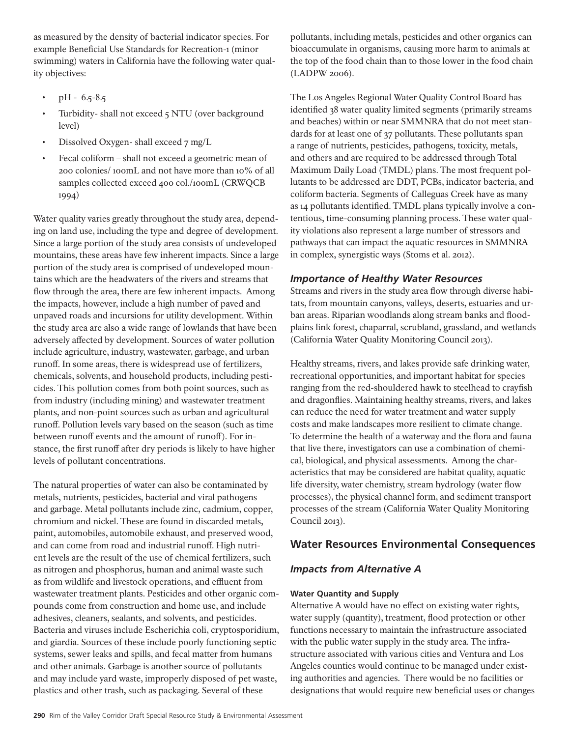as measured by the density of bacterial indicator species. For example Beneficial Use Standards for Recreation-1 (minor swimming) waters in California have the following water quality objectives:

- pH - 6.5-8.5
- Turbidity- shall not exceed 5 NTU (over background level)
- Dissolved Oxygen- shall exceed 7 mg/L
- Fecal coliform – shall not exceed a geometric mean of 200 colonies/ 100mL and not have more than 10% of all samples collected exceed 400 col./100mL (CRWQCB 1994)

Water quality varies greatly throughout the study area, depending on land use, including the type and degree of development. Since a large portion of the study area consists of undeveloped mountains, these areas have few inherent impacts. Since a large portion of the study area is comprised of undeveloped mountains which are the headwaters of the rivers and streams that flow through the area, there are few inherent impacts. Among the impacts, however, include a high number of paved and unpaved roads and incursions for utility development. Within the study area are also a wide range of lowlands that have been adversely affected by development. Sources of water pollution include agriculture, industry, wastewater, garbage, and urban runoff. In some areas, there is widespread use of fertilizers, chemicals, solvents, and household products, including pesticides. This pollution comes from both point sources, such as from industry (including mining) and wastewater treatment plants, and non-point sources such as urban and agricultural runoff. Pollution levels vary based on the season (such as time between runoff events and the amount of runoff). For instance, the first runoff after dry periods is likely to have higher levels of pollutant concentrations.

The natural properties of water can also be contaminated by metals, nutrients, pesticides, bacterial and viral pathogens and garbage. Metal pollutants include zinc, cadmium, copper, chromium and nickel. These are found in discarded metals, paint, automobiles, automobile exhaust, and preserved wood, and can come from road and industrial runoff. High nutrient levels are the result of the use of chemical fertilizers, such as nitrogen and phosphorus, human and animal waste such as from wildlife and livestock operations, and effluent from wastewater treatment plants. Pesticides and other organic compounds come from construction and home use, and include adhesives, cleaners, sealants, and solvents, and pesticides. Bacteria and viruses include Escherichia coli, cryptosporidium, and giardia. Sources of these include poorly functioning septic systems, sewer leaks and spills, and fecal matter from humans and other animals. Garbage is another source of pollutants and may include yard waste, improperly disposed of pet waste, plastics and other trash, such as packaging. Several of these pollutants, including metals, pesticides and other organics can bioaccumulate in organisms, causing more harm to animals at the top of the food chain than to those lower in the food chain (LADPW 2006).

The Los Angeles Regional Water Quality Control Board has identified 38 water quality limited segments (primarily streams and beaches) within or near SMMNRA that do not meet standards for at least one of 37 pollutants. These pollutants span a range of nutrients, pesticides, pathogens, toxicity, metals, and others and are required to be addressed through Total Maximum Daily Load (TMDL) plans. The most frequent pollutants to be addressed are DDT, PCBs, indicator bacteria, and coliform bacteria. Segments of Calleguas Creek have as many as 14 pollutants identified. TMDL plans typically involve a contentious, time-consuming planning process. These water quality violations also represent a large number of stressors and pathways that can impact the aquatic resources in SMMNRA in complex, synergistic ways (Stoms et al. 2012).

### *Importance of Healthy Water Resources*

Streams and rivers in the study area flow through diverse habitats, from mountain canyons, valleys, deserts, estuaries and urban areas. Riparian woodlands along stream banks and floodplains link forest, chaparral, scrubland, grassland, and wetlands (California Water Quality Monitoring Council 2013).

Healthy streams, rivers, and lakes provide safe drinking water, recreational opportunities, and important habitat for species ranging from the red-shouldered hawk to steelhead to crayfish and dragonflies. Maintaining healthy streams, rivers, and lakes can reduce the need for water treatment and water supply costs and make landscapes more resilient to climate change. To determine the health of a waterway and the flora and fauna that live there, investigators can use a combination of chemical, biological, and physical assessments. Among the characteristics that may be considered are habitat quality, aquatic life diversity, water chemistry, stream hydrology (water flow processes), the physical channel form, and sediment transport processes of the stream (California Water Quality Monitoring Council 2013).

## Water Resources Environmental Consequences

### *Impacts from Alternative A*

#### Water Quantity and Supply

Alternative A would have no effect on existing water rights, water supply (quantity), treatment, flood protection or other functions necessary to maintain the infrastructure associated with the public water supply in the study area. The infrastructure associated with various cities and Ventura and Los Angeles counties would continue to be managed under existing authorities and agencies. There would be no facilities or designations that would require new beneficial uses or changes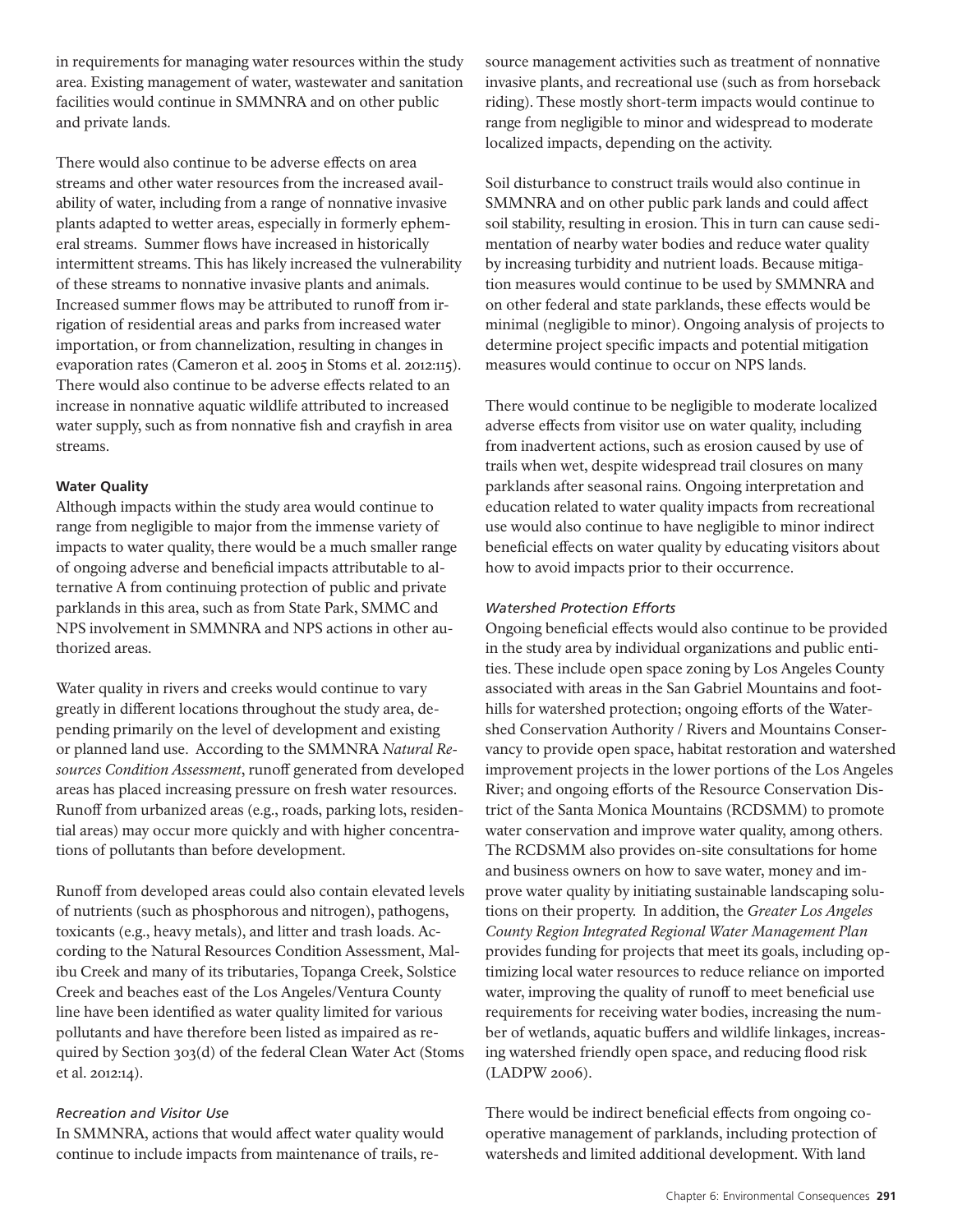in requirements for managing water resources within the study area. Existing management of water, wastewater and sanitation facilities would continue in SMMNRA and on other public and private lands.

There would also continue to be adverse effects on area streams and other water resources from the increased availability of water, including from a range of nonnative invasive plants adapted to wetter areas, especially in formerly ephemeral streams. Summer flows have increased in historically intermittent streams. This has likely increased the vulnerability of these streams to nonnative invasive plants and animals. Increased summer flows may be attributed to runoff from irrigation of residential areas and parks from increased water importation, or from channelization, resulting in changes in evaporation rates (Cameron et al. 2005 in Stoms et al. 2012:115). There would also continue to be adverse effects related to an increase in nonnative aquatic wildlife attributed to increased water supply, such as from nonnative fish and crayfish in area streams.

**Water Quality**

Although impacts within the study area would continue to range from negligible to major from the immense variety of impacts to water quality, there would be a much smaller range of ongoing adverse and beneficial impacts attributable to alternative A from continuing protection of public and private parklands in this area, such as from State Park, SMMC and NPS involvement in SMMNRA and NPS actions in other authorized areas.

Water quality in rivers and creeks would continue to vary greatly in different locations throughout the study area, depending primarily on the level of development and existing or planned land use. According to the SMMNRA *Natural Resources Condition Assessment*, runoff generated from developed areas has placed increasing pressure on fresh water resources. Runoff from urbanized areas (e.g., roads, parking lots, residential areas) may occur more quickly and with higher concentrations of pollutants than before development.

Runoff from developed areas could also contain elevated levels of nutrients (such as phosphorous and nitrogen), pathogens, toxicants (e.g., heavy metals), and litter and trash loads. According to the Natural Resources Condition Assessment, Malibu Creek and many of its tributaries, Topanga Creek, Solstice Creek and beaches east of the Los Angeles/Ventura County line have been identified as water quality limited for various pollutants and have therefore been listed as impaired as required by Section 303(d) of the federal Clean Water Act (Stoms et al. 2012:14).

*Recreation and Visitor Use*

In SMMNRA, actions that would affect water quality would continue to include impacts from maintenance of trails, resource management activities such as treatment of nonnative invasive plants, and recreational use (such as from horseback riding). These mostly short-term impacts would continue to range from negligible to minor and widespread to moderate localized impacts, depending on the activity.

Soil disturbance to construct trails would also continue in SMMNRA and on other public park lands and could affect soil stability, resulting in erosion. This in turn can cause sedimentation of nearby water bodies and reduce water quality by increasing turbidity and nutrient loads. Because mitigation measures would continue to be used by SMMNRA and on other federal and state parklands, these effects would be minimal (negligible to minor). Ongoing analysis of projects to determine project specific impacts and potential mitigation measures would continue to occur on NPS lands.

There would continue to be negligible to moderate localized adverse effects from visitor use on water quality, including from inadvertent actions, such as erosion caused by use of trails when wet, despite widespread trail closures on many parklands after seasonal rains. Ongoing interpretation and education related to water quality impacts from recreational use would also continue to have negligible to minor indirect beneficial effects on water quality by educating visitors about how to avoid impacts prior to their occurrence.

*Watershed Protection Efforts*

Ongoing beneficial effects would also continue to be provided in the study area by individual organizations and public entities. These include open space zoning by Los Angeles County associated with areas in the San Gabriel Mountains and foothills for watershed protection; ongoing efforts of the Watershed Conservation Authority / Rivers and Mountains Conservancy to provide open space, habitat restoration and watershed improvement projects in the lower portions of the Los Angeles River; and ongoing efforts of the Resource Conservation District of the Santa Monica Mountains (RCDSMM) to promote water conservation and improve water quality, among others. The RCDSMM also provides on-site consultations for home and business owners on how to save water, money and improve water quality by initiating sustainable landscaping solutions on their property. In addition, the *Greater Los Angeles County Region Integrated Regional Water Management Plan* provides funding for projects that meet its goals, including optimizing local water resources to reduce reliance on imported water, improving the quality of runoff to meet beneficial use requirements for receiving water bodies, increasing the number of wetlands, aquatic buffers and wildlife linkages, increasing watershed friendly open space, and reducing flood risk (LADPW 2006).

There would be indirect beneficial effects from ongoing cooperative management of parklands, including protection of watersheds and limited additional development. With land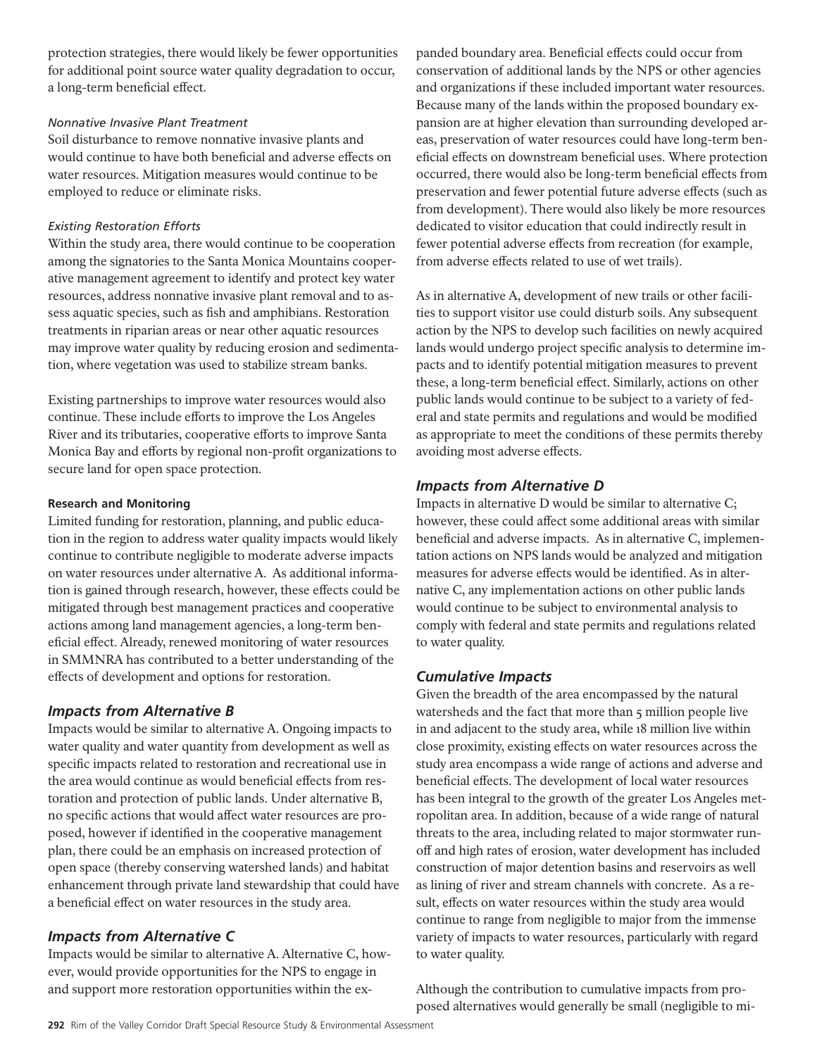protection strategies, there would likely be fewer opportunities for additional point source water quality degradation to occur, a long-term beneficial effect.

*Nonnative Invasive Plant Treatment*

Soil disturbance to remove nonnative invasive plants and would continue to have both beneficial and adverse effects on water resources. Mitigation measures would continue to be employed to reduce or eliminate risks.

*Existing Restoration Efforts*

Within the study area, there would continue to be cooperation among the signatories to the Santa Monica Mountains cooperative management agreement to identify and protect key water resources, address nonnative invasive plant removal and to assess aquatic species, such as fish and amphibians. Restoration treatments in riparian areas or near other aquatic resources may improve water quality by reducing erosion and sedimentation, where vegetation was used to stabilize stream banks.

Existing partnerships to improve water resources would also continue. These include efforts to improve the Los Angeles River and its tributaries, cooperative efforts to improve Santa Monica Bay and efforts by regional non-profit organizations to secure land for open space protection.

**Research and Monitoring**

Limited funding for restoration, planning, and public education in the region to address water quality impacts would likely continue to contribute negligible to moderate adverse impacts on water resources under alternative A. As additional information is gained through research, however, these effects could be mitigated through best management practices and cooperative actions among land management agencies, a long-term beneficial effect. Already, renewed monitoring of water resources in SMMNRA has contributed to a better understanding of the effects of development and options for restoration.

## *Impacts from Alternative B*

Impacts would be similar to alternative A. Ongoing impacts to water quality and water quantity from development as well as specific impacts related to restoration and recreational use in the area would continue as would beneficial effects from restoration and protection of public lands. Under alternative B, no specific actions that would affect water resources are proposed, however if identified in the cooperative management plan, there could be an emphasis on increased protection of open space (thereby conserving watershed lands) and habitat enhancement through private land stewardship that could have a beneficial effect on water resources in the study area.

## *Impacts from Alternative C*

Impacts would be similar to alternative A. Alternative C, however, would provide opportunities for the NPS to engage in and support more restoration opportunities within the expanded boundary area. Beneficial effects could occur from conservation of additional lands by the NPS or other agencies and organizations if these included important water resources. Because many of the lands within the proposed boundary expansion are at higher elevation than surrounding developed areas, preservation of water resources could have long-term beneficial effects on downstream beneficial uses. Where protection occurred, there would also be long-term beneficial effects from preservation and fewer potential future adverse effects (such as from development). There would also likely be more resources dedicated to visitor education that could indirectly result in fewer potential adverse effects from recreation (for example, from adverse effects related to use of wet trails).

As in alternative A, development of new trails or other facilities to support visitor use could disturb soils. Any subsequent action by the NPS to develop such facilities on newly acquired lands would undergo project specific analysis to determine impacts and to identify potential mitigation measures to prevent these, a long-term beneficial effect. Similarly, actions on other public lands would continue to be subject to a variety of federal and state permits and regulations and would be modified as appropriate to meet the conditions of these permits thereby avoiding most adverse effects.

## *Impacts from Alternative D*

Impacts in alternative D would be similar to alternative C; however, these could affect some additional areas with similar beneficial and adverse impacts. As in alternative C, implementation actions on NPS lands would be analyzed and mitigation measures for adverse effects would be identified. As in alternative C, any implementation actions on other public lands would continue to be subject to environmental analysis to comply with federal and state permits and regulations related to water quality.

## *Cumulative Impacts*

Given the breadth of the area encompassed by the natural watersheds and the fact that more than 5 million people live in and adjacent to the study area, while 18 million live within close proximity, existing effects on water resources across the study area encompass a wide range of actions and adverse and beneficial effects. The development of local water resources has been integral to the growth of the greater Los Angeles metropolitan area. In addition, because of a wide range of natural threats to the area, including related to major stormwater runoff and high rates of erosion, water development has included construction of major detention basins and reservoirs as well as lining of river and stream channels with concrete. As a result, effects on water resources within the study area would continue to range from negligible to major from the immense variety of impacts to water resources, particularly with regard to water quality.

Although the contribution to cumulative impacts from proposed alternatives would generally be small (negligible to mi-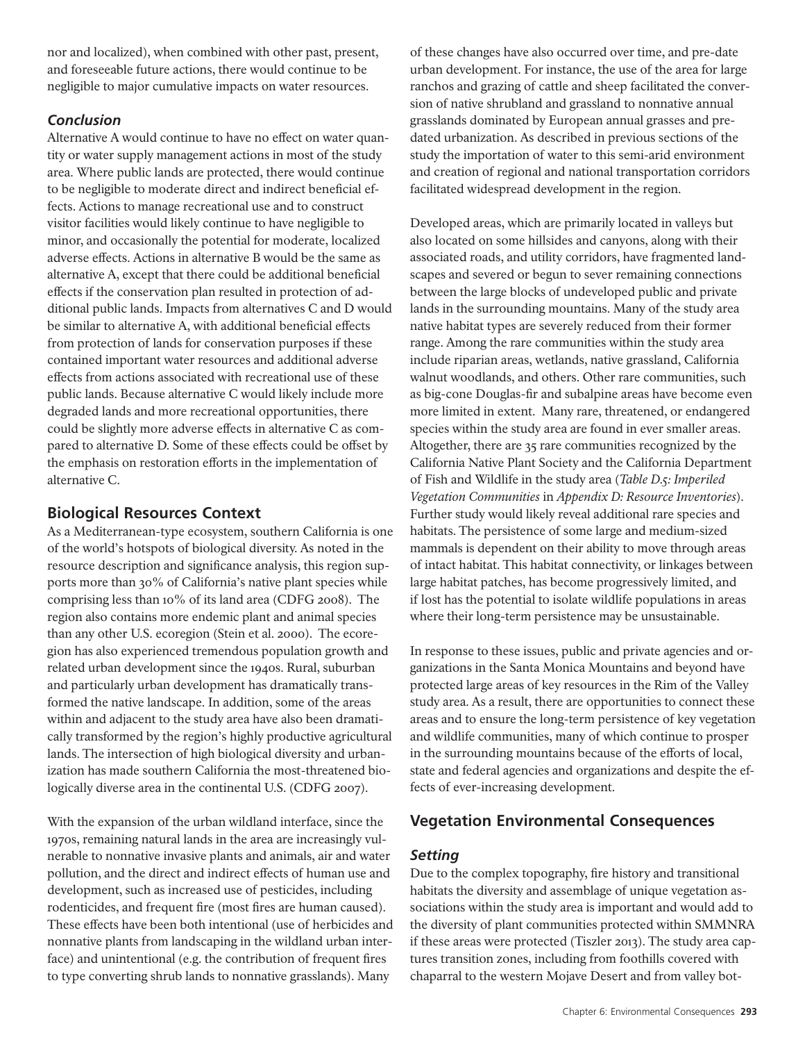nor and localized), when combined with other past, present, and foreseeable future actions, there would continue to be negligible to major cumulative impacts on water resources.

### *Conclusion*

Alternative A would continue to have no effect on water quantity or water supply management actions in most of the study area. Where public lands are protected, there would continue to be negligible to moderate direct and indirect beneficial effects. Actions to manage recreational use and to construct visitor facilities would likely continue to have negligible to minor, and occasionally the potential for moderate, localized adverse effects. Actions in alternative B would be the same as alternative A, except that there could be additional beneficial effects if the conservation plan resulted in protection of additional public lands. Impacts from alternatives C and D would be similar to alternative A, with additional beneficial effects from protection of lands for conservation purposes if these contained important water resources and additional adverse effects from actions associated with recreational use of these public lands. Because alternative C would likely include more degraded lands and more recreational opportunities, there could be slightly more adverse effects in alternative C as compared to alternative D. Some of these effects could be offset by the emphasis on restoration efforts in the implementation of alternative C.

## Biological Resources Context

As a Mediterranean-type ecosystem, southern California is one of the world's hotspots of biological diversity. As noted in the resource description and significance analysis, this region supports more than 30% of California's native plant species while comprising less than 10% of its land area (CDFG 2008). The region also contains more endemic plant and animal species than any other U.S. ecoregion (Stein et al. 2000). The ecoregion has also experienced tremendous population growth and related urban development since the 1940s. Rural, suburban and particularly urban development has dramatically transformed the native landscape. In addition, some of the areas within and adjacent to the study area have also been dramatically transformed by the region's highly productive agricultural lands. The intersection of high biological diversity and urbanization has made southern California the most-threatened biologically diverse area in the continental U.S. (CDFG 2007).

With the expansion of the urban wildland interface, since the 1970s, remaining natural lands in the area are increasingly vulnerable to nonnative invasive plants and animals, air and water pollution, and the direct and indirect effects of human use and development, such as increased use of pesticides, including rodenticides, and frequent fire (most fires are human caused). These effects have been both intentional (use of herbicides and nonnative plants from landscaping in the wildland urban interface) and unintentional (e.g. the contribution of frequent fires to type converting shrub lands to nonnative grasslands). Many of these changes have also occurred over time, and pre-date urban development. For instance, the use of the area for large ranchos and grazing of cattle and sheep facilitated the conversion of native shrubland and grassland to nonnative annual grasslands dominated by European annual grasses and predated urbanization. As described in previous sections of the study the importation of water to this semi-arid environment and creation of regional and national transportation corridors facilitated widespread development in the region.

Developed areas, which are primarily located in valleys but also located on some hillsides and canyons, along with their associated roads, and utility corridors, have fragmented landscapes and severed or begun to sever remaining connections between the large blocks of undeveloped public and private lands in the surrounding mountains. Many of the study area native habitat types are severely reduced from their former range. Among the rare communities within the study area include riparian areas, wetlands, native grassland, California walnut woodlands, and others. Other rare communities, such as big-cone Douglas-fir and subalpine areas have become even more limited in extent. Many rare, threatened, or endangered species within the study area are found in ever smaller areas. Altogether, there are 35 rare communities recognized by the California Native Plant Society and the California Department of Fish and Wildlife in the study area (*Table D.5: Imperiled Vegetation Communities* in *Appendix D: Resource Inventories*). Further study would likely reveal additional rare species and habitats. The persistence of some large and medium-sized mammals is dependent on their ability to move through areas of intact habitat. This habitat connectivity, or linkages between large habitat patches, has become progressively limited, and if lost has the potential to isolate wildlife populations in areas where their long-term persistence may be unsustainable.

In response to these issues, public and private agencies and organizations in the Santa Monica Mountains and beyond have protected large areas of key resources in the Rim of the Valley study area. As a result, there are opportunities to connect these areas and to ensure the long-term persistence of key vegetation and wildlife communities, many of which continue to prosper in the surrounding mountains because of the efforts of local, state and federal agencies and organizations and despite the effects of ever-increasing development.

## Vegetation Environmental Consequences

### *Setting*

Due to the complex topography, fire history and transitional habitats the diversity and assemblage of unique vegetation associations within the study area is important and would add to the diversity of plant communities protected within SMMNRA if these areas were protected (Tiszler 2013). The study area captures transition zones, including from foothills covered with chaparral to the western Mojave Desert and from valley bot-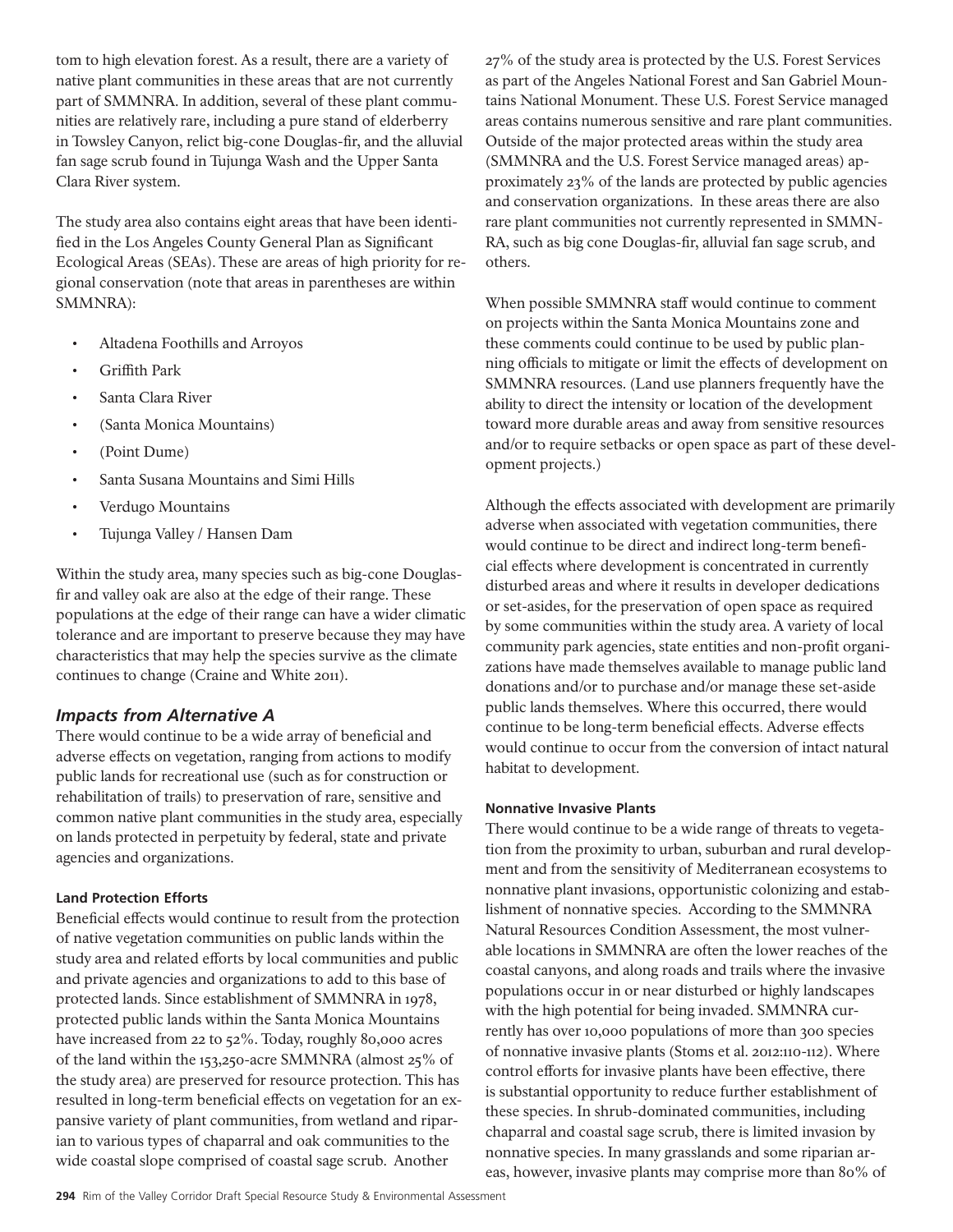tom to high elevation forest. As a result, there are a variety of native plant communities in these areas that are not currently part of SMMNRA. In addition, several of these plant communities are relatively rare, including a pure stand of elderberry in Towsley Canyon, relict big-cone Douglas-fir, and the alluvial fan sage scrub found in Tujunga Wash and the Upper Santa Clara River system.

The study area also contains eight areas that have been identified in the Los Angeles County General Plan as Significant Ecological Areas (SEAs). These are areas of high priority for regional conservation (note that areas in parentheses are within SMMNRA):

- Altadena Foothills and Arroyos
- Griffith Park
- Santa Clara River
- (Santa Monica Mountains)
- (Point Dume)
- Santa Susana Mountains and Simi Hills
- Verdugo Mountains
- Tujunga Valley / Hansen Dam

Within the study area, many species such as big-cone Douglas-fir and valley oak are also at the edge of their range. These populations at the edge of their range can have a wider climatic tolerance and are important to preserve because they may have characteristics that may help the species survive as the climate continues to change (Craine and White 2011).

### *Impacts from Alternative A*

There would continue to be a wide array of beneficial and adverse effects on vegetation, ranging from actions to modify public lands for recreational use (such as for construction or rehabilitation of trails) to preservation of rare, sensitive and common native plant communities in the study area, especially on lands protected in perpetuity by federal, state and private agencies and organizations.

#### Land Protection Efforts

Beneficial effects would continue to result from the protection of native vegetation communities on public lands within the study area and related efforts by local communities and public and private agencies and organizations to add to this base of protected lands. Since establishment of SMMNRA in 1978, protected public lands within the Santa Monica Mountains have increased from 22 to 52%. Today, roughly 80,000 acres of the land within the 153,250-acre SMMNRA (almost 25% of the study area) are preserved for resource protection. This has resulted in long-term beneficial effects on vegetation for an expansive variety of plant communities, from wetland and riparian to various types of chaparral and oak communities to the wide coastal slope comprised of coastal sage scrub. Another 27% of the study area is protected by the U.S. Forest Services as part of the Angeles National Forest and San Gabriel Mountains National Monument. These U.S. Forest Service managed areas contains numerous sensitive and rare plant communities. Outside of the major protected areas within the study area (SMMNRA and the U.S. Forest Service managed areas) approximately 23% of the lands are protected by public agencies and conservation organizations. In these areas there are also rare plant communities not currently represented in SMMNRA, such as big cone Douglas-fir, alluvial fan sage scrub, and others.

When possible SMMNRA staff would continue to comment on projects within the Santa Monica Mountains zone and these comments could continue to be used by public planning officials to mitigate or limit the effects of development on SMMNRA resources. (Land use planners frequently have the ability to direct the intensity or location of the development toward more durable areas and away from sensitive resources and/or to require setbacks or open space as part of these development projects.)

Although the effects associated with development are primarily adverse when associated with vegetation communities, there would continue to be direct and indirect long-term beneficial effects where development is concentrated in currently disturbed areas and where it results in developer dedications or set-asides, for the preservation of open space as required by some communities within the study area. A variety of local community park agencies, state entities and non-profit organizations have made themselves available to manage public land donations and/or to purchase and/or manage these set-aside public lands themselves. Where this occurred, there would continue to be long-term beneficial effects. Adverse effects would continue to occur from the conversion of intact natural habitat to development.

#### Nonnative Invasive Plants

There would continue to be a wide range of threats to vegetation from the proximity to urban, suburban and rural development and from the sensitivity of Mediterranean ecosystems to nonnative plant invasions, opportunistic colonizing and establishment of nonnative species. According to the SMMNRA Natural Resources Condition Assessment, the most vulnerable locations in SMMNRA are often the lower reaches of the coastal canyons, and along roads and trails where the invasive populations occur in or near disturbed or highly landscapes with the high potential for being invaded. SMMNRA currently has over 10,000 populations of more than 300 species of nonnative invasive plants (Stoms et al. 2012:110-112). Where control efforts for invasive plants have been effective, there is substantial opportunity to reduce further establishment of these species. In shrub-dominated communities, including chaparral and coastal sage scrub, there is limited invasion by nonnative species. In many grasslands and some riparian areas, however, invasive plants may comprise more than 80% of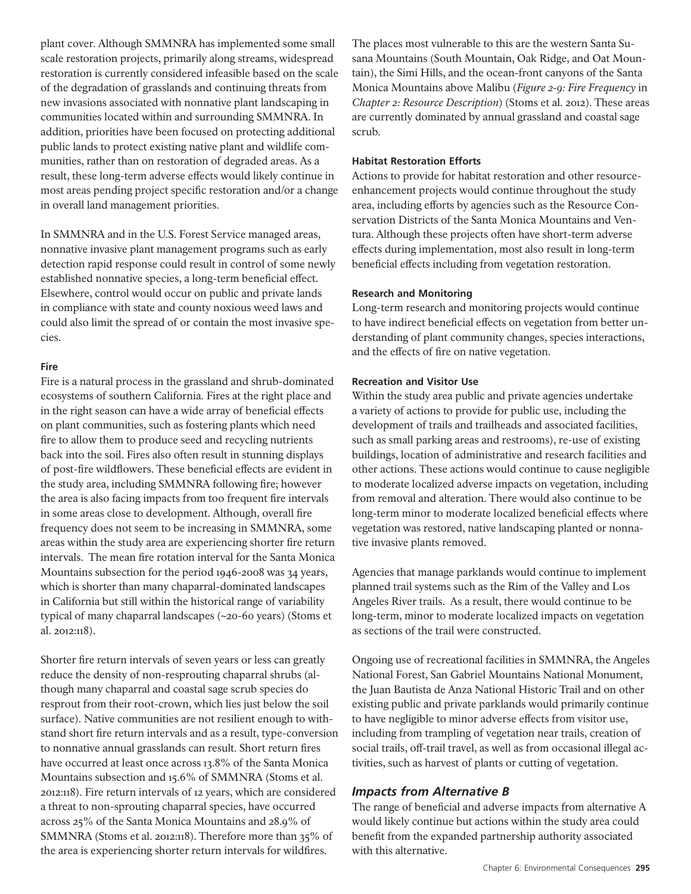plant cover. Although SMMNRA has implemented some small scale restoration projects, primarily along streams, widespread restoration is currently considered infeasible based on the scale of the degradation of grasslands and continuing threats from new invasions associated with nonnative plant landscaping in communities located within and surrounding SMMNRA. In addition, priorities have been focused on protecting additional public lands to protect existing native plant and wildlife communities, rather than on restoration of degraded areas. As a result, these long-term adverse effects would likely continue in most areas pending project specific restoration and/or a change in overall land management priorities.

In SMMNRA and in the U.S. Forest Service managed areas, nonnative invasive plant management programs such as early detection rapid response could result in control of some newly established nonnative species, a long-term beneficial effect. Elsewhere, control would occur on public and private lands in compliance with state and county noxious weed laws and could also limit the spread of or contain the most invasive species.

#### Fire

Fire is a natural process in the grassland and shrub-dominated ecosystems of southern California. Fires at the right place and in the right season can have a wide array of beneficial effects on plant communities, such as fostering plants which need fire to allow them to produce seed and recycling nutrients back into the soil. Fires also often result in stunning displays of post-fire wildflowers. These beneficial effects are evident in the study area, including SMMNRA following fire; however the area is also facing impacts from too frequent fire intervals in some areas close to development. Although, overall fire frequency does not seem to be increasing in SMMNRA, some areas within the study area are experiencing shorter fire return intervals. The mean fire rotation interval for the Santa Monica Mountains subsection for the period 1946-2008 was 34 years, which is shorter than many chaparral-dominated landscapes in California but still within the historical range of variability typical of many chaparral landscapes (~20-60 years) (Stoms et al. 2012:118).

Shorter fire return intervals of seven years or less can greatly reduce the density of non-resprouting chaparral shrubs (although many chaparral and coastal sage scrub species do resprout from their root-crown, which lies just below the soil surface). Native communities are not resilient enough to withstand short fire return intervals and as a result, type-conversion to nonnative annual grasslands can result. Short return fires have occurred at least once across 13.8% of the Santa Monica Mountains subsection and 15.6% of SMMNRA (Stoms et al. 2012:118). Fire return intervals of 12 years, which are considered a threat to non-sprouting chaparral species, have occurred across 25% of the Santa Monica Mountains and 28.9% of SMMNRA (Stoms et al. 2012:118). Therefore more than 35% of the area is experiencing shorter return intervals for wildfires.

The places most vulnerable to this are the western Santa Susana Mountains (South Mountain, Oak Ridge, and Oat Mountain), the Simi Hills, and the ocean-front canyons of the Santa Monica Mountains above Malibu (*Figure 2-9: Fire Frequency* in *Chapter 2: Resource Description*) (Stoms et al. 2012). These areas are currently dominated by annual grassland and coastal sage scrub.

#### Habitat Restoration Efforts

Actions to provide for habitat restoration and other resource-enhancement projects would continue throughout the study area, including efforts by agencies such as the Resource Conservation Districts of the Santa Monica Mountains and Ventura. Although these projects often have short-term adverse effects during implementation, most also result in long-term beneficial effects including from vegetation restoration.

#### Research and Monitoring

Long-term research and monitoring projects would continue to have indirect beneficial effects on vegetation from better understanding of plant community changes, species interactions, and the effects of fire on native vegetation.

#### Recreation and Visitor Use

Within the study area public and private agencies undertake a variety of actions to provide for public use, including the development of trails and trailheads and associated facilities, such as small parking areas and restrooms), re-use of existing buildings, location of administrative and research facilities and other actions. These actions would continue to cause negligible to moderate localized adverse impacts on vegetation, including from removal and alteration. There would also continue to be long-term minor to moderate localized beneficial effects where vegetation was restored, native landscaping planted or nonnative invasive plants removed.

Agencies that manage parklands would continue to implement planned trail systems such as the Rim of the Valley and Los Angeles River trails. As a result, there would continue to be long-term, minor to moderate localized impacts on vegetation as sections of the trail were constructed.

Ongoing use of recreational facilities in SMMNRA, the Angeles National Forest, San Gabriel Mountains National Monument, the Juan Bautista de Anza National Historic Trail and on other existing public and private parklands would primarily continue to have negligible to minor adverse effects from visitor use, including from trampling of vegetation near trails, creation of social trails, off-trail travel, as well as from occasional illegal activities, such as harvest of plants or cutting of vegetation.

### *Impacts from Alternative B*

The range of beneficial and adverse impacts from alternative A would likely continue but actions within the study area could benefit from the expanded partnership authority associated with this alternative.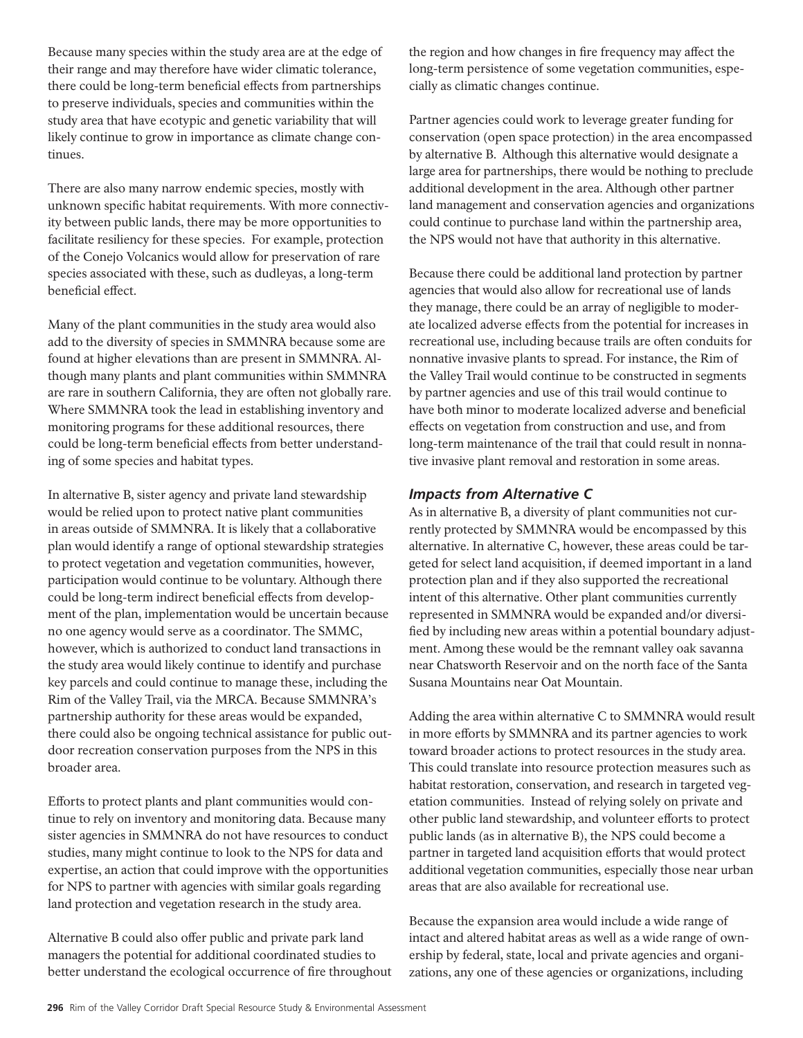Because many species within the study area are at the edge of their range and may therefore have wider climatic tolerance, there could be long-term beneficial effects from partnerships to preserve individuals, species and communities within the study area that have ecotypic and genetic variability that will likely continue to grow in importance as climate change continues.

There are also many narrow endemic species, mostly with unknown specific habitat requirements. With more connectivity between public lands, there may be more opportunities to facilitate resiliency for these species. For example, protection of the Conejo Volcanics would allow for preservation of rare species associated with these, such as dudleyas, a long-term beneficial effect.

Many of the plant communities in the study area would also add to the diversity of species in SMMNRA because some are found at higher elevations than are present in SMMNRA. Although many plants and plant communities within SMMNRA are rare in southern California, they are often not globally rare. Where SMMNRA took the lead in establishing inventory and monitoring programs for these additional resources, there could be long-term beneficial effects from better understanding of some species and habitat types.

In alternative B, sister agency and private land stewardship would be relied upon to protect native plant communities in areas outside of SMMNRA. It is likely that a collaborative plan would identify a range of optional stewardship strategies to protect vegetation and vegetation communities, however, participation would continue to be voluntary. Although there could be long-term indirect beneficial effects from development of the plan, implementation would be uncertain because no one agency would serve as a coordinator. The SMMC, however, which is authorized to conduct land transactions in the study area would likely continue to identify and purchase key parcels and could continue to manage these, including the Rim of the Valley Trail, via the MRCA. Because SMMNRA's partnership authority for these areas would be expanded, there could also be ongoing technical assistance for public outdoor recreation conservation purposes from the NPS in this broader area.

Efforts to protect plants and plant communities would continue to rely on inventory and monitoring data. Because many sister agencies in SMMNRA do not have resources to conduct studies, many might continue to look to the NPS for data and expertise, an action that could improve with the opportunities for NPS to partner with agencies with similar goals regarding land protection and vegetation research in the study area.

Alternative B could also offer public and private park land managers the potential for additional coordinated studies to better understand the ecological occurrence of fire throughout the region and how changes in fire frequency may affect the long-term persistence of some vegetation communities, especially as climatic changes continue.

Partner agencies could work to leverage greater funding for conservation (open space protection) in the area encompassed by alternative B. Although this alternative would designate a large area for partnerships, there would be nothing to preclude additional development in the area. Although other partner land management and conservation agencies and organizations could continue to purchase land within the partnership area, the NPS would not have that authority in this alternative.

Because there could be additional land protection by partner agencies that would also allow for recreational use of lands they manage, there could be an array of negligible to moderate localized adverse effects from the potential for increases in recreational use, including because trails are often conduits for nonnative invasive plants to spread. For instance, the Rim of the Valley Trail would continue to be constructed in segments by partner agencies and use of this trail would continue to have both minor to moderate localized adverse and beneficial effects on vegetation from construction and use, and from long-term maintenance of the trail that could result in nonnative invasive plant removal and restoration in some areas.

### *Impacts from Alternative C*

As in alternative B, a diversity of plant communities not currently protected by SMMNRA would be encompassed by this alternative. In alternative C, however, these areas could be targeted for select land acquisition, if deemed important in a land protection plan and if they also supported the recreational intent of this alternative. Other plant communities currently represented in SMMNRA would be expanded and/or diversified by including new areas within a potential boundary adjustment. Among these would be the remnant valley oak savanna near Chatsworth Reservoir and on the north face of the Santa Susana Mountains near Oat Mountain.

Adding the area within alternative C to SMMNRA would result in more efforts by SMMNRA and its partner agencies to work toward broader actions to protect resources in the study area. This could translate into resource protection measures such as habitat restoration, conservation, and research in targeted vegetation communities. Instead of relying solely on private and other public land stewardship, and volunteer efforts to protect public lands (as in alternative B), the NPS could become a partner in targeted land acquisition efforts that would protect additional vegetation communities, especially those near urban areas that are also available for recreational use.

Because the expansion area would include a wide range of intact and altered habitat areas as well as a wide range of ownership by federal, state, local and private agencies and organizations, any one of these agencies or organizations, including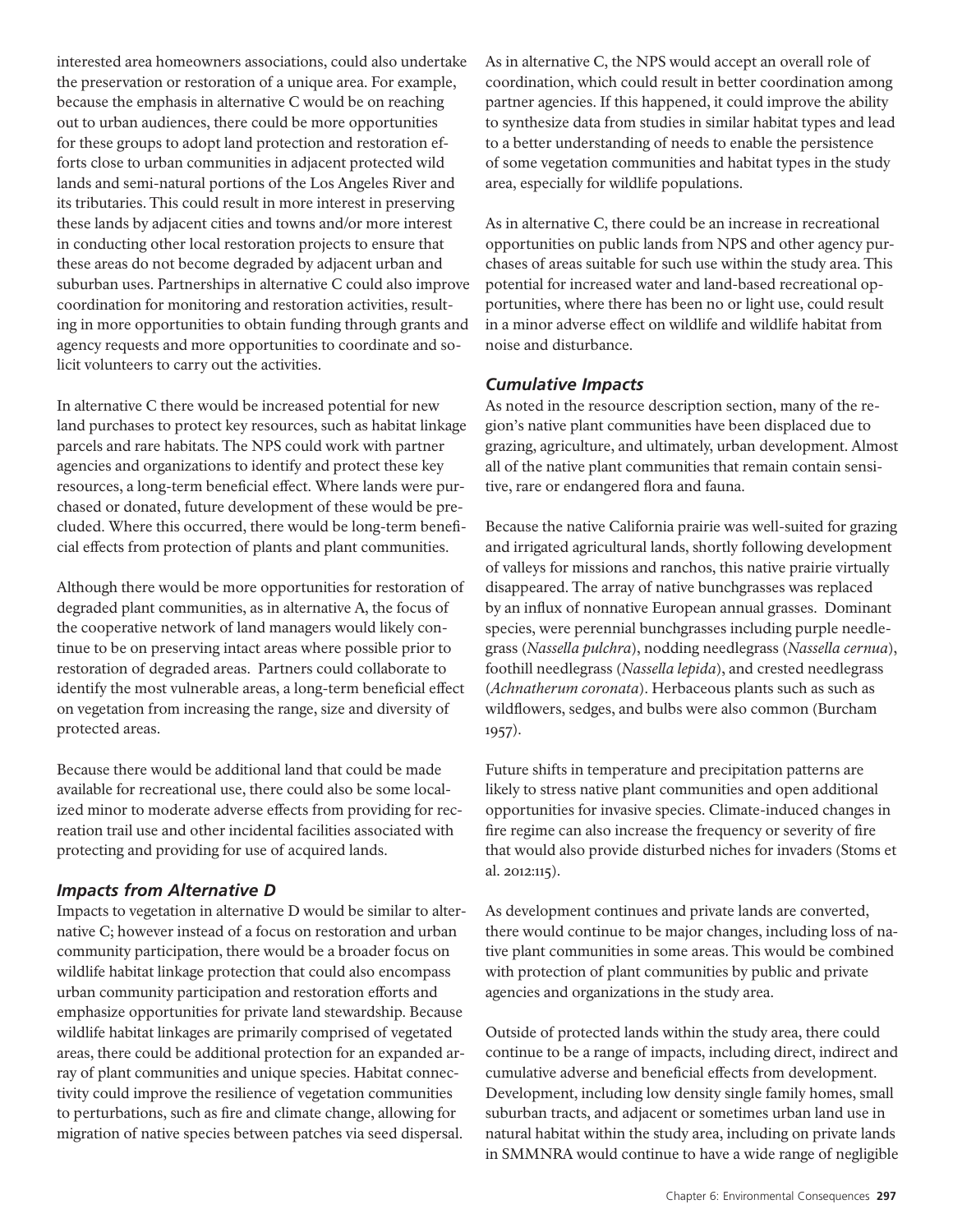interested area homeowners associations, could also undertake the preservation or restoration of a unique area. For example, because the emphasis in alternative C would be on reaching out to urban audiences, there could be more opportunities for these groups to adopt land protection and restoration efforts close to urban communities in adjacent protected wild lands and semi-natural portions of the Los Angeles River and its tributaries. This could result in more interest in preserving these lands by adjacent cities and towns and/or more interest in conducting other local restoration projects to ensure that these areas do not become degraded by adjacent urban and suburban uses. Partnerships in alternative C could also improve coordination for monitoring and restoration activities, resulting in more opportunities to obtain funding through grants and agency requests and more opportunities to coordinate and solicit volunteers to carry out the activities.

In alternative C there would be increased potential for new land purchases to protect key resources, such as habitat linkage parcels and rare habitats. The NPS could work with partner agencies and organizations to identify and protect these key resources, a long-term beneficial effect. Where lands were purchased or donated, future development of these would be precluded. Where this occurred, there would be long-term beneficial effects from protection of plants and plant communities.

Although there would be more opportunities for restoration of degraded plant communities, as in alternative A, the focus of the cooperative network of land managers would likely continue to be on preserving intact areas where possible prior to restoration of degraded areas. Partners could collaborate to identify the most vulnerable areas, a long-term beneficial effect on vegetation from increasing the range, size and diversity of protected areas.

Because there would be additional land that could be made available for recreational use, there could also be some localized minor to moderate adverse effects from providing for recreation trail use and other incidental facilities associated with protecting and providing for use of acquired lands.

### *Impacts from Alternative D*

Impacts to vegetation in alternative D would be similar to alternative C; however instead of a focus on restoration and urban community participation, there would be a broader focus on wildlife habitat linkage protection that could also encompass urban community participation and restoration efforts and emphasize opportunities for private land stewardship. Because wildlife habitat linkages are primarily comprised of vegetated areas, there could be additional protection for an expanded array of plant communities and unique species. Habitat connectivity could improve the resilience of vegetation communities to perturbations, such as fire and climate change, allowing for migration of native species between patches via seed dispersal.

As in alternative C, the NPS would accept an overall role of coordination, which could result in better coordination among partner agencies. If this happened, it could improve the ability to synthesize data from studies in similar habitat types and lead to a better understanding of needs to enable the persistence of some vegetation communities and habitat types in the study area, especially for wildlife populations.

As in alternative C, there could be an increase in recreational opportunities on public lands from NPS and other agency purchases of areas suitable for such use within the study area. This potential for increased water and land-based recreational opportunities, where there has been no or light use, could result in a minor adverse effect on wildlife and wildlife habitat from noise and disturbance.

### *Cumulative Impacts*

As noted in the resource description section, many of the region's native plant communities have been displaced due to grazing, agriculture, and ultimately, urban development. Almost all of the native plant communities that remain contain sensitive, rare or endangered flora and fauna.

Because the native California prairie was well-suited for grazing and irrigated agricultural lands, shortly following development of valleys for missions and ranchos, this native prairie virtually disappeared. The array of native bunchgrasses was replaced by an influx of nonnative European annual grasses. Dominant species, were perennial bunchgrasses including purple needlegrass (*Nassella pulchra*), nodding needlegrass (*Nassella cernua*), foothill needlegrass (*Nassella lepida*), and crested needlegrass (*Achnatherum coronata*). Herbaceous plants such as such as wildflowers, sedges, and bulbs were also common (Burcham 1957).

Future shifts in temperature and precipitation patterns are likely to stress native plant communities and open additional opportunities for invasive species. Climate-induced changes in fire regime can also increase the frequency or severity of fire that would also provide disturbed niches for invaders (Stoms et al. 2012:115).

As development continues and private lands are converted, there would continue to be major changes, including loss of native plant communities in some areas. This would be combined with protection of plant communities by public and private agencies and organizations in the study area.

Outside of protected lands within the study area, there could continue to be a range of impacts, including direct, indirect and cumulative adverse and beneficial effects from development. Development, including low density single family homes, small suburban tracts, and adjacent or sometimes urban land use in natural habitat within the study area, including on private lands in SMMNRA would continue to have a wide range of negligible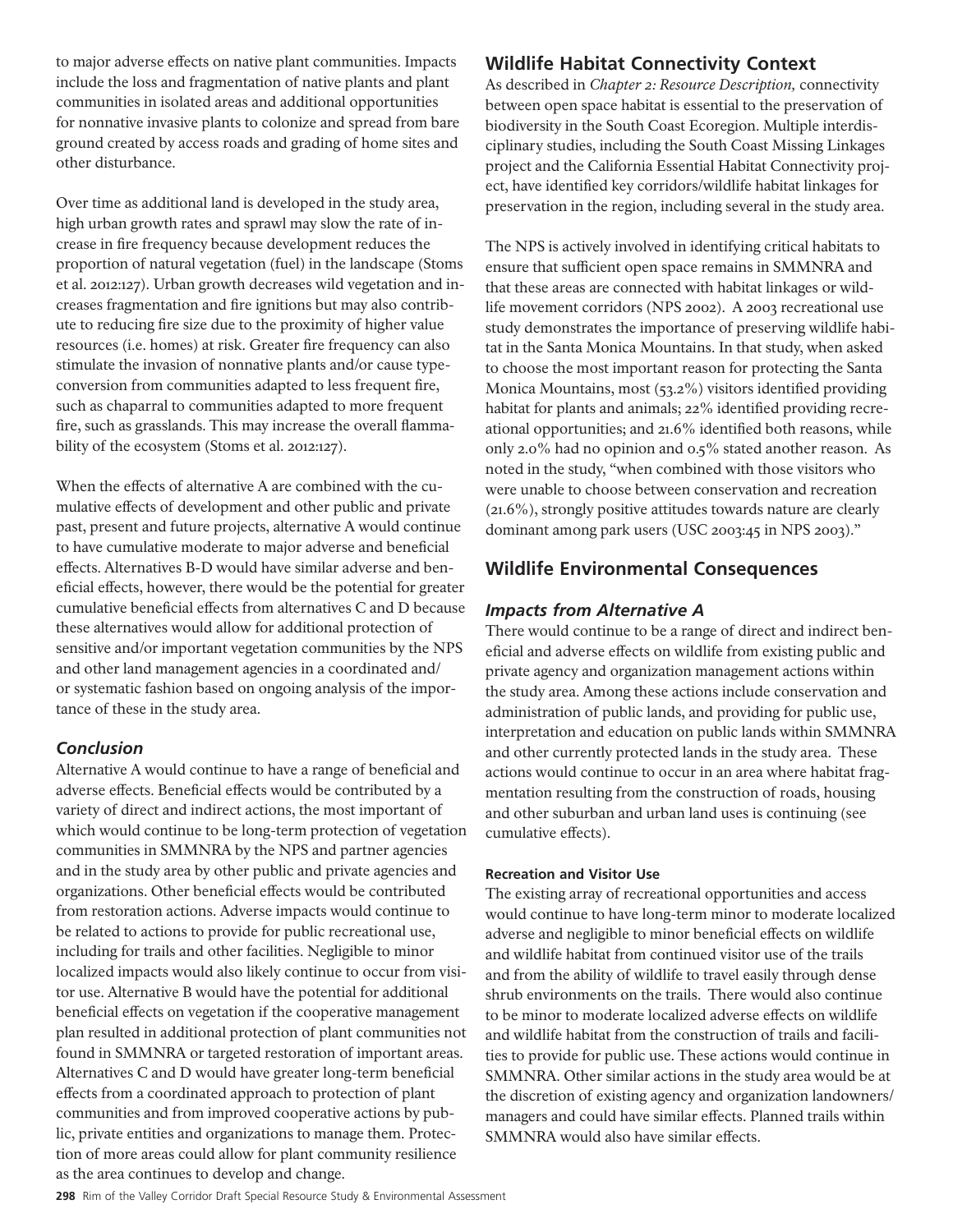to major adverse effects on native plant communities. Impacts include the loss and fragmentation of native plants and plant communities in isolated areas and additional opportunities for nonnative invasive plants to colonize and spread from bare ground created by access roads and grading of home sites and other disturbance.

Over time as additional land is developed in the study area, high urban growth rates and sprawl may slow the rate of increase in fire frequency because development reduces the proportion of natural vegetation (fuel) in the landscape (Stoms et al. 2012:127). Urban growth decreases wild vegetation and increases fragmentation and fire ignitions but may also contribute to reducing fire size due to the proximity of higher value resources (i.e. homes) at risk. Greater fire frequency can also stimulate the invasion of nonnative plants and/or cause type-conversion from communities adapted to less frequent fire, such as chaparral to communities adapted to more frequent fire, such as grasslands. This may increase the overall flammability of the ecosystem (Stoms et al. 2012:127).

When the effects of alternative A are combined with the cumulative effects of development and other public and private past, present and future projects, alternative A would continue to have cumulative moderate to major adverse and beneficial effects. Alternatives B-D would have similar adverse and beneficial effects, however, there would be the potential for greater cumulative beneficial effects from alternatives C and D because these alternatives would allow for additional protection of sensitive and/or important vegetation communities by the NPS and other land management agencies in a coordinated and/or systematic fashion based on ongoing analysis of the importance of these in the study area.

### *Conclusion*

Alternative A would continue to have a range of beneficial and adverse effects. Beneficial effects would be contributed by a variety of direct and indirect actions, the most important of which would continue to be long-term protection of vegetation communities in SMMNRA by the NPS and partner agencies and in the study area by other public and private agencies and organizations. Other beneficial effects would be contributed from restoration actions. Adverse impacts would continue to be related to actions to provide for public recreational use, including for trails and other facilities. Negligible to minor localized impacts would also likely continue to occur from visitor use. Alternative B would have the potential for additional beneficial effects on vegetation if the cooperative management plan resulted in additional protection of plant communities not found in SMMNRA or targeted restoration of important areas. Alternatives C and D would have greater long-term beneficial effects from a coordinated approach to protection of plant communities and from improved cooperative actions by public, private entities and organizations to manage them. Protection of more areas could allow for plant community resilience as the area continues to develop and change.

## Wildlife Habitat Connectivity Context

As described in *Chapter 2: Resource Description,* connectivity between open space habitat is essential to the preservation of biodiversity in the South Coast Ecoregion. Multiple interdisciplinary studies, including the South Coast Missing Linkages project and the California Essential Habitat Connectivity project, have identified key corridors/wildlife habitat linkages for preservation in the region, including several in the study area.

The NPS is actively involved in identifying critical habitats to ensure that sufficient open space remains in SMMNRA and that these areas are connected with habitat linkages or wildlife movement corridors (NPS 2002). A 2003 recreational use study demonstrates the importance of preserving wildlife habitat in the Santa Monica Mountains. In that study, when asked to choose the most important reason for protecting the Santa Monica Mountains, most (53.2%) visitors identified providing habitat for plants and animals; 22% identified providing recreational opportunities; and 21.6% identified both reasons, while only 2.0% had no opinion and 0.5% stated another reason. As noted in the study, "when combined with those visitors who were unable to choose between conservation and recreation (21.6%), strongly positive attitudes towards nature are clearly dominant among park users (USC 2003:45 in NPS 2003)."

## Wildlife Environmental Consequences

### *Impacts from Alternative A*

There would continue to be a range of direct and indirect beneficial and adverse effects on wildlife from existing public and private agency and organization management actions within the study area. Among these actions include conservation and administration of public lands, and providing for public use, interpretation and education on public lands within SMMNRA and other currently protected lands in the study area. These actions would continue to occur in an area where habitat fragmentation resulting from the construction of roads, housing and other suburban and urban land uses is continuing (see cumulative effects).

#### **Recreation and Visitor Use**

The existing array of recreational opportunities and access would continue to have long-term minor to moderate localized adverse and negligible to minor beneficial effects on wildlife and wildlife habitat from continued visitor use of the trails and from the ability of wildlife to travel easily through dense shrub environments on the trails. There would also continue to be minor to moderate localized adverse effects on wildlife and wildlife habitat from the construction of trails and facilities to provide for public use. These actions would continue in SMMNRA. Other similar actions in the study area would be at the discretion of existing agency and organization landowners/managers and could have similar effects. Planned trails within SMMNRA would also have similar effects.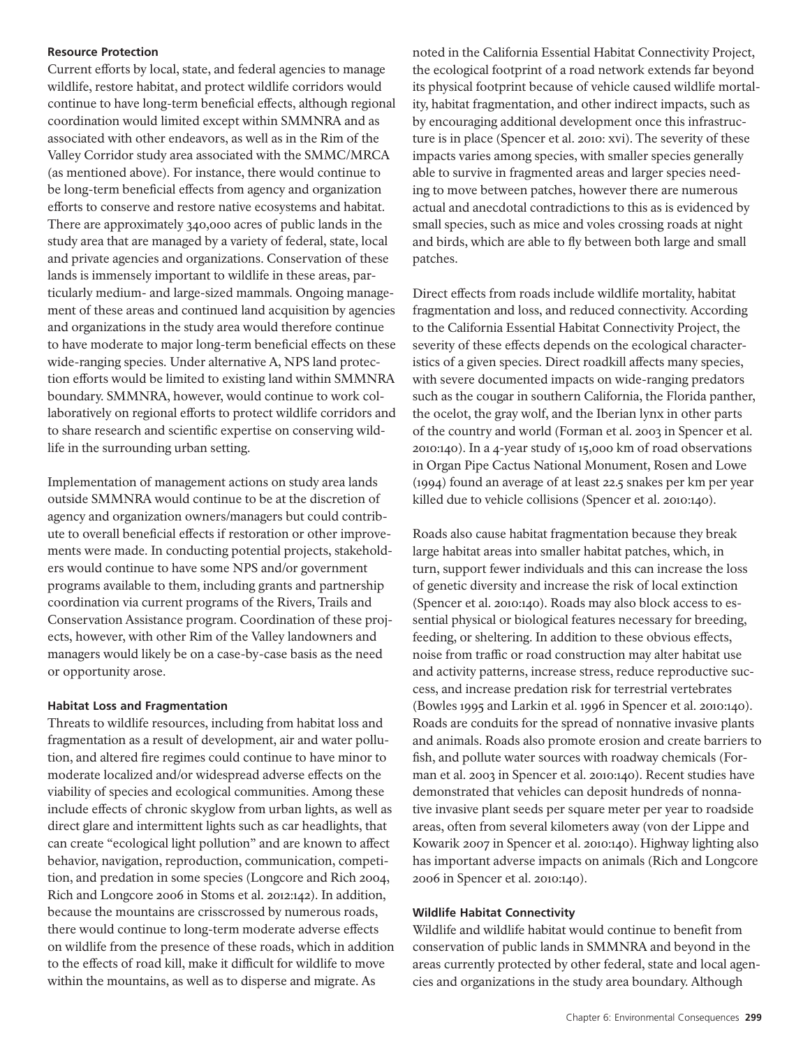#### Resource Protection

Current efforts by local, state, and federal agencies to manage wildlife, restore habitat, and protect wildlife corridors would continue to have long-term beneficial effects, although regional coordination would limited except within SMMNRA and as associated with other endeavors, as well as in the Rim of the Valley Corridor study area associated with the SMMC/MRCA (as mentioned above). For instance, there would continue to be long-term beneficial effects from agency and organization efforts to conserve and restore native ecosystems and habitat. There are approximately 340,000 acres of public lands in the study area that are managed by a variety of federal, state, local and private agencies and organizations. Conservation of these lands is immensely important to wildlife in these areas, particularly medium- and large-sized mammals. Ongoing management of these areas and continued land acquisition by agencies and organizations in the study area would therefore continue to have moderate to major long-term beneficial effects on these wide-ranging species. Under alternative A, NPS land protection efforts would be limited to existing land within SMMNRA boundary. SMMNRA, however, would continue to work collaboratively on regional efforts to protect wildlife corridors and to share research and scientific expertise on conserving wildlife in the surrounding urban setting.

Implementation of management actions on study area lands outside SMMNRA would continue to be at the discretion of agency and organization owners/managers but could contribute to overall beneficial effects if restoration or other improvements were made. In conducting potential projects, stakeholders would continue to have some NPS and/or government programs available to them, including grants and partnership coordination via current programs of the Rivers, Trails and Conservation Assistance program. Coordination of these projects, however, with other Rim of the Valley landowners and managers would likely be on a case-by-case basis as the need or opportunity arose.

#### Habitat Loss and Fragmentation

Threats to wildlife resources, including from habitat loss and fragmentation as a result of development, air and water pollution, and altered fire regimes could continue to have minor to moderate localized and/or widespread adverse effects on the viability of species and ecological communities. Among these include effects of chronic skyglow from urban lights, as well as direct glare and intermittent lights such as car headlights, that can create "ecological light pollution" and are known to affect behavior, navigation, reproduction, communication, competition, and predation in some species (Longcore and Rich 2004, Rich and Longcore 2006 in Stoms et al. 2012:142). In addition, because the mountains are crisscrossed by numerous roads, there would continue to long-term moderate adverse effects on wildlife from the presence of these roads, which in addition to the effects of road kill, make it difficult for wildlife to move within the mountains, as well as to disperse and migrate. As noted in the California Essential Habitat Connectivity Project, the ecological footprint of a road network extends far beyond its physical footprint because of vehicle caused wildlife mortality, habitat fragmentation, and other indirect impacts, such as by encouraging additional development once this infrastructure is in place (Spencer et al. 2010: xvi). The severity of these impacts varies among species, with smaller species generally able to survive in fragmented areas and larger species needing to move between patches, however there are numerous actual and anecdotal contradictions to this as is evidenced by small species, such as mice and voles crossing roads at night and birds, which are able to fly between both large and small patches.

Direct effects from roads include wildlife mortality, habitat fragmentation and loss, and reduced connectivity. According to the California Essential Habitat Connectivity Project, the severity of these effects depends on the ecological characteristics of a given species. Direct roadkill affects many species, with severe documented impacts on wide-ranging predators such as the cougar in southern California, the Florida panther, the ocelot, the gray wolf, and the Iberian lynx in other parts of the country and world (Forman et al. 2003 in Spencer et al. 2010:140). In a 4-year study of 15,000 km of road observations in Organ Pipe Cactus National Monument, Rosen and Lowe (1994) found an average of at least 22.5 snakes per km per year killed due to vehicle collisions (Spencer et al. 2010:140).

Roads also cause habitat fragmentation because they break large habitat areas into smaller habitat patches, which, in turn, support fewer individuals and this can increase the loss of genetic diversity and increase the risk of local extinction (Spencer et al. 2010:140). Roads may also block access to essential physical or biological features necessary for breeding, feeding, or sheltering. In addition to these obvious effects, noise from traffic or road construction may alter habitat use and activity patterns, increase stress, reduce reproductive success, and increase predation risk for terrestrial vertebrates (Bowles 1995 and Larkin et al. 1996 in Spencer et al. 2010:140). Roads are conduits for the spread of nonnative invasive plants and animals. Roads also promote erosion and create barriers to fish, and pollute water sources with roadway chemicals (Forman et al. 2003 in Spencer et al. 2010:140). Recent studies have demonstrated that vehicles can deposit hundreds of nonnative invasive plant seeds per square meter per year to roadside areas, often from several kilometers away (von der Lippe and Kowarik 2007 in Spencer et al. 2010:140). Highway lighting also has important adverse impacts on animals (Rich and Longcore 2006 in Spencer et al. 2010:140).

#### Wildlife Habitat Connectivity

Wildlife and wildlife habitat would continue to benefit from conservation of public lands in SMMNRA and beyond in the areas currently protected by other federal, state and local agencies and organizations in the study area boundary. Although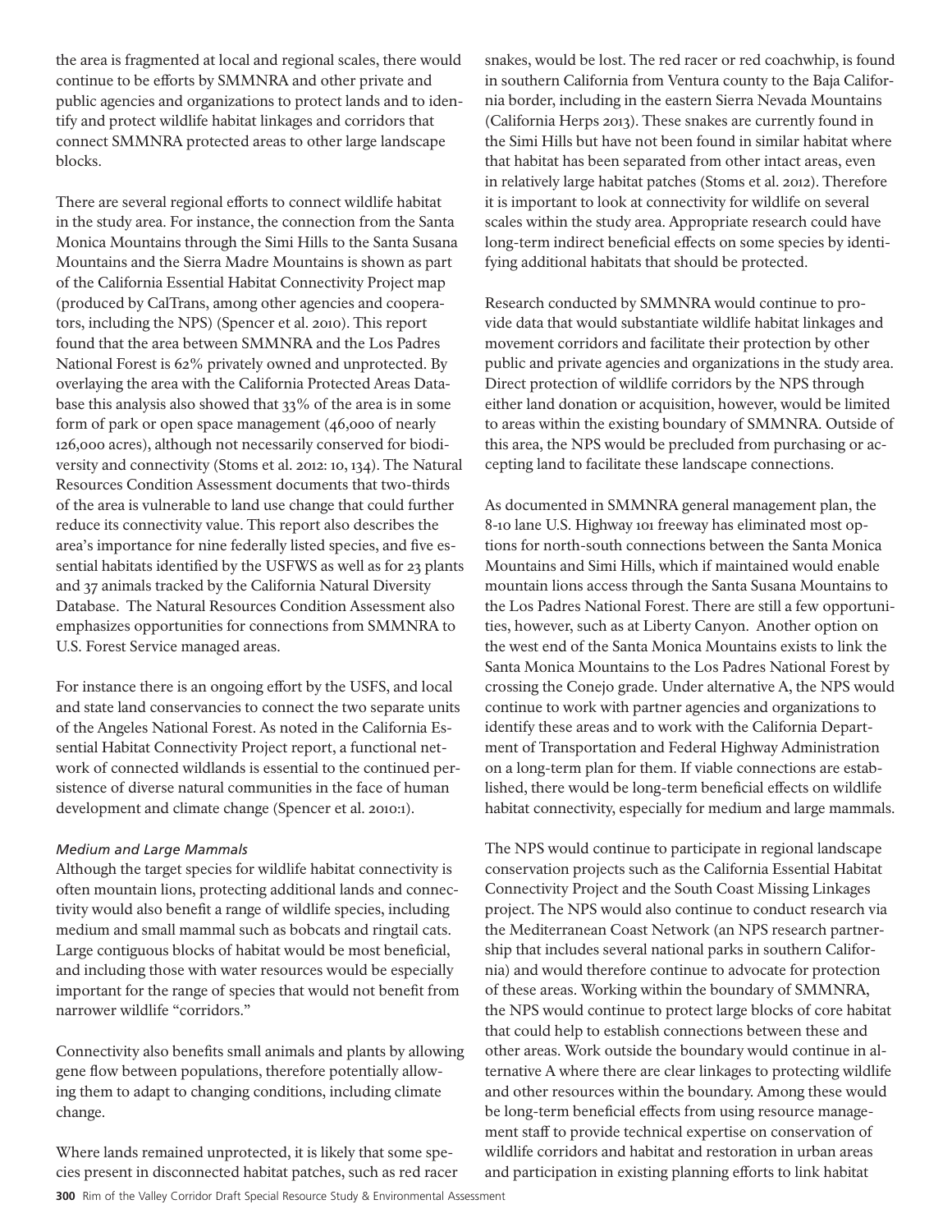the area is fragmented at local and regional scales, there would continue to be efforts by SMMNRA and other private and public agencies and organizations to protect lands and to identify and protect wildlife habitat linkages and corridors that connect SMMNRA protected areas to other large landscape blocks.

There are several regional efforts to connect wildlife habitat in the study area. For instance, the connection from the Santa Monica Mountains through the Simi Hills to the Santa Susana Mountains and the Sierra Madre Mountains is shown as part of the California Essential Habitat Connectivity Project map (produced by CalTrans, among other agencies and cooperators, including the NPS) (Spencer et al. 2010). This report found that the area between SMMNRA and the Los Padres National Forest is 62% privately owned and unprotected. By overlaying the area with the California Protected Areas Database this analysis also showed that 33% of the area is in some form of park or open space management (46,000 of nearly 126,000 acres), although not necessarily conserved for biodiversity and connectivity (Stoms et al. 2012: 10, 134). The Natural Resources Condition Assessment documents that two-thirds of the area is vulnerable to land use change that could further reduce its connectivity value. This report also describes the area's importance for nine federally listed species, and five essential habitats identified by the USFWS as well as for 23 plants and 37 animals tracked by the California Natural Diversity Database. The Natural Resources Condition Assessment also emphasizes opportunities for connections from SMMNRA to U.S. Forest Service managed areas.

For instance there is an ongoing effort by the USFS, and local and state land conservancies to connect the two separate units of the Angeles National Forest. As noted in the California Essential Habitat Connectivity Project report, a functional network of connected wildlands is essential to the continued persistence of diverse natural communities in the face of human development and climate change (Spencer et al. 2010:1).

*Medium and Large Mammals*

Although the target species for wildlife habitat connectivity is often mountain lions, protecting additional lands and connectivity would also benefit a range of wildlife species, including medium and small mammal such as bobcats and ringtail cats. Large contiguous blocks of habitat would be most beneficial, and including those with water resources would be especially important for the range of species that would not benefit from narrower wildlife "corridors."

Connectivity also benefits small animals and plants by allowing gene flow between populations, therefore potentially allowing them to adapt to changing conditions, including climate change.

Where lands remained unprotected, it is likely that some species present in disconnected habitat patches, such as red racer snakes, would be lost. The red racer or red coachwhip, is found in southern California from Ventura county to the Baja California border, including in the eastern Sierra Nevada Mountains (California Herps 2013). These snakes are currently found in the Simi Hills but have not been found in similar habitat where that habitat has been separated from other intact areas, even in relatively large habitat patches (Stoms et al. 2012). Therefore it is important to look at connectivity for wildlife on several scales within the study area. Appropriate research could have long-term indirect beneficial effects on some species by identifying additional habitats that should be protected.

Research conducted by SMMNRA would continue to provide data that would substantiate wildlife habitat linkages and movement corridors and facilitate their protection by other public and private agencies and organizations in the study area. Direct protection of wildlife corridors by the NPS through either land donation or acquisition, however, would be limited to areas within the existing boundary of SMMNRA. Outside of this area, the NPS would be precluded from purchasing or accepting land to facilitate these landscape connections.

As documented in SMMNRA general management plan, the 8-10 lane U.S. Highway 101 freeway has eliminated most options for north-south connections between the Santa Monica Mountains and Simi Hills, which if maintained would enable mountain lions access through the Santa Susana Mountains to the Los Padres National Forest. There are still a few opportunities, however, such as at Liberty Canyon. Another option on the west end of the Santa Monica Mountains exists to link the Santa Monica Mountains to the Los Padres National Forest by crossing the Conejo grade. Under alternative A, the NPS would continue to work with partner agencies and organizations to identify these areas and to work with the California Department of Transportation and Federal Highway Administration on a long-term plan for them. If viable connections are established, there would be long-term beneficial effects on wildlife habitat connectivity, especially for medium and large mammals.

The NPS would continue to participate in regional landscape conservation projects such as the California Essential Habitat Connectivity Project and the South Coast Missing Linkages project. The NPS would also continue to conduct research via the Mediterranean Coast Network (an NPS research partnership that includes several national parks in southern California) and would therefore continue to advocate for protection of these areas. Working within the boundary of SMMNRA, the NPS would continue to protect large blocks of core habitat that could help to establish connections between these and other areas. Work outside the boundary would continue in alternative A where there are clear linkages to protecting wildlife and other resources within the boundary. Among these would be long-term beneficial effects from using resource management staff to provide technical expertise on conservation of wildlife corridors and habitat and restoration in urban areas and participation in existing planning efforts to link habitat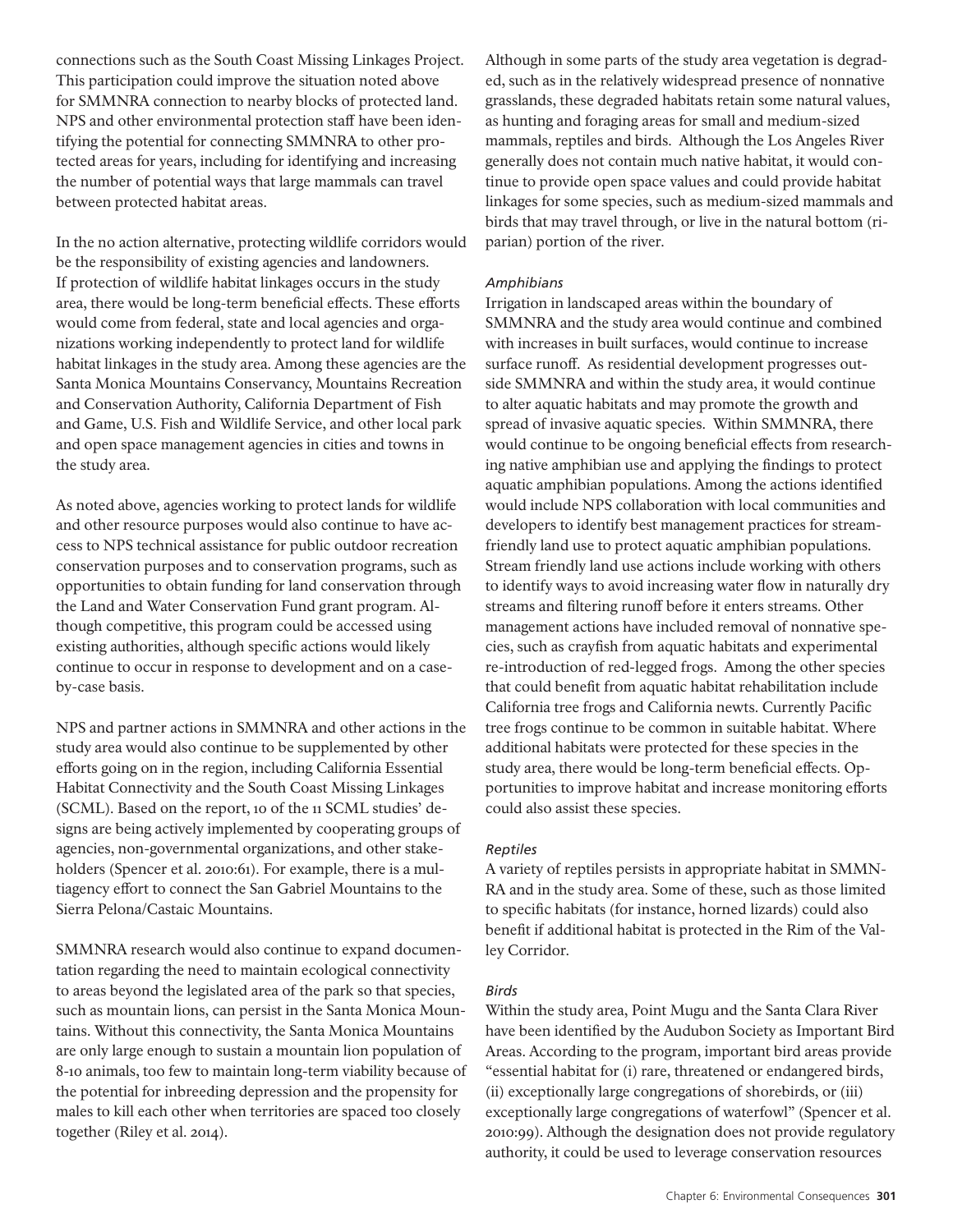connections such as the South Coast Missing Linkages Project. This participation could improve the situation noted above for SMMNRA connection to nearby blocks of protected land. NPS and other environmental protection staff have been identifying the potential for connecting SMMNRA to other protected areas for years, including for identifying and increasing the number of potential ways that large mammals can travel between protected habitat areas.

In the no action alternative, protecting wildlife corridors would be the responsibility of existing agencies and landowners. If protection of wildlife habitat linkages occurs in the study area, there would be long-term beneficial effects. These efforts would come from federal, state and local agencies and organizations working independently to protect land for wildlife habitat linkages in the study area. Among these agencies are the Santa Monica Mountains Conservancy, Mountains Recreation and Conservation Authority, California Department of Fish and Game, U.S. Fish and Wildlife Service, and other local park and open space management agencies in cities and towns in the study area.

As noted above, agencies working to protect lands for wildlife and other resource purposes would also continue to have access to NPS technical assistance for public outdoor recreation conservation purposes and to conservation programs, such as opportunities to obtain funding for land conservation through the Land and Water Conservation Fund grant program. Although competitive, this program could be accessed using existing authorities, although specific actions would likely continue to occur in response to development and on a case-by-case basis.

NPS and partner actions in SMMNRA and other actions in the study area would also continue to be supplemented by other efforts going on in the region, including California Essential Habitat Connectivity and the South Coast Missing Linkages (SCML). Based on the report, 10 of the 11 SCML studies' designs are being actively implemented by cooperating groups of agencies, non-governmental organizations, and other stakeholders (Spencer et al. 2010:61). For example, there is a multiagency effort to connect the San Gabriel Mountains to the Sierra Pelona/Castaic Mountains.

SMMNRA research would also continue to expand documentation regarding the need to maintain ecological connectivity to areas beyond the legislated area of the park so that species, such as mountain lions, can persist in the Santa Monica Mountains. Without this connectivity, the Santa Monica Mountains are only large enough to sustain a mountain lion population of 8-10 animals, too few to maintain long-term viability because of the potential for inbreeding depression and the propensity for males to kill each other when territories are spaced too closely together (Riley et al. 2014).

Although in some parts of the study area vegetation is degraded, such as in the relatively widespread presence of nonnative grasslands, these degraded habitats retain some natural values, as hunting and foraging areas for small and medium-sized mammals, reptiles and birds. Although the Los Angeles River generally does not contain much native habitat, it would continue to provide open space values and could provide habitat linkages for some species, such as medium-sized mammals and birds that may travel through, or live in the natural bottom (riparian) portion of the river.

*Amphibians*

Irrigation in landscaped areas within the boundary of SMMNRA and the study area would continue and combined with increases in built surfaces, would continue to increase surface runoff. As residential development progresses outside SMMNRA and within the study area, it would continue to alter aquatic habitats and may promote the growth and spread of invasive aquatic species. Within SMMNRA, there would continue to be ongoing beneficial effects from researching native amphibian use and applying the findings to protect aquatic amphibian populations. Among the actions identified would include NPS collaboration with local communities and developers to identify best management practices for stream-friendly land use to protect aquatic amphibian populations. Stream friendly land use actions include working with others to identify ways to avoid increasing water flow in naturally dry streams and filtering runoff before it enters streams. Other management actions have included removal of nonnative species, such as crayfish from aquatic habitats and experimental re-introduction of red-legged frogs. Among the other species that could benefit from aquatic habitat rehabilitation include California tree frogs and California newts. Currently Pacific tree frogs continue to be common in suitable habitat. Where additional habitats were protected for these species in the study area, there would be long-term beneficial effects. Opportunities to improve habitat and increase monitoring efforts could also assist these species.

*Reptiles*

A variety of reptiles persists in appropriate habitat in SMMNRA and in the study area. Some of these, such as those limited to specific habitats (for instance, horned lizards) could also benefit if additional habitat is protected in the Rim of the Valley Corridor.

*Birds*

Within the study area, Point Mugu and the Santa Clara River have been identified by the Audubon Society as Important Bird Areas. According to the program, important bird areas provide "essential habitat for (i) rare, threatened or endangered birds, (ii) exceptionally large congregations of shorebirds, or (iii) exceptionally large congregations of waterfowl" (Spencer et al. 2010:99). Although the designation does not provide regulatory authority, it could be used to leverage conservation resources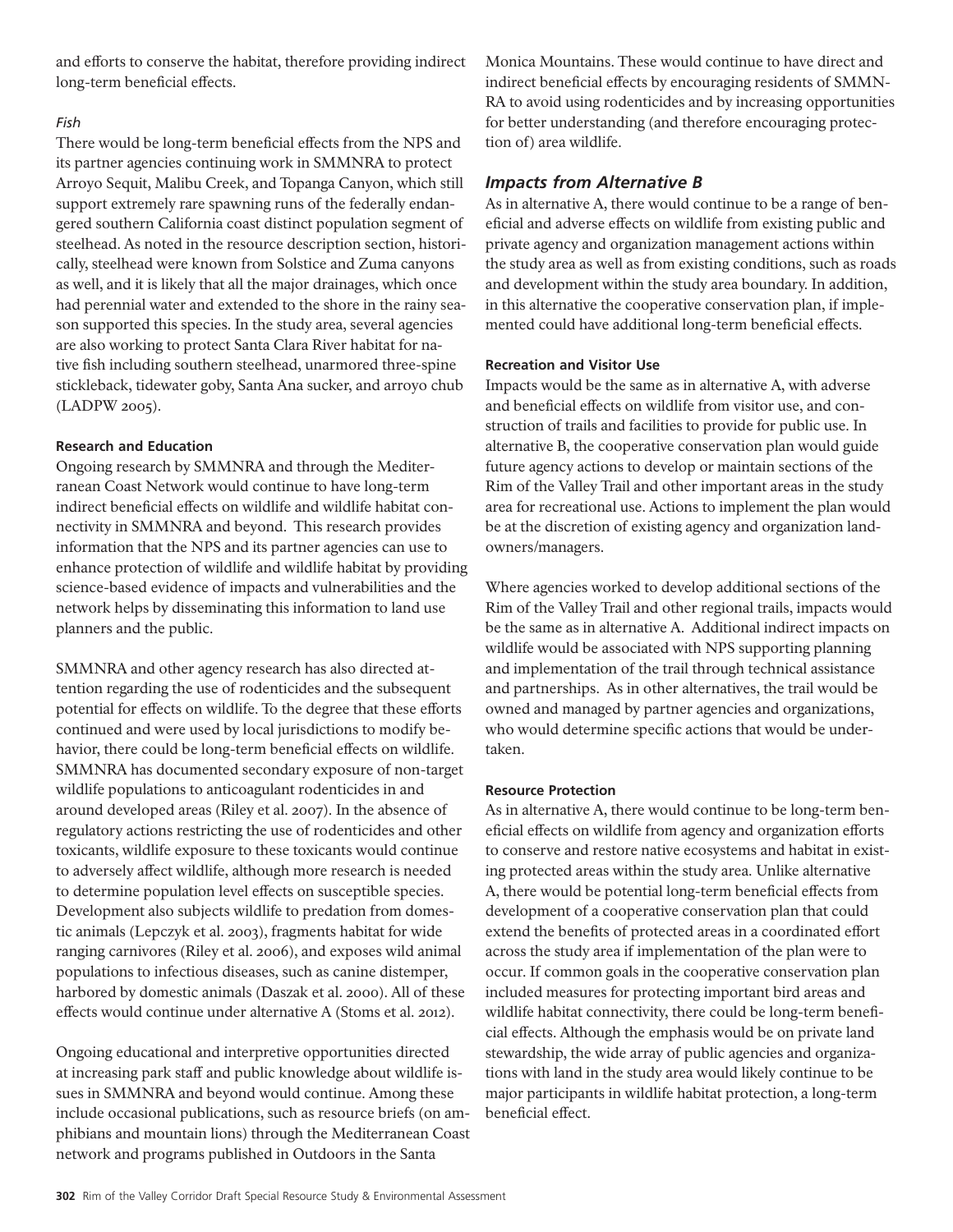and efforts to conserve the habitat, therefore providing indirect long-term beneficial effects.

*Fish*

There would be long-term beneficial effects from the NPS and its partner agencies continuing work in SMMNRA to protect Arroyo Sequit, Malibu Creek, and Topanga Canyon, which still support extremely rare spawning runs of the federally endangered southern California coast distinct population segment of steelhead. As noted in the resource description section, historically, steelhead were known from Solstice and Zuma canyons as well, and it is likely that all the major drainages, which once had perennial water and extended to the shore in the rainy season supported this species. In the study area, several agencies are also working to protect Santa Clara River habitat for native fish including southern steelhead, unarmored three-spine stickleback, tidewater goby, Santa Ana sucker, and arroyo chub (LADPW 2005).

**Research and Education**

Ongoing research by SMMNRA and through the Mediterranean Coast Network would continue to have long-term indirect beneficial effects on wildlife and wildlife habitat connectivity in SMMNRA and beyond. This research provides information that the NPS and its partner agencies can use to enhance protection of wildlife and wildlife habitat by providing science-based evidence of impacts and vulnerabilities and the network helps by disseminating this information to land use planners and the public.

SMMNRA and other agency research has also directed attention regarding the use of rodenticides and the subsequent potential for effects on wildlife. To the degree that these efforts continued and were used by local jurisdictions to modify behavior, there could be long-term beneficial effects on wildlife. SMMNRA has documented secondary exposure of non-target wildlife populations to anticoagulant rodenticides in and around developed areas (Riley et al. 2007). In the absence of regulatory actions restricting the use of rodenticides and other toxicants, wildlife exposure to these toxicants would continue to adversely affect wildlife, although more research is needed to determine population level effects on susceptible species. Development also subjects wildlife to predation from domestic animals (Lepczyk et al. 2003), fragments habitat for wide ranging carnivores (Riley et al. 2006), and exposes wild animal populations to infectious diseases, such as canine distemper, harbored by domestic animals (Daszak et al. 2000). All of these effects would continue under alternative A (Stoms et al. 2012).

Ongoing educational and interpretive opportunities directed at increasing park staff and public knowledge about wildlife issues in SMMNRA and beyond would continue. Among these include occasional publications, such as resource briefs (on amphibians and mountain lions) through the Mediterranean Coast network and programs published in Outdoors in the Santa Monica Mountains. These would continue to have direct and indirect beneficial effects by encouraging residents of SMMNRA to avoid using rodenticides and by increasing opportunities for better understanding (and therefore encouraging protection of) area wildlife.

### *Impacts from Alternative B*

As in alternative A, there would continue to be a range of beneficial and adverse effects on wildlife from existing public and private agency and organization management actions within the study area as well as from existing conditions, such as roads and development within the study area boundary. In addition, in this alternative the cooperative conservation plan, if implemented could have additional long-term beneficial effects.

**Recreation and Visitor Use**

Impacts would be the same as in alternative A, with adverse and beneficial effects on wildlife from visitor use, and construction of trails and facilities to provide for public use. In alternative B, the cooperative conservation plan would guide future agency actions to develop or maintain sections of the Rim of the Valley Trail and other important areas in the study area for recreational use. Actions to implement the plan would be at the discretion of existing agency and organization landowners/managers.

Where agencies worked to develop additional sections of the Rim of the Valley Trail and other regional trails, impacts would be the same as in alternative A. Additional indirect impacts on wildlife would be associated with NPS supporting planning and implementation of the trail through technical assistance and partnerships. As in other alternatives, the trail would be owned and managed by partner agencies and organizations, who would determine specific actions that would be undertaken.

**Resource Protection**

As in alternative A, there would continue to be long-term beneficial effects on wildlife from agency and organization efforts to conserve and restore native ecosystems and habitat in existing protected areas within the study area. Unlike alternative A, there would be potential long-term beneficial effects from development of a cooperative conservation plan that could extend the benefits of protected areas in a coordinated effort across the study area if implementation of the plan were to occur. If common goals in the cooperative conservation plan included measures for protecting important bird areas and wildlife habitat connectivity, there could be long-term beneficial effects. Although the emphasis would be on private land stewardship, the wide array of public agencies and organizations with land in the study area would likely continue to be major participants in wildlife habitat protection, a long-term beneficial effect.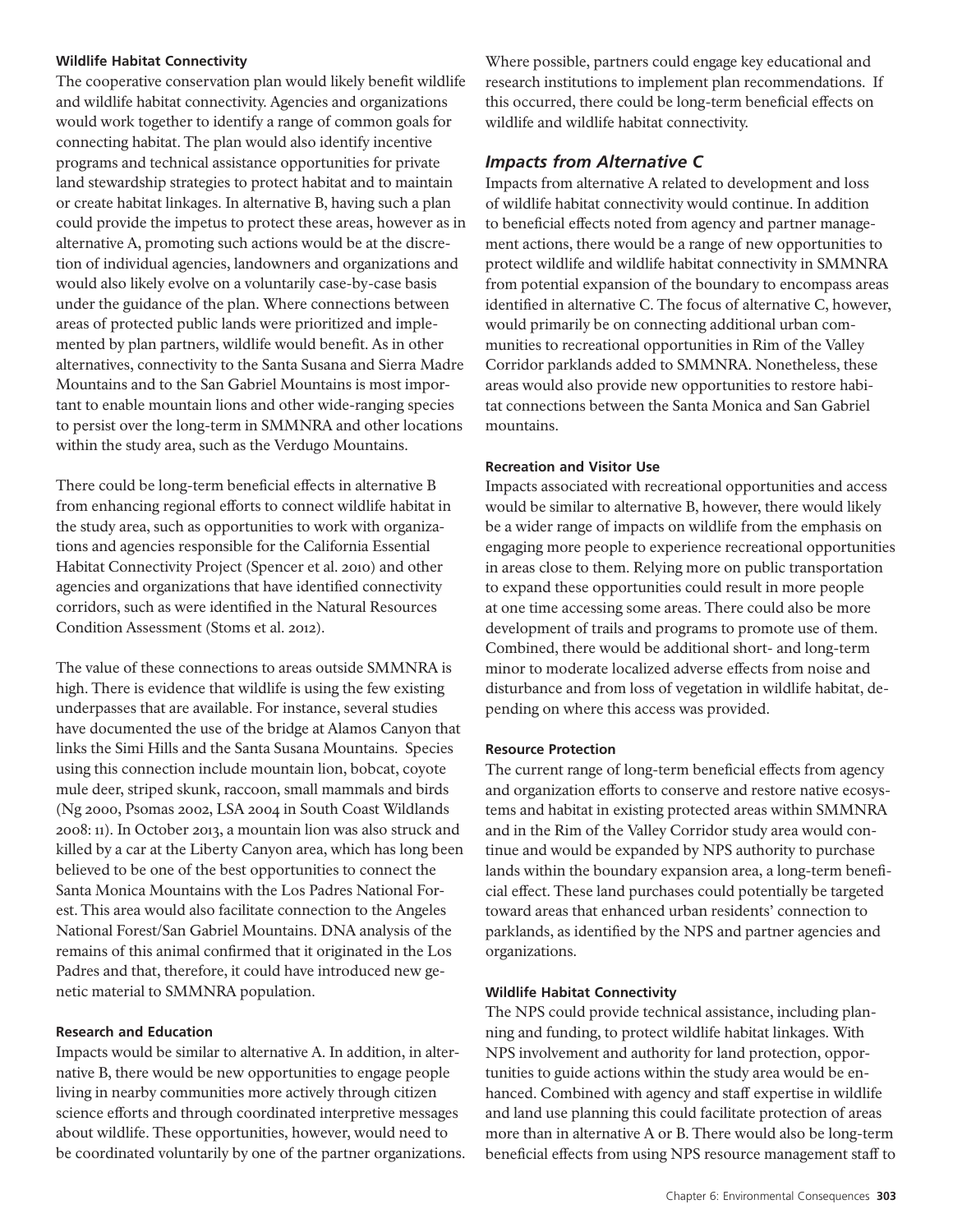#### Wildlife Habitat Connectivity

The cooperative conservation plan would likely benefit wildlife and wildlife habitat connectivity. Agencies and organizations would work together to identify a range of common goals for connecting habitat. The plan would also identify incentive programs and technical assistance opportunities for private land stewardship strategies to protect habitat and to maintain or create habitat linkages. In alternative B, having such a plan could provide the impetus to protect these areas, however as in alternative A, promoting such actions would be at the discretion of individual agencies, landowners and organizations and would also likely evolve on a voluntarily case-by-case basis under the guidance of the plan. Where connections between areas of protected public lands were prioritized and implemented by plan partners, wildlife would benefit. As in other alternatives, connectivity to the Santa Susana and Sierra Madre Mountains and to the San Gabriel Mountains is most important to enable mountain lions and other wide-ranging species to persist over the long-term in SMMNRA and other locations within the study area, such as the Verdugo Mountains.

There could be long-term beneficial effects in alternative B from enhancing regional efforts to connect wildlife habitat in the study area, such as opportunities to work with organizations and agencies responsible for the California Essential Habitat Connectivity Project (Spencer et al. 2010) and other agencies and organizations that have identified connectivity corridors, such as were identified in the Natural Resources Condition Assessment (Stoms et al. 2012).

The value of these connections to areas outside SMMNRA is high. There is evidence that wildlife is using the few existing underpasses that are available. For instance, several studies have documented the use of the bridge at Alamos Canyon that links the Simi Hills and the Santa Susana Mountains. Species using this connection include mountain lion, bobcat, coyote mule deer, striped skunk, raccoon, small mammals and birds (Ng 2000, Psomas 2002, LSA 2004 in South Coast Wildlands 2008: 11). In October 2013, a mountain lion was also struck and killed by a car at the Liberty Canyon area, which has long been believed to be one of the best opportunities to connect the Santa Monica Mountains with the Los Padres National Forest. This area would also facilitate connection to the Angeles National Forest/San Gabriel Mountains. DNA analysis of the remains of this animal confirmed that it originated in the Los Padres and that, therefore, it could have introduced new genetic material to SMMNRA population.

#### Research and Education

Impacts would be similar to alternative A. In addition, in alternative B, there would be new opportunities to engage people living in nearby communities more actively through citizen science efforts and through coordinated interpretive messages about wildlife. These opportunities, however, would need to be coordinated voluntarily by one of the partner organizations. Where possible, partners could engage key educational and research institutions to implement plan recommendations. If this occurred, there could be long-term beneficial effects on wildlife and wildlife habitat connectivity.

### *Impacts from Alternative C*

Impacts from alternative A related to development and loss of wildlife habitat connectivity would continue. In addition to beneficial effects noted from agency and partner management actions, there would be a range of new opportunities to protect wildlife and wildlife habitat connectivity in SMMNRA from potential expansion of the boundary to encompass areas identified in alternative C. The focus of alternative C, however, would primarily be on connecting additional urban communities to recreational opportunities in Rim of the Valley Corridor parklands added to SMMNRA. Nonetheless, these areas would also provide new opportunities to restore habitat connections between the Santa Monica and San Gabriel mountains.

#### Recreation and Visitor Use

Impacts associated with recreational opportunities and access would be similar to alternative B, however, there would likely be a wider range of impacts on wildlife from the emphasis on engaging more people to experience recreational opportunities in areas close to them. Relying more on public transportation to expand these opportunities could result in more people at one time accessing some areas. There could also be more development of trails and programs to promote use of them. Combined, there would be additional short- and long-term minor to moderate localized adverse effects from noise and disturbance and from loss of vegetation in wildlife habitat, depending on where this access was provided.

#### Resource Protection

The current range of long-term beneficial effects from agency and organization efforts to conserve and restore native ecosystems and habitat in existing protected areas within SMMNRA and in the Rim of the Valley Corridor study area would continue and would be expanded by NPS authority to purchase lands within the boundary expansion area, a long-term beneficial effect. These land purchases could potentially be targeted toward areas that enhanced urban residents' connection to parklands, as identified by the NPS and partner agencies and organizations.

#### Wildlife Habitat Connectivity

The NPS could provide technical assistance, including planning and funding, to protect wildlife habitat linkages. With NPS involvement and authority for land protection, opportunities to guide actions within the study area would be enhanced. Combined with agency and staff expertise in wildlife and land use planning this could facilitate protection of areas more than in alternative A or B. There would also be long-term beneficial effects from using NPS resource management staff to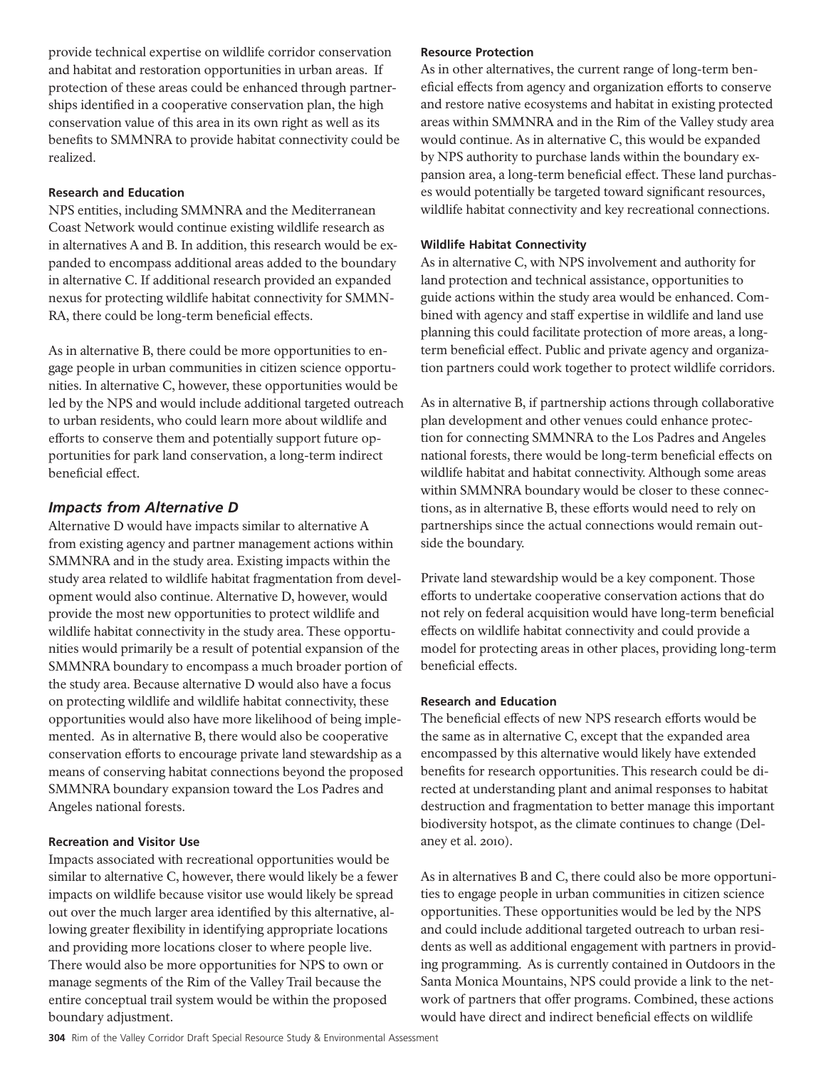provide technical expertise on wildlife corridor conservation and habitat and restoration opportunities in urban areas. If protection of these areas could be enhanced through partnerships identified in a cooperative conservation plan, the high conservation value of this area in its own right as well as its benefits to SMMNRA to provide habitat connectivity could be realized.

#### Research and Education

NPS entities, including SMMNRA and the Mediterranean Coast Network would continue existing wildlife research as in alternatives A and B. In addition, this research would be expanded to encompass additional areas added to the boundary in alternative C. If additional research provided an expanded nexus for protecting wildlife habitat connectivity for SMMNRA, there could be long-term beneficial effects.

As in alternative B, there could be more opportunities to engage people in urban communities in citizen science opportunities. In alternative C, however, these opportunities would be led by the NPS and would include additional targeted outreach to urban residents, who could learn more about wildlife and efforts to conserve them and potentially support future opportunities for park land conservation, a long-term indirect beneficial effect.

### *Impacts from Alternative D*

Alternative D would have impacts similar to alternative A from existing agency and partner management actions within SMMNRA and in the study area. Existing impacts within the study area related to wildlife habitat fragmentation from development would also continue. Alternative D, however, would provide the most new opportunities to protect wildlife and wildlife habitat connectivity in the study area. These opportunities would primarily be a result of potential expansion of the SMMNRA boundary to encompass a much broader portion of the study area. Because alternative D would also have a focus on protecting wildlife and wildlife habitat connectivity, these opportunities would also have more likelihood of being implemented. As in alternative B, there would also be cooperative conservation efforts to encourage private land stewardship as a means of conserving habitat connections beyond the proposed SMMNRA boundary expansion toward the Los Padres and Angeles national forests.

#### Recreation and Visitor Use

Impacts associated with recreational opportunities would be similar to alternative C, however, there would likely be a fewer impacts on wildlife because visitor use would likely be spread out over the much larger area identified by this alternative, allowing greater flexibility in identifying appropriate locations and providing more locations closer to where people live. There would also be more opportunities for NPS to own or manage segments of the Rim of the Valley Trail because the entire conceptual trail system would be within the proposed boundary adjustment.

#### Resource Protection

As in other alternatives, the current range of long-term beneficial effects from agency and organization efforts to conserve and restore native ecosystems and habitat in existing protected areas within SMMNRA and in the Rim of the Valley study area would continue. As in alternative C, this would be expanded by NPS authority to purchase lands within the boundary expansion area, a long-term beneficial effect. These land purchases would potentially be targeted toward significant resources, wildlife habitat connectivity and key recreational connections.

#### Wildlife Habitat Connectivity

As in alternative C, with NPS involvement and authority for land protection and technical assistance, opportunities to guide actions within the study area would be enhanced. Combined with agency and staff expertise in wildlife and land use planning this could facilitate protection of more areas, a long-term beneficial effect. Public and private agency and organization partners could work together to protect wildlife corridors.

As in alternative B, if partnership actions through collaborative plan development and other venues could enhance protection for connecting SMMNRA to the Los Padres and Angeles national forests, there would be long-term beneficial effects on wildlife habitat and habitat connectivity. Although some areas within SMMNRA boundary would be closer to these connections, as in alternative B, these efforts would need to rely on partnerships since the actual connections would remain outside the boundary.

Private land stewardship would be a key component. Those efforts to undertake cooperative conservation actions that do not rely on federal acquisition would have long-term beneficial effects on wildlife habitat connectivity and could provide a model for protecting areas in other places, providing long-term beneficial effects.

#### Research and Education

The beneficial effects of new NPS research efforts would be the same as in alternative C, except that the expanded area encompassed by this alternative would likely have extended benefits for research opportunities. This research could be directed at understanding plant and animal responses to habitat destruction and fragmentation to better manage this important biodiversity hotspot, as the climate continues to change (Delaney et al. 2010).

As in alternatives B and C, there could also be more opportunities to engage people in urban communities in citizen science opportunities. These opportunities would be led by the NPS and could include additional targeted outreach to urban residents as well as additional engagement with partners in providing programming. As is currently contained in Outdoors in the Santa Monica Mountains, NPS could provide a link to the network of partners that offer programs. Combined, these actions would have direct and indirect beneficial effects on wildlife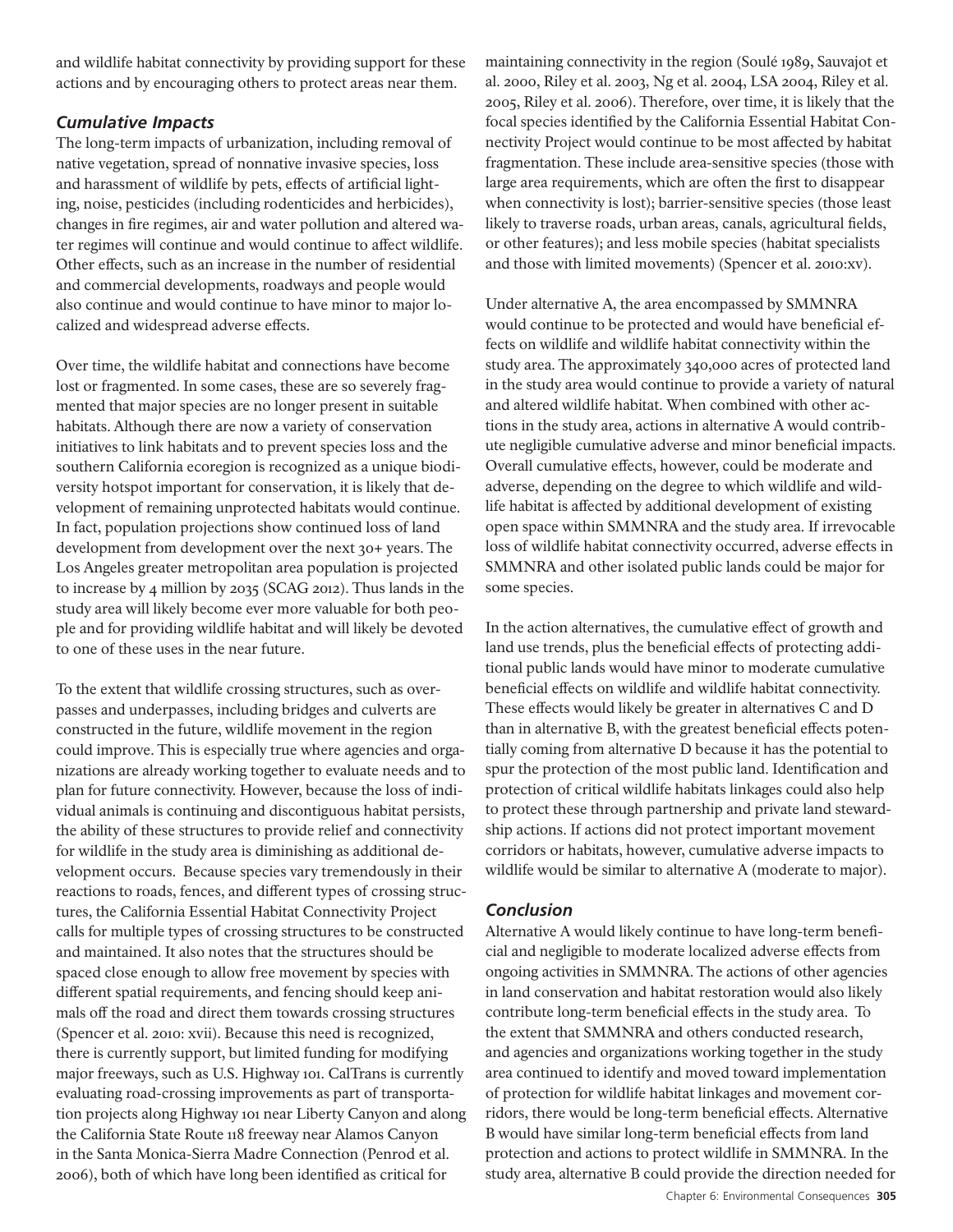and wildlife habitat connectivity by providing support for these actions and by encouraging others to protect areas near them.

### *Cumulative Impacts*

The long-term impacts of urbanization, including removal of native vegetation, spread of nonnative invasive species, loss and harassment of wildlife by pets, effects of artificial lighting, noise, pesticides (including rodenticides and herbicides), changes in fire regimes, air and water pollution and altered water regimes will continue and would continue to affect wildlife. Other effects, such as an increase in the number of residential and commercial developments, roadways and people would also continue and would continue to have minor to major localized and widespread adverse effects.

Over time, the wildlife habitat and connections have become lost or fragmented. In some cases, these are so severely fragmented that major species are no longer present in suitable habitats. Although there are now a variety of conservation initiatives to link habitats and to prevent species loss and the southern California ecoregion is recognized as a unique biodiversity hotspot important for conservation, it is likely that development of remaining unprotected habitats would continue. In fact, population projections show continued loss of land development from development over the next 30+ years. The Los Angeles greater metropolitan area population is projected to increase by 4 million by 2035 (SCAG 2012). Thus lands in the study area will likely become ever more valuable for both people and for providing wildlife habitat and will likely be devoted to one of these uses in the near future.

To the extent that wildlife crossing structures, such as overpasses and underpasses, including bridges and culverts are constructed in the future, wildlife movement in the region could improve. This is especially true where agencies and organizations are already working together to evaluate needs and to plan for future connectivity. However, because the loss of individual animals is continuing and discontiguous habitat persists, the ability of these structures to provide relief and connectivity for wildlife in the study area is diminishing as additional development occurs. Because species vary tremendously in their reactions to roads, fences, and different types of crossing structures, the California Essential Habitat Connectivity Project calls for multiple types of crossing structures to be constructed and maintained. It also notes that the structures should be spaced close enough to allow free movement by species with different spatial requirements, and fencing should keep animals off the road and direct them towards crossing structures (Spencer et al. 2010: xvii). Because this need is recognized, there is currently support, but limited funding for modifying major freeways, such as U.S. Highway 101. CalTrans is currently evaluating road-crossing improvements as part of transportation projects along Highway 101 near Liberty Canyon and along the California State Route 118 freeway near Alamos Canyon in the Santa Monica-Sierra Madre Connection (Penrod et al. 2006), both of which have long been identified as critical for maintaining connectivity in the region (Soulé 1989, Sauvajot et al. 2000, Riley et al. 2003, Ng et al. 2004, LSA 2004, Riley et al. 2005, Riley et al. 2006). Therefore, over time, it is likely that the focal species identified by the California Essential Habitat Connectivity Project would continue to be most affected by habitat fragmentation. These include area-sensitive species (those with large area requirements, which are often the first to disappear when connectivity is lost); barrier-sensitive species (those least likely to traverse roads, urban areas, canals, agricultural fields, or other features); and less mobile species (habitat specialists and those with limited movements) (Spencer et al. 2010:xv).

Under alternative A, the area encompassed by SMMNRA would continue to be protected and would have beneficial effects on wildlife and wildlife habitat connectivity within the study area. The approximately 340,000 acres of protected land in the study area would continue to provide a variety of natural and altered wildlife habitat. When combined with other actions in the study area, actions in alternative A would contribute negligible cumulative adverse and minor beneficial impacts. Overall cumulative effects, however, could be moderate and adverse, depending on the degree to which wildlife and wildlife habitat is affected by additional development of existing open space within SMMNRA and the study area. If irrevocable loss of wildlife habitat connectivity occurred, adverse effects in SMMNRA and other isolated public lands could be major for some species.

In the action alternatives, the cumulative effect of growth and land use trends, plus the beneficial effects of protecting additional public lands would have minor to moderate cumulative beneficial effects on wildlife and wildlife habitat connectivity. These effects would likely be greater in alternatives C and D than in alternative B, with the greatest beneficial effects potentially coming from alternative D because it has the potential to spur the protection of the most public land. Identification and protection of critical wildlife habitats linkages could also help to protect these through partnership and private land stewardship actions. If actions did not protect important movement corridors or habitats, however, cumulative adverse impacts to wildlife would be similar to alternative A (moderate to major).

### *Conclusion*

Alternative A would likely continue to have long-term beneficial and negligible to moderate localized adverse effects from ongoing activities in SMMNRA. The actions of other agencies in land conservation and habitat restoration would also likely contribute long-term beneficial effects in the study area. To the extent that SMMNRA and others conducted research, and agencies and organizations working together in the study area continued to identify and moved toward implementation of protection for wildlife habitat linkages and movement corridors, there would be long-term beneficial effects. Alternative B would have similar long-term beneficial effects from land protection and actions to protect wildlife in SMMNRA. In the study area, alternative B could provide the direction needed for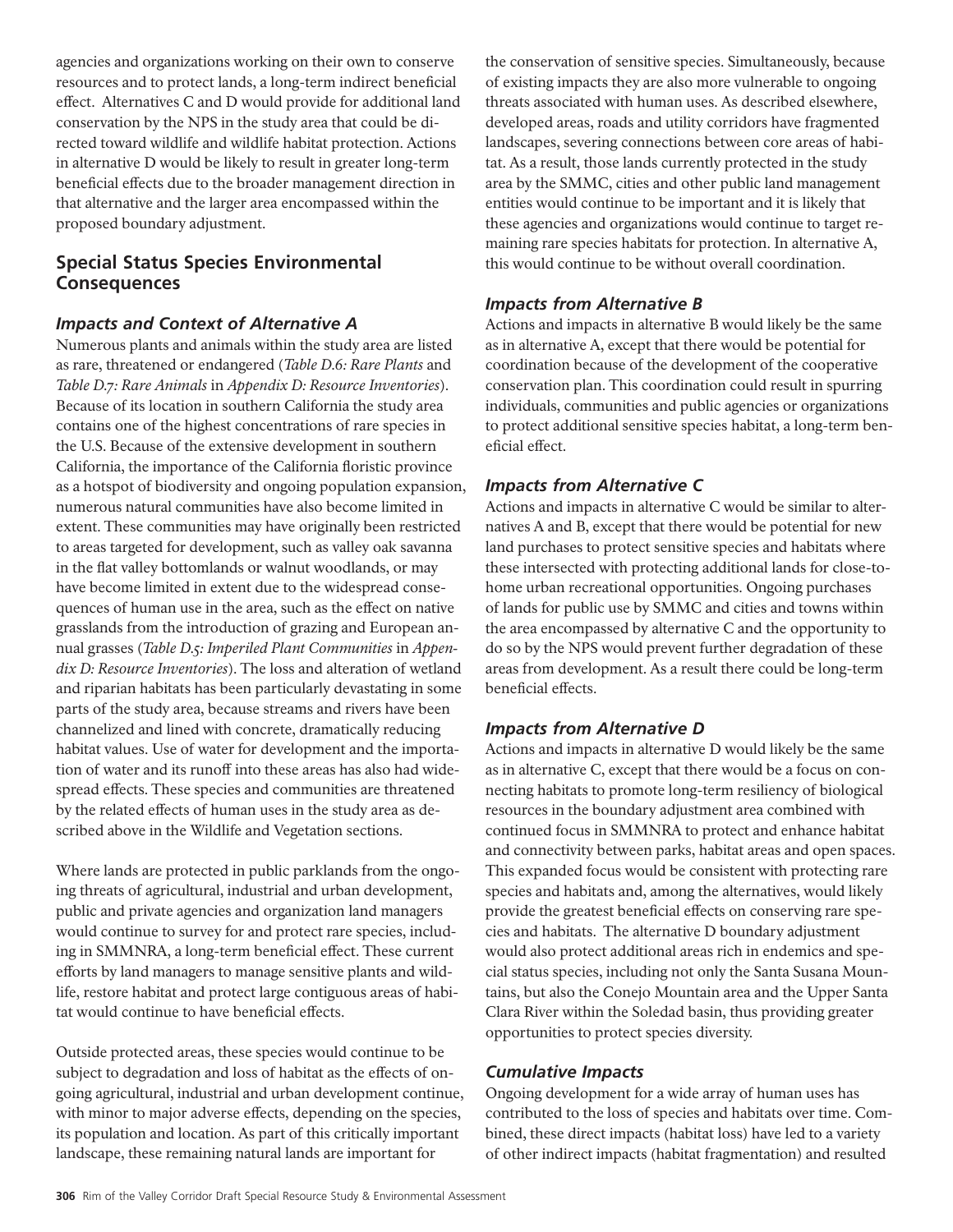agencies and organizations working on their own to conserve resources and to protect lands, a long-term indirect beneficial effect. Alternatives C and D would provide for additional land conservation by the NPS in the study area that could be directed toward wildlife and wildlife habitat protection. Actions in alternative D would be likely to result in greater long-term beneficial effects due to the broader management direction in that alternative and the larger area encompassed within the proposed boundary adjustment.

## Special Status Species Environmental Consequences

### *Impacts and Context of Alternative A*

Numerous plants and animals within the study area are listed as rare, threatened or endangered (*Table D.6: Rare Plants* and *Table D.7: Rare Animals* in *Appendix D: Resource Inventories*). Because of its location in southern California the study area contains one of the highest concentrations of rare species in the U.S. Because of the extensive development in southern California, the importance of the California floristic province as a hotspot of biodiversity and ongoing population expansion, numerous natural communities have also become limited in extent. These communities may have originally been restricted to areas targeted for development, such as valley oak savanna in the flat valley bottomlands or walnut woodlands, or may have become limited in extent due to the widespread consequences of human use in the area, such as the effect on native grasslands from the introduction of grazing and European annual grasses (*Table D.5: Imperiled Plant Communities* in *Appendix D: Resource Inventories*). The loss and alteration of wetland and riparian habitats has been particularly devastating in some parts of the study area, because streams and rivers have been channelized and lined with concrete, dramatically reducing habitat values. Use of water for development and the importation of water and its runoff into these areas has also had widespread effects. These species and communities are threatened by the related effects of human uses in the study area as described above in the Wildlife and Vegetation sections.

Where lands are protected in public parklands from the ongoing threats of agricultural, industrial and urban development, public and private agencies and organization land managers would continue to survey for and protect rare species, including in SMMNRA, a long-term beneficial effect. These current efforts by land managers to manage sensitive plants and wildlife, restore habitat and protect large contiguous areas of habitat would continue to have beneficial effects.

Outside protected areas, these species would continue to be subject to degradation and loss of habitat as the effects of ongoing agricultural, industrial and urban development continue, with minor to major adverse effects, depending on the species, its population and location. As part of this critically important landscape, these remaining natural lands are important for the conservation of sensitive species. Simultaneously, because of existing impacts they are also more vulnerable to ongoing threats associated with human uses. As described elsewhere, developed areas, roads and utility corridors have fragmented landscapes, severing connections between core areas of habitat. As a result, those lands currently protected in the study area by the SMMC, cities and other public land management entities would continue to be important and it is likely that these agencies and organizations would continue to target remaining rare species habitats for protection. In alternative A, this would continue to be without overall coordination.

### *Impacts from Alternative B*

Actions and impacts in alternative B would likely be the same as in alternative A, except that there would be potential for coordination because of the development of the cooperative conservation plan. This coordination could result in spurring individuals, communities and public agencies or organizations to protect additional sensitive species habitat, a long-term beneficial effect.

### *Impacts from Alternative C*

Actions and impacts in alternative C would be similar to alternatives A and B, except that there would be potential for new land purchases to protect sensitive species and habitats where these intersected with protecting additional lands for close-to-home urban recreational opportunities. Ongoing purchases of lands for public use by SMMC and cities and towns within the area encompassed by alternative C and the opportunity to do so by the NPS would prevent further degradation of these areas from development. As a result there could be long-term beneficial effects.

### *Impacts from Alternative D*

Actions and impacts in alternative D would likely be the same as in alternative C, except that there would be a focus on connecting habitats to promote long-term resiliency of biological resources in the boundary adjustment area combined with continued focus in SMMNRA to protect and enhance habitat and connectivity between parks, habitat areas and open spaces. This expanded focus would be consistent with protecting rare species and habitats and, among the alternatives, would likely provide the greatest beneficial effects on conserving rare species and habitats. The alternative D boundary adjustment would also protect additional areas rich in endemics and special status species, including not only the Santa Susana Mountains, but also the Conejo Mountain area and the Upper Santa Clara River within the Soledad basin, thus providing greater opportunities to protect species diversity.

### *Cumulative Impacts*

Ongoing development for a wide array of human uses has contributed to the loss of species and habitats over time. Combined, these direct impacts (habitat loss) have led to a variety of other indirect impacts (habitat fragmentation) and resulted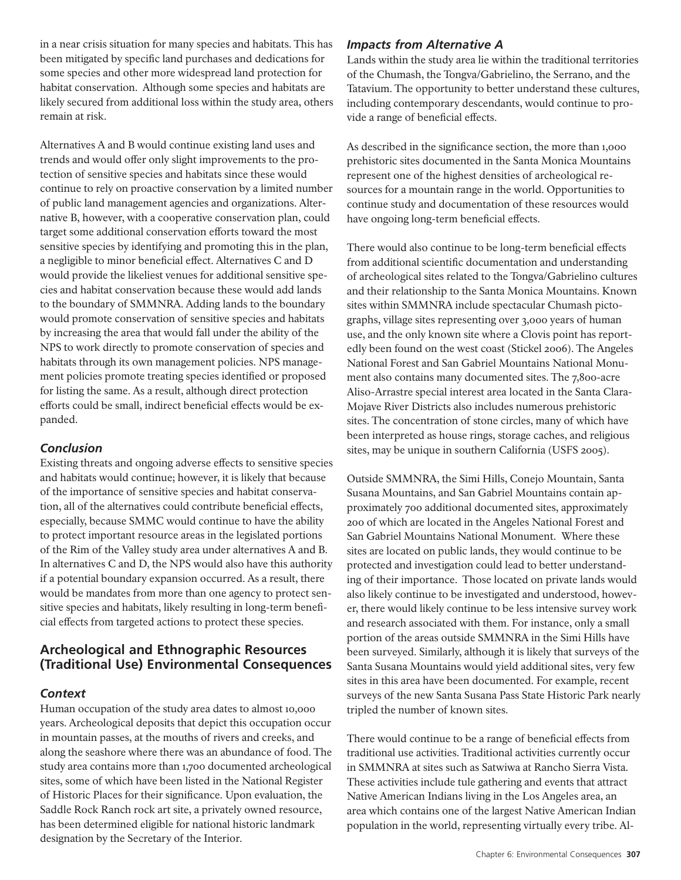in a near crisis situation for many species and habitats. This has been mitigated by specific land purchases and dedications for some species and other more widespread land protection for habitat conservation. Although some species and habitats are likely secured from additional loss within the study area, others remain at risk.

Alternatives A and B would continue existing land uses and trends and would offer only slight improvements to the protection of sensitive species and habitats since these would continue to rely on proactive conservation by a limited number of public land management agencies and organizations. Alternative B, however, with a cooperative conservation plan, could target some additional conservation efforts toward the most sensitive species by identifying and promoting this in the plan, a negligible to minor beneficial effect. Alternatives C and D would provide the likeliest venues for additional sensitive species and habitat conservation because these would add lands to the boundary of SMMNRA. Adding lands to the boundary would promote conservation of sensitive species and habitats by increasing the area that would fall under the ability of the NPS to work directly to promote conservation of species and habitats through its own management policies. NPS management policies promote treating species identified or proposed for listing the same. As a result, although direct protection efforts could be small, indirect beneficial effects would be expanded.

### *Conclusion*

Existing threats and ongoing adverse effects to sensitive species and habitats would continue; however, it is likely that because of the importance of sensitive species and habitat conservation, all of the alternatives could contribute beneficial effects, especially, because SMMC would continue to have the ability to protect important resource areas in the legislated portions of the Rim of the Valley study area under alternatives A and B. In alternatives C and D, the NPS would also have this authority if a potential boundary expansion occurred. As a result, there would be mandates from more than one agency to protect sensitive species and habitats, likely resulting in long-term beneficial effects from targeted actions to protect these species.

## Archeological and Ethnographic Resources (Traditional Use) Environmental Consequences

### *Context*

Human occupation of the study area dates to almost 10,000 years. Archeological deposits that depict this occupation occur in mountain passes, at the mouths of rivers and creeks, and along the seashore where there was an abundance of food. The study area contains more than 1,700 documented archeological sites, some of which have been listed in the National Register of Historic Places for their significance. Upon evaluation, the Saddle Rock Ranch rock art site, a privately owned resource, has been determined eligible for national historic landmark designation by the Secretary of the Interior.

### *Impacts from Alternative A*

Lands within the study area lie within the traditional territories of the Chumash, the Tongva/Gabrielino, the Serrano, and the Tatavium. The opportunity to better understand these cultures, including contemporary descendants, would continue to provide a range of beneficial effects.

As described in the significance section, the more than 1,000 prehistoric sites documented in the Santa Monica Mountains represent one of the highest densities of archeological resources for a mountain range in the world. Opportunities to continue study and documentation of these resources would have ongoing long-term beneficial effects.

There would also continue to be long-term beneficial effects from additional scientific documentation and understanding of archeological sites related to the Tongva/Gabrielino cultures and their relationship to the Santa Monica Mountains. Known sites within SMMNRA include spectacular Chumash pictographs, village sites representing over 3,000 years of human use, and the only known site where a Clovis point has reportedly been found on the west coast (Stickel 2006). The Angeles National Forest and San Gabriel Mountains National Monument also contains many documented sites. The 7,800-acre Aliso-Arrastre special interest area located in the Santa Clara-Mojave River Districts also includes numerous prehistoric sites. The concentration of stone circles, many of which have been interpreted as house rings, storage caches, and religious sites, may be unique in southern California (USFS 2005).

Outside SMMNRA, the Simi Hills, Conejo Mountain, Santa Susana Mountains, and San Gabriel Mountains contain approximately 700 additional documented sites, approximately 200 of which are located in the Angeles National Forest and San Gabriel Mountains National Monument. Where these sites are located on public lands, they would continue to be protected and investigation could lead to better understanding of their importance. Those located on private lands would also likely continue to be investigated and understood, however, there would likely continue to be less intensive survey work and research associated with them. For instance, only a small portion of the areas outside SMMNRA in the Simi Hills have been surveyed. Similarly, although it is likely that surveys of the Santa Susana Mountains would yield additional sites, very few sites in this area have been documented. For example, recent surveys of the new Santa Susana Pass State Historic Park nearly tripled the number of known sites.

There would continue to be a range of beneficial effects from traditional use activities. Traditional activities currently occur in SMMNRA at sites such as Satwiwa at Rancho Sierra Vista. These activities include tule gathering and events that attract Native American Indians living in the Los Angeles area, an area which contains one of the largest Native American Indian population in the world, representing virtually every tribe. Al-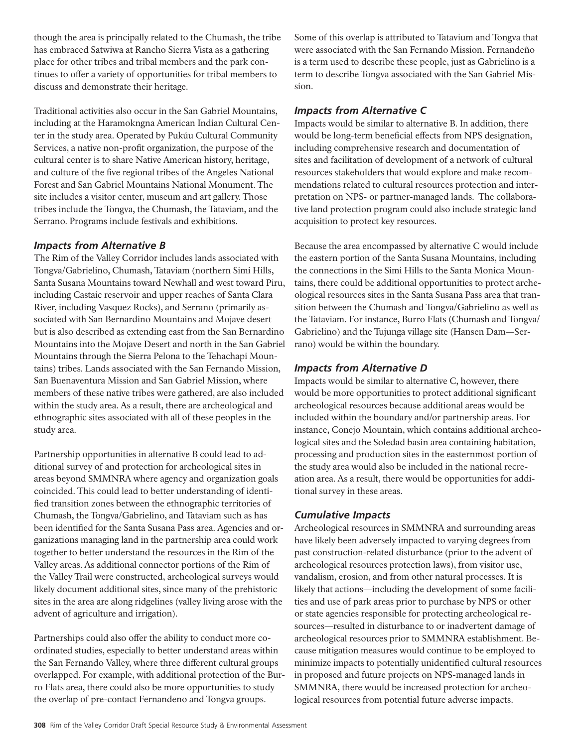though the area is principally related to the Chumash, the tribe has embraced Satwiwa at Rancho Sierra Vista as a gathering place for other tribes and tribal members and the park continues to offer a variety of opportunities for tribal members to discuss and demonstrate their heritage.

Traditional activities also occur in the San Gabriel Mountains, including at the Haramokngna American Indian Cultural Center in the study area. Operated by Pukúu Cultural Community Services, a native non-profit organization, the purpose of the cultural center is to share Native American history, heritage, and culture of the five regional tribes of the Angeles National Forest and San Gabriel Mountains National Monument. The site includes a visitor center, museum and art gallery. Those tribes include the Tongva, the Chumash, the Tataviam, and the Serrano. Programs include festivals and exhibitions.

### *Impacts from Alternative B*

The Rim of the Valley Corridor includes lands associated with Tongva/Gabrielino, Chumash, Tataviam (northern Simi Hills, Santa Susana Mountains toward Newhall and west toward Piru, including Castaic reservoir and upper reaches of Santa Clara River, including Vasquez Rocks), and Serrano (primarily associated with San Bernardino Mountains and Mojave desert but is also described as extending east from the San Bernardino Mountains into the Mojave Desert and north in the San Gabriel Mountains through the Sierra Pelona to the Tehachapi Mountains) tribes. Lands associated with the San Fernando Mission, San Buenaventura Mission and San Gabriel Mission, where members of these native tribes were gathered, are also included within the study area. As a result, there are archeological and ethnographic sites associated with all of these peoples in the study area.

Partnership opportunities in alternative B could lead to additional survey of and protection for archeological sites in areas beyond SMMNRA where agency and organization goals coincided. This could lead to better understanding of identified transition zones between the ethnographic territories of Chumash, the Tongva/Gabrielino, and Tataviam such as has been identified for the Santa Susana Pass area. Agencies and organizations managing land in the partnership area could work together to better understand the resources in the Rim of the Valley areas. As additional connector portions of the Rim of the Valley Trail were constructed, archeological surveys would likely document additional sites, since many of the prehistoric sites in the area are along ridgelines (valley living arose with the advent of agriculture and irrigation).

Partnerships could also offer the ability to conduct more coordinated studies, especially to better understand areas within the San Fernando Valley, where three different cultural groups overlapped. For example, with additional protection of the Burro Flats area, there could also be more opportunities to study the overlap of pre-contact Fernandeno and Tongva groups. Some of this overlap is attributed to Tatavium and Tongva that were associated with the San Fernando Mission. Fernandeño is a term used to describe these people, just as Gabrielino is a term to describe Tongva associated with the San Gabriel Mission.

### *Impacts from Alternative C*

Impacts would be similar to alternative B. In addition, there would be long-term beneficial effects from NPS designation, including comprehensive research and documentation of sites and facilitation of development of a network of cultural resources stakeholders that would explore and make recommendations related to cultural resources protection and interpretation on NPS- or partner-managed lands. The collaborative land protection program could also include strategic land acquisition to protect key resources.

Because the area encompassed by alternative C would include the eastern portion of the Santa Susana Mountains, including the connections in the Simi Hills to the Santa Monica Mountains, there could be additional opportunities to protect archeological resources sites in the Santa Susana Pass area that transition between the Chumash and Tongva/Gabrielino as well as the Tataviam. For instance, Burro Flats (Chumash and Tongva/Gabrielino) and the Tujunga village site (Hansen Dam—Serrano) would be within the boundary.

### *Impacts from Alternative D*

Impacts would be similar to alternative C, however, there would be more opportunities to protect additional significant archeological resources because additional areas would be included within the boundary and/or partnership areas. For instance, Conejo Mountain, which contains additional archeological sites and the Soledad basin area containing habitation, processing and production sites in the easternmost portion of the study area would also be included in the national recreation area. As a result, there would be opportunities for additional survey in these areas.

### *Cumulative Impacts*

Archeological resources in SMMNRA and surrounding areas have likely been adversely impacted to varying degrees from past construction-related disturbance (prior to the advent of archeological resources protection laws), from visitor use, vandalism, erosion, and from other natural processes. It is likely that actions—including the development of some facilities and use of park areas prior to purchase by NPS or other or state agencies responsible for protecting archeological resources—resulted in disturbance to or inadvertent damage of archeological resources prior to SMMNRA establishment. Because mitigation measures would continue to be employed to minimize impacts to potentially unidentified cultural resources in proposed and future projects on NPS-managed lands in SMMNRA, there would be increased protection for archeological resources from potential future adverse impacts.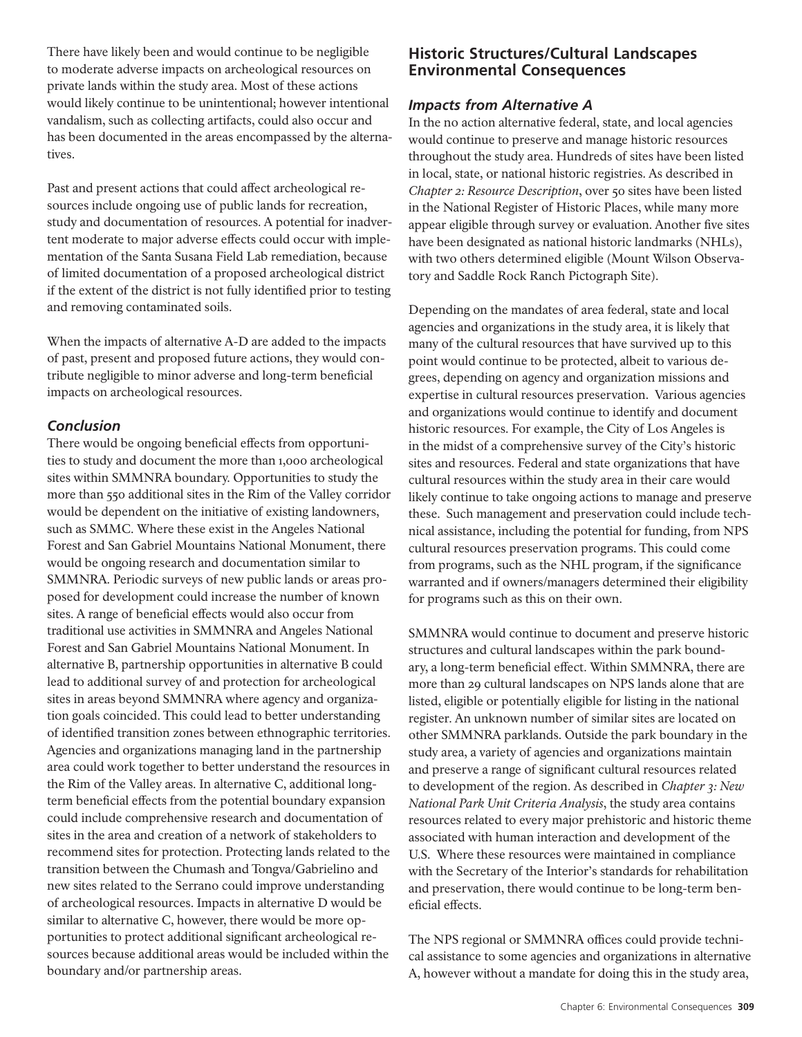There have likely been and would continue to be negligible to moderate adverse impacts on archeological resources on private lands within the study area. Most of these actions would likely continue to be unintentional; however intentional vandalism, such as collecting artifacts, could also occur and has been documented in the areas encompassed by the alternatives.

Past and present actions that could affect archeological resources include ongoing use of public lands for recreation, study and documentation of resources. A potential for inadvertent moderate to major adverse effects could occur with implementation of the Santa Susana Field Lab remediation, because of limited documentation of a proposed archeological district if the extent of the district is not fully identified prior to testing and removing contaminated soils.

When the impacts of alternative A-D are added to the impacts of past, present and proposed future actions, they would contribute negligible to minor adverse and long-term beneficial impacts on archeological resources.

### *Conclusion*

There would be ongoing beneficial effects from opportunities to study and document the more than 1,000 archeological sites within SMMNRA boundary. Opportunities to study the more than 550 additional sites in the Rim of the Valley corridor would be dependent on the initiative of existing landowners, such as SMMC. Where these exist in the Angeles National Forest and San Gabriel Mountains National Monument, there would be ongoing research and documentation similar to SMMNRA. Periodic surveys of new public lands or areas proposed for development could increase the number of known sites. A range of beneficial effects would also occur from traditional use activities in SMMNRA and Angeles National Forest and San Gabriel Mountains National Monument. In alternative B, partnership opportunities in alternative B could lead to additional survey of and protection for archeological sites in areas beyond SMMNRA where agency and organization goals coincided. This could lead to better understanding of identified transition zones between ethnographic territories. Agencies and organizations managing land in the partnership area could work together to better understand the resources in the Rim of the Valley areas. In alternative C, additional long-term beneficial effects from the potential boundary expansion could include comprehensive research and documentation of sites in the area and creation of a network of stakeholders to recommend sites for protection. Protecting lands related to the transition between the Chumash and Tongva/Gabrielino and new sites related to the Serrano could improve understanding of archeological resources. Impacts in alternative D would be similar to alternative C, however, there would be more opportunities to protect additional significant archeological resources because additional areas would be included within the boundary and/or partnership areas.

## Historic Structures/Cultural Landscapes Environmental Consequences

### *Impacts from Alternative A*

In the no action alternative federal, state, and local agencies would continue to preserve and manage historic resources throughout the study area. Hundreds of sites have been listed in local, state, or national historic registries. As described in *Chapter 2: Resource Description*, over 50 sites have been listed in the National Register of Historic Places, while many more appear eligible through survey or evaluation. Another five sites have been designated as national historic landmarks (NHLs), with two others determined eligible (Mount Wilson Observatory and Saddle Rock Ranch Pictograph Site).

Depending on the mandates of area federal, state and local agencies and organizations in the study area, it is likely that many of the cultural resources that have survived up to this point would continue to be protected, albeit to various degrees, depending on agency and organization missions and expertise in cultural resources preservation. Various agencies and organizations would continue to identify and document historic resources. For example, the City of Los Angeles is in the midst of a comprehensive survey of the City's historic sites and resources. Federal and state organizations that have cultural resources within the study area in their care would likely continue to take ongoing actions to manage and preserve these. Such management and preservation could include technical assistance, including the potential for funding, from NPS cultural resources preservation programs. This could come from programs, such as the NHL program, if the significance warranted and if owners/managers determined their eligibility for programs such as this on their own.

SMMNRA would continue to document and preserve historic structures and cultural landscapes within the park boundary, a long-term beneficial effect. Within SMMNRA, there are more than 29 cultural landscapes on NPS lands alone that are listed, eligible or potentially eligible for listing in the national register. An unknown number of similar sites are located on other SMMNRA parklands. Outside the park boundary in the study area, a variety of agencies and organizations maintain and preserve a range of significant cultural resources related to development of the region. As described in *Chapter 3: New National Park Unit Criteria Analysis*, the study area contains resources related to every major prehistoric and historic theme associated with human interaction and development of the U.S. Where these resources were maintained in compliance with the Secretary of the Interior's standards for rehabilitation and preservation, there would continue to be long-term beneficial effects.

The NPS regional or SMMNRA offices could provide technical assistance to some agencies and organizations in alternative A, however without a mandate for doing this in the study area,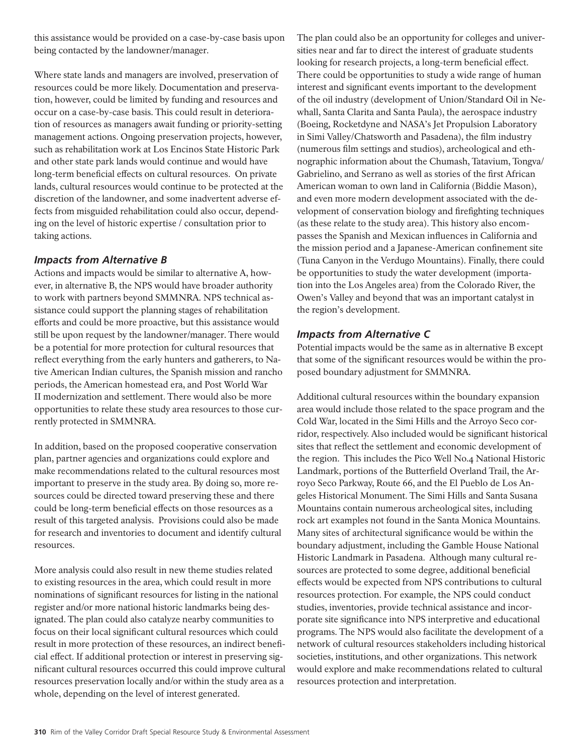this assistance would be provided on a case-by-case basis upon being contacted by the landowner/manager.

Where state lands and managers are involved, preservation of resources could be more likely. Documentation and preservation, however, could be limited by funding and resources and occur on a case-by-case basis. This could result in deterioration of resources as managers await funding or priority-setting management actions. Ongoing preservation projects, however, such as rehabilitation work at Los Encinos State Historic Park and other state park lands would continue and would have long-term beneficial effects on cultural resources. On private lands, cultural resources would continue to be protected at the discretion of the landowner, and some inadvertent adverse effects from misguided rehabilitation could also occur, depending on the level of historic expertise / consultation prior to taking actions.

### *Impacts from Alternative B*

Actions and impacts would be similar to alternative A, however, in alternative B, the NPS would have broader authority to work with partners beyond SMMNRA. NPS technical assistance could support the planning stages of rehabilitation efforts and could be more proactive, but this assistance would still be upon request by the landowner/manager. There would be a potential for more protection for cultural resources that reflect everything from the early hunters and gatherers, to Native American Indian cultures, the Spanish mission and rancho periods, the American homestead era, and Post World War II modernization and settlement. There would also be more opportunities to relate these study area resources to those currently protected in SMMNRA.

In addition, based on the proposed cooperative conservation plan, partner agencies and organizations could explore and make recommendations related to the cultural resources most important to preserve in the study area. By doing so, more resources could be directed toward preserving these and there could be long-term beneficial effects on those resources as a result of this targeted analysis. Provisions could also be made for research and inventories to document and identify cultural resources.

More analysis could also result in new theme studies related to existing resources in the area, which could result in more nominations of significant resources for listing in the national register and/or more national historic landmarks being designated. The plan could also catalyze nearby communities to focus on their local significant cultural resources which could result in more protection of these resources, an indirect beneficial effect. If additional protection or interest in preserving significant cultural resources occurred this could improve cultural resources preservation locally and/or within the study area as a whole, depending on the level of interest generated.

The plan could also be an opportunity for colleges and universities near and far to direct the interest of graduate students looking for research projects, a long-term beneficial effect. There could be opportunities to study a wide range of human interest and significant events important to the development of the oil industry (development of Union/Standard Oil in Newhall, Santa Clarita and Santa Paula), the aerospace industry (Boeing, Rocketdyne and NASA's Jet Propulsion Laboratory in Simi Valley/Chatsworth and Pasadena), the film industry (numerous film settings and studios), archeological and ethnographic information about the Chumash, Tatavium, Tongva/Gabrielino, and Serrano as well as stories of the first African American woman to own land in California (Biddie Mason), and even more modern development associated with the development of conservation biology and firefighting techniques (as these relate to the study area). This history also encompasses the Spanish and Mexican influences in California and the mission period and a Japanese-American confinement site (Tuna Canyon in the Verdugo Mountains). Finally, there could be opportunities to study the water development (importation into the Los Angeles area) from the Colorado River, the Owen's Valley and beyond that was an important catalyst in the region's development.

### *Impacts from Alternative C*

Potential impacts would be the same as in alternative B except that some of the significant resources would be within the proposed boundary adjustment for SMMNRA.

Additional cultural resources within the boundary expansion area would include those related to the space program and the Cold War, located in the Simi Hills and the Arroyo Seco corridor, respectively. Also included would be significant historical sites that reflect the settlement and economic development of the region. This includes the Pico Well No.4 National Historic Landmark, portions of the Butterfield Overland Trail, the Arroyo Seco Parkway, Route 66, and the El Pueblo de Los Angeles Historical Monument. The Simi Hills and Santa Susana Mountains contain numerous archeological sites, including rock art examples not found in the Santa Monica Mountains. Many sites of architectural significance would be within the boundary adjustment, including the Gamble House National Historic Landmark in Pasadena. Although many cultural resources are protected to some degree, additional beneficial effects would be expected from NPS contributions to cultural resources protection. For example, the NPS could conduct studies, inventories, provide technical assistance and incorporate site significance into NPS interpretive and educational programs. The NPS would also facilitate the development of a network of cultural resources stakeholders including historical societies, institutions, and other organizations. This network would explore and make recommendations related to cultural resources protection and interpretation.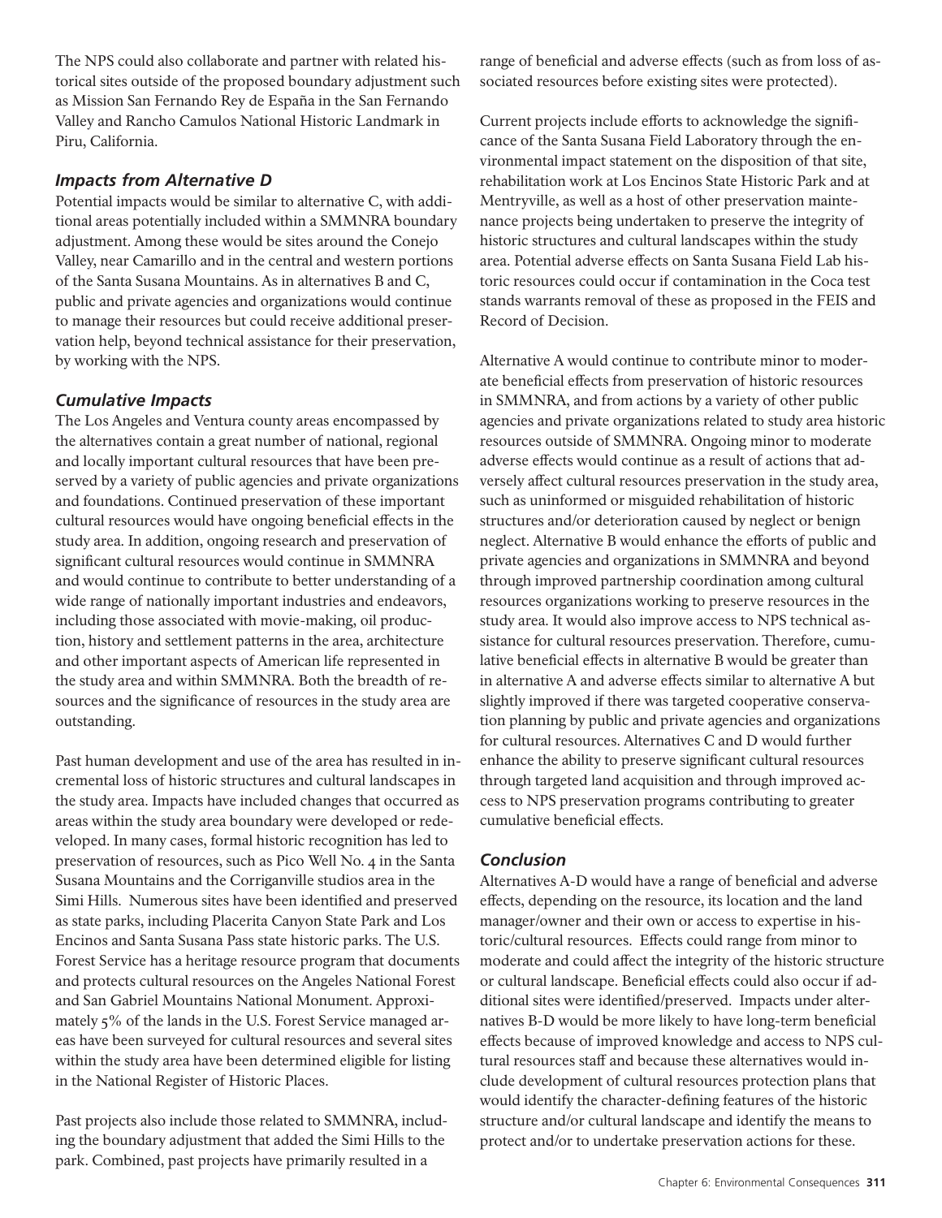The NPS could also collaborate and partner with related historical sites outside of the proposed boundary adjustment such as Mission San Fernando Rey de España in the San Fernando Valley and Rancho Camulos National Historic Landmark in Piru, California.

### *Impacts from Alternative D*

Potential impacts would be similar to alternative C, with additional areas potentially included within a SMMNRA boundary adjustment. Among these would be sites around the Conejo Valley, near Camarillo and in the central and western portions of the Santa Susana Mountains. As in alternatives B and C, public and private agencies and organizations would continue to manage their resources but could receive additional preservation help, beyond technical assistance for their preservation, by working with the NPS.

### *Cumulative Impacts*

The Los Angeles and Ventura county areas encompassed by the alternatives contain a great number of national, regional and locally important cultural resources that have been preserved by a variety of public agencies and private organizations and foundations. Continued preservation of these important cultural resources would have ongoing beneficial effects in the study area. In addition, ongoing research and preservation of significant cultural resources would continue in SMMNRA and would continue to contribute to better understanding of a wide range of nationally important industries and endeavors, including those associated with movie-making, oil production, history and settlement patterns in the area, architecture and other important aspects of American life represented in the study area and within SMMNRA. Both the breadth of resources and the significance of resources in the study area are outstanding.

Past human development and use of the area has resulted in incremental loss of historic structures and cultural landscapes in the study area. Impacts have included changes that occurred as areas within the study area boundary were developed or redeveloped. In many cases, formal historic recognition has led to preservation of resources, such as Pico Well No. 4 in the Santa Susana Mountains and the Corriganville studios area in the Simi Hills. Numerous sites have been identified and preserved as state parks, including Placerita Canyon State Park and Los Encinos and Santa Susana Pass state historic parks. The U.S. Forest Service has a heritage resource program that documents and protects cultural resources on the Angeles National Forest and San Gabriel Mountains National Monument. Approximately 5% of the lands in the U.S. Forest Service managed areas have been surveyed for cultural resources and several sites within the study area have been determined eligible for listing in the National Register of Historic Places.

Past projects also include those related to SMMNRA, including the boundary adjustment that added the Simi Hills to the park. Combined, past projects have primarily resulted in a range of beneficial and adverse effects (such as from loss of associated resources before existing sites were protected).

Current projects include efforts to acknowledge the significance of the Santa Susana Field Laboratory through the environmental impact statement on the disposition of that site, rehabilitation work at Los Encinos State Historic Park and at Mentryville, as well as a host of other preservation maintenance projects being undertaken to preserve the integrity of historic structures and cultural landscapes within the study area. Potential adverse effects on Santa Susana Field Lab historic resources could occur if contamination in the Coca test stands warrants removal of these as proposed in the FEIS and Record of Decision.

Alternative A would continue to contribute minor to moderate beneficial effects from preservation of historic resources in SMMNRA, and from actions by a variety of other public agencies and private organizations related to study area historic resources outside of SMMNRA. Ongoing minor to moderate adverse effects would continue as a result of actions that adversely affect cultural resources preservation in the study area, such as uninformed or misguided rehabilitation of historic structures and/or deterioration caused by neglect or benign neglect. Alternative B would enhance the efforts of public and private agencies and organizations in SMMNRA and beyond through improved partnership coordination among cultural resources organizations working to preserve resources in the study area. It would also improve access to NPS technical assistance for cultural resources preservation. Therefore, cumulative beneficial effects in alternative B would be greater than in alternative A and adverse effects similar to alternative A but slightly improved if there was targeted cooperative conservation planning by public and private agencies and organizations for cultural resources. Alternatives C and D would further enhance the ability to preserve significant cultural resources through targeted land acquisition and through improved access to NPS preservation programs contributing to greater cumulative beneficial effects.

### *Conclusion*

Alternatives A-D would have a range of beneficial and adverse effects, depending on the resource, its location and the land manager/owner and their own or access to expertise in historic/cultural resources. Effects could range from minor to moderate and could affect the integrity of the historic structure or cultural landscape. Beneficial effects could also occur if additional sites were identified/preserved. Impacts under alternatives B-D would be more likely to have long-term beneficial effects because of improved knowledge and access to NPS cultural resources staff and because these alternatives would include development of cultural resources protection plans that would identify the character-defining features of the historic structure and/or cultural landscape and identify the means to protect and/or to undertake preservation actions for these.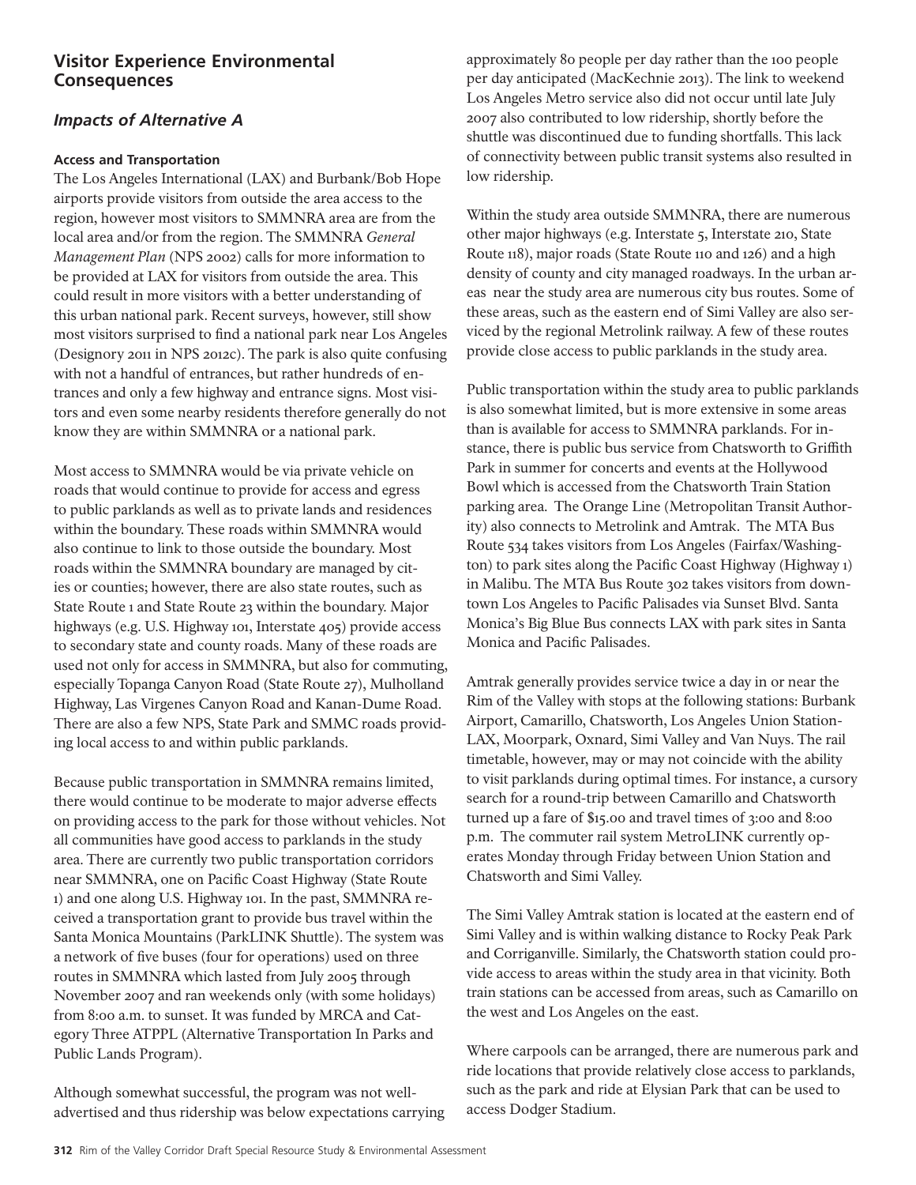## Visitor Experience Environmental Consequences

### *Impacts of Alternative A*

#### Access and Transportation

The Los Angeles International (LAX) and Burbank/Bob Hope airports provide visitors from outside the area access to the region, however most visitors to SMMNRA area are from the local area and/or from the region. The SMMNRA *General Management Plan* (NPS 2002) calls for more information to be provided at LAX for visitors from outside the area. This could result in more visitors with a better understanding of this urban national park. Recent surveys, however, still show most visitors surprised to find a national park near Los Angeles (Designory 2011 in NPS 2012c). The park is also quite confusing with not a handful of entrances, but rather hundreds of entrances and only a few highway and entrance signs. Most visitors and even some nearby residents therefore generally do not know they are within SMMNRA or a national park.

Most access to SMMNRA would be via private vehicle on roads that would continue to provide for access and egress to public parklands as well as to private lands and residences within the boundary. These roads within SMMNRA would also continue to link to those outside the boundary. Most roads within the SMMNRA boundary are managed by cities or counties; however, there are also state routes, such as State Route 1 and State Route 23 within the boundary. Major highways (e.g. U.S. Highway 101, Interstate 405) provide access to secondary state and county roads. Many of these roads are used not only for access in SMMNRA, but also for commuting, especially Topanga Canyon Road (State Route 27), Mulholland Highway, Las Virgenes Canyon Road and Kanan-Dume Road. There are also a few NPS, State Park and SMMC roads providing local access to and within public parklands.

Because public transportation in SMMNRA remains limited, there would continue to be moderate to major adverse effects on providing access to the park for those without vehicles. Not all communities have good access to parklands in the study area. There are currently two public transportation corridors near SMMNRA, one on Pacific Coast Highway (State Route 1) and one along U.S. Highway 101. In the past, SMMNRA received a transportation grant to provide bus travel within the Santa Monica Mountains (ParkLINK Shuttle). The system was a network of five buses (four for operations) used on three routes in SMMNRA which lasted from July 2005 through November 2007 and ran weekends only (with some holidays) from 8:00 a.m. to sunset. It was funded by MRCA and Category Three ATPPL (Alternative Transportation In Parks and Public Lands Program).

Although somewhat successful, the program was not well-advertised and thus ridership was below expectations carrying approximately 80 people per day rather than the 100 people per day anticipated (MacKechnie 2013). The link to weekend Los Angeles Metro service also did not occur until late July 2007 also contributed to low ridership, shortly before the shuttle was discontinued due to funding shortfalls. This lack of connectivity between public transit systems also resulted in low ridership.

Within the study area outside SMMNRA, there are numerous other major highways (e.g. Interstate 5, Interstate 210, State Route 118), major roads (State Route 110 and 126) and a high density of county and city managed roadways. In the urban areas near the study area are numerous city bus routes. Some of these areas, such as the eastern end of Simi Valley are also serviced by the regional Metrolink railway. A few of these routes provide close access to public parklands in the study area.

Public transportation within the study area to public parklands is also somewhat limited, but is more extensive in some areas than is available for access to SMMNRA parklands. For instance, there is public bus service from Chatsworth to Griffith Park in summer for concerts and events at the Hollywood Bowl which is accessed from the Chatsworth Train Station parking area. The Orange Line (Metropolitan Transit Authority) also connects to Metrolink and Amtrak. The MTA Bus Route 534 takes visitors from Los Angeles (Fairfax/Washington) to park sites along the Pacific Coast Highway (Highway 1) in Malibu. The MTA Bus Route 302 takes visitors from downtown Los Angeles to Pacific Palisades via Sunset Blvd. Santa Monica's Big Blue Bus connects LAX with park sites in Santa Monica and Pacific Palisades.

Amtrak generally provides service twice a day in or near the Rim of the Valley with stops at the following stations: Burbank Airport, Camarillo, Chatsworth, Los Angeles Union Station-LAX, Moorpark, Oxnard, Simi Valley and Van Nuys. The rail timetable, however, may or may not coincide with the ability to visit parklands during optimal times. For instance, a cursory search for a round-trip between Camarillo and Chatsworth turned up a fare of $15.00 and travel times of 3:00 and 8:00 p.m. The commuter rail system MetroLINK currently operates Monday through Friday between Union Station and Chatsworth and Simi Valley.

The Simi Valley Amtrak station is located at the eastern end of Simi Valley and is within walking distance to Rocky Peak Park and Corriganville. Similarly, the Chatsworth station could provide access to areas within the study area in that vicinity. Both train stations can be accessed from areas, such as Camarillo on the west and Los Angeles on the east.

Where carpools can be arranged, there are numerous park and ride locations that provide relatively close access to parklands, such as the park and ride at Elysian Park that can be used to access Dodger Stadium.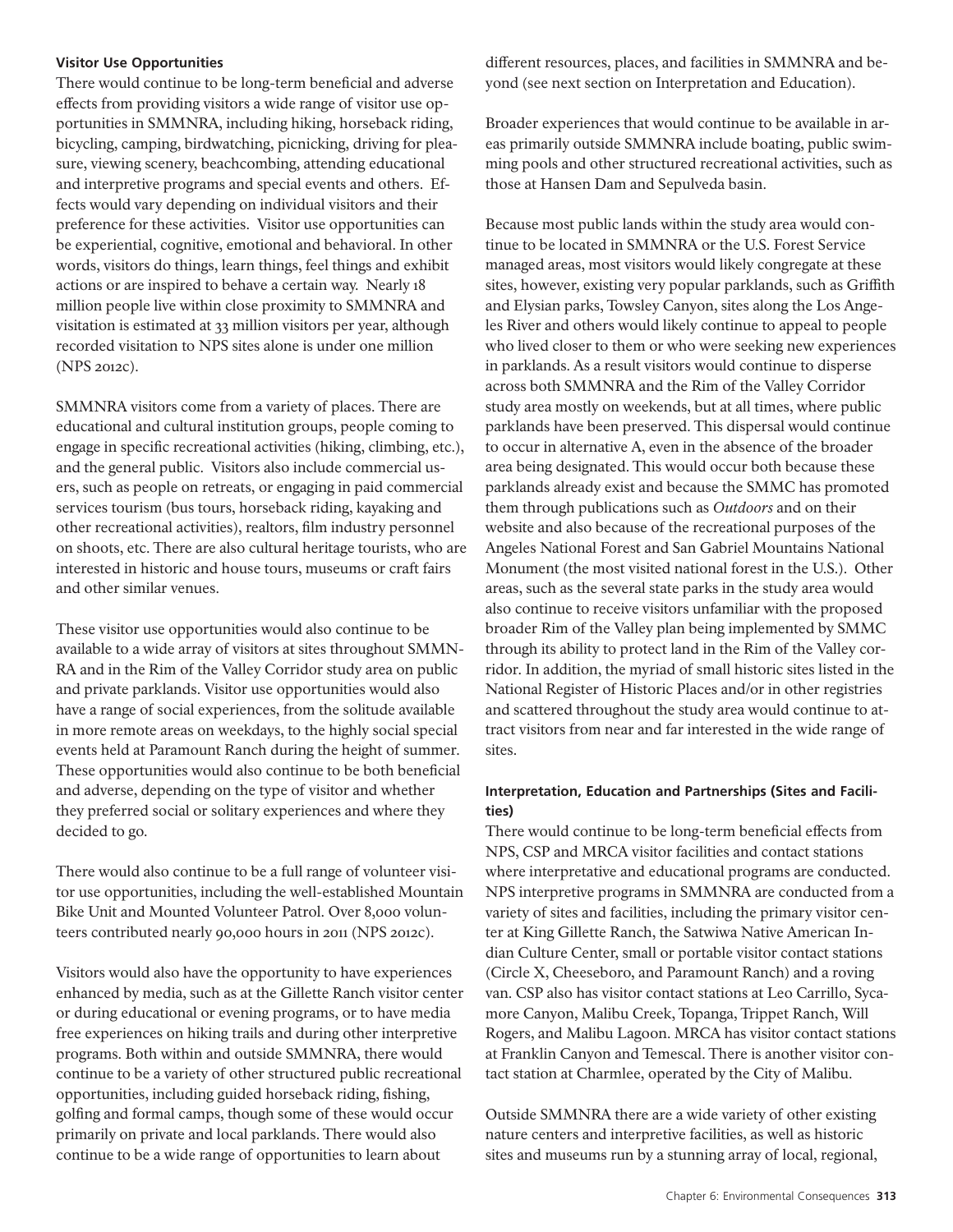#### Visitor Use Opportunities

There would continue to be long-term beneficial and adverse effects from providing visitors a wide range of visitor use opportunities in SMMNRA, including hiking, horseback riding, bicycling, camping, birdwatching, picnicking, driving for pleasure, viewing scenery, beachcombing, attending educational and interpretive programs and special events and others. Effects would vary depending on individual visitors and their preference for these activities. Visitor use opportunities can be experiential, cognitive, emotional and behavioral. In other words, visitors do things, learn things, feel things and exhibit actions or are inspired to behave a certain way. Nearly 18 million people live within close proximity to SMMNRA and visitation is estimated at 33 million visitors per year, although recorded visitation to NPS sites alone is under one million (NPS 2012c).

SMMNRA visitors come from a variety of places. There are educational and cultural institution groups, people coming to engage in specific recreational activities (hiking, climbing, etc.), and the general public. Visitors also include commercial users, such as people on retreats, or engaging in paid commercial services tourism (bus tours, horseback riding, kayaking and other recreational activities), realtors, film industry personnel on shoots, etc. There are also cultural heritage tourists, who are interested in historic and house tours, museums or craft fairs and other similar venues.

These visitor use opportunities would also continue to be available to a wide array of visitors at sites throughout SMMNRA and in the Rim of the Valley Corridor study area on public and private parklands. Visitor use opportunities would also have a range of social experiences, from the solitude available in more remote areas on weekdays, to the highly social special events held at Paramount Ranch during the height of summer. These opportunities would also continue to be both beneficial and adverse, depending on the type of visitor and whether they preferred social or solitary experiences and where they decided to go.

There would also continue to be a full range of volunteer visitor use opportunities, including the well-established Mountain Bike Unit and Mounted Volunteer Patrol. Over 8,000 volunteers contributed nearly 90,000 hours in 2011 (NPS 2012c).

Visitors would also have the opportunity to have experiences enhanced by media, such as at the Gillette Ranch visitor center or during educational or evening programs, or to have media free experiences on hiking trails and during other interpretive programs. Both within and outside SMMNRA, there would continue to be a variety of other structured public recreational opportunities, including guided horseback riding, fishing, golfing and formal camps, though some of these would occur primarily on private and local parklands. There would also continue to be a wide range of opportunities to learn about different resources, places, and facilities in SMMNRA and beyond (see next section on Interpretation and Education).

Broader experiences that would continue to be available in areas primarily outside SMMNRA include boating, public swimming pools and other structured recreational activities, such as those at Hansen Dam and Sepulveda basin.

Because most public lands within the study area would continue to be located in SMMNRA or the U.S. Forest Service managed areas, most visitors would likely congregate at these sites, however, existing very popular parklands, such as Griffith and Elysian parks, Towsley Canyon, sites along the Los Angeles River and others would likely continue to appeal to people who lived closer to them or who were seeking new experiences in parklands. As a result visitors would continue to disperse across both SMMNRA and the Rim of the Valley Corridor study area mostly on weekends, but at all times, where public parklands have been preserved. This dispersal would continue to occur in alternative A, even in the absence of the broader area being designated. This would occur both because these parklands already exist and because the SMMC has promoted them through publications such as *Outdoors* and on their website and also because of the recreational purposes of the Angeles National Forest and San Gabriel Mountains National Monument (the most visited national forest in the U.S.). Other areas, such as the several state parks in the study area would also continue to receive visitors unfamiliar with the proposed broader Rim of the Valley plan being implemented by SMMC through its ability to protect land in the Rim of the Valley corridor. In addition, the myriad of small historic sites listed in the National Register of Historic Places and/or in other registries and scattered throughout the study area would continue to attract visitors from near and far interested in the wide range of sites.

#### Interpretation, Education and Partnerships (Sites and Facilities)

There would continue to be long-term beneficial effects from NPS, CSP and MRCA visitor facilities and contact stations where interpretative and educational programs are conducted. NPS interpretive programs in SMMNRA are conducted from a variety of sites and facilities, including the primary visitor center at King Gillette Ranch, the Satwiwa Native American Indian Culture Center, small or portable visitor contact stations (Circle X, Cheeseboro, and Paramount Ranch) and a roving van. CSP also has visitor contact stations at Leo Carrillo, Sycamore Canyon, Malibu Creek, Topanga, Trippet Ranch, Will Rogers, and Malibu Lagoon. MRCA has visitor contact stations at Franklin Canyon and Temescal. There is another visitor contact station at Charmlee, operated by the City of Malibu.

Outside SMMNRA there are a wide variety of other existing nature centers and interpretive facilities, as well as historic sites and museums run by a stunning array of local, regional,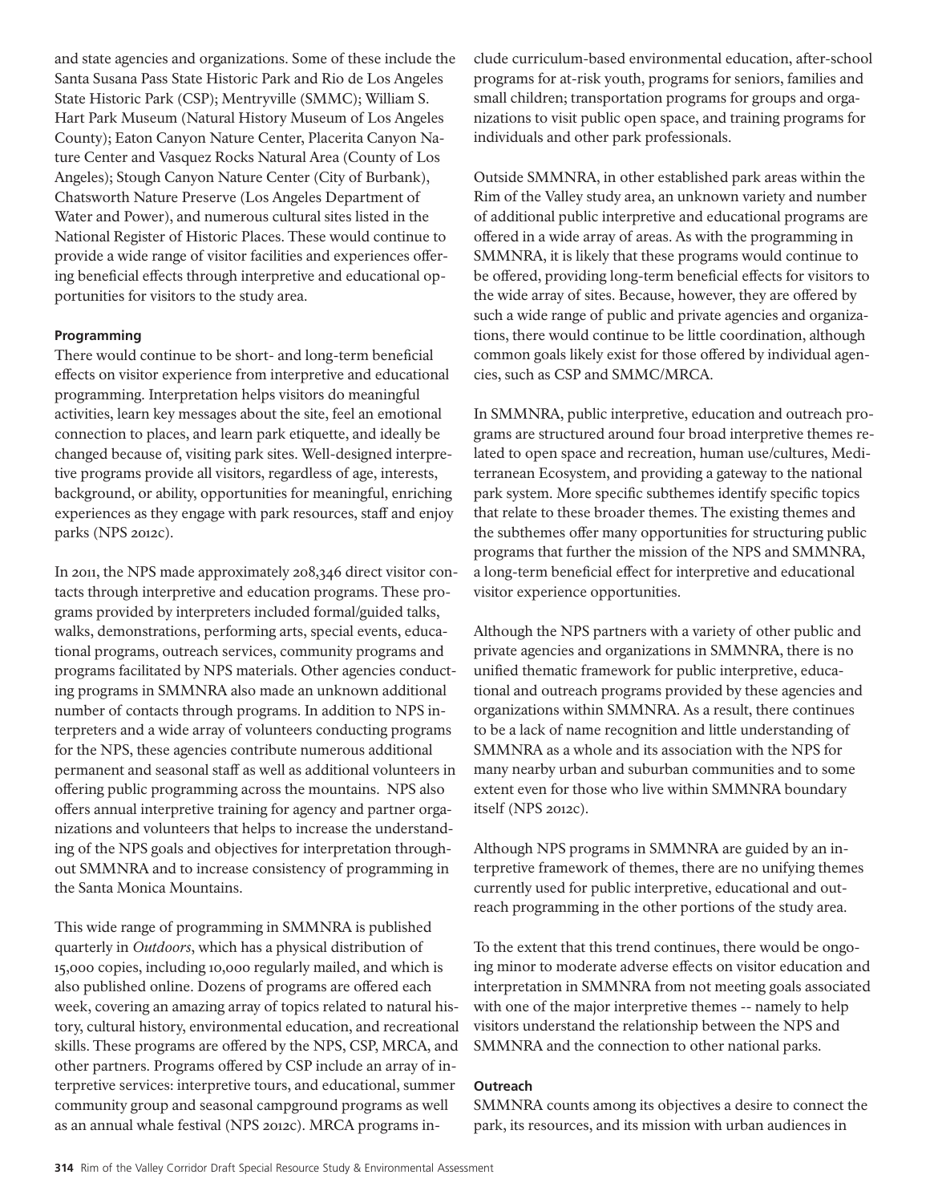and state agencies and organizations. Some of these include the Santa Susana Pass State Historic Park and Rio de Los Angeles State Historic Park (CSP); Mentryville (SMMC); William S. Hart Park Museum (Natural History Museum of Los Angeles County); Eaton Canyon Nature Center, Placerita Canyon Nature Center and Vasquez Rocks Natural Area (County of Los Angeles); Stough Canyon Nature Center (City of Burbank), Chatsworth Nature Preserve (Los Angeles Department of Water and Power), and numerous cultural sites listed in the National Register of Historic Places. These would continue to provide a wide range of visitor facilities and experiences offering beneficial effects through interpretive and educational opportunities for visitors to the study area.

**Programming**

There would continue to be short- and long-term beneficial effects on visitor experience from interpretive and educational programming. Interpretation helps visitors do meaningful activities, learn key messages about the site, feel an emotional connection to places, and learn park etiquette, and ideally be changed because of, visiting park sites. Well-designed interpretive programs provide all visitors, regardless of age, interests, background, or ability, opportunities for meaningful, enriching experiences as they engage with park resources, staff and enjoy parks (NPS 2012c).

In 2011, the NPS made approximately 208,346 direct visitor contacts through interpretive and education programs. These programs provided by interpreters included formal/guided talks, walks, demonstrations, performing arts, special events, educational programs, outreach services, community programs and programs facilitated by NPS materials. Other agencies conducting programs in SMMNRA also made an unknown additional number of contacts through programs. In addition to NPS interpreters and a wide array of volunteers conducting programs for the NPS, these agencies contribute numerous additional permanent and seasonal staff as well as additional volunteers in offering public programming across the mountains. NPS also offers annual interpretive training for agency and partner organizations and volunteers that helps to increase the understanding of the NPS goals and objectives for interpretation throughout SMMNRA and to increase consistency of programming in the Santa Monica Mountains.

This wide range of programming in SMMNRA is published quarterly in *Outdoors*, which has a physical distribution of 15,000 copies, including 10,000 regularly mailed, and which is also published online. Dozens of programs are offered each week, covering an amazing array of topics related to natural history, cultural history, environmental education, and recreational skills. These programs are offered by the NPS, CSP, MRCA, and other partners. Programs offered by CSP include an array of interpretive services: interpretive tours, and educational, summer community group and seasonal campground programs as well as an annual whale festival (NPS 2012c). MRCA programs include curriculum-based environmental education, after-school programs for at-risk youth, programs for seniors, families and small children; transportation programs for groups and organizations to visit public open space, and training programs for individuals and other park professionals.

Outside SMMNRA, in other established park areas within the Rim of the Valley study area, an unknown variety and number of additional public interpretive and educational programs are offered in a wide array of areas. As with the programming in SMMNRA, it is likely that these programs would continue to be offered, providing long-term beneficial effects for visitors to the wide array of sites. Because, however, they are offered by such a wide range of public and private agencies and organizations, there would continue to be little coordination, although common goals likely exist for those offered by individual agencies, such as CSP and SMMC/MRCA.

In SMMNRA, public interpretive, education and outreach programs are structured around four broad interpretive themes related to open space and recreation, human use/cultures, Mediterranean Ecosystem, and providing a gateway to the national park system. More specific subthemes identify specific topics that relate to these broader themes. The existing themes and the subthemes offer many opportunities for structuring public programs that further the mission of the NPS and SMMNRA, a long-term beneficial effect for interpretive and educational visitor experience opportunities.

Although the NPS partners with a variety of other public and private agencies and organizations in SMMNRA, there is no unified thematic framework for public interpretive, educational and outreach programs provided by these agencies and organizations within SMMNRA. As a result, there continues to be a lack of name recognition and little understanding of SMMNRA as a whole and its association with the NPS for many nearby urban and suburban communities and to some extent even for those who live within SMMNRA boundary itself (NPS 2012c).

Although NPS programs in SMMNRA are guided by an interpretive framework of themes, there are no unifying themes currently used for public interpretive, educational and outreach programming in the other portions of the study area.

To the extent that this trend continues, there would be ongoing minor to moderate adverse effects on visitor education and interpretation in SMMNRA from not meeting goals associated with one of the major interpretive themes -- namely to help visitors understand the relationship between the NPS and SMMNRA and the connection to other national parks.

**Outreach**

SMMNRA counts among its objectives a desire to connect the park, its resources, and its mission with urban audiences in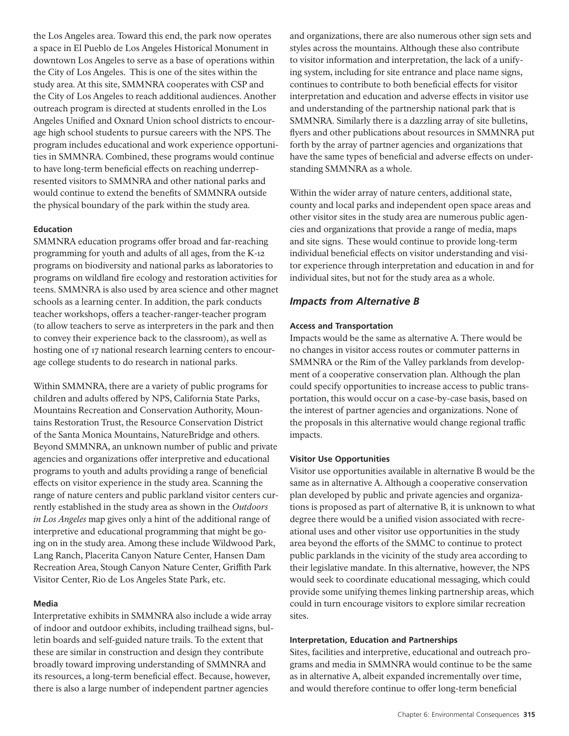the Los Angeles area. Toward this end, the park now operates a space in El Pueblo de Los Angeles Historical Monument in downtown Los Angeles to serve as a base of operations within the City of Los Angeles. This is one of the sites within the study area. At this site, SMMNRA cooperates with CSP and the City of Los Angeles to reach additional audiences. Another outreach program is directed at students enrolled in the Los Angeles Unified and Oxnard Union school districts to encourage high school students to pursue careers with the NPS. The program includes educational and work experience opportunities in SMMNRA. Combined, these programs would continue to have long-term beneficial effects on reaching underrepresented visitors to SMMNRA and other national parks and would continue to extend the benefits of SMMNRA outside the physical boundary of the park within the study area.

**Education**

SMMNRA education programs offer broad and far-reaching programming for youth and adults of all ages, from the K-12 programs on biodiversity and national parks as laboratories to programs on wildland fire ecology and restoration activities for teens. SMMNRA is also used by area science and other magnet schools as a learning center. In addition, the park conducts teacher workshops, offers a teacher-ranger-teacher program (to allow teachers to serve as interpreters in the park and then to convey their experience back to the classroom), as well as hosting one of 17 national research learning centers to encourage college students to do research in national parks.

Within SMMNRA, there are a variety of public programs for children and adults offered by NPS, California State Parks, Mountains Recreation and Conservation Authority, Mountains Restoration Trust, the Resource Conservation District of the Santa Monica Mountains, NatureBridge and others. Beyond SMMNRA, an unknown number of public and private agencies and organizations offer interpretive and educational programs to youth and adults providing a range of beneficial effects on visitor experience in the study area. Scanning the range of nature centers and public parkland visitor centers currently established in the study area as shown in the *Outdoors in Los Angeles* map gives only a hint of the additional range of interpretive and educational programming that might be going on in the study area. Among these include Wildwood Park, Lang Ranch, Placerita Canyon Nature Center, Hansen Dam Recreation Area, Stough Canyon Nature Center, Griffith Park Visitor Center, Rio de Los Angeles State Park, etc.

**Media**

Interpretative exhibits in SMMNRA also include a wide array of indoor and outdoor exhibits, including trailhead signs, bulletin boards and self-guided nature trails. To the extent that these are similar in construction and design they contribute broadly toward improving understanding of SMMNRA and its resources, a long-term beneficial effect. Because, however, there is also a large number of independent partner agencies and organizations, there are also numerous other sign sets and styles across the mountains. Although these also contribute to visitor information and interpretation, the lack of a unifying system, including for site entrance and place name signs, continues to contribute to both beneficial effects for visitor interpretation and education and adverse effects in visitor use and understanding of the partnership national park that is SMMNRA. Similarly there is a dazzling array of site bulletins, flyers and other publications about resources in SMMNRA put forth by the array of partner agencies and organizations that have the same types of beneficial and adverse effects on understanding SMMNRA as a whole.

Within the wider array of nature centers, additional state, county and local parks and independent open space areas and other visitor sites in the study area are numerous public agencies and organizations that provide a range of media, maps and site signs. These would continue to provide long-term individual beneficial effects on visitor understanding and visitor experience through interpretation and education in and for individual sites, but not for the study area as a whole.

## *Impacts from Alternative B*

**Access and Transportation**

Impacts would be the same as alternative A. There would be no changes in visitor access routes or commuter patterns in SMMNRA or the Rim of the Valley parklands from development of a cooperative conservation plan. Although the plan could specify opportunities to increase access to public transportation, this would occur on a case-by-case basis, based on the interest of partner agencies and organizations. None of the proposals in this alternative would change regional traffic impacts.

**Visitor Use Opportunities**

Visitor use opportunities available in alternative B would be the same as in alternative A. Although a cooperative conservation plan developed by public and private agencies and organizations is proposed as part of alternative B, it is unknown to what degree there would be a unified vision associated with recreational uses and other visitor use opportunities in the study area beyond the efforts of the SMMC to continue to protect public parklands in the vicinity of the study area according to their legislative mandate. In this alternative, however, the NPS would seek to coordinate educational messaging, which could provide some unifying themes linking partnership areas, which could in turn encourage visitors to explore similar recreation sites.

**Interpretation, Education and Partnerships**

Sites, facilities and interpretive, educational and outreach programs and media in SMMNRA would continue to be the same as in alternative A, albeit expanded incrementally over time, and would therefore continue to offer long-term beneficial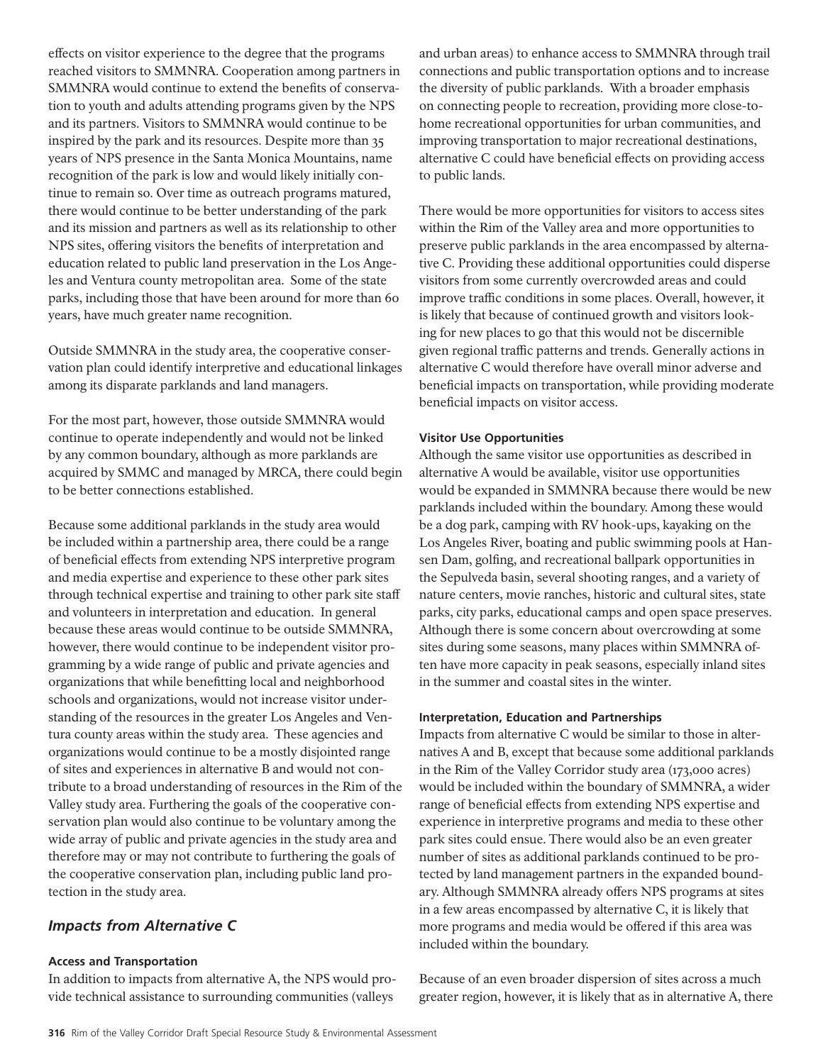effects on visitor experience to the degree that the programs reached visitors to SMMNRA. Cooperation among partners in SMMNRA would continue to extend the benefits of conservation to youth and adults attending programs given by the NPS and its partners. Visitors to SMMNRA would continue to be inspired by the park and its resources. Despite more than 35 years of NPS presence in the Santa Monica Mountains, name recognition of the park is low and would likely initially continue to remain so. Over time as outreach programs matured, there would continue to be better understanding of the park and its mission and partners as well as its relationship to other NPS sites, offering visitors the benefits of interpretation and education related to public land preservation in the Los Angeles and Ventura county metropolitan area. Some of the state parks, including those that have been around for more than 60 years, have much greater name recognition.

Outside SMMNRA in the study area, the cooperative conservation plan could identify interpretive and educational linkages among its disparate parklands and land managers.

For the most part, however, those outside SMMNRA would continue to operate independently and would not be linked by any common boundary, although as more parklands are acquired by SMMC and managed by MRCA, there could begin to be better connections established.

Because some additional parklands in the study area would be included within a partnership area, there could be a range of beneficial effects from extending NPS interpretive program and media expertise and experience to these other park sites through technical expertise and training to other park site staff and volunteers in interpretation and education. In general because these areas would continue to be outside SMMNRA, however, there would continue to be independent visitor programming by a wide range of public and private agencies and organizations that while benefitting local and neighborhood schools and organizations, would not increase visitor understanding of the resources in the greater Los Angeles and Ventura county areas within the study area. These agencies and organizations would continue to be a mostly disjointed range of sites and experiences in alternative B and would not contribute to a broad understanding of resources in the Rim of the Valley study area. Furthering the goals of the cooperative conservation plan would also continue to be voluntary among the wide array of public and private agencies in the study area and therefore may or may not contribute to furthering the goals of the cooperative conservation plan, including public land protection in the study area.

## *Impacts from Alternative C*

#### Access and Transportation

In addition to impacts from alternative A, the NPS would provide technical assistance to surrounding communities (valleys and urban areas) to enhance access to SMMNRA through trail connections and public transportation options and to increase the diversity of public parklands. With a broader emphasis on connecting people to recreation, providing more close-to-home recreational opportunities for urban communities, and improving transportation to major recreational destinations, alternative C could have beneficial effects on providing access to public lands.

There would be more opportunities for visitors to access sites within the Rim of the Valley area and more opportunities to preserve public parklands in the area encompassed by alternative C. Providing these additional opportunities could disperse visitors from some currently overcrowded areas and could improve traffic conditions in some places. Overall, however, it is likely that because of continued growth and visitors looking for new places to go that this would not be discernible given regional traffic patterns and trends. Generally actions in alternative C would therefore have overall minor adverse and beneficial impacts on transportation, while providing moderate beneficial impacts on visitor access.

#### Visitor Use Opportunities

Although the same visitor use opportunities as described in alternative A would be available, visitor use opportunities would be expanded in SMMNRA because there would be new parklands included within the boundary. Among these would be a dog park, camping with RV hook-ups, kayaking on the Los Angeles River, boating and public swimming pools at Hansen Dam, golfing, and recreational ballpark opportunities in the Sepulveda basin, several shooting ranges, and a variety of nature centers, movie ranches, historic and cultural sites, state parks, city parks, educational camps and open space preserves. Although there is some concern about overcrowding at some sites during some seasons, many places within SMMNRA often have more capacity in peak seasons, especially inland sites in the summer and coastal sites in the winter.

#### Interpretation, Education and Partnerships

Impacts from alternative C would be similar to those in alternatives A and B, except that because some additional parklands in the Rim of the Valley Corridor study area (173,000 acres) would be included within the boundary of SMMNRA, a wider range of beneficial effects from extending NPS expertise and experience in interpretive programs and media to these other park sites could ensue. There would also be an even greater number of sites as additional parklands continued to be protected by land management partners in the expanded boundary. Although SMMNRA already offers NPS programs at sites in a few areas encompassed by alternative C, it is likely that more programs and media would be offered if this area was included within the boundary.

Because of an even broader dispersion of sites across a much greater region, however, it is likely that as in alternative A, there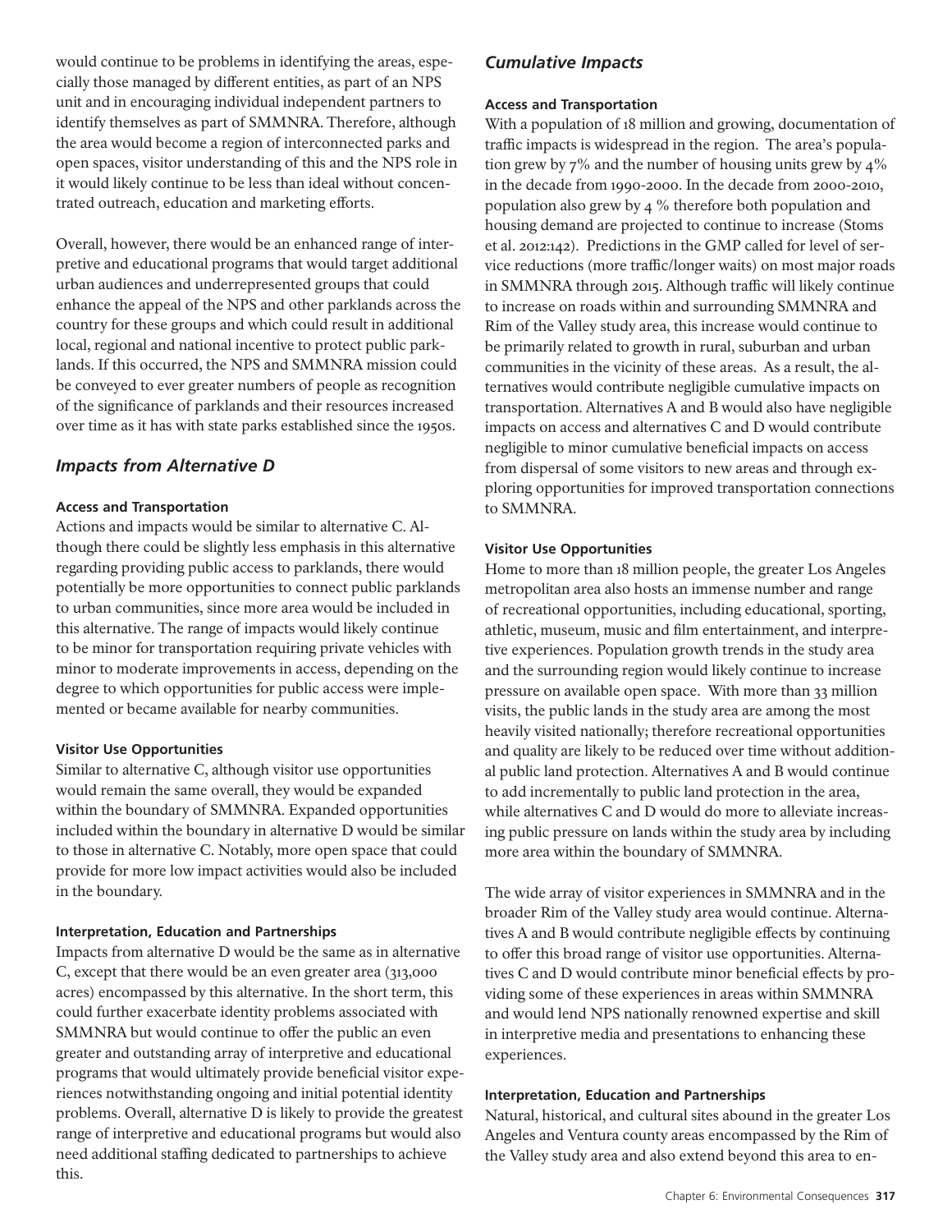would continue to be problems in identifying the areas, especially those managed by different entities, as part of an NPS unit and in encouraging individual independent partners to identify themselves as part of SMMNRA. Therefore, although the area would become a region of interconnected parks and open spaces, visitor understanding of this and the NPS role in it would likely continue to be less than ideal without concentrated outreach, education and marketing efforts.

Overall, however, there would be an enhanced range of interpretive and educational programs that would target additional urban audiences and underrepresented groups that could enhance the appeal of the NPS and other parklands across the country for these groups and which could result in additional local, regional and national incentive to protect public parklands. If this occurred, the NPS and SMMNRA mission could be conveyed to ever greater numbers of people as recognition of the significance of parklands and their resources increased over time as it has with state parks established since the 1950s.

## *Impacts from Alternative D*

**Access and Transportation**

Actions and impacts would be similar to alternative C. Although there could be slightly less emphasis in this alternative regarding providing public access to parklands, there would potentially be more opportunities to connect public parklands to urban communities, since more area would be included in this alternative. The range of impacts would likely continue to be minor for transportation requiring private vehicles with minor to moderate improvements in access, depending on the degree to which opportunities for public access were implemented or became available for nearby communities.

**Visitor Use Opportunities**

Similar to alternative C, although visitor use opportunities would remain the same overall, they would be expanded within the boundary of SMMNRA. Expanded opportunities included within the boundary in alternative D would be similar to those in alternative C. Notably, more open space that could provide for more low impact activities would also be included in the boundary.

**Interpretation, Education and Partnerships**

Impacts from alternative D would be the same as in alternative C, except that there would be an even greater area (313,000 acres) encompassed by this alternative. In the short term, this could further exacerbate identity problems associated with SMMNRA but would continue to offer the public an even greater and outstanding array of interpretive and educational programs that would ultimately provide beneficial visitor experiences notwithstanding ongoing and initial potential identity problems. Overall, alternative D is likely to provide the greatest range of interpretive and educational programs but would also need additional staffing dedicated to partnerships to achieve this.

## *Cumulative Impacts*

**Access and Transportation**

With a population of 18 million and growing, documentation of traffic impacts is widespread in the region. The area's population grew by 7% and the number of housing units grew by 4% in the decade from 1990-2000. In the decade from 2000-2010, population also grew by 4 % therefore both population and housing demand are projected to continue to increase (Stoms et al. 2012:142). Predictions in the GMP called for level of service reductions (more traffic/longer waits) on most major roads in SMMNRA through 2015. Although traffic will likely continue to increase on roads within and surrounding SMMNRA and Rim of the Valley study area, this increase would continue to be primarily related to growth in rural, suburban and urban communities in the vicinity of these areas. As a result, the alternatives would contribute negligible cumulative impacts on transportation. Alternatives A and B would also have negligible impacts on access and alternatives C and D would contribute negligible to minor cumulative beneficial impacts on access from dispersal of some visitors to new areas and through exploring opportunities for improved transportation connections to SMMNRA.

**Visitor Use Opportunities**

Home to more than 18 million people, the greater Los Angeles metropolitan area also hosts an immense number and range of recreational opportunities, including educational, sporting, athletic, museum, music and film entertainment, and interpretive experiences. Population growth trends in the study area and the surrounding region would likely continue to increase pressure on available open space. With more than 33 million visits, the public lands in the study area are among the most heavily visited nationally; therefore recreational opportunities and quality are likely to be reduced over time without additional public land protection. Alternatives A and B would continue to add incrementally to public land protection in the area, while alternatives C and D would do more to alleviate increasing public pressure on lands within the study area by including more area within the boundary of SMMNRA.

The wide array of visitor experiences in SMMNRA and in the broader Rim of the Valley study area would continue. Alternatives A and B would contribute negligible effects by continuing to offer this broad range of visitor use opportunities. Alternatives C and D would contribute minor beneficial effects by providing some of these experiences in areas within SMMNRA and would lend NPS nationally renowned expertise and skill in interpretive media and presentations to enhancing these experiences.

**Interpretation, Education and Partnerships**

Natural, historical, and cultural sites abound in the greater Los Angeles and Ventura county areas encompassed by the Rim of the Valley study area and also extend beyond this area to en-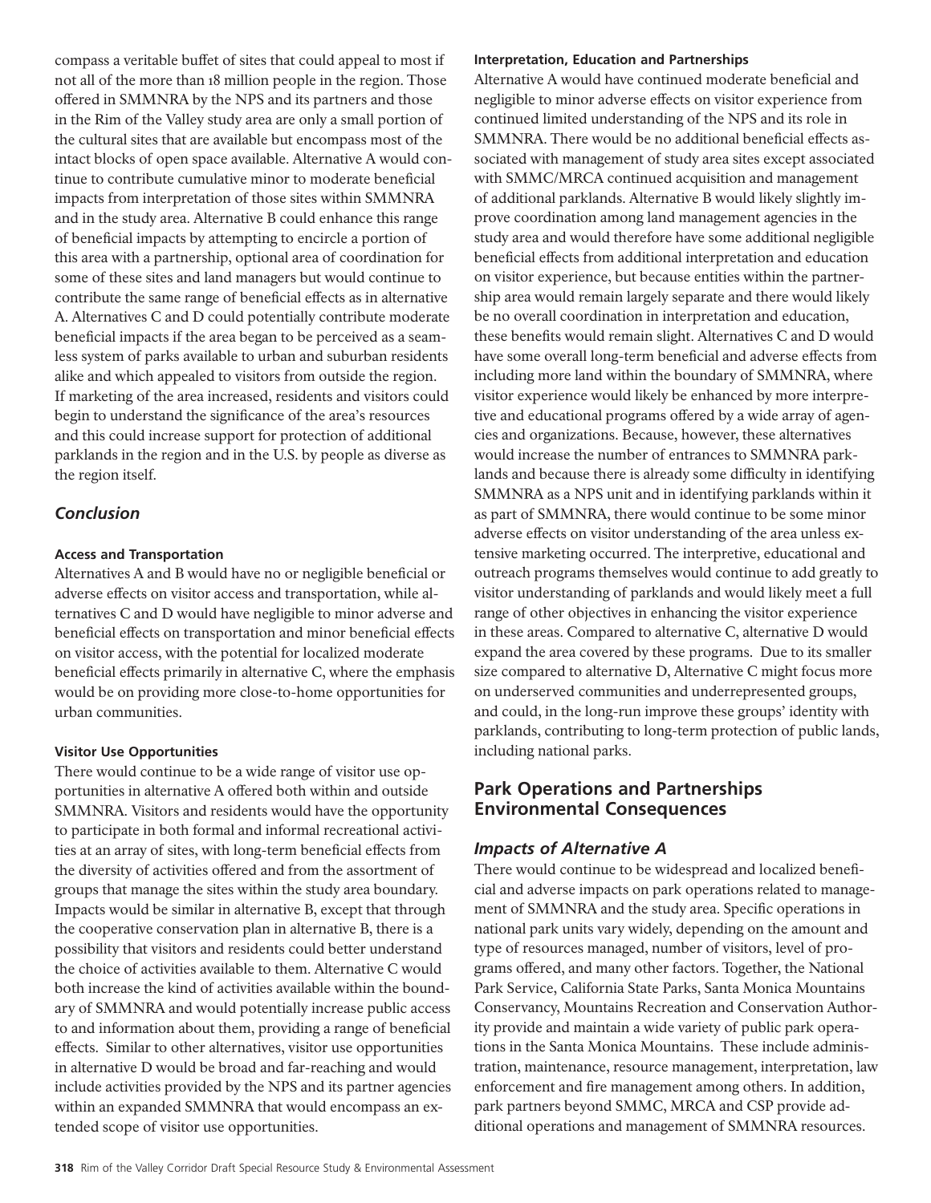compass a veritable buffet of sites that could appeal to most if not all of the more than 18 million people in the region. Those offered in SMMNRA by the NPS and its partners and those in the Rim of the Valley study area are only a small portion of the cultural sites that are available but encompass most of the intact blocks of open space available. Alternative A would continue to contribute cumulative minor to moderate beneficial impacts from interpretation of those sites within SMMNRA and in the study area. Alternative B could enhance this range of beneficial impacts by attempting to encircle a portion of this area with a partnership, optional area of coordination for some of these sites and land managers but would continue to contribute the same range of beneficial effects as in alternative A. Alternatives C and D could potentially contribute moderate beneficial impacts if the area began to be perceived as a seamless system of parks available to urban and suburban residents alike and which appealed to visitors from outside the region. If marketing of the area increased, residents and visitors could begin to understand the significance of the area's resources and this could increase support for protection of additional parklands in the region and in the U.S. by people as diverse as the region itself.

## *Conclusion*

#### Access and Transportation

Alternatives A and B would have no or negligible beneficial or adverse effects on visitor access and transportation, while alternatives C and D would have negligible to minor adverse and beneficial effects on transportation and minor beneficial effects on visitor access, with the potential for localized moderate beneficial effects primarily in alternative C, where the emphasis would be on providing more close-to-home opportunities for urban communities.

#### Visitor Use Opportunities

There would continue to be a wide range of visitor use opportunities in alternative A offered both within and outside SMMNRA. Visitors and residents would have the opportunity to participate in both formal and informal recreational activities at an array of sites, with long-term beneficial effects from the diversity of activities offered and from the assortment of groups that manage the sites within the study area boundary. Impacts would be similar in alternative B, except that through the cooperative conservation plan in alternative B, there is a possibility that visitors and residents could better understand the choice of activities available to them. Alternative C would both increase the kind of activities available within the boundary of SMMNRA and would potentially increase public access to and information about them, providing a range of beneficial effects. Similar to other alternatives, visitor use opportunities in alternative D would be broad and far-reaching and would include activities provided by the NPS and its partner agencies within an expanded SMMNRA that would encompass an extended scope of visitor use opportunities.

#### Interpretation, Education and Partnerships

Alternative A would have continued moderate beneficial and negligible to minor adverse effects on visitor experience from continued limited understanding of the NPS and its role in SMMNRA. There would be no additional beneficial effects associated with management of study area sites except associated with SMMC/MRCA continued acquisition and management of additional parklands. Alternative B would likely slightly improve coordination among land management agencies in the study area and would therefore have some additional negligible beneficial effects from additional interpretation and education on visitor experience, but because entities within the partnership area would remain largely separate and there would likely be no overall coordination in interpretation and education, these benefits would remain slight. Alternatives C and D would have some overall long-term beneficial and adverse effects from including more land within the boundary of SMMNRA, where visitor experience would likely be enhanced by more interpretive and educational programs offered by a wide array of agencies and organizations. Because, however, these alternatives would increase the number of entrances to SMMNRA parklands and because there is already some difficulty in identifying SMMNRA as a NPS unit and in identifying parklands within it as part of SMMNRA, there would continue to be some minor adverse effects on visitor understanding of the area unless extensive marketing occurred. The interpretive, educational and outreach programs themselves would continue to add greatly to visitor understanding of parklands and would likely meet a full range of other objectives in enhancing the visitor experience in these areas. Compared to alternative C, alternative D would expand the area covered by these programs. Due to its smaller size compared to alternative D, Alternative C might focus more on underserved communities and underrepresented groups, and could, in the long-run improve these groups' identity with parklands, contributing to long-term protection of public lands, including national parks.

## Park Operations and Partnerships Environmental Consequences

### *Impacts of Alternative A*

There would continue to be widespread and localized beneficial and adverse impacts on park operations related to management of SMMNRA and the study area. Specific operations in national park units vary widely, depending on the amount and type of resources managed, number of visitors, level of programs offered, and many other factors. Together, the National Park Service, California State Parks, Santa Monica Mountains Conservancy, Mountains Recreation and Conservation Authority provide and maintain a wide variety of public park operations in the Santa Monica Mountains. These include administration, maintenance, resource management, interpretation, law enforcement and fire management among others. In addition, park partners beyond SMMC, MRCA and CSP provide additional operations and management of SMMNRA resources.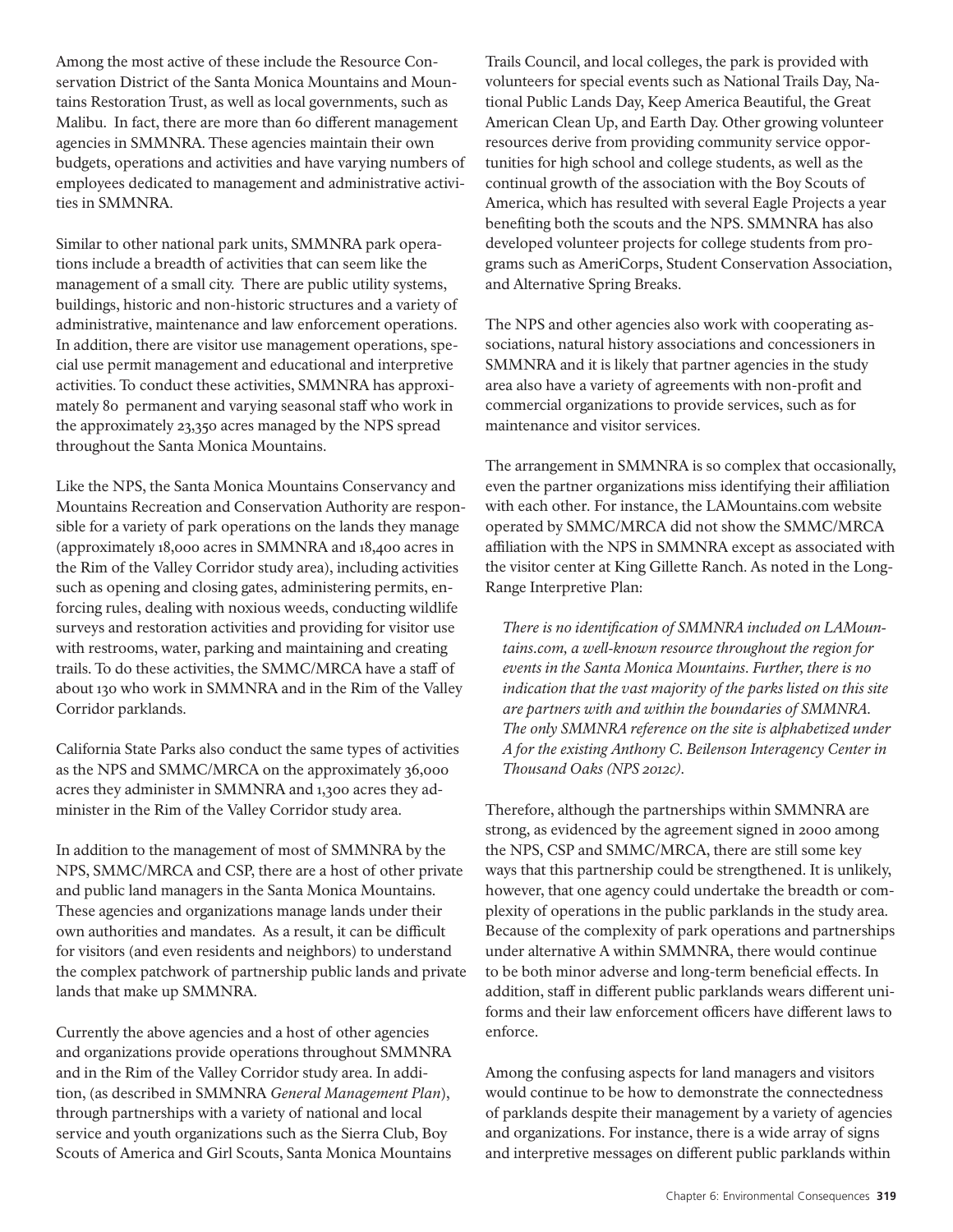Among the most active of these include the Resource Conservation District of the Santa Monica Mountains and Mountains Restoration Trust, as well as local governments, such as Malibu. In fact, there are more than 60 different management agencies in SMMNRA. These agencies maintain their own budgets, operations and activities and have varying numbers of employees dedicated to management and administrative activities in SMMNRA.

Similar to other national park units, SMMNRA park operations include a breadth of activities that can seem like the management of a small city. There are public utility systems, buildings, historic and non-historic structures and a variety of administrative, maintenance and law enforcement operations. In addition, there are visitor use management operations, special use permit management and educational and interpretive activities. To conduct these activities, SMMNRA has approximately 80 permanent and varying seasonal staff who work in the approximately 23,350 acres managed by the NPS spread throughout the Santa Monica Mountains.

Like the NPS, the Santa Monica Mountains Conservancy and Mountains Recreation and Conservation Authority are responsible for a variety of park operations on the lands they manage (approximately 18,000 acres in SMMNRA and 18,400 acres in the Rim of the Valley Corridor study area), including activities such as opening and closing gates, administering permits, enforcing rules, dealing with noxious weeds, conducting wildlife surveys and restoration activities and providing for visitor use with restrooms, water, parking and maintaining and creating trails. To do these activities, the SMMC/MRCA have a staff of about 130 who work in SMMNRA and in the Rim of the Valley Corridor parklands.

California State Parks also conduct the same types of activities as the NPS and SMMC/MRCA on the approximately 36,000 acres they administer in SMMNRA and 1,300 acres they administer in the Rim of the Valley Corridor study area.

In addition to the management of most of SMMNRA by the NPS, SMMC/MRCA and CSP, there are a host of other private and public land managers in the Santa Monica Mountains. These agencies and organizations manage lands under their own authorities and mandates. As a result, it can be difficult for visitors (and even residents and neighbors) to understand the complex patchwork of partnership public lands and private lands that make up SMMNRA.

Currently the above agencies and a host of other agencies and organizations provide operations throughout SMMNRA and in the Rim of the Valley Corridor study area. In addition, (as described in SMMNRA *General Management Plan*), through partnerships with a variety of national and local service and youth organizations such as the Sierra Club, Boy Scouts of America and Girl Scouts, Santa Monica Mountains Trails Council, and local colleges, the park is provided with volunteers for special events such as National Trails Day, National Public Lands Day, Keep America Beautiful, the Great American Clean Up, and Earth Day. Other growing volunteer resources derive from providing community service opportunities for high school and college students, as well as the continual growth of the association with the Boy Scouts of America, which has resulted with several Eagle Projects a year benefiting both the scouts and the NPS. SMMNRA has also developed volunteer projects for college students from programs such as AmeriCorps, Student Conservation Association, and Alternative Spring Breaks.

The NPS and other agencies also work with cooperating associations, natural history associations and concessioners in SMMNRA and it is likely that partner agencies in the study area also have a variety of agreements with non-profit and commercial organizations to provide services, such as for maintenance and visitor services.

The arrangement in SMMNRA is so complex that occasionally, even the partner organizations miss identifying their affiliation with each other. For instance, the LAMountains.com website operated by SMMC/MRCA did not show the SMMC/MRCA affiliation with the NPS in SMMNRA except as associated with the visitor center at King Gillette Ranch. As noted in the Long-Range Interpretive Plan:

> *There is no identification of SMMNRA included on LAMountains.com, a well-known resource throughout the region for events in the Santa Monica Mountains. Further, there is no indication that the vast majority of the parks listed on this site are partners with and within the boundaries of SMMNRA. The only SMMNRA reference on the site is alphabetized under A for the existing Anthony C. Beilenson Interagency Center in Thousand Oaks (NPS 2012c).*

Therefore, although the partnerships within SMMNRA are strong, as evidenced by the agreement signed in 2000 among the NPS, CSP and SMMC/MRCA, there are still some key ways that this partnership could be strengthened. It is unlikely, however, that one agency could undertake the breadth or complexity of operations in the public parklands in the study area. Because of the complexity of park operations and partnerships under alternative A within SMMNRA, there would continue to be both minor adverse and long-term beneficial effects. In addition, staff in different public parklands wears different uniforms and their law enforcement officers have different laws to enforce.

Among the confusing aspects for land managers and visitors would continue to be how to demonstrate the connectedness of parklands despite their management by a variety of agencies and organizations. For instance, there is a wide array of signs and interpretive messages on different public parklands within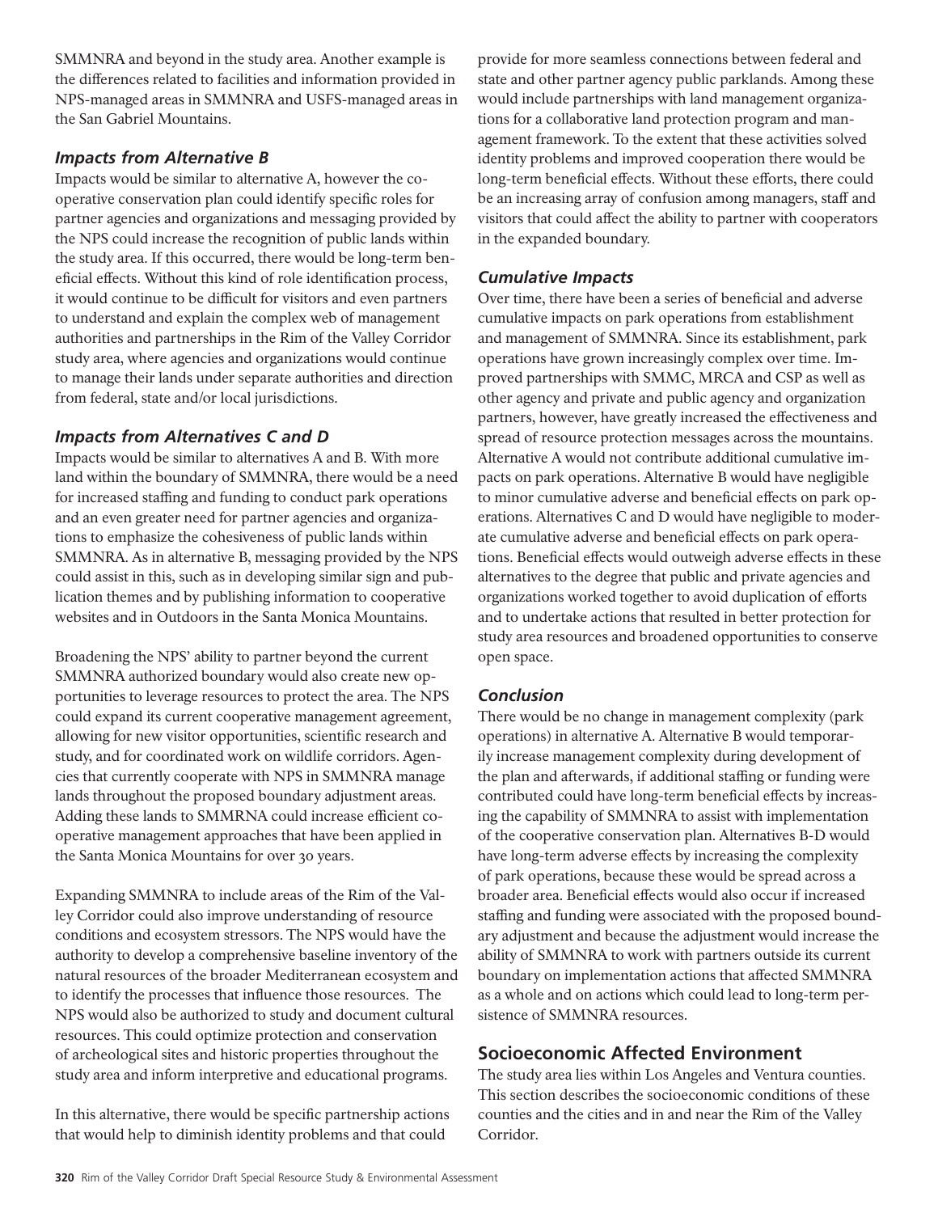SMMNRA and beyond in the study area. Another example is the differences related to facilities and information provided in NPS-managed areas in SMMNRA and USFS-managed areas in the San Gabriel Mountains.

### *Impacts from Alternative B*

Impacts would be similar to alternative A, however the cooperative conservation plan could identify specific roles for partner agencies and organizations and messaging provided by the NPS could increase the recognition of public lands within the study area. If this occurred, there would be long-term beneficial effects. Without this kind of role identification process, it would continue to be difficult for visitors and even partners to understand and explain the complex web of management authorities and partnerships in the Rim of the Valley Corridor study area, where agencies and organizations would continue to manage their lands under separate authorities and direction from federal, state and/or local jurisdictions.

### *Impacts from Alternatives C and D*

Impacts would be similar to alternatives A and B. With more land within the boundary of SMMNRA, there would be a need for increased staffing and funding to conduct park operations and an even greater need for partner agencies and organizations to emphasize the cohesiveness of public lands within SMMNRA. As in alternative B, messaging provided by the NPS could assist in this, such as in developing similar sign and publication themes and by publishing information to cooperative websites and in Outdoors in the Santa Monica Mountains.

Broadening the NPS' ability to partner beyond the current SMMNRA authorized boundary would also create new opportunities to leverage resources to protect the area. The NPS could expand its current cooperative management agreement, allowing for new visitor opportunities, scientific research and study, and for coordinated work on wildlife corridors. Agencies that currently cooperate with NPS in SMMNRA manage lands throughout the proposed boundary adjustment areas. Adding these lands to SMMRNA could increase efficient cooperative management approaches that have been applied in the Santa Monica Mountains for over 30 years.

Expanding SMMNRA to include areas of the Rim of the Valley Corridor could also improve understanding of resource conditions and ecosystem stressors. The NPS would have the authority to develop a comprehensive baseline inventory of the natural resources of the broader Mediterranean ecosystem and to identify the processes that influence those resources. The NPS would also be authorized to study and document cultural resources. This could optimize protection and conservation of archeological sites and historic properties throughout the study area and inform interpretive and educational programs.

In this alternative, there would be specific partnership actions that would help to diminish identity problems and that could provide for more seamless connections between federal and state and other partner agency public parklands. Among these would include partnerships with land management organizations for a collaborative land protection program and management framework. To the extent that these activities solved identity problems and improved cooperation there would be long-term beneficial effects. Without these efforts, there could be an increasing array of confusion among managers, staff and visitors that could affect the ability to partner with cooperators in the expanded boundary.

### *Cumulative Impacts*

Over time, there have been a series of beneficial and adverse cumulative impacts on park operations from establishment and management of SMMNRA. Since its establishment, park operations have grown increasingly complex over time. Improved partnerships with SMMC, MRCA and CSP as well as other agency and private and public agency and organization partners, however, have greatly increased the effectiveness and spread of resource protection messages across the mountains. Alternative A would not contribute additional cumulative impacts on park operations. Alternative B would have negligible to minor cumulative adverse and beneficial effects on park operations. Alternatives C and D would have negligible to moderate cumulative adverse and beneficial effects on park operations. Beneficial effects would outweigh adverse effects in these alternatives to the degree that public and private agencies and organizations worked together to avoid duplication of efforts and to undertake actions that resulted in better protection for study area resources and broadened opportunities to conserve open space.

### *Conclusion*

There would be no change in management complexity (park operations) in alternative A. Alternative B would temporarily increase management complexity during development of the plan and afterwards, if additional staffing or funding were contributed could have long-term beneficial effects by increasing the capability of SMMNRA to assist with implementation of the cooperative conservation plan. Alternatives B-D would have long-term adverse effects by increasing the complexity of park operations, because these would be spread across a broader area. Beneficial effects would also occur if increased staffing and funding were associated with the proposed boundary adjustment and because the adjustment would increase the ability of SMMNRA to work with partners outside its current boundary on implementation actions that affected SMMNRA as a whole and on actions which could lead to long-term persistence of SMMNRA resources.

## Socioeconomic Affected Environment

The study area lies within Los Angeles and Ventura counties. This section describes the socioeconomic conditions of these counties and the cities and in and near the Rim of the Valley Corridor.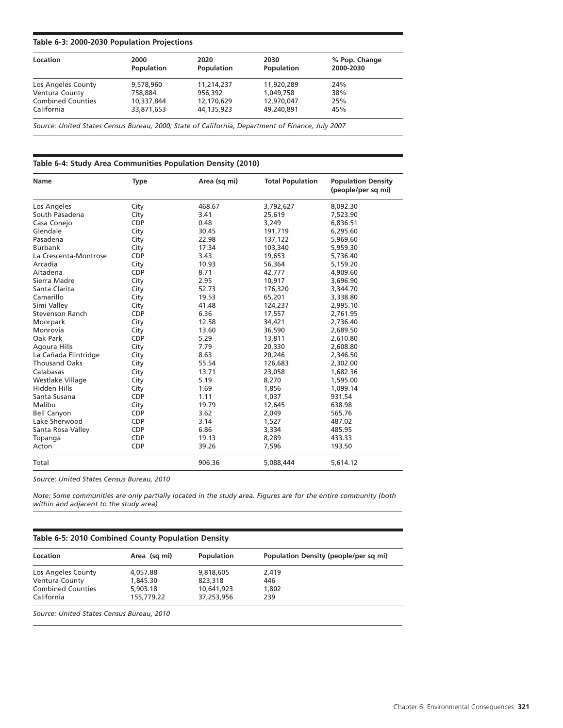**Table 6-3: 2000-2030 Population Projections**

| Location | 2000 Population | 2020 Population | 2030 Population | % Pop. Change 2000-2030 |
|---|---|---|---|---|
| Los Angeles County | 9,578,960 | 11,214,237 | 11,920,289 | 24% |
| Ventura County | 758,884 | 956,392 | 1,049,758 | 38% |
| Combined Counties | 10,337,844 | 12,170,629 | 12,970,047 | 25% |
| California | 33,871,653 | 44,135,923 | 49,240,891 | 45% |

*Source: United States Census Bureau, 2000; State of California, Department of Finance, July 2007*

**Table 6-4: Study Area Communities Population Density (2010)**

| Name | Type | Area (sq mi) | Total Population | Population Density (people/per sq mi) |
|---|---|---|---|---|
| Los Angeles | City | 468.67 | 3,792,627 | 8,092.30 |
| South Pasadena | City | 3.41 | 25,619 | 7,523.90 |
| Casa Conejo | CDP | 0.48 | 3,249 | 6,836.51 |
| Glendale | City | 30.45 | 191,719 | 6,295.60 |
| Pasadena | City | 22.98 | 137,122 | 5,969.60 |
| Burbank | City | 17.34 | 103,340 | 5,959.30 |
| La Crescenta-Montrose | CDP | 3.43 | 19,653 | 5,736.40 |
| Arcadia | City | 10.93 | 56,364 | 5,159.20 |
| Altadena | CDP | 8.71 | 42,777 | 4,909.60 |
| Sierra Madre | City | 2.95 | 10,917 | 3,696.90 |
| Santa Clarita | City | 52.73 | 176,320 | 3,344.70 |
| Camarillo | City | 19.53 | 65,201 | 3,338.80 |
| Simi Valley | City | 41.48 | 124,237 | 2,995.10 |
| Stevenson Ranch | CDP | 6.36 | 17,557 | 2,761.95 |
| Moorpark | City | 12.58 | 34,421 | 2,736.40 |
| Monrovia | City | 13.60 | 36,590 | 2,689.50 |
| Oak Park | CDP | 5.29 | 13,811 | 2,610.80 |
| Agoura Hills | City | 7.79 | 20,330 | 2,608.80 |
| La Cañada Flintridge | City | 8.63 | 20,246 | 2,346.50 |
| Thousand Oaks | City | 55.54 | 126,683 | 2,302.00 |
| Calabasas | City | 13.71 | 23,058 | 1,682.36 |
| Westlake Village | City | 5.19 | 8,270 | 1,595.00 |
| Hidden Hills | City | 1.69 | 1,856 | 1,099.14 |
| Santa Susana | CDP | 1.11 | 1,037 | 931.54 |
| Malibu | City | 19.79 | 12,645 | 638.98 |
| Bell Canyon | CDP | 3.62 | 2,049 | 565.76 |
| Lake Sherwood | CDP | 3.14 | 1,527 | 487.02 |
| Santa Rosa Valley | CDP | 6.86 | 3,334 | 485.95 |
| Topanga | CDP | 19.13 | 8,289 | 433.33 |
| Acton | CDP | 39.26 | 7,596 | 193.50 |
| Total | | 906.36 | 5,088,444 | 5,614.12 |

*Source: United States Census Bureau, 2010*

*Note: Some communities are only partially located in the study area. Figures are for the entire community (both within and adjacent to the study area)*

**Table 6-5: 2010 Combined County Population Density**

| Location | Area (sq mi) | Population | Population Density (people/per sq mi) |
|---|---|---|---|
| Los Angeles County | 4,057.88 | 9,818,605 | 2,419 |
| Ventura County | 1,845.30 | 823,318 | 446 |
| Combined Counties | 5,903.18 | 10,641,923 | 1,802 |
| California | 155,779.22 | 37,253,956 | 239 |

*Source: United States Census Bureau, 2010*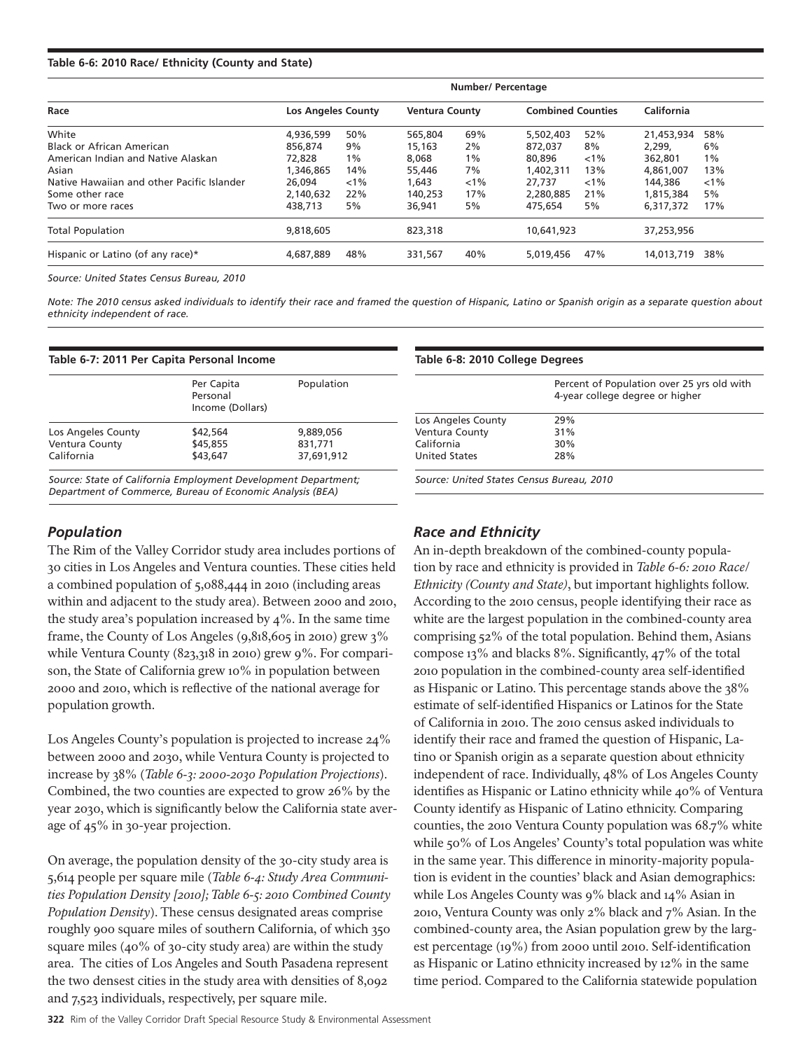**Table 6-6: 2010 Race/ Ethnicity (County and State)**

| Race | Number/ Percentage | | | | | | | |
|---|---|---|---|---|---|---|---|---|
| | Los Angeles County | | Ventura County | | Combined Counties | | California | |
| White | 4,936,599 | 50% | 565,804 | 69% | 5,502,403 | 52% | 21,453,934 | 58% |
| Black or African American | 856,874 | 9% | 15,163 | 2% | 872,037 | 8% | 2,299, | 6% |
| American Indian and Native Alaskan | 72,828 | 1% | 8,068 | 1% | 80,896 | <1% | 362,801 | 1% |
| Asian | 1,346,865 | 14% | 55,446 | 7% | 1,402,311 | 13% | 4,861,007 | 13% |
| Native Hawaiian and other Pacific Islander | 26,094 | <1% | 1,643 | <1% | 27,737 | <1% | 144,386 | <1% |
| Some other race | 2,140,632 | 22% | 140,253 | 17% | 2,280,885 | 21% | 1,815,384 | 5% |
| Two or more races | 438,713 | 5% | 36,941 | 5% | 475,654 | 5% | 6,317,372 | 17% |
| Total Population | 9,818,605 | | 823,318 | | 10,641,923 | | 37,253,956 | |
| Hispanic or Latino (of any race)* | 4,687,889 | 48% | 331,567 | 40% | 5,019,456 | 47% | 14,013,719 | 38% |

*Source: United States Census Bureau, 2010*

*Note: The 2010 census asked individuals to identify their race and framed the question of Hispanic, Latino or Spanish origin as a separate question about ethnicity independent of race.*

**Table 6-7: 2011 Per Capita Personal Income**

| | Per Capita Personal Income (Dollars) | Population |
|---|---|---|
| Los Angeles County | $42,564 | 9,889,056 |
| Ventura County | $45,855 | 831,771 |
| California | $43,647 | 37,691,912 |

*Source: State of California Employment Development Department; Department of Commerce, Bureau of Economic Analysis (BEA)*

**Table 6-8: 2010 College Degrees**

| | Percent of Population over 25 yrs old with 4-year college degree or higher |
|---|---|
| Los Angeles County | 29% |
| Ventura County | 31% |
| California | 30% |
| United States | 28% |

*Source: United States Census Bureau, 2010*

## *Population*

The Rim of the Valley Corridor study area includes portions of 30 cities in Los Angeles and Ventura counties. These cities held a combined population of 5,088,444 in 2010 (including areas within and adjacent to the study area). Between 2000 and 2010, the study area's population increased by 4%. In the same time frame, the County of Los Angeles (9,818,605 in 2010) grew 3% while Ventura County (823,318 in 2010) grew 9%. For comparison, the State of California grew 10% in population between 2000 and 2010, which is reflective of the national average for population growth.

Los Angeles County's population is projected to increase 24% between 2000 and 2030, while Ventura County is projected to increase by 38% (*Table 6-3: 2000-2030 Population Projections*). Combined, the two counties are expected to grow 26% by the year 2030, which is significantly below the California state average of 45% in 30-year projection.

On average, the population density of the 30-city study area is 5,614 people per square mile (*Table 6-4: Study Area Communities Population Density [2010]; Table 6-5: 2010 Combined County Population Density*). These census designated areas comprise roughly 900 square miles of southern California, of which 350 square miles (40% of 30-city study area) are within the study area. The cities of Los Angeles and South Pasadena represent the two densest cities in the study area with densities of 8,092 and 7,523 individuals, respectively, per square mile.

## *Race and Ethnicity*

An in-depth breakdown of the combined-county population by race and ethnicity is provided in *Table 6-6: 2010 Race/ Ethnicity (County and State)*, but important highlights follow. According to the 2010 census, people identifying their race as white are the largest population in the combined-county area comprising 52% of the total population. Behind them, Asians compose 13% and blacks 8%. Significantly, 47% of the total 2010 population in the combined-county area self-identified as Hispanic or Latino. This percentage stands above the 38% estimate of self-identified Hispanics or Latinos for the State of California in 2010. The 2010 census asked individuals to identify their race and framed the question of Hispanic, Latino or Spanish origin as a separate question about ethnicity independent of race. Individually, 48% of Los Angeles County identifies as Hispanic or Latino ethnicity while 40% of Ventura County identify as Hispanic of Latino ethnicity. Comparing counties, the 2010 Ventura County population was 68.7% white while 50% of Los Angeles' County's total population was white in the same year. This difference in minority-majority population is evident in the counties' black and Asian demographics: while Los Angeles County was 9% black and 14% Asian in 2010, Ventura County was only 2% black and 7% Asian. In the combined-county area, the Asian population grew by the largest percentage (19%) from 2000 until 2010. Self-identification as Hispanic or Latino ethnicity increased by 12% in the same time period. Compared to the California statewide population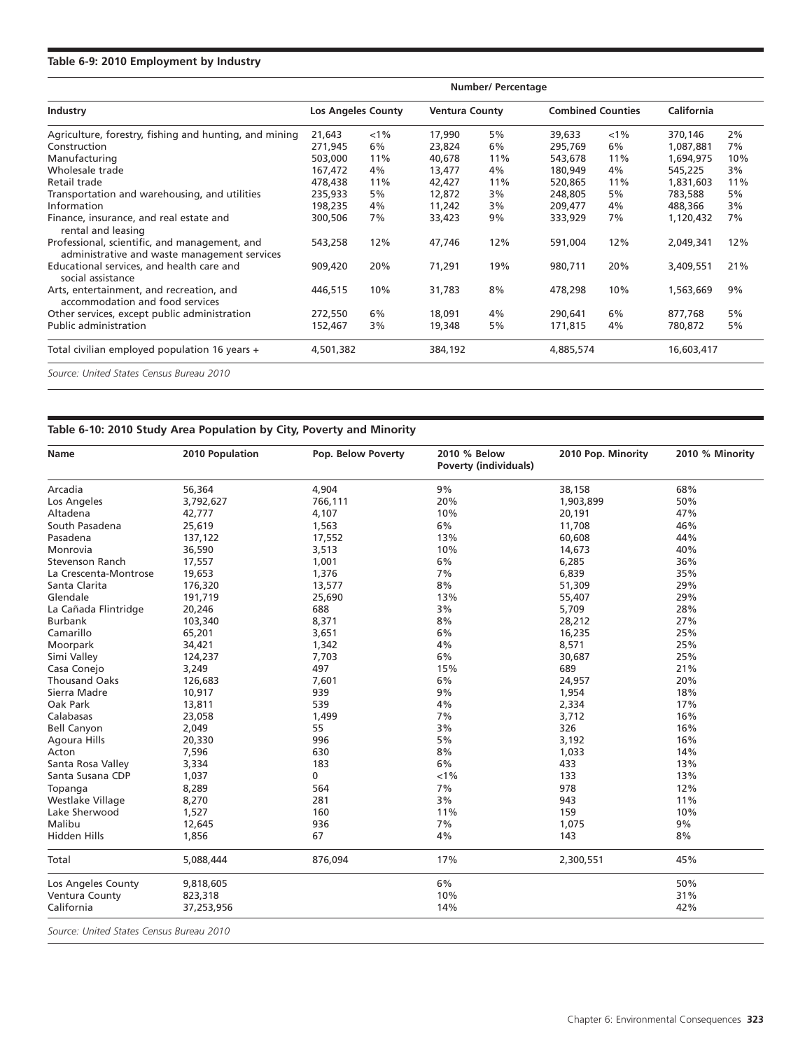**Table 6-9: 2010 Employment by Industry**

| Industry | Los Angeles County | | Ventura County | | Combined Counties | | California | |
|---|---|---|---|---|---|---|---|---|
| | Number/ Percentage | | | | | | | |
| Agriculture, forestry, fishing and hunting, and mining | 21,643 | <1% | 17,990 | 5% | 39,633 | <1% | 370,146 | 2% |
| Construction | 271,945 | 6% | 23,824 | 6% | 295,769 | 6% | 1,087,881 | 7% |
| Manufacturing | 503,000 | 11% | 40,678 | 11% | 543,678 | 11% | 1,694,975 | 10% |
| Wholesale trade | 167,472 | 4% | 13,477 | 4% | 180,949 | 4% | 545,225 | 3% |
| Retail trade | 478,438 | 11% | 42,427 | 11% | 520,865 | 11% | 1,831,603 | 11% |
| Transportation and warehousing, and utilities | 235,933 | 5% | 12,872 | 3% | 248,805 | 5% | 783,588 | 5% |
| Information | 198,235 | 4% | 11,242 | 3% | 209,477 | 4% | 488,366 | 3% |
| Finance, insurance, and real estate and rental and leasing | 300,506 | 7% | 33,423 | 9% | 333,929 | 7% | 1,120,432 | 7% |
| Professional, scientific, and management, and administrative and waste management services | 543,258 | 12% | 47,746 | 12% | 591,004 | 12% | 2,049,341 | 12% |
| Educational services, and health care and social assistance | 909,420 | 20% | 71,291 | 19% | 980,711 | 20% | 3,409,551 | 21% |
| Arts, entertainment, and recreation, and accommodation and food services | 446,515 | 10% | 31,783 | 8% | 478,298 | 10% | 1,563,669 | 9% |
| Other services, except public administration | 272,550 | 6% | 18,091 | 4% | 290,641 | 6% | 877,768 | 5% |
| Public administration | 152,467 | 3% | 19,348 | 5% | 171,815 | 4% | 780,872 | 5% |
| Total civilian employed population 16 years + | 4,501,382 | | 384,192 | | 4,885,574 | | 16,603,417 | |

*Source: United States Census Bureau 2010*

**Table 6-10: 2010 Study Area Population by City, Poverty and Minority**

| Name | 2010 Population | Pop. Below Poverty | 2010 % Below Poverty (individuals) | 2010 Pop. Minority | 2010 % Minority |
|---|---|---|---|---|---|
| Arcadia | 56,364 | 4,904 | 9% | 38,158 | 68% |
| Los Angeles | 3,792,627 | 766,111 | 20% | 1,903,899 | 50% |
| Altadena | 42,777 | 4,107 | 10% | 20,191 | 47% |
| South Pasadena | 25,619 | 1,563 | 6% | 11,708 | 46% |
| Pasadena | 137,122 | 17,552 | 13% | 60,608 | 44% |
| Monrovia | 36,590 | 3,513 | 10% | 14,673 | 40% |
| Stevenson Ranch | 17,557 | 1,001 | 6% | 6,285 | 36% |
| La Crescenta-Montrose | 19,653 | 1,376 | 7% | 6,839 | 35% |
| Santa Clarita | 176,320 | 13,577 | 8% | 51,309 | 29% |
| Glendale | 191,719 | 25,690 | 13% | 55,407 | 29% |
| La Cañada Flintridge | 20,246 | 688 | 3% | 5,709 | 28% |
| Burbank | 103,340 | 8,371 | 8% | 28,212 | 27% |
| Camarillo | 65,201 | 3,651 | 6% | 16,235 | 25% |
| Moorpark | 34,421 | 1,342 | 4% | 8,571 | 25% |
| Simi Valley | 124,237 | 7,703 | 6% | 30,687 | 25% |
| Casa Conejo | 3,249 | 497 | 15% | 689 | 21% |
| Thousand Oaks | 126,683 | 7,601 | 6% | 24,957 | 20% |
| Sierra Madre | 10,917 | 939 | 9% | 1,954 | 18% |
| Oak Park | 13,811 | 539 | 4% | 2,334 | 17% |
| Calabasas | 23,058 | 1,499 | 7% | 3,712 | 16% |
| Bell Canyon | 2,049 | 55 | 3% | 326 | 16% |
| Agoura Hills | 20,330 | 996 | 5% | 3,192 | 16% |
| Acton | 7,596 | 630 | 8% | 1,033 | 14% |
| Santa Rosa Valley | 3,334 | 183 | 6% | 433 | 13% |
| Santa Susana CDP | 1,037 | 0 | <1% | 133 | 13% |
| Topanga | 8,289 | 564 | 7% | 978 | 12% |
| Westlake Village | 8,270 | 281 | 3% | 943 | 11% |
| Lake Sherwood | 1,527 | 160 | 11% | 159 | 10% |
| Malibu | 12,645 | 936 | 7% | 1,075 | 9% |
| Hidden Hills | 1,856 | 67 | 4% | 143 | 8% |
| Total | 5,088,444 | 876,094 | 17% | 2,300,551 | 45% |
| Los Angeles County | 9,818,605 | | 6% | | 50% |
| Ventura County | 823,318 | | 10% | | 31% |
| California | 37,253,956 | | 14% | | 42% |

*Source: United States Census Bureau 2010*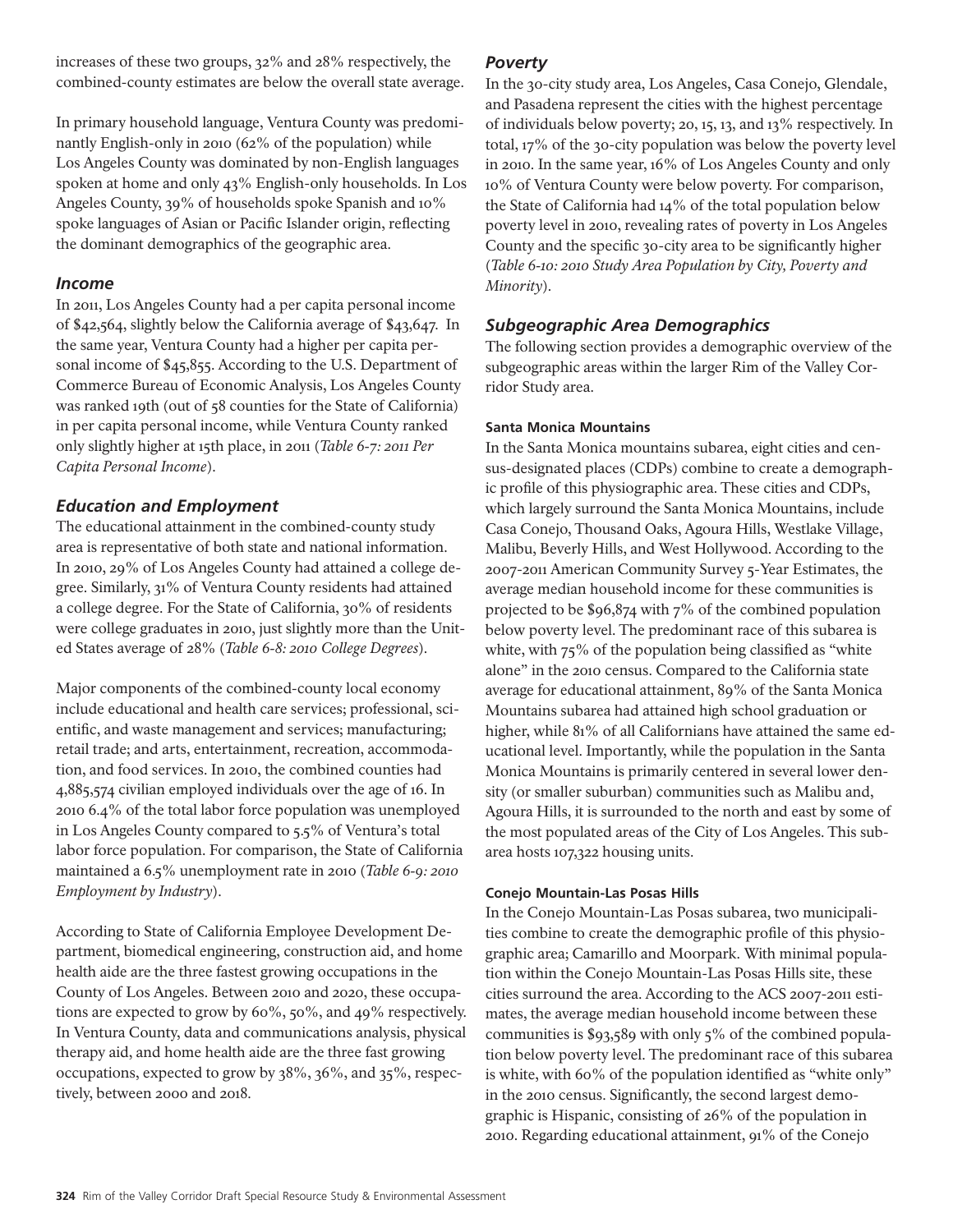increases of these two groups, 32% and 28% respectively, the combined-county estimates are below the overall state average.

In primary household language, Ventura County was predominantly English-only in 2010 (62% of the population) while Los Angeles County was dominated by non-English languages spoken at home and only 43% English-only households. In Los Angeles County, 39% of households spoke Spanish and 10% spoke languages of Asian or Pacific Islander origin, reflecting the dominant demographics of the geographic area.

### *Income*

In 2011, Los Angeles County had a per capita personal income of $42,564, slightly below the California average of $43,647. In the same year, Ventura County had a higher per capita personal income of $45,855. According to the U.S. Department of Commerce Bureau of Economic Analysis, Los Angeles County was ranked 19th (out of 58 counties for the State of California) in per capita personal income, while Ventura County ranked only slightly higher at 15th place, in 2011 (*Table 6-7: 2011 Per Capita Personal Income*).

### *Education and Employment*

The educational attainment in the combined-county study area is representative of both state and national information. In 2010, 29% of Los Angeles County had attained a college degree. Similarly, 31% of Ventura County residents had attained a college degree. For the State of California, 30% of residents were college graduates in 2010, just slightly more than the United States average of 28% (*Table 6-8: 2010 College Degrees*).

Major components of the combined-county local economy include educational and health care services; professional, scientific, and waste management and services; manufacturing; retail trade; and arts, entertainment, recreation, accommodation, and food services. In 2010, the combined counties had 4,885,574 civilian employed individuals over the age of 16. In 2010 6.4% of the total labor force population was unemployed in Los Angeles County compared to 5.5% of Ventura's total labor force population. For comparison, the State of California maintained a 6.5% unemployment rate in 2010 (*Table 6-9: 2010 Employment by Industry*).

According to State of California Employee Development Department, biomedical engineering, construction aid, and home health aide are the three fastest growing occupations in the County of Los Angeles. Between 2010 and 2020, these occupations are expected to grow by 60%, 50%, and 49% respectively. In Ventura County, data and communications analysis, physical therapy aid, and home health aide are the three fast growing occupations, expected to grow by 38%, 36%, and 35%, respectively, between 2000 and 2018.

### *Poverty*

In the 30-city study area, Los Angeles, Casa Conejo, Glendale, and Pasadena represent the cities with the highest percentage of individuals below poverty; 20, 15, 13, and 13% respectively. In total, 17% of the 30-city population was below the poverty level in 2010. In the same year, 16% of Los Angeles County and only 10% of Ventura County were below poverty. For comparison, the State of California had 14% of the total population below poverty level in 2010, revealing rates of poverty in Los Angeles County and the specific 30-city area to be significantly higher (*Table 6-10: 2010 Study Area Population by City, Poverty and Minority*).

### *Subgeographic Area Demographics*

The following section provides a demographic overview of the subgeographic areas within the larger Rim of the Valley Corridor Study area.

#### **Santa Monica Mountains**

In the Santa Monica mountains subarea, eight cities and census-designated places (CDPs) combine to create a demographic profile of this physiographic area. These cities and CDPs, which largely surround the Santa Monica Mountains, include Casa Conejo, Thousand Oaks, Agoura Hills, Westlake Village, Malibu, Beverly Hills, and West Hollywood. According to the 2007-2011 American Community Survey 5-Year Estimates, the average median household income for these communities is projected to be $96,874 with 7% of the combined population below poverty level. The predominant race of this subarea is white, with 75% of the population being classified as "white alone" in the 2010 census. Compared to the California state average for educational attainment, 89% of the Santa Monica Mountains subarea had attained high school graduation or higher, while 81% of all Californians have attained the same educational level. Importantly, while the population in the Santa Monica Mountains is primarily centered in several lower density (or smaller suburban) communities such as Malibu and, Agoura Hills, it is surrounded to the north and east by some of the most populated areas of the City of Los Angeles. This subarea hosts 107,322 housing units.

#### **Conejo Mountain-Las Posas Hills**

In the Conejo Mountain-Las Posas subarea, two municipalities combine to create the demographic profile of this physiographic area; Camarillo and Moorpark. With minimal population within the Conejo Mountain-Las Posas Hills site, these cities surround the area. According to the ACS 2007-2011 estimates, the average median household income between these communities is $93,589 with only 5% of the combined population below poverty level. The predominant race of this subarea is white, with 60% of the population identified as "white only" in the 2010 census. Significantly, the second largest demographic is Hispanic, consisting of 26% of the population in 2010. Regarding educational attainment, 91% of the Conejo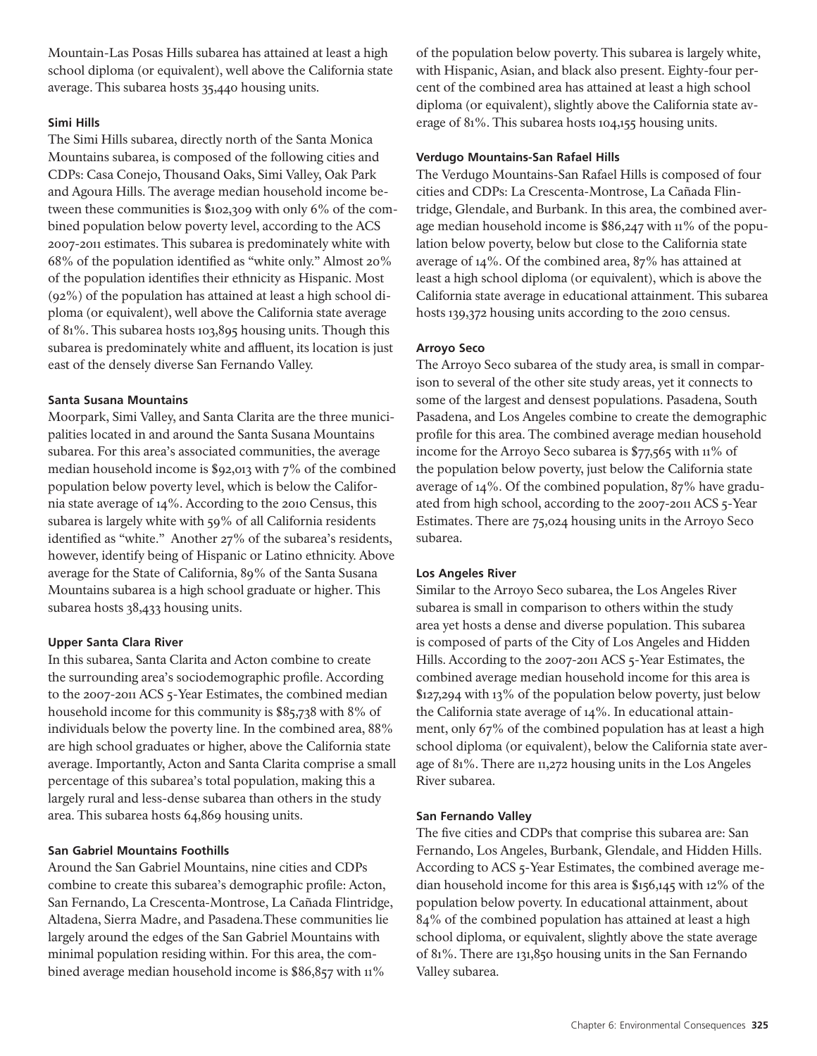Mountain-Las Posas Hills subarea has attained at least a high school diploma (or equivalent), well above the California state average. This subarea hosts 35,440 housing units.

#### Simi Hills

The Simi Hills subarea, directly north of the Santa Monica Mountains subarea, is composed of the following cities and CDPs: Casa Conejo, Thousand Oaks, Simi Valley, Oak Park and Agoura Hills. The average median household income between these communities is $102,309 with only 6% of the combined population below poverty level, according to the ACS 2007-2011 estimates. This subarea is predominately white with 68% of the population identified as "white only." Almost 20% of the population identifies their ethnicity as Hispanic. Most (92%) of the population has attained at least a high school diploma (or equivalent), well above the California state average of 81%. This subarea hosts 103,895 housing units. Though this subarea is predominately white and affluent, its location is just east of the densely diverse San Fernando Valley.

#### Santa Susana Mountains

Moorpark, Simi Valley, and Santa Clarita are the three municipalities located in and around the Santa Susana Mountains subarea. For this area's associated communities, the average median household income is $92,013 with 7% of the combined population below poverty level, which is below the California state average of 14%. According to the 2010 Census, this subarea is largely white with 59% of all California residents identified as "white." Another 27% of the subarea's residents, however, identify being of Hispanic or Latino ethnicity. Above average for the State of California, 89% of the Santa Susana Mountains subarea is a high school graduate or higher. This subarea hosts 38,433 housing units.

#### Upper Santa Clara River

In this subarea, Santa Clarita and Acton combine to create the surrounding area's sociodemographic profile. According to the 2007-2011 ACS 5-Year Estimates, the combined median household income for this community is $85,738 with 8% of individuals below the poverty line. In the combined area, 88% are high school graduates or higher, above the California state average. Importantly, Acton and Santa Clarita comprise a small percentage of this subarea's total population, making this a largely rural and less-dense subarea than others in the study area. This subarea hosts 64,869 housing units.

#### San Gabriel Mountains Foothills

Around the San Gabriel Mountains, nine cities and CDPs combine to create this subarea's demographic profile: Acton, San Fernando, La Crescenta-Montrose, La Cañada Flintridge, Altadena, Sierra Madre, and Pasadena.These communities lie largely around the edges of the San Gabriel Mountains with minimal population residing within. For this area, the combined average median household income is $86,857 with 11% of the population below poverty. This subarea is largely white, with Hispanic, Asian, and black also present. Eighty-four percent of the combined area has attained at least a high school diploma (or equivalent), slightly above the California state average of 81%. This subarea hosts 104,155 housing units.

#### Verdugo Mountains-San Rafael Hills

The Verdugo Mountains-San Rafael Hills is composed of four cities and CDPs: La Crescenta-Montrose, La Cañada Flintridge, Glendale, and Burbank. In this area, the combined average median household income is $86,247 with 11% of the population below poverty, below but close to the California state average of 14%. Of the combined area, 87% has attained at least a high school diploma (or equivalent), which is above the California state average in educational attainment. This subarea hosts 139,372 housing units according to the 2010 census.

#### Arroyo Seco

The Arroyo Seco subarea of the study area, is small in comparison to several of the other site study areas, yet it connects to some of the largest and densest populations. Pasadena, South Pasadena, and Los Angeles combine to create the demographic profile for this area. The combined average median household income for the Arroyo Seco subarea is $77,565 with 11% of the population below poverty, just below the California state average of 14%. Of the combined population, 87% have graduated from high school, according to the 2007-2011 ACS 5-Year Estimates. There are 75,024 housing units in the Arroyo Seco subarea.

#### Los Angeles River

Similar to the Arroyo Seco subarea, the Los Angeles River subarea is small in comparison to others within the study area yet hosts a dense and diverse population. This subarea is composed of parts of the City of Los Angeles and Hidden Hills. According to the 2007-2011 ACS 5-Year Estimates, the combined average median household income for this area is $127,294 with 13% of the population below poverty, just below the California state average of 14%. In educational attainment, only 67% of the combined population has at least a high school diploma (or equivalent), below the California state average of 81%. There are 11,272 housing units in the Los Angeles River subarea.

#### San Fernando Valley

The five cities and CDPs that comprise this subarea are: San Fernando, Los Angeles, Burbank, Glendale, and Hidden Hills. According to ACS 5-Year Estimates, the combined average median household income for this area is $156,145 with 12% of the population below poverty. In educational attainment, about 84% of the combined population has attained at least a high school diploma, or equivalent, slightly above the state average of 81%. There are 131,850 housing units in the San Fernando Valley subarea.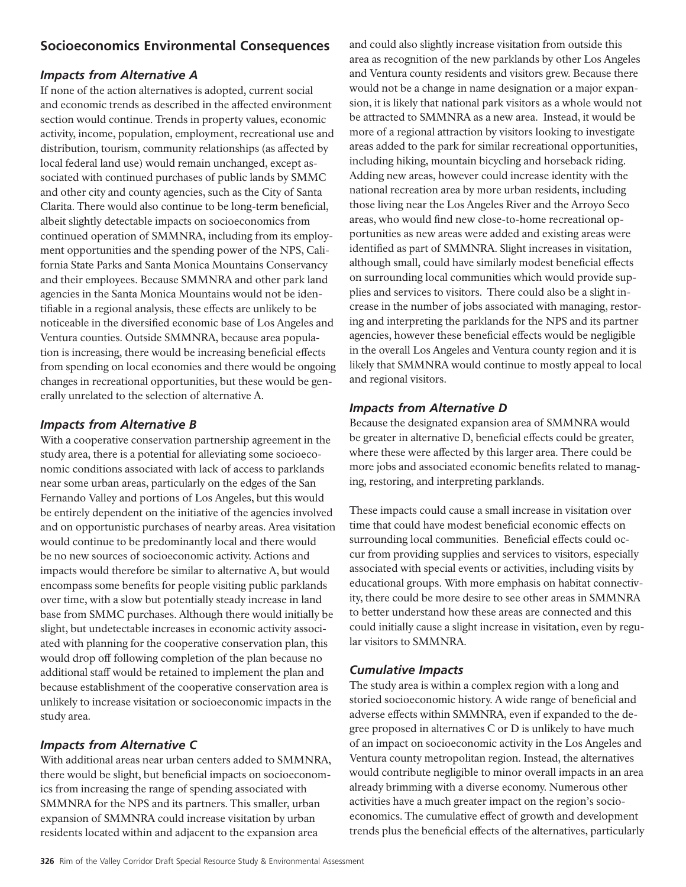## Socioeconomics Environmental Consequences

### *Impacts from Alternative A*

If none of the action alternatives is adopted, current social and economic trends as described in the affected environment section would continue. Trends in property values, economic activity, income, population, employment, recreational use and distribution, tourism, community relationships (as affected by local federal land use) would remain unchanged, except associated with continued purchases of public lands by SMMC and other city and county agencies, such as the City of Santa Clarita. There would also continue to be long-term beneficial, albeit slightly detectable impacts on socioeconomics from continued operation of SMMNRA, including from its employment opportunities and the spending power of the NPS, California State Parks and Santa Monica Mountains Conservancy and their employees. Because SMMNRA and other park land agencies in the Santa Monica Mountains would not be identifiable in a regional analysis, these effects are unlikely to be noticeable in the diversified economic base of Los Angeles and Ventura counties. Outside SMMNRA, because area population is increasing, there would be increasing beneficial effects from spending on local economies and there would be ongoing changes in recreational opportunities, but these would be generally unrelated to the selection of alternative A.

### *Impacts from Alternative B*

With a cooperative conservation partnership agreement in the study area, there is a potential for alleviating some socioeconomic conditions associated with lack of access to parklands near some urban areas, particularly on the edges of the San Fernando Valley and portions of Los Angeles, but this would be entirely dependent on the initiative of the agencies involved and on opportunistic purchases of nearby areas. Area visitation would continue to be predominantly local and there would be no new sources of socioeconomic activity. Actions and impacts would therefore be similar to alternative A, but would encompass some benefits for people visiting public parklands over time, with a slow but potentially steady increase in land base from SMMC purchases. Although there would initially be slight, but undetectable increases in economic activity associated with planning for the cooperative conservation plan, this would drop off following completion of the plan because no additional staff would be retained to implement the plan and because establishment of the cooperative conservation area is unlikely to increase visitation or socioeconomic impacts in the study area.

### *Impacts from Alternative C*

With additional areas near urban centers added to SMMNRA, there would be slight, but beneficial impacts on socioeconomics from increasing the range of spending associated with SMMNRA for the NPS and its partners. This smaller, urban expansion of SMMNRA could increase visitation by urban residents located within and adjacent to the expansion area and could also slightly increase visitation from outside this area as recognition of the new parklands by other Los Angeles and Ventura county residents and visitors grew. Because there would not be a change in name designation or a major expansion, it is likely that national park visitors as a whole would not be attracted to SMMNRA as a new area. Instead, it would be more of a regional attraction by visitors looking to investigate areas added to the park for similar recreational opportunities, including hiking, mountain bicycling and horseback riding. Adding new areas, however could increase identity with the national recreation area by more urban residents, including those living near the Los Angeles River and the Arroyo Seco areas, who would find new close-to-home recreational opportunities as new areas were added and existing areas were identified as part of SMMNRA. Slight increases in visitation, although small, could have similarly modest beneficial effects on surrounding local communities which would provide supplies and services to visitors. There could also be a slight increase in the number of jobs associated with managing, restoring and interpreting the parklands for the NPS and its partner agencies, however these beneficial effects would be negligible in the overall Los Angeles and Ventura county region and it is likely that SMMNRA would continue to mostly appeal to local and regional visitors.

### *Impacts from Alternative D*

Because the designated expansion area of SMMNRA would be greater in alternative D, beneficial effects could be greater, where these were affected by this larger area. There could be more jobs and associated economic benefits related to managing, restoring, and interpreting parklands.

These impacts could cause a small increase in visitation over time that could have modest beneficial economic effects on surrounding local communities. Beneficial effects could occur from providing supplies and services to visitors, especially associated with special events or activities, including visits by educational groups. With more emphasis on habitat connectivity, there could be more desire to see other areas in SMMNRA to better understand how these areas are connected and this could initially cause a slight increase in visitation, even by regular visitors to SMMNRA.

### *Cumulative Impacts*

The study area is within a complex region with a long and storied socioeconomic history. A wide range of beneficial and adverse effects within SMMNRA, even if expanded to the degree proposed in alternatives C or D is unlikely to have much of an impact on socioeconomic activity in the Los Angeles and Ventura county metropolitan region. Instead, the alternatives would contribute negligible to minor overall impacts in an area already brimming with a diverse economy. Numerous other activities have a much greater impact on the region's socioeconomics. The cumulative effect of growth and development trends plus the beneficial effects of the alternatives, particularly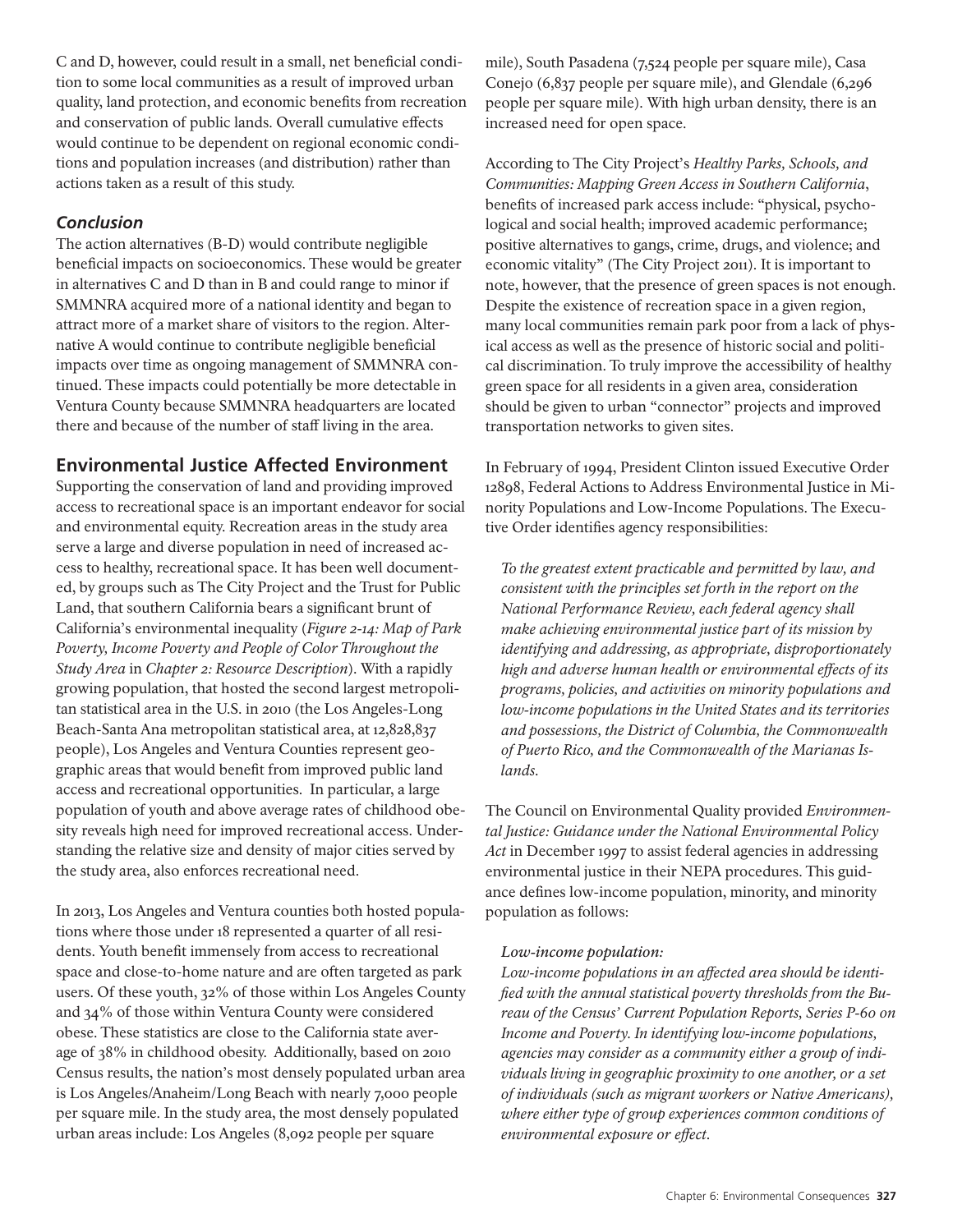C and D, however, could result in a small, net beneficial condition to some local communities as a result of improved urban quality, land protection, and economic benefits from recreation and conservation of public lands. Overall cumulative effects would continue to be dependent on regional economic conditions and population increases (and distribution) rather than actions taken as a result of this study.

### *Conclusion*

The action alternatives (B-D) would contribute negligible beneficial impacts on socioeconomics. These would be greater in alternatives C and D than in B and could range to minor if SMMNRA acquired more of a national identity and began to attract more of a market share of visitors to the region. Alternative A would continue to contribute negligible beneficial impacts over time as ongoing management of SMMNRA continued. These impacts could potentially be more detectable in Ventura County because SMMNRA headquarters are located there and because of the number of staff living in the area.

## Environmental Justice Affected Environment

Supporting the conservation of land and providing improved access to recreational space is an important endeavor for social and environmental equity. Recreation areas in the study area serve a large and diverse population in need of increased access to healthy, recreational space. It has been well documented, by groups such as The City Project and the Trust for Public Land, that southern California bears a significant brunt of California's environmental inequality (*Figure 2-14: Map of Park Poverty, Income Poverty and People of Color Throughout the Study Area* in *Chapter 2: Resource Description*). With a rapidly growing population, that hosted the second largest metropolitan statistical area in the U.S. in 2010 (the Los Angeles-Long Beach-Santa Ana metropolitan statistical area, at 12,828,837 people), Los Angeles and Ventura Counties represent geographic areas that would benefit from improved public land access and recreational opportunities. In particular, a large population of youth and above average rates of childhood obesity reveals high need for improved recreational access. Understanding the relative size and density of major cities served by the study area, also enforces recreational need.

In 2013, Los Angeles and Ventura counties both hosted populations where those under 18 represented a quarter of all residents. Youth benefit immensely from access to recreational space and close-to-home nature and are often targeted as park users. Of these youth, 32% of those within Los Angeles County and 34% of those within Ventura County were considered obese. These statistics are close to the California state average of 38% in childhood obesity. Additionally, based on 2010 Census results, the nation's most densely populated urban area is Los Angeles/Anaheim/Long Beach with nearly 7,000 people per square mile. In the study area, the most densely populated urban areas include: Los Angeles (8,092 people per square mile), South Pasadena (7,524 people per square mile), Casa Conejo (6,837 people per square mile), and Glendale (6,296 people per square mile). With high urban density, there is an increased need for open space.

According to The City Project's *Healthy Parks, Schools, and Communities: Mapping Green Access in Southern California*, benefits of increased park access include: "physical, psychological and social health; improved academic performance; positive alternatives to gangs, crime, drugs, and violence; and economic vitality" (The City Project 2011). It is important to note, however, that the presence of green spaces is not enough. Despite the existence of recreation space in a given region, many local communities remain park poor from a lack of physical access as well as the presence of historic social and political discrimination. To truly improve the accessibility of healthy green space for all residents in a given area, consideration should be given to urban "connector" projects and improved transportation networks to given sites.

In February of 1994, President Clinton issued Executive Order 12898, Federal Actions to Address Environmental Justice in Minority Populations and Low-Income Populations. The Executive Order identifies agency responsibilities:

*To the greatest extent practicable and permitted by law, and consistent with the principles set forth in the report on the National Performance Review, each federal agency shall make achieving environmental justice part of its mission by identifying and addressing, as appropriate, disproportionately high and adverse human health or environmental effects of its programs, policies, and activities on minority populations and low-income populations in the United States and its territories and possessions, the District of Columbia, the Commonwealth of Puerto Rico, and the Commonwealth of the Marianas Islands.*

The Council on Environmental Quality provided *Environmental Justice: Guidance under the National Environmental Policy Act* in December 1997 to assist federal agencies in addressing environmental justice in their NEPA procedures. This guidance defines low-income population, minority, and minority population as follows:

*Low-income population:*
*Low-income populations in an affected area should be identified with the annual statistical poverty thresholds from the Bureau of the Census' Current Population Reports, Series P-60 on Income and Poverty. In identifying low-income populations, agencies may consider as a community either a group of individuals living in geographic proximity to one another, or a set of individuals (such as migrant workers or Native Americans), where either type of group experiences common conditions of environmental exposure or effect.*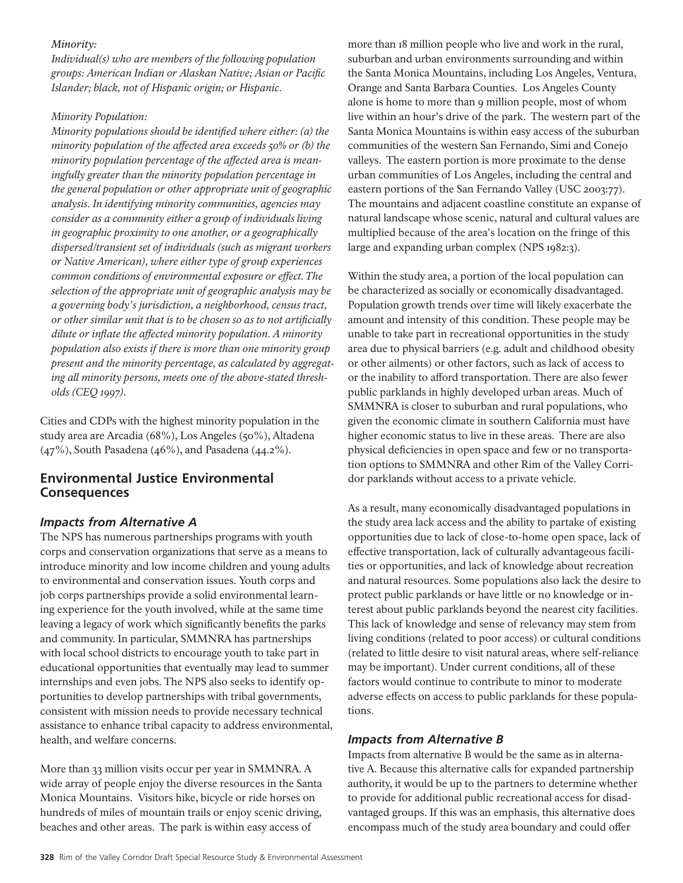*Minority:*

*Individual(s) who are members of the following population groups: American Indian or Alaskan Native; Asian or Pacific Islander; black, not of Hispanic origin; or Hispanic.*

*Minority Population:*

*Minority populations should be identified where either: (a) the minority population of the affected area exceeds 50% or (b) the minority population percentage of the affected area is meaningfully greater than the minority population percentage in the general population or other appropriate unit of geographic analysis. In identifying minority communities, agencies may consider as a community either a group of individuals living in geographic proximity to one another, or a geographically dispersed/transient set of individuals (such as migrant workers or Native American), where either type of group experiences common conditions of environmental exposure or effect. The selection of the appropriate unit of geographic analysis may be a governing body's jurisdiction, a neighborhood, census tract, or other similar unit that is to be chosen so as to not artificially dilute or inflate the affected minority population. A minority population also exists if there is more than one minority group present and the minority percentage, as calculated by aggregating all minority persons, meets one of the above-stated thresholds (CEQ 1997).*

Cities and CDPs with the highest minority population in the study area are Arcadia (68%), Los Angeles (50%), Altadena (47%), South Pasadena (46%), and Pasadena (44.2%).

## Environmental Justice Environmental Consequences

### *Impacts from Alternative A*

The NPS has numerous partnerships programs with youth corps and conservation organizations that serve as a means to introduce minority and low income children and young adults to environmental and conservation issues. Youth corps and job corps partnerships provide a solid environmental learning experience for the youth involved, while at the same time leaving a legacy of work which significantly benefits the parks and community. In particular, SMMNRA has partnerships with local school districts to encourage youth to take part in educational opportunities that eventually may lead to summer internships and even jobs. The NPS also seeks to identify opportunities to develop partnerships with tribal governments, consistent with mission needs to provide necessary technical assistance to enhance tribal capacity to address environmental, health, and welfare concerns.

More than 33 million visits occur per year in SMMNRA. A wide array of people enjoy the diverse resources in the Santa Monica Mountains. Visitors hike, bicycle or ride horses on hundreds of miles of mountain trails or enjoy scenic driving, beaches and other areas. The park is within easy access of more than 18 million people who live and work in the rural, suburban and urban environments surrounding and within the Santa Monica Mountains, including Los Angeles, Ventura, Orange and Santa Barbara Counties. Los Angeles County alone is home to more than 9 million people, most of whom live within an hour's drive of the park. The western part of the Santa Monica Mountains is within easy access of the suburban communities of the western San Fernando, Simi and Conejo valleys. The eastern portion is more proximate to the dense urban communities of Los Angeles, including the central and eastern portions of the San Fernando Valley (USC 2003:77). The mountains and adjacent coastline constitute an expanse of natural landscape whose scenic, natural and cultural values are multiplied because of the area's location on the fringe of this large and expanding urban complex (NPS 1982:3).

Within the study area, a portion of the local population can be characterized as socially or economically disadvantaged. Population growth trends over time will likely exacerbate the amount and intensity of this condition. These people may be unable to take part in recreational opportunities in the study area due to physical barriers (e.g. adult and childhood obesity or other ailments) or other factors, such as lack of access to or the inability to afford transportation. There are also fewer public parklands in highly developed urban areas. Much of SMMNRA is closer to suburban and rural populations, who given the economic climate in southern California must have higher economic status to live in these areas. There are also physical deficiencies in open space and few or no transportation options to SMMNRA and other Rim of the Valley Corridor parklands without access to a private vehicle.

As a result, many economically disadvantaged populations in the study area lack access and the ability to partake of existing opportunities due to lack of close-to-home open space, lack of effective transportation, lack of culturally advantageous facilities or opportunities, and lack of knowledge about recreation and natural resources. Some populations also lack the desire to protect public parklands or have little or no knowledge or interest about public parklands beyond the nearest city facilities. This lack of knowledge and sense of relevancy may stem from living conditions (related to poor access) or cultural conditions (related to little desire to visit natural areas, where self-reliance may be important). Under current conditions, all of these factors would continue to contribute to minor to moderate adverse effects on access to public parklands for these populations.

### *Impacts from Alternative B*

Impacts from alternative B would be the same as in alternative A. Because this alternative calls for expanded partnership authority, it would be up to the partners to determine whether to provide for additional public recreational access for disadvantaged groups. If this was an emphasis, this alternative does encompass much of the study area boundary and could offer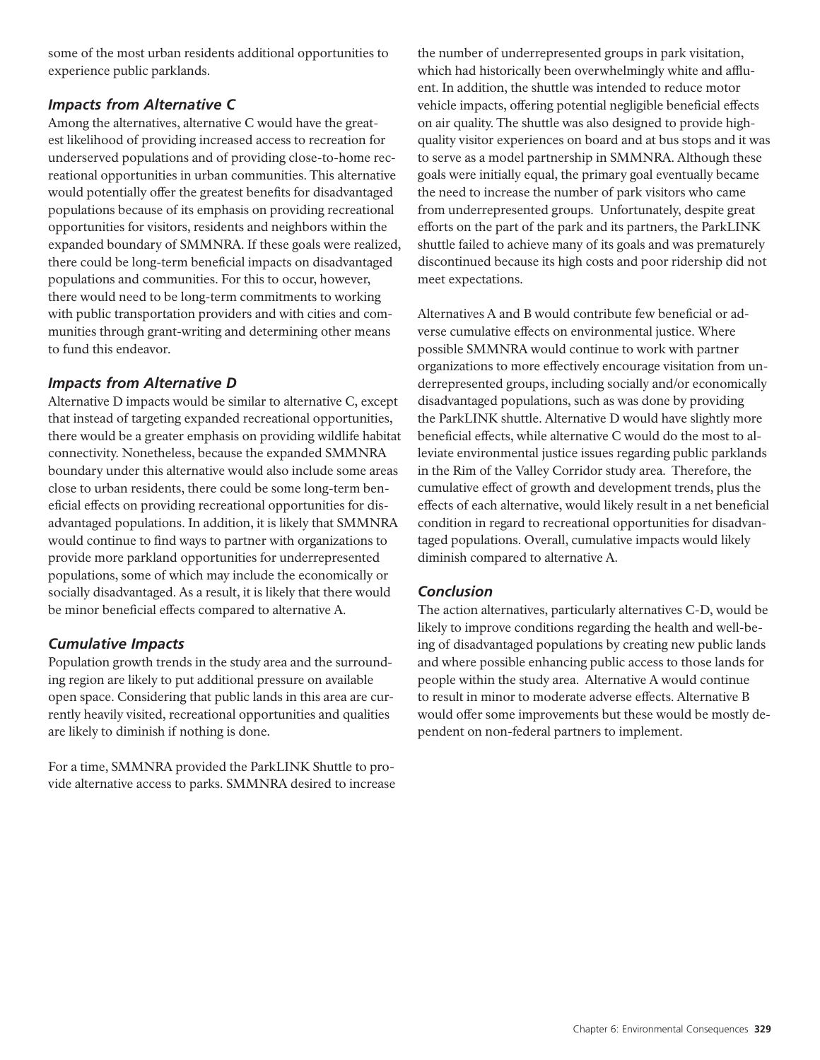some of the most urban residents additional opportunities to experience public parklands.

### *Impacts from Alternative C*

Among the alternatives, alternative C would have the greatest likelihood of providing increased access to recreation for underserved populations and of providing close-to-home recreational opportunities in urban communities. This alternative would potentially offer the greatest benefits for disadvantaged populations because of its emphasis on providing recreational opportunities for visitors, residents and neighbors within the expanded boundary of SMMNRA. If these goals were realized, there could be long-term beneficial impacts on disadvantaged populations and communities. For this to occur, however, there would need to be long-term commitments to working with public transportation providers and with cities and communities through grant-writing and determining other means to fund this endeavor.

### *Impacts from Alternative D*

Alternative D impacts would be similar to alternative C, except that instead of targeting expanded recreational opportunities, there would be a greater emphasis on providing wildlife habitat connectivity. Nonetheless, because the expanded SMMNRA boundary under this alternative would also include some areas close to urban residents, there could be some long-term beneficial effects on providing recreational opportunities for disadvantaged populations. In addition, it is likely that SMMNRA would continue to find ways to partner with organizations to provide more parkland opportunities for underrepresented populations, some of which may include the economically or socially disadvantaged. As a result, it is likely that there would be minor beneficial effects compared to alternative A.

### *Cumulative Impacts*

Population growth trends in the study area and the surrounding region are likely to put additional pressure on available open space. Considering that public lands in this area are currently heavily visited, recreational opportunities and qualities are likely to diminish if nothing is done.

For a time, SMMNRA provided the ParkLINK Shuttle to provide alternative access to parks. SMMNRA desired to increase the number of underrepresented groups in park visitation, which had historically been overwhelmingly white and affluent. In addition, the shuttle was intended to reduce motor vehicle impacts, offering potential negligible beneficial effects on air quality. The shuttle was also designed to provide high-quality visitor experiences on board and at bus stops and it was to serve as a model partnership in SMMNRA. Although these goals were initially equal, the primary goal eventually became the need to increase the number of park visitors who came from underrepresented groups. Unfortunately, despite great efforts on the part of the park and its partners, the ParkLINK shuttle failed to achieve many of its goals and was prematurely discontinued because its high costs and poor ridership did not meet expectations.

Alternatives A and B would contribute few beneficial or adverse cumulative effects on environmental justice. Where possible SMMNRA would continue to work with partner organizations to more effectively encourage visitation from underrepresented groups, including socially and/or economically disadvantaged populations, such as was done by providing the ParkLINK shuttle. Alternative D would have slightly more beneficial effects, while alternative C would do the most to alleviate environmental justice issues regarding public parklands in the Rim of the Valley Corridor study area. Therefore, the cumulative effect of growth and development trends, plus the effects of each alternative, would likely result in a net beneficial condition in regard to recreational opportunities for disadvantaged populations. Overall, cumulative impacts would likely diminish compared to alternative A.

### *Conclusion*

The action alternatives, particularly alternatives C-D, would be likely to improve conditions regarding the health and well-being of disadvantaged populations by creating new public lands and where possible enhancing public access to those lands for people within the study area. Alternative A would continue to result in minor to moderate adverse effects. Alternative B would offer some improvements but these would be mostly dependent on non-federal partners to implement.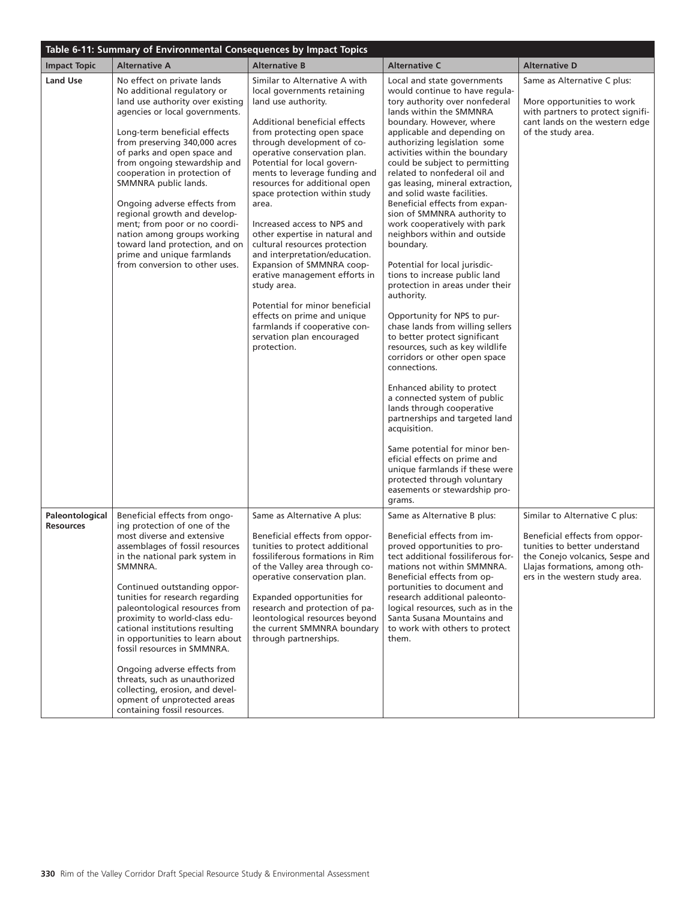**Table 6-11: Summary of Environmental Consequences by Impact Topics**

| Impact Topic | Alternative A | Alternative B | Alternative C | Alternative D |
|---|---|---|---|---|
| **Land Use** | No effect on private lands<br>No additional regulatory or land use authority over existing agencies or local governments.<br><br>Long-term beneficial effects from preserving 340,000 acres of parks and open space and from ongoing stewardship and cooperation in protection of SMMNRA public lands.<br><br>Ongoing adverse effects from regional growth and development; from poor or no coordination among groups working toward land protection, and on prime and unique farmlands from conversion to other uses. | Similar to Alternative A with local governments retaining land use authority.<br><br>Additional beneficial effects from protecting open space through development of cooperative conservation plan. Potential for local governments to leverage funding and resources for additional open space protection within study area.<br><br>Increased access to NPS and other expertise in natural and cultural resources protection and interpretation/education. Expansion of SMMNRA cooperative management efforts in study area.<br><br>Potential for minor beneficial effects on prime and unique farmlands if cooperative conservation plan encouraged protection. | Local and state governments would continue to have regulatory authority over nonfederal lands within the SMMNRA boundary. However, where applicable and depending on authorizing legislation some activities within the boundary could be subject to permitting related to nonfederal oil and gas leasing, mineral extraction, and solid waste facilities. Beneficial effects from expansion of SMMNRA authority to work cooperatively with park neighbors within and outside boundary.<br><br>Potential for local jurisdictions to increase public land protection in areas under their authority.<br><br>Opportunity for NPS to purchase lands from willing sellers to better protect significant resources, such as key wildlife corridors or other open space connections.<br><br>Enhanced ability to protect a connected system of public lands through cooperative partnerships and targeted land acquisition.<br><br>Same potential for minor beneficial effects on prime and unique farmlands if these were protected through voluntary easements or stewardship programs. | Same as Alternative C plus:<br><br>More opportunities to work with partners to protect significant lands on the western edge of the study area. |
| **Paleontological Resources** | Beneficial effects from ongoing protection of one of the most diverse and extensive assemblages of fossil resources in the national park system in SMMNRA.<br><br>Continued outstanding opportunities for research regarding paleontological resources from proximity to world-class educational institutions resulting in opportunities to learn about fossil resources in SMMNRA.<br><br>Ongoing adverse effects from threats, such as unauthorized collecting, erosion, and development of unprotected areas containing fossil resources. | Same as Alternative A plus:<br><br>Beneficial effects from opportunities to protect additional fossiliferous formations in Rim of the Valley area through cooperative conservation plan.<br><br>Expanded opportunities for research and protection of paleontological resources beyond the current SMMNRA boundary through partnerships. | Same as Alternative B plus:<br><br>Beneficial effects from improved opportunities to protect additional fossiliferous formations not within SMMNRA. Beneficial effects from opportunities to document and research additional paleontological resources, such as in the Santa Susana Mountains and to work with others to protect them. | Similar to Alternative C plus:<br><br>Beneficial effects from opportunities to better understand the Conejo volcanics, Sespe and Llajas formations, among others in the western study area. |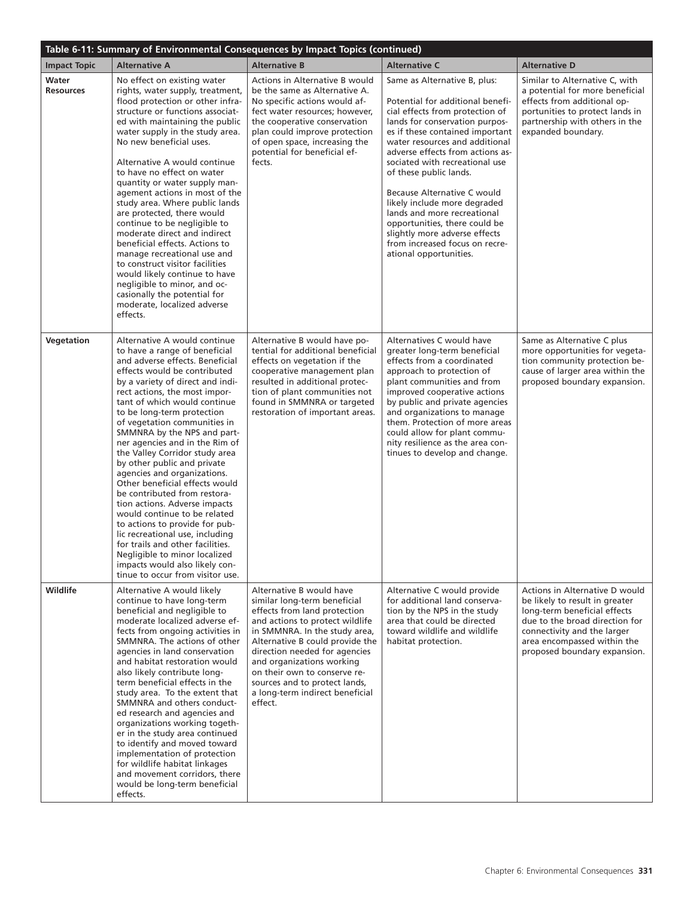**Table 6-11: Summary of Environmental Consequences by Impact Topics (continued)**

| Impact Topic | Alternative A | Alternative B | Alternative C | Alternative D |
|---|---|---|---|---|
| **Water Resources** | No effect on existing water rights, water supply, treatment, flood protection or other infrastructure or functions associated with maintaining the public water supply in the study area. No new beneficial uses.<br><br>Alternative A would continue to have no effect on water quantity or water supply management actions in most of the study area. Where public lands are protected, there would continue to be negligible to moderate direct and indirect beneficial effects. Actions to manage recreational use and to construct visitor facilities would likely continue to have negligible to minor, and occasionally the potential for moderate, localized adverse effects. | Actions in Alternative B would be the same as Alternative A. No specific actions would affect water resources; however, the cooperative conservation plan could improve protection of open space, increasing the potential for beneficial effects. | Same as Alternative B, plus:<br><br>Potential for additional beneficial effects from protection of lands for conservation purposes if these contained important water resources and additional adverse effects from actions associated with recreational use of these public lands.<br><br>Because Alternative C would likely include more degraded lands and more recreational opportunities, there could be slightly more adverse effects from increased focus on recreational opportunities. | Similar to Alternative C, with a potential for more beneficial effects from additional opportunities to protect lands in partnership with others in the expanded boundary. |
| **Vegetation** | Alternative A would continue to have a range of beneficial and adverse effects. Beneficial effects would be contributed by a variety of direct and indirect actions, the most important of which would continue to be long-term protection of vegetation communities in SMMNRA by the NPS and partner agencies and in the Rim of the Valley Corridor study area by other public and private agencies and organizations. Other beneficial effects would be contributed from restoration actions. Adverse impacts would continue to be related to actions to provide for public recreational use, including for trails and other facilities. Negligible to minor localized impacts would also likely continue to occur from visitor use. | Alternative B would have potential for additional beneficial effects on vegetation if the cooperative management plan resulted in additional protection of plant communities not found in SMMNRA or targeted restoration of important areas. | Alternatives C would have greater long-term beneficial effects from a coordinated approach to protection of plant communities and from improved cooperative actions by public and private agencies and organizations to manage them. Protection of more areas could allow for plant community resilience as the area continues to develop and change. | Same as Alternative C plus more opportunities for vegetation community protection because of larger area within the proposed boundary expansion. |
| **Wildlife** | Alternative A would likely continue to have long-term beneficial and negligible to moderate localized adverse effects from ongoing activities in SMMNRA. The actions of other agencies in land conservation and habitat restoration would also likely contribute long-term beneficial effects in the study area. To the extent that SMMNRA and others conducted research and agencies and organizations working together in the study area continued to identify and moved toward implementation of protection for wildlife habitat linkages and movement corridors, there would be long-term beneficial effects. | Alternative B would have similar long-term beneficial effects from land protection and actions to protect wildlife in SMMNRA. In the study area, Alternative B could provide the direction needed for agencies and organizations working on their own to conserve resources and to protect lands, a long-term indirect beneficial effect. | Alternative C would provide for additional land conservation by the NPS in the study area that could be directed toward wildlife and wildlife habitat protection. | Actions in Alternative D would be likely to result in greater long-term beneficial effects due to the broad direction for connectivity and the larger area encompassed within the proposed boundary expansion. |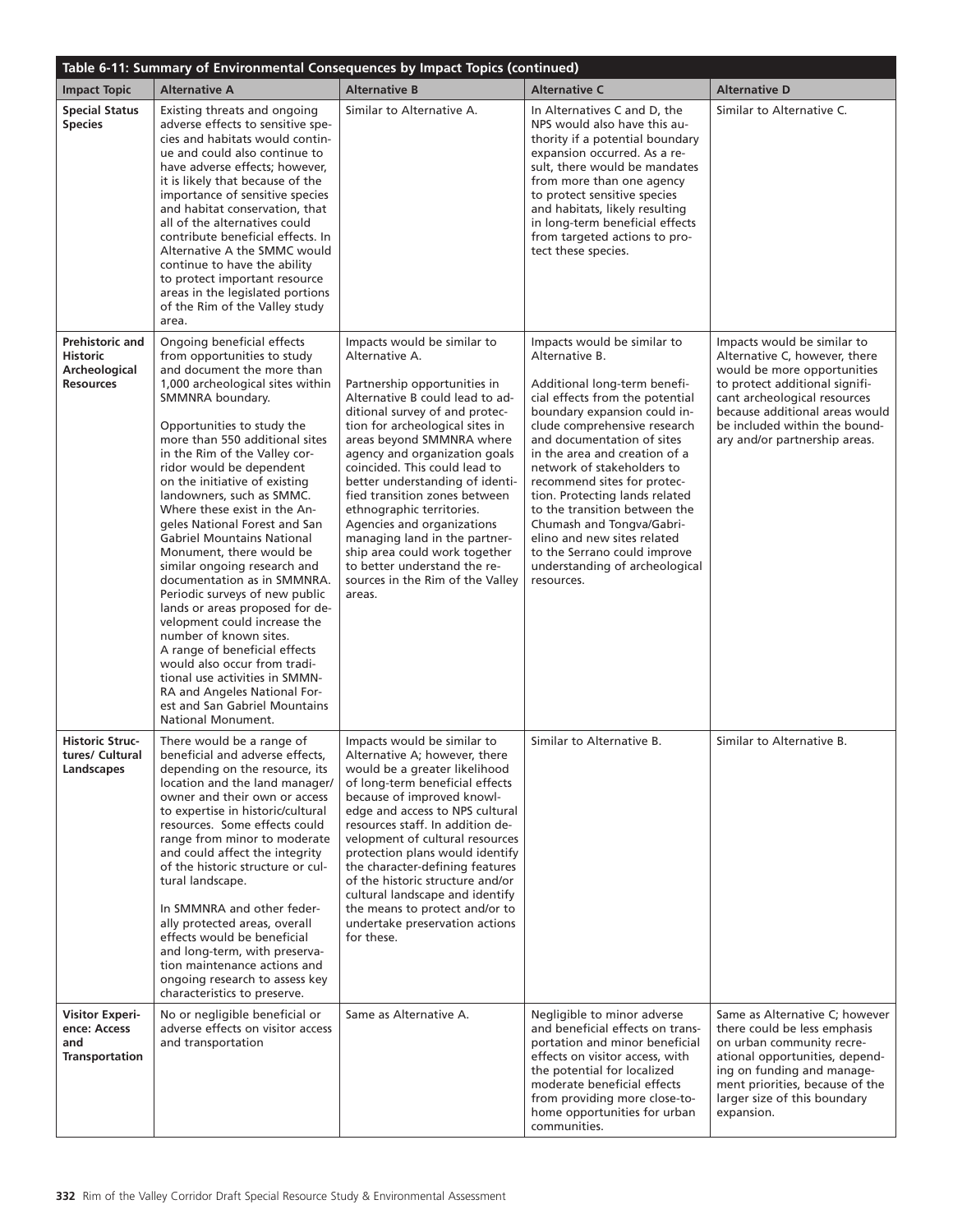**Table 6-11: Summary of Environmental Consequences by Impact Topics (continued)**

| Impact Topic | Alternative A | Alternative B | Alternative C | Alternative D |
|---|---|---|---|---|
| **Special Status Species** | Existing threats and ongoing adverse effects to sensitive species and habitats would continue and could also continue to have adverse effects; however, it is likely that because of the importance of sensitive species and habitat conservation, that all of the alternatives could contribute beneficial effects. In Alternative A the SMMC would continue to have the ability to protect important resource areas in the legislated portions of the Rim of the Valley study area. | Similar to Alternative A. | In Alternatives C and D, the NPS would also have this authority if a potential boundary expansion occurred. As a result, there would be mandates from more than one agency to protect sensitive species and habitats, likely resulting in long-term beneficial effects from targeted actions to protect these species. | Similar to Alternative C. |
| **Prehistoric and Historic Archeological Resources** | Ongoing beneficial effects from opportunities to study and document the more than 1,000 archeological sites within SMMNRA boundary.<br><br>Opportunities to study the more than 550 additional sites in the Rim of the Valley corridor would be dependent on the initiative of existing landowners, such as SMMC. Where these exist in the Angeles National Forest and San Gabriel Mountains National Monument, there would be similar ongoing research and documentation as in SMMNRA. Periodic surveys of new public lands or areas proposed for development could increase the number of known sites.<br>A range of beneficial effects would also occur from traditional use activities in SMMNRA and Angeles National Forest and San Gabriel Mountains National Monument. | Impacts would be similar to Alternative A.<br><br>Partnership opportunities in Alternative B could lead to additional survey of and protection for archeological sites in areas beyond SMMNRA where agency and organization goals coincided. This could lead to better understanding of identified transition zones between ethnographic territories. Agencies and organizations managing land in the partnership area could work together to better understand the resources in the Rim of the Valley areas. | Impacts would be similar to Alternative B.<br><br>Additional long-term beneficial effects from the potential boundary expansion could include comprehensive research and documentation of sites in the area and creation of a network of stakeholders to recommend sites for protection. Protecting lands related to the transition between the Chumash and Tongva/Gabrielino and new sites related to the Serrano could improve understanding of archeological resources. | Impacts would be similar to Alternative C, however, there would be more opportunities to protect additional significant archeological resources because additional areas would be included within the boundary and/or partnership areas. |
| **Historic Structures/ Cultural Landscapes** | There would be a range of beneficial and adverse effects, depending on the resource, its location and the land manager/owner and their own or access to expertise in historic/cultural resources. Some effects could range from minor to moderate and could affect the integrity of the historic structure or cultural landscape.<br><br>In SMMNRA and other federally protected areas, overall effects would be beneficial and long-term, with preservation maintenance actions and ongoing research to assess key characteristics to preserve. | Impacts would be similar to Alternative A; however, there would be a greater likelihood of long-term beneficial effects because of improved knowledge and access to NPS cultural resources staff. In addition development of cultural resources protection plans would identify the character-defining features of the historic structure and/or cultural landscape and identify the means to protect and/or to undertake preservation actions for these. | Similar to Alternative B. | Similar to Alternative B. |
| **Visitor Experience: Access and Transportation** | No or negligible beneficial or adverse effects on visitor access and transportation | Same as Alternative A. | Negligible to minor adverse and beneficial effects on transportation and minor beneficial effects on visitor access, with the potential for localized moderate beneficial effects from providing more close-to-home opportunities for urban communities. | Same as Alternative C; however there could be less emphasis on urban community recreational opportunities, depending on funding and management priorities, because of the larger size of this boundary expansion. |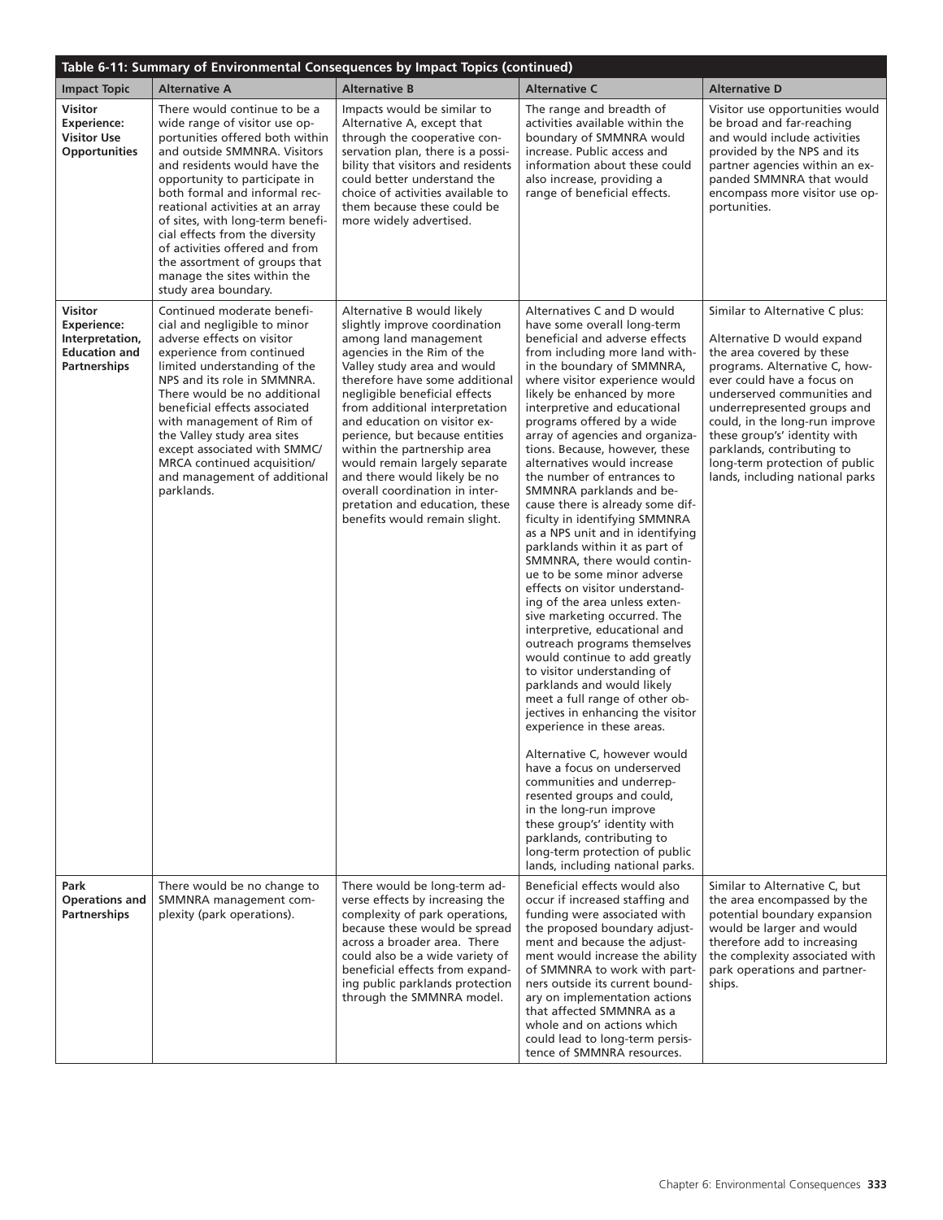| Table 6-11: Summary of Environmental Consequences by Impact Topics (continued) | | | | |
|---|---|---|---|---|
| **Impact Topic** | **Alternative A** | **Alternative B** | **Alternative C** | **Alternative D** |
| **Visitor Experience: Visitor Use Opportunities** | There would continue to be a wide range of visitor use opportunities offered both within and outside SMMNRA. Visitors and residents would have the opportunity to participate in both formal and informal recreational activities at an array of sites, with long-term beneficial effects from the diversity of activities offered and from the assortment of groups that manage the sites within the study area boundary. | Impacts would be similar to Alternative A, except that through the cooperative conservation plan, there is a possibility that visitors and residents could better understand the choice of activities available to them because these could be more widely advertised. | The range and breadth of activities available within the boundary of SMMNRA would increase. Public access and information about these could also increase, providing a range of beneficial effects. | Visitor use opportunities would be broad and far-reaching and would include activities provided by the NPS and its partner agencies within an expanded SMMNRA that would encompass more visitor use opportunities. |
| **Visitor Experience: Interpretation, Education and Partnerships** | Continued moderate beneficial and negligible to minor adverse effects on visitor experience from continued limited understanding of the NPS and its role in SMMNRA. There would be no additional beneficial effects associated with management of Rim of the Valley study area sites except associated with SMMC/ MRCA continued acquisition/ and management of additional parklands. | Alternative B would likely slightly improve coordination among land management agencies in the Rim of the Valley study area and would therefore have some additional negligible beneficial effects from additional interpretation and education on visitor experience, but because entities within the partnership area would remain largely separate and there would likely be no overall coordination in interpretation and education, these benefits would remain slight. | Alternatives C and D would have some overall long-term beneficial and adverse effects from including more land within the boundary of SMMNRA, where visitor experience would likely be enhanced by more interpretive and educational programs offered by a wide array of agencies and organizations. Because, however, these alternatives would increase the number of entrances to SMMNRA parklands and because there is already some difficulty in identifying SMMNRA as a NPS unit and in identifying parklands within it as part of SMMNRA, there would continue to be some minor adverse effects on visitor understanding of the area unless extensive marketing occurred. The interpretive, educational and outreach programs themselves would continue to add greatly to visitor understanding of parklands and would likely meet a full range of other objectives in enhancing the visitor experience in these areas.<br><br>Alternative C, however would have a focus on underserved communities and underrepresented groups and could, in the long-run improve these group's' identity with parklands, contributing to long-term protection of public lands, including national parks. | Similar to Alternative C plus:<br><br>Alternative D would expand the area covered by these programs. Alternative C, however could have a focus on underserved communities and underrepresented groups and could, in the long-run improve these group's' identity with parklands, contributing to long-term protection of public lands, including national parks |
| **Park Operations and Partnerships** | There would be no change to SMMNRA management complexity (park operations). | There would be long-term adverse effects by increasing the complexity of park operations, because these would be spread across a broader area. There could also be a wide variety of beneficial effects from expanding public parklands protection through the SMMNRA model. | Beneficial effects would also occur if increased staffing and funding were associated with the proposed boundary adjustment and because the adjustment would increase the ability of SMMNRA to work with partners outside its current boundary on implementation actions that affected SMMNRA as a whole and on actions which could lead to long-term persistence of SMMNRA resources. | Similar to Alternative C, but the area encompassed by the potential boundary expansion would be larger and would therefore add to increasing the complexity associated with park operations and partnerships. |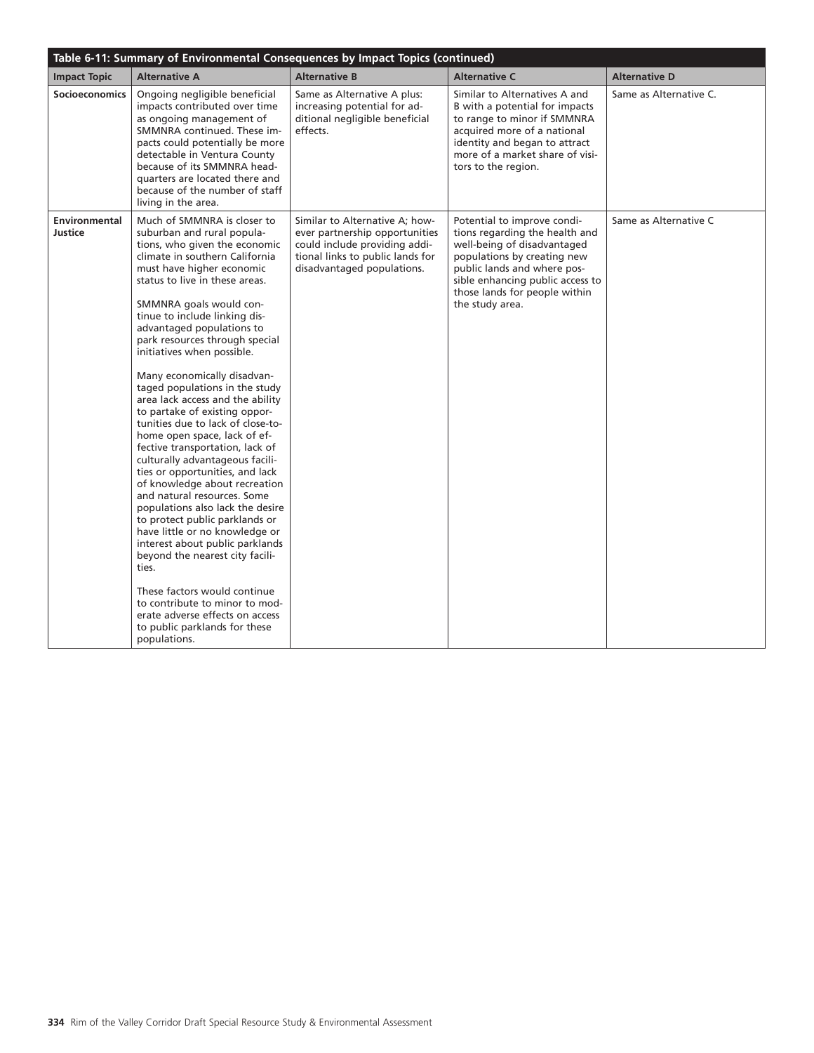**Table 6-11: Summary of Environmental Consequences by Impact Topics (continued)**

| Impact Topic | Alternative A | Alternative B | Alternative C | Alternative D |
|---|---|---|---|---|
| **Socioeconomics** | Ongoing negligible beneficial impacts contributed over time as ongoing management of SMMNRA continued. These impacts could potentially be more detectable in Ventura County because of its SMMNRA headquarters are located there and because of the number of staff living in the area. | Same as Alternative A plus: increasing potential for additional negligible beneficial effects. | Similar to Alternatives A and B with a potential for impacts to range to minor if SMMNRA acquired more of a national identity and began to attract more of a market share of visitors to the region. | Same as Alternative C. |
| **Environmental Justice** | Much of SMMNRA is closer to suburban and rural populations, who given the economic climate in southern California must have higher economic status to live in these areas.<br><br>SMMNRA goals would continue to include linking disadvantaged populations to park resources through special initiatives when possible.<br><br>Many economically disadvantaged populations in the study area lack access and the ability to partake of existing opportunities due to lack of close-to-home open space, lack of effective transportation, lack of culturally advantageous facilities or opportunities, and lack of knowledge about recreation and natural resources. Some populations also lack the desire to protect public parklands or have little or no knowledge or interest about public parklands beyond the nearest city facilities.<br><br>These factors would continue to contribute to minor to moderate adverse effects on access to public parklands for these populations. | Similar to Alternative A; however partnership opportunities could include providing additional links to public lands for disadvantaged populations. | Potential to improve conditions regarding the health and well-being of disadvantaged populations by creating new public lands and where possible enhancing public access to those lands for people within the study area. | Same as Alternative C |